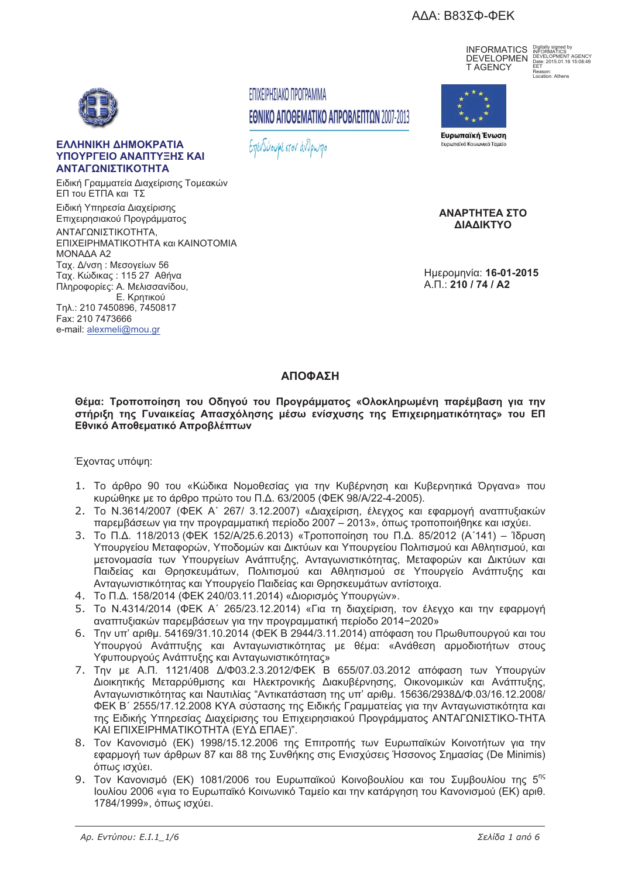ΑΔΑ: Β83ΣΦ-ΦΕΚ

INFORMATICS DEVELOPMENT AGENCY
Digitally signed by INFORMATICS DEVELOPMENT AGENCY
Date: 2015.01.16 15:08:49 EET
Reason:
Location: Athens

**ΕΛΛΗΝΙΚΗ ΔΗΜΟΚΡΑΤΙΑ**
**ΥΠΟΥΡΓΕΙΟ ΑΝΑΠΤΥΞΗΣ ΚΑΙ ΑΝΤΑΓΩΝΙΣΤΙΚΟΤΗΤΑ**

ΕΠΙΧΕΙΡΗΣΙΑΚΟ ΠΡΟΓΡΑΜΜΑ
**ΕΘΝΙΚΟ ΑΠΟΘΕΜΑΤΙΚΟ ΑΠΡΟΒΛΕΠΤΩΝ 2007-2013**
*Επενδύουμε στον άνθρωπο*

**Ευρωπαϊκή Ένωση**
Ευρωπαϊκό Κοινωνικό Ταμείο

Ειδική Γραμματεία Διαχείρισης Τομεακών ΕΠ του ΕΤΠΑ και ΤΣ
Ειδική Υπηρεσία Διαχείρισης Επιχειρησιακού Προγράμματος ΑΝΤΑΓΩΝΙΣΤΙΚΟΤΗΤΑ, ΕΠΙΧΕΙΡΗΜΑΤΙΚΟΤΗΤΑ και ΚΑΙΝΟΤΟΜΙΑ
ΜΟΝΑΔΑ Α2
Ταχ. Δ/νση : Μεσογείων 56
Ταχ. Κώδικας : 115 27 Αθήνα
Πληροφορίες: Α. Μελισσανίδου,
Ε. Κρητικού
Τηλ.: 210 7450896, 7450817
Fax: 210 7473666
e-mail: alexmeli@mou.gr

**ΑΝΑΡΤΗΤΕΑ ΣΤΟ ΔΙΑΔΙΚΤΥΟ**

Ημερομηνία: **16-01-2015**
Α.Π.: **210 / 74 / Α2**

## ΑΠΟΦΑΣΗ

**Θέμα: Τροποποίηση του Οδηγού του Προγράμματος «Ολοκληρωμένη παρέμβαση για την στήριξη της Γυναικείας Απασχόλησης μέσω ενίσχυσης της Επιχειρηματικότητας» του ΕΠ Εθνικό Αποθεματικό Απροβλέπτων**

Έχοντας υπόψη:

1. Το άρθρο 90 του «Κώδικα Νομοθεσίας για την Κυβέρνηση και Κυβερνητικά Όργανα» που κυρώθηκε με το άρθρο πρώτο του Π.Δ. 63/2005 (ΦΕΚ 98/Α/22-4-2005).
2. Το Ν.3614/2007 (ΦΕΚ Α΄ 267/ 3.12.2007) «Διαχείριση, έλεγχος και εφαρμογή αναπτυξιακών παρεμβάσεων για την προγραμματική περίοδο 2007 – 2013», όπως τροποποιήθηκε και ισχύει.
3. Το Π.Δ. 118/2013 (ΦΕΚ 152/Α/25.6.2013) «Τροποποίηση του Π.Δ. 85/2012 (Α΄141) – Ίδρυση Υπουργείου Μεταφορών, Υποδομών και Δικτύων και Υπουργείου Πολιτισμού και Αθλητισμού, και μετονομασία των Υπουργείων Ανάπτυξης, Ανταγωνιστικότητας, Μεταφορών και Δικτύων και Παιδείας και Θρησκευμάτων, Πολιτισμού και Αθλητισμού σε Υπουργείο Ανάπτυξης και Ανταγωνιστικότητας και Υπουργείο Παιδείας και Θρησκευμάτων αντίστοιχα.
4. Το Π.Δ. 158/2014 (ΦΕΚ 240/03.11.2014) «Διορισμός Υπουργών».
5. Το Ν.4314/2014 (ΦΕΚ Α΄ 265/23.12.2014) «Για τη διαχείριση, τον έλεγχο και την εφαρμογή αναπτυξιακών παρεμβάσεων για την προγραμματική περίοδο 2014−2020»
6. Την υπ' αριθμ. 54169/31.10.2014 (ΦΕΚ Β 2944/3.11.2014) απόφαση του Πρωθυπουργού και του Υπουργού Ανάπτυξης και Ανταγωνιστικότητας με θέμα: «Ανάθεση αρμοδιοτήτων στους Υφυπουργούς Ανάπτυξης και Ανταγωνιστικότητας»
7. Την με Α.Π. 1121/408 Δ/Φ03.2.3.2012/ΦΕΚ Β 655/07.03.2012 απόφαση των Υπουργών Διοικητικής Μεταρρύθμισης και Ηλεκτρονικής Διακυβέρνησης, Οικονομικών και Ανάπτυξης, Ανταγωνιστικότητας και Ναυτιλίας "Αντικατάσταση της υπ' αριθμ. 15636/2938Δ/Φ.03/16.12.2008/ ΦΕΚ Β΄ 2555/17.12.2008 ΚΥΑ σύστασης της Ειδικής Γραμματείας για την Ανταγωνιστικότητα και της Ειδικής Υπηρεσίας Διαχείρισης του Επιχειρησιακού Προγράμματος ΑΝΤΑΓΩΝΙΣΤΙΚΟ-ΤΗΤΑ ΚΑΙ ΕΠΙΧΕΙΡΗΜΑΤΙΚΟΤΗΤΑ (ΕΥΔ ΕΠΑΕ)".
8. Τον Κανονισμό (ΕΚ) 1998/15.12.2006 της Επιτροπής των Ευρωπαϊκών Κοινοτήτων για την εφαρμογή των άρθρων 87 και 88 της Συνθήκης στις Ενισχύσεις Ήσσονος Σημασίας (De Minimis) όπως ισχύει.
9. Τον Κανονισμό (ΕΚ) 1081/2006 του Ευρωπαϊκού Κοινοβουλίου και του Συμβουλίου της 5ης Ιουλίου 2006 «για το Ευρωπαϊκό Κοινωνικό Ταμείο και την κατάργηση του Κανονισμού (ΕΚ) αριθ. 1784/1999», όπως ισχύει.

*Αρ. Εντύπου: Ε.Ι.1_1/6*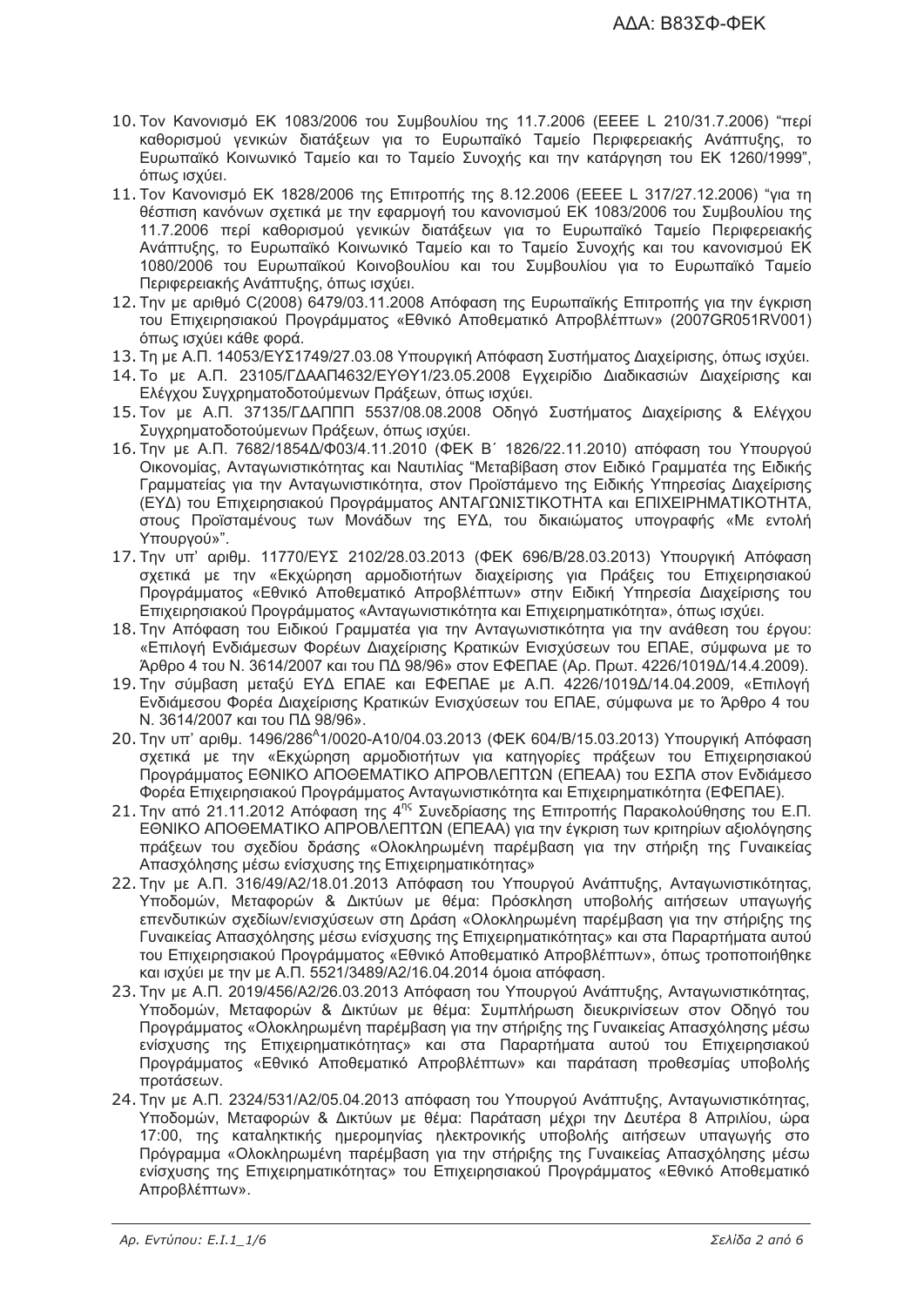10. Τον Κανονισμό ΕΚ 1083/2006 του Συμβουλίου της 11.7.2006 (ΕΕΕΕ L 210/31.7.2006) "περί καθορισμού γενικών διατάξεων για το Ευρωπαϊκό Ταμείο Περιφερειακής Ανάπτυξης, το Ευρωπαϊκό Κοινωνικό Ταμείο και το Ταμείο Συνοχής και την κατάργηση του ΕΚ 1260/1999", όπως ισχύει.
11. Τον Κανονισμό ΕΚ 1828/2006 της Επιτροπής της 8.12.2006 (ΕΕΕΕ L 317/27.12.2006) "για τη θέσπιση κανόνων σχετικά με την εφαρμογή του κανονισμού ΕΚ 1083/2006 του Συμβουλίου της 11.7.2006 περί καθορισμού γενικών διατάξεων για το Ευρωπαϊκό Ταμείο Περιφερειακής Ανάπτυξης, το Ευρωπαϊκό Κοινωνικό Ταμείο και το Ταμείο Συνοχής και του κανονισμού ΕΚ 1080/2006 του Ευρωπαϊκού Κοινοβουλίου και του Συμβουλίου για το Ευρωπαϊκό Ταμείο Περιφερειακής Ανάπτυξης, όπως ισχύει.
12. Την με αριθμό C(2008) 6479/03.11.2008 Απόφαση της Ευρωπαϊκής Επιτροπής για την έγκριση του Επιχειρησιακού Προγράμματος «Εθνικό Αποθεματικό Απροβλέπτων» (2007GR051RV001) όπως ισχύει κάθε φορά.
13. Τη με Α.Π. 14053/ΕΥΣ1749/27.03.08 Υπουργική Απόφαση Συστήματος Διαχείρισης, όπως ισχύει.
14. Το με Α.Π. 23105/ΓΔΑΑΠ4632/ΕΥΘΥ1/23.05.2008 Εγχειρίδιο Διαδικασιών Διαχείρισης και Ελέγχου Συγχρηματοδοτούμενων Πράξεων, όπως ισχύει.
15. Τον με Α.Π. 37135/ΓΔΑΠΠΠ 5537/08.08.2008 Οδηγό Συστήματος Διαχείρισης & Ελέγχου Συγχρηματοδοτούμενων Πράξεων, όπως ισχύει.
16. Την με Α.Π. 7682/1854Δ/Φ03/4.11.2010 (ΦΕΚ Β΄ 1826/22.11.2010) απόφαση του Υπουργού Οικονομίας, Ανταγωνιστικότητας και Ναυτιλίας "Μεταβίβαση στον Ειδικό Γραμματέα της Ειδικής Γραμματείας για την Ανταγωνιστικότητα, στον Προϊστάμενο της Ειδικής Υπηρεσίας Διαχείρισης (ΕΥΔ) του Επιχειρησιακού Προγράμματος ΑΝΤΑΓΩΝΙΣΤΙΚΟΤΗΤΑ και ΕΠΙΧΕΙΡΗΜΑΤΙΚΟΤΗΤΑ, στους Προϊσταμένους των Μονάδων της ΕΥΔ, του δικαιώματος υπογραφής «Με εντολή Υπουργού»".
17. Την υπ' αριθμ. 11770/ΕΥΣ 2102/28.03.2013 (ΦΕΚ 696/Β/28.03.2013) Υπουργική Απόφαση σχετικά με την «Εκχώρηση αρμοδιοτήτων διαχείρισης για Πράξεις του Επιχειρησιακού Προγράμματος «Εθνικό Αποθεματικό Απροβλέπτων» στην Ειδική Υπηρεσία Διαχείρισης του Επιχειρησιακού Προγράμματος «Ανταγωνιστικότητα και Επιχειρηματικότητα», όπως ισχύει.
18. Την Απόφαση του Ειδικού Γραμματέα για την Ανταγωνιστικότητα για την ανάθεση του έργου: «Επιλογή Ενδιάμεσων Φορέων Διαχείρισης Κρατικών Ενισχύσεων του ΕΠΑΕ, σύμφωνα με το Άρθρο 4 του Ν. 3614/2007 και του ΠΔ 98/96» στον ΕΦΕΠΑΕ (Αρ. Πρωτ. 4226/1019Δ/14.4.2009).
19. Την σύμβαση μεταξύ ΕΥΔ ΕΠΑΕ και ΕΦΕΠΑΕ με Α.Π. 4226/1019Δ/14.04.2009, «Επιλογή Ενδιάμεσου Φορέα Διαχείρισης Κρατικών Ενισχύσεων του ΕΠΑΕ, σύμφωνα με το Άρθρο 4 του Ν. 3614/2007 και του ΠΔ 98/96».
20. Την υπ' αριθμ. 1496/286^1/0020-Α10/04.03.2013 (ΦΕΚ 604/Β/15.03.2013) Υπουργική Απόφαση σχετικά με την «Εκχώρηση αρμοδιοτήτων για κατηγορίες πράξεων του Επιχειρησιακού Προγράμματος ΕΘΝΙΚΟ ΑΠΟΘΕΜΑΤΙΚΟ ΑΠΡΟΒΛΕΠΤΩΝ (ΕΠΕΑΑ) του ΕΣΠΑ στον Ενδιάμεσο Φορέα Επιχειρησιακού Προγράμματος Ανταγωνιστικότητα και Επιχειρηματικότητα (ΕΦΕΠΑΕ).
21. Την από 21.11.2012 Απόφαση της 4ης Συνεδρίασης της Επιτροπής Παρακολούθησης του Ε.Π. ΕΘΝΙΚΟ ΑΠΟΘΕΜΑΤΙΚΟ ΑΠΡΟΒΛΕΠΤΩΝ (ΕΠΕΑΑ) για την έγκριση των κριτηρίων αξιολόγησης πράξεων του σχεδίου δράσης «Ολοκληρωμένη παρέμβαση για την στήριξη της Γυναικείας Απασχόλησης μέσω ενίσχυσης της Επιχειρηματικότητας»
22. Την με Α.Π. 316/49/Α2/18.01.2013 Απόφαση του Υπουργού Ανάπτυξης, Ανταγωνιστικότητας, Υποδομών, Μεταφορών & Δικτύων με θέμα: Πρόσκληση υποβολής αιτήσεων υπαγωγής επενδυτικών σχεδίων/ενισχύσεων στη Δράση «Ολοκληρωμένη παρέμβαση για την στήριξης της Γυναικείας Απασχόλησης μέσω ενίσχυσης της Επιχειρηματικότητας» και στα Παραρτήματα αυτού του Επιχειρησιακού Προγράμματος «Εθνικό Αποθεματικό Απροβλέπτων», όπως τροποποιήθηκε και ισχύει με την με Α.Π. 5521/3489/Α2/16.04.2014 όμοια απόφαση.
23. Την με Α.Π. 2019/456/Α2/26.03.2013 Απόφαση του Υπουργού Ανάπτυξης, Ανταγωνιστικότητας, Υποδομών, Μεταφορών & Δικτύων με θέμα: Συμπλήρωση διευκρινίσεων στον Οδηγό του Προγράμματος «Ολοκληρωμένη παρέμβαση για την στήριξης της Γυναικείας Απασχόλησης μέσω ενίσχυσης της Επιχειρηματικότητας» και στα Παραρτήματα αυτού του Επιχειρησιακού Προγράμματος «Εθνικό Αποθεματικό Απροβλέπτων» και παράταση προθεσμίας υποβολής προτάσεων.
24. Την με Α.Π. 2324/531/Α2/05.04.2013 απόφαση του Υπουργού Ανάπτυξης, Ανταγωνιστικότητας, Υποδομών, Μεταφορών & Δικτύων με θέμα: Παράταση μέχρι την Δευτέρα 8 Απριλίου, ώρα 17:00, της καταληκτικής ημερομηνίας ηλεκτρονικής υποβολής αιτήσεων υπαγωγής στο Πρόγραμμα «Ολοκληρωμένη παρέμβαση για την στήριξης της Γυναικείας Απασχόλησης μέσω ενίσχυσης της Επιχειρηματικότητας» του Επιχειρησιακού Προγράμματος «Εθνικό Αποθεματικό Απροβλέπτων».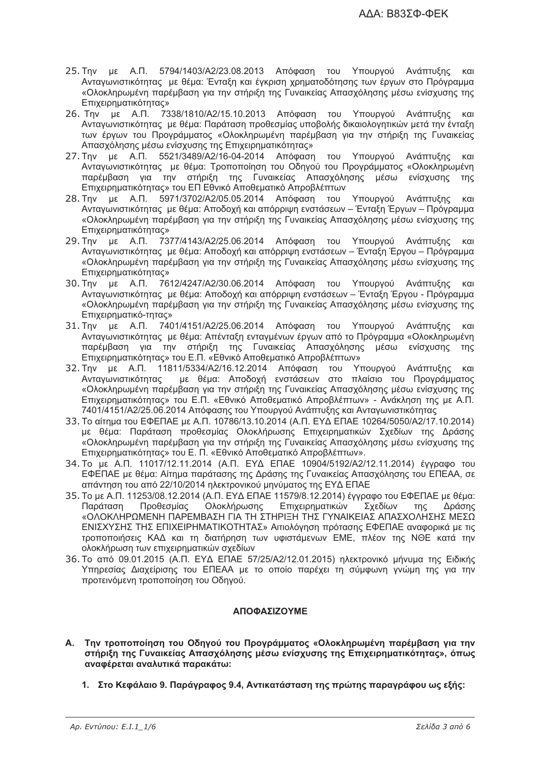25. Την με Α.Π. 5794/1403/Α2/23.08.2013 Απόφαση του Υπουργού Ανάπτυξης και Ανταγωνιστικότητας με θέμα: Ένταξη και έγκριση χρηματοδότησης των έργων στο Πρόγραμμα «Ολοκληρωμένη παρέμβαση για την στήριξη της Γυναικείας Απασχόλησης μέσω ενίσχυσης της Επιχειρηματικότητας»
26. Την με Α.Π. 7338/1810/Α2/15.10.2013 Απόφαση του Υπουργού Ανάπτυξης και Ανταγωνιστικότητας με θέμα: Παράταση προθεσμίας υποβολής δικαιολογητικών μετά την ένταξη των έργων του Προγράμματος «Ολοκληρωμένη παρέμβαση για την στήριξη της Γυναικείας Απασχόλησης μέσω ενίσχυσης της Επιχειρηματικότητας»
27. Την με Α.Π. 5521/3489/Α2/16-04-2014 Απόφαση του Υπουργού Ανάπτυξης και Ανταγωνιστικότητας με θέμα: Τροποποίηση του Οδηγού του Προγράμματος «Ολοκληρωμένη παρέμβαση για την στήριξη της Γυναικείας Απασχόλησης μέσω ενίσχυσης της Επιχειρηματικότητας» του ΕΠ Εθνικό Αποθεματικό Απροβλέπτων
28. Την με Α.Π. 5971/3702/Α2/05.05.2014 Απόφαση του Υπουργού Ανάπτυξης και Ανταγωνιστικότητας με θέμα: Αποδοχή και απόρριψη ενστάσεων – Ένταξη Έργων – Πρόγραμμα «Ολοκληρωμένη παρέμβαση για την στήριξη της Γυναικείας Απασχόλησης μέσω ενίσχυσης της Επιχειρηματικότητας»
29. Την με Α.Π. 7377/4143/Α2/25.06.2014 Απόφαση του Υπουργού Ανάπτυξης και Ανταγωνιστικότητας με θέμα: Αποδοχή και απόρριψη ενστάσεων – Ένταξη Έργου – Πρόγραμμα «Ολοκληρωμένη παρέμβαση για την στήριξη της Γυναικείας Απασχόλησης μέσω ενίσχυσης της Επιχειρηματικότητας»
30. Την με Α.Π. 7612/4247/Α2/30.06.2014 Απόφαση του Υπουργού Ανάπτυξης και Ανταγωνιστικότητας με θέμα: Αποδοχή και απόρριψη ενστάσεων – Ένταξη Έργου - Πρόγραμμα «Ολοκληρωμένη παρέμβαση για την στήριξη της Γυναικείας Απασχόλησης μέσω ενίσχυσης της Επιχειρηματικό-τητας»
31. Την με Α.Π. 7401/4151/Α2/25.06.2014 Απόφαση του Υπουργού Ανάπτυξης και Ανταγωνιστικότητας με θέμα: Απένταξη ενταγμένων έργων από το Πρόγραμμα «Ολοκληρωμένη παρέμβαση για την στήριξη της Γυναικείας Απασχόλησης μέσω ενίσχυσης της Επιχειρηματικότητας» του Ε.Π. «Εθνικό Αποθεματικό Απροβλέπτων»
32. Την με Α.Π. 11811/5334/Α2/16.12.2014 Απόφαση του Υπουργού Ανάπτυξης και Ανταγωνιστικότητας με θέμα: Αποδοχή ενστάσεων στο πλαίσιο του Προγράμματος «Ολοκληρωμένη παρέμβαση για την στήριξη της Γυναικείας Απασχόλησης μέσω ενίσχυσης της Επιχειρηματικότητας» του Ε.Π. «Εθνικό Αποθεματικό Απροβλέπτων» - Ανάκληση της με Α.Π. 7401/4151/Α2/25.06.2014 Απόφασης του Υπουργού Ανάπτυξης και Ανταγωνιστικότητας
33. Το αίτημα του ΕΦΕΠΑΕ με Α.Π. 10786/13.10.2014 (Α.Π. ΕΥΔ ΕΠΑΕ 10264/5050/Α2/17.10.2014) με θέμα: Παράταση προθεσμίας Ολοκλήρωσης Επιχειρηματικών Σχεδίων της Δράσης «Ολοκληρωμένη παρέμβαση για την στήριξη της Γυναικείας Απασχόλησης μέσω ενίσχυσης της Επιχειρηματικότητας» του Ε. Π. «Εθνικό Αποθεματικό Απροβλέπτων».
34. Το με Α.Π. 11017/12.11.2014 (Α.Π. ΕΥΔ ΕΠΑΕ 10904/5192/Α2/12.11.2014) έγγραφο του ΕΦΕΠΑΕ με θέμα: Αίτημα παράτασης της Δράσης της Γυναικείας Απασχόλησης του ΕΠΕΑΑ, σε απάντηση του από 22/10/2014 ηλεκτρονικού μηνύματος της ΕΥΔ ΕΠΑΕ
35. Το με Α.Π. 11253/08.12.2014 (Α.Π. ΕΥΔ ΕΠΑΕ 11579/8.12.2014) έγγραφο του ΕΦΕΠΑΕ με θέμα: Παράταση Προθεσμίας Ολοκλήρωσης Επιχειρηματικών Σχεδίων της Δράσης «ΟΛΟΚΛΗΡΩΜΕΝΗ ΠΑΡΕΜΒΑΣΗ ΓΙΑ ΤΗ ΣΤΗΡΙΞΗ ΤΗΣ ΓΥΝΑΙΚΕΙΑΣ ΑΠΑΣΧΟΛΗΣΗΣ ΜΕΣΩ ΕΝΙΣΧΥΣΗΣ ΤΗΣ ΕΠΙΧΕΙΡΗΜΑΤΙΚΟΤΗΤΑΣ» Αιτιολόγηση πρότασης ΕΦΕΠΑΕ αναφορικά με τις τροποποιήσεις ΚΑΔ και τη διατήρηση των υφιστάμενων ΕΜΕ, πλέον της ΝΘΕ κατά την ολοκλήρωση των επιχειρηματικών σχεδίων
36. Το από 09.01.2015 (Α.Π. ΕΥΔ ΕΠΑΕ 57/25/Α2/12.01.2015) ηλεκτρονικό μήνυμα της Ειδικής Υπηρεσίας Διαχείρισης του ΕΠΕΑΑ με το οποίο παρέχει τη σύμφωνη γνώμη της για την προτεινόμενη τροποποίηση του Οδηγού.

**ΑΠΟΦΑΣΙΖΟΥΜΕ**

**Α. Την τροποποίηση του Οδηγού του Προγράμματος «Ολοκληρωμένη παρέμβαση για την στήριξη της Γυναικείας Απασχόλησης μέσω ενίσχυσης της Επιχειρηματικότητας», όπως αναφέρεται αναλυτικά παρακάτω:**

**1. Στο Κεφάλαιο 9. Παράγραφος 9.4, Αντικατάσταση της πρώτης παραγράφου ως εξής:**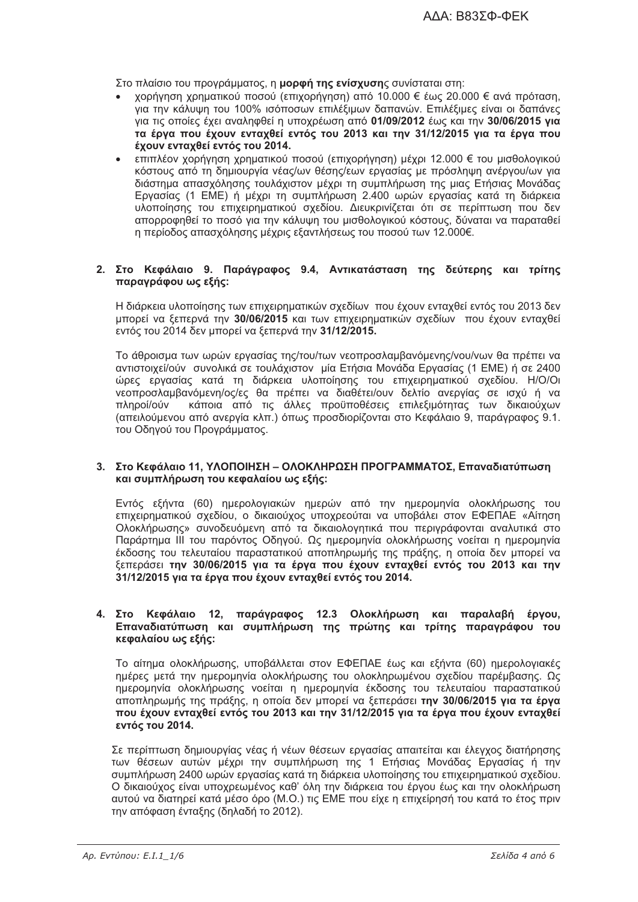Στο πλαίσιο του προγράμματος, η **μορφή της ενίσχυσης** συνίσταται στη:

- χορήγηση χρηματικού ποσού (επιχορήγηση) από 10.000 € έως 20.000 € ανά πρόταση, για την κάλυψη του 100% ισόποσων επιλέξιμων δαπανών. Επιλέξιμες είναι οι δαπάνες για τις οποίες έχει αναληφθεί η υποχρέωση από **01/09/2012** έως και την **30/06/2015 για τα έργα που έχουν ενταχθεί εντός του 2013 και την 31/12/2015 για τα έργα που έχουν ενταχθεί εντός του 2014.**
- επιπλέον χορήγηση χρηματικού ποσού (επιχορήγηση) μέχρι 12.000 € του μισθολογικού κόστους από τη δημιουργία νέας/ων θέσης/εων εργασίας με πρόσληψη ανέργου/ων για διάστημα απασχόλησης τουλάχιστον μέχρι τη συμπλήρωση της μιας Ετήσιας Μονάδας Εργασίας (1 ΕΜΕ) ή μέχρι τη συμπλήρωση 2.400 ωρών εργασίας κατά τη διάρκεια υλοποίησης του επιχειρηματικού σχεδίου. Διευκρινίζεται ότι σε περίπτωση που δεν απορροφηθεί το ποσό για την κάλυψη του μισθολογικού κόστους, δύναται να παραταθεί η περίοδος απασχόλησης μέχρις εξαντλήσεως του ποσού των 12.000€.

**2. Στο Κεφάλαιο 9. Παράγραφος 9.4, Αντικατάσταση της δεύτερης και τρίτης παραγράφου ως εξής:**

Η διάρκεια υλοποίησης των επιχειρηματικών σχεδίων που έχουν ενταχθεί εντός του 2013 δεν μπορεί να ξεπερνά την **30/06/2015** και των επιχειρηματικών σχεδίων που έχουν ενταχθεί εντός του 2014 δεν μπορεί να ξεπερνά την **31/12/2015.**

Το άθροισμα των ωρών εργασίας της/του/των νεοπροσλαμβανόμενης/νου/νων θα πρέπει να αντιστοιχεί/ούν συνολικά σε τουλάχιστον μία Ετήσια Μονάδα Εργασίας (1 ΕΜΕ) ή σε 2400 ώρες εργασίας κατά τη διάρκεια υλοποίησης του επιχειρηματικού σχεδίου. Η/Ο/Οι νεοπροσλαμβανόμενη/ος/ες θα πρέπει να διαθέτει/ουν δελτίο ανεργίας σε ισχύ ή να πληροί/ούν κάποια από τις άλλες προϋποθέσεις επιλεξιμότητας των δικαιούχων (απειλούμενου από ανεργία κλπ.) όπως προσδιορίζονται στο Κεφάλαιο 9, παράγραφος 9.1. του Οδηγού του Προγράμματος.

**3. Στο Κεφάλαιο 11, ΥΛΟΠΟΙΗΣΗ – ΟΛΟΚΛΗΡΩΣΗ ΠΡΟΓΡΑΜΜΑΤΟΣ, Επαναδιατύπωση και συμπλήρωση του κεφαλαίου ως εξής:**

Εντός εξήντα (60) ημερολογιακών ημερών από την ημερομηνία ολοκλήρωσης του επιχειρηματικού σχεδίου, ο δικαιούχος υποχρεούται να υποβάλει στον ΕΦΕΠΑΕ «Αίτηση Ολοκλήρωσης» συνοδευόμενη από τα δικαιολογητικά που περιγράφονται αναλυτικά στο Παράρτημα ΙΙΙ του παρόντος Οδηγού. Ως ημερομηνία ολοκλήρωσης νοείται η ημερομηνία έκδοσης του τελευταίου παραστατικού αποπληρωμής της πράξης, η οποία δεν μπορεί να ξεπεράσει **την 30/06/2015 για τα έργα που έχουν ενταχθεί εντός του 2013 και την 31/12/2015 για τα έργα που έχουν ενταχθεί εντός του 2014.**

**4. Στο Κεφάλαιο 12, παράγραφος 12.3 Ολοκλήρωση και παραλαβή έργου, Επαναδιατύπωση και συμπλήρωση της πρώτης και τρίτης παραγράφου του κεφαλαίου ως εξής:**

Το αίτημα ολοκλήρωσης, υποβάλλεται στον ΕΦΕΠΑΕ έως και εξήντα (60) ημερολογιακές ημέρες μετά την ημερομηνία ολοκλήρωσης του ολοκληρωμένου σχεδίου παρέμβασης. Ως ημερομηνία ολοκλήρωσης νοείται η ημερομηνία έκδοσης του τελευταίου παραστατικού αποπληρωμής της πράξης, η οποία δεν μπορεί να ξεπεράσει **την 30/06/2015 για τα έργα που έχουν ενταχθεί εντός του 2013 και την 31/12/2015 για τα έργα που έχουν ενταχθεί εντός του 2014.**

Σε περίπτωση δημιουργίας νέας ή νέων θέσεων εργασίας απαιτείται και έλεγχος διατήρησης των θέσεων αυτών μέχρι την συμπλήρωση της 1 Ετήσιας Μονάδας Εργασίας ή την συμπλήρωση 2400 ωρών εργασίας κατά τη διάρκεια υλοποίησης του επιχειρηματικού σχεδίου. Ο δικαιούχος είναι υποχρεωμένος καθ' όλη την διάρκεια του έργου έως και την ολοκλήρωση αυτού να διατηρεί κατά μέσο όρο (Μ.Ο.) τις ΕΜΕ που είχε η επιχειρησή του κατά το έτος πριν την απόφαση ένταξης (δηλαδή το 2012).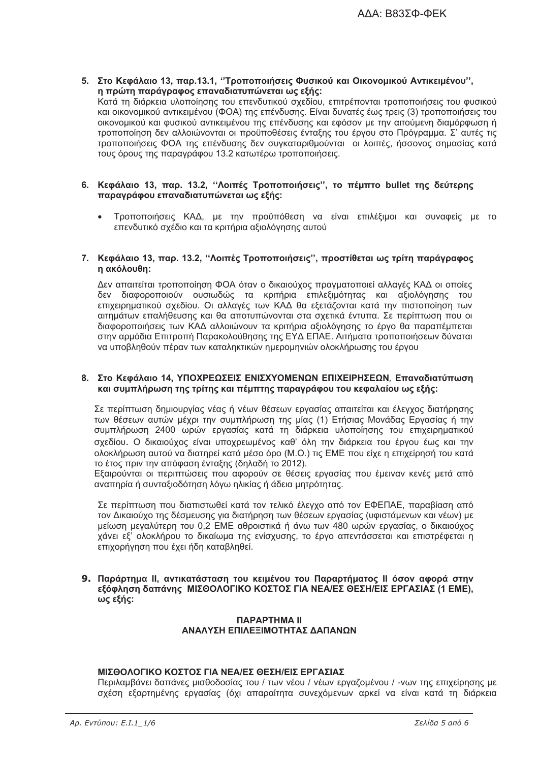**5. Στο Κεφάλαιο 13, παρ.13.1, ''Τροποποιήσεις Φυσικού και Οικονομικού Αντικειμένου'', η πρώτη παράγραφος επαναδιατυπώνεται ως εξής:**

Κατά τη διάρκεια υλοποίησης του επενδυτικού σχεδίου, επιτρέπονται τροποποιήσεις του φυσικού και οικονομικού αντικειμένου (ΦΟΑ) της επένδυσης. Είναι δυνατές έως τρεις (3) τροποποιήσεις του οικονομικού και φυσικού αντικειμένου της επένδυσης και εφόσον με την αιτούμενη διαμόρφωση ή τροποποίηση δεν αλλοιώνονται οι προϋποθέσεις ένταξης του έργου στο Πρόγραμμα. Σ' αυτές τις τροποποιήσεις ΦΟΑ της επένδυσης δεν συγκαταριθμούνται οι λοιπές, ήσσονος σημασίας κατά τους όρους της παραγράφου 13.2 κατωτέρω τροποποιήσεις.

**6. Κεφάλαιο 13, παρ. 13.2, ''Λοιπές Τροποποιήσεις'', το πέμπτο bullet της δεύτερης παραγράφου επαναδιατυπώνεται ως εξής:**

- Τροποποιήσεις ΚΑΔ, με την προϋπόθεση να είναι επιλέξιμοι και συναφείς με το επενδυτικό σχέδιο και τα κριτήρια αξιολόγησης αυτού

**7. Κεφάλαιο 13, παρ. 13.2, ''Λοιπές Τροποποιήσεις'', προστίθεται ως τρίτη παράγραφος η ακόλουθη:**

Δεν απαιτείται τροποποίηση ΦΟΑ όταν ο δικαιούχος πραγματοποιεί αλλαγές ΚΑΔ οι οποίες δεν διαφοροποιούν ουσιωδώς τα κριτήρια επιλεξιμότητας και αξιολόγησης του επιχειρηματικού σχεδίου. Οι αλλαγές των ΚΑΔ θα εξετάζονται κατά την πιστοποίηση των αιτημάτων επαλήθευσης και θα αποτυπώνονται στα σχετικά έντυπα. Σε περίπτωση που οι διαφοροποιήσεις των ΚΑΔ αλλοιώνουν τα κριτήρια αξιολόγησης το έργο θα παραπέμπεται στην αρμόδια Επιτροπή Παρακολούθησης της ΕΥΔ ΕΠΑΕ. Αιτήματα τροποποιήσεων δύναται να υποβληθούν πέραν των καταληκτικών ημερομηνιών ολοκλήρωσης του έργου

**8. Στο Κεφάλαιο 14, ΥΠΟΧΡΕΩΣΕΙΣ ΕΝΙΣΧΥΟΜΕΝΩΝ ΕΠΙΧΕΙΡΗΣΕΩΝ, Επαναδιατύπωση και συμπλήρωση της τρίτης και πέμπτης παραγράφου του κεφαλαίου ως εξής:**

Σε περίπτωση δημιουργίας νέας ή νέων θέσεων εργασίας απαιτείται και έλεγχος διατήρησης των θέσεων αυτών μέχρι την συμπλήρωση της μίας (1) Ετήσιας Μονάδας Εργασίας ή την συμπλήρωση 2400 ωρών εργασίας κατά τη διάρκεια υλοποίησης του επιχειρηματικού σχεδίου. Ο δικαιούχος είναι υποχρεωμένος καθ' όλη την διάρκεια του έργου έως και την ολοκλήρωση αυτού να διατηρεί κατά μέσο όρο (Μ.Ο.) τις ΕΜΕ που είχε η επιχείρησή του κατά το έτος πριν την απόφαση ένταξης (δηλαδή το 2012).
Εξαιρούνται οι περιπτώσεις που αφορούν σε θέσεις εργασίας που έμειναν κενές μετά από αναπηρία ή συνταξιοδότηση λόγω ηλικίας ή άδεια μητρότητας.

Σε περίπτωση που διαπιστωθεί κατά τον τελικό έλεγχο από τον ΕΦΕΠΑΕ, παραβίαση από τον Δικαιούχο της δέσμευσης για διατήρηση των θέσεων εργασίας (υφιστάμενων και νέων) με μείωση μεγαλύτερη του 0,2 ΕΜΕ αθροιστικά ή άνω των 480 ωρών εργασίας, ο δικαιούχος χάνει εξ' ολοκλήρου το δικαίωμα της ενίσχυσης, το έργο απεντάσσεται και επιστρέφεται η επιχορήγηση που έχει ήδη καταβληθεί.

**9. Παράρτημα ΙΙ, αντικατάσταση του κειμένου του Παραρτήματος ΙΙ όσον αφορά στην εξόφληση δαπάνης ΜΙΣΘΟΛΟΓΙΚΟ ΚΟΣΤΟΣ ΓΙΑ ΝΕΑ/ΕΣ ΘΕΣΗ/ΕΙΣ ΕΡΓΑΣΙΑΣ (1 ΕΜΕ), ως εξής:**

## ΠΑΡΑΡΤΗΜΑ ΙΙ
## ΑΝΑΛΥΣΗ ΕΠΙΛΕΞΙΜΟΤΗΤΑΣ ΔΑΠΑΝΩΝ

**ΜΙΣΘΟΛΟΓΙΚΟ ΚΟΣΤΟΣ ΓΙΑ ΝΕΑ/ΕΣ ΘΕΣΗ/ΕΙΣ ΕΡΓΑΣΙΑΣ**

Περιλαμβάνει δαπάνες μισθοδοσίας του / των νέου / νέων εργαζομένου / -νων της επιχείρησης με σχέση εξαρτημένης εργασίας (όχι απαραίτητα συνεχόμενων αρκεί να είναι κατά τη διάρκεια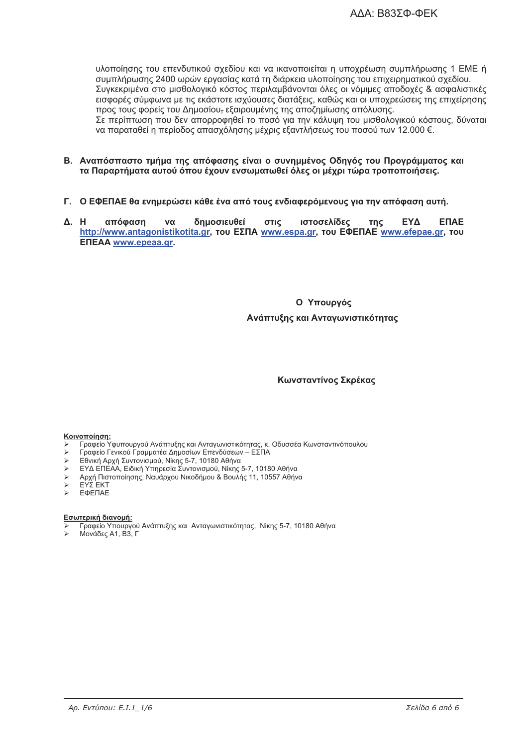υλοποίησης του επενδυτικού σχεδίου και να ικανοποιείται η υποχρέωση συμπλήρωσης 1 ΕΜΕ ή συμπλήρωσης 2400 ωρών εργασίας κατά τη διάρκεια υλοποίησης του επιχειρηματικού σχεδίου. Συγκεκριμένα στο μισθολογικό κόστος περιλαμβάνονται όλες οι νόμιμες αποδοχές & ασφαλιστικές εισφορές σύμφωνα με τις εκάστοτε ισχύουσες διατάξεις, καθώς και οι υποχρεώσεις της επιχείρησης προς τους φορείς του Δημοσίου, εξαιρουμένης της αποζημίωσης απόλυσης.

Σε περίπτωση που δεν απορροφηθεί το ποσό για την κάλυψη του μισθολογικού κόστους, δύναται να παραταθεί η περίοδος απασχόλησης μέχρις εξαντλήσεως του ποσού των 12.000 €.

**Β. Αναπόσπαστο τμήμα της απόφασης είναι ο συνημμένος Οδηγός του Προγράμματος και τα Παραρτήματα αυτού όπου έχουν ενσωματωθεί όλες οι μέχρι τώρα τροποποιήσεις.**

**Γ. Ο ΕΦΕΠΑΕ θα ενημερώσει κάθε ένα από τους ενδιαφερόμενους για την απόφαση αυτή.**

**Δ. Η απόφαση να δημοσιευθεί στις ιστοσελίδες της ΕΥΔ ΕΠΑΕ http://www.antagonistikotita.gr, του ΕΣΠΑ www.espa.gr, του ΕΦΕΠΑΕ www.efepae.gr, του ΕΠΕΑΑ www.epeaa.gr.**

**Ο Υπουργός**

**Ανάπτυξης και Ανταγωνιστικότητας**

**Κωνσταντίνος Σκρέκας**

**Κοινοποίηση:**

- Γραφείο Υφυπουργού Ανάπτυξης και Ανταγωνιστικότητας, κ. Οδυσσέα Κωνσταντινόπουλου
- Γραφείο Γενικού Γραμματέα Δημοσίων Επενδύσεων – ΕΣΠΑ
- Εθνική Αρχή Συντονισμού, Νίκης 5-7, 10180 Αθήνα
- ΕΥΔ ΕΠΕΑΑ, Ειδική Υπηρεσία Συντονισμού, Νίκης 5-7, 10180 Αθήνα
- Αρχή Πιστοποίησης, Ναυάρχου Νικοδήμου & Βουλής 11, 10557 Αθήνα
- ΕΥΣ ΕΚΤ
- ΕΦΕΠΑΕ

**Εσωτερική διανομή:**

- Γραφείο Υπουργού Ανάπτυξης και Ανταγωνιστικότητας, Νίκης 5-7, 10180 Αθήνα
- Μονάδες Α1, Β3, Γ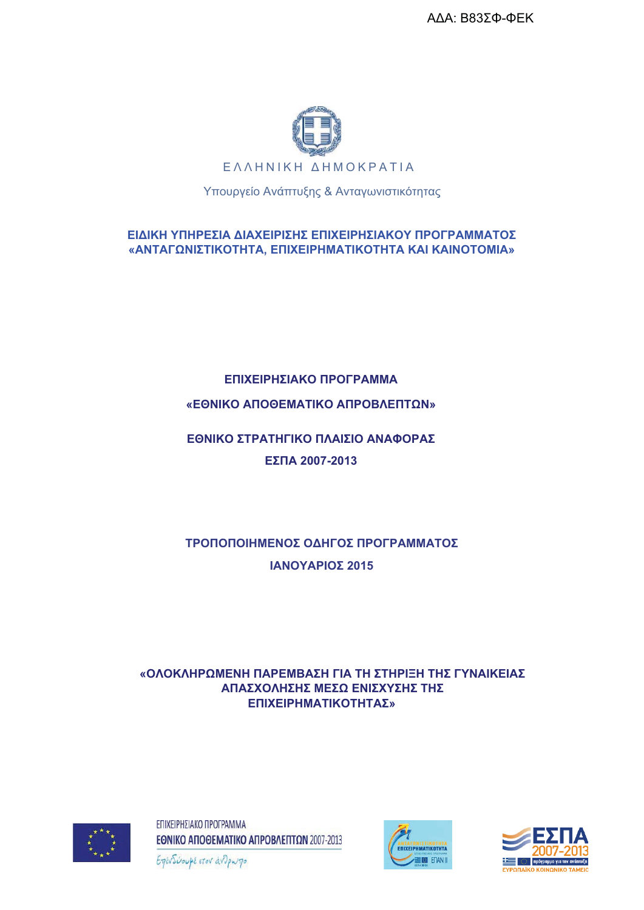ΑΔΑ: Β83ΣΦ-ΦΕΚ

ΕΛΛΗΝΙΚΗ ΔΗΜΟΚΡΑΤΙΑ

Υπουργείο Ανάπτυξης & Ανταγωνιστικότητας

**ΕΙΔΙΚΗ ΥΠΗΡΕΣΙΑ ΔΙΑΧΕΙΡΙΣΗΣ ΕΠΙΧΕΙΡΗΣΙΑΚΟΥ ΠΡΟΓΡΑΜΜΑΤΟΣ «ΑΝΤΑΓΩΝΙΣΤΙΚΟΤΗΤΑ, ΕΠΙΧΕΙΡΗΜΑΤΙΚΟΤΗΤΑ ΚΑΙ ΚΑΙΝΟΤΟΜΙΑ»**

**ΕΠΙΧΕΙΡΗΣΙΑΚΟ ΠΡΟΓΡΑΜΜΑ**

**«ΕΘΝΙΚΟ ΑΠΟΘΕΜΑΤΙΚΟ ΑΠΡΟΒΛΕΠΤΩΝ»**

**ΕΘΝΙΚΟ ΣΤΡΑΤΗΓΙΚΟ ΠΛΑΙΣΙΟ ΑΝΑΦΟΡΑΣ**

**ΕΣΠΑ 2007-2013**

**ΤΡΟΠΟΠΟΙΗΜΕΝΟΣ ΟΔΗΓΟΣ ΠΡΟΓΡΑΜΜΑΤΟΣ**

**ΙΑΝΟΥΑΡΙΟΣ 2015**

**«ΟΛΟΚΛΗΡΩΜΕΝΗ ΠΑΡΕΜΒΑΣΗ ΓΙΑ ΤΗ ΣΤΗΡΙΞΗ ΤΗΣ ΓΥΝΑΙΚΕΙΑΣ ΑΠΑΣΧΟΛΗΣΗΣ ΜΕΣΩ ΕΝΙΣΧΥΣΗΣ ΤΗΣ ΕΠΙΧΕΙΡΗΜΑΤΙΚΟΤΗΤΑΣ»**

ΕΠΙΧΕΙΡΗΣΙΑΚΟ ΠΡΟΓΡΑΜΜΑ ΕΘΝΙΚΟ ΑΠΟΘΕΜΑΤΙΚΟ ΑΠΡΟΒΛΕΠΤΩΝ 2007-2013

Επενδύουμε στον άνθρωπο

ΕΣΠΑ 2007-2013 πρόγραμμα για την ανάπτυξη

ΕΥΡΩΠΑΪΚΟ ΚΟΙΝΩΝΙΚΟ ΤΑΜΕΙΟ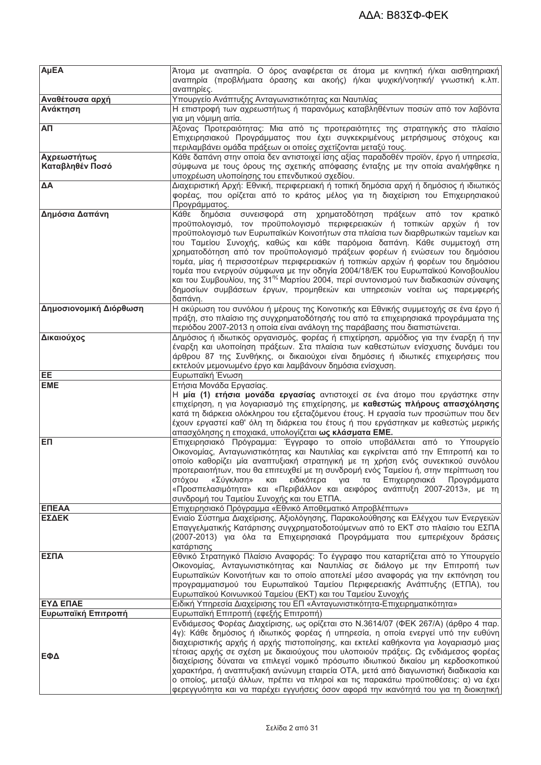ΑΔΑ: Β83ΣΦ-ΦΕΚ

| | |
|---|---|
| **ΑμΕΑ** | Άτομα με αναπηρία. Ο όρος αναφέρεται σε άτομα με κινητική ή/και αισθητηριακή αναπηρία (προβλήματα όρασης και ακοής) ή/και ψυχική/νοητική/ γνωστική κ.λπ. αναπηρίες. |
| **Αναθέτουσα αρχή** | Υπουργείο Ανάπτυξης Ανταγωνιστικότητας και Ναυτιλίας |
| **Ανάκτηση** | Η επιστροφή των αχρεωστήτως ή παρανόμως καταβληθέντων ποσών από τον λαβόντα για μη νόμιμη αιτία. |
| **ΑΠ** | Άξονας Προτεραιότητας: Μια από τις προτεραιότητες της στρατηγικής στο πλαίσιο Επιχειρησιακού Προγράμματος που έχει συγκεκριμένους μετρήσιμους στόχους και περιλαμβάνει ομάδα πράξεων οι οποίες σχετίζονται μεταξύ τους. |
| **Αχρεωστήτως Καταβληθέν Ποσό** | Κάθε δαπάνη στην οποία δεν αντιστοιχεί ίσης αξίας παραδοθέν προϊόν, έργο ή υπηρεσία, σύμφωνα με τους όρους της σχετικής απόφασης ένταξης με την οποία αναλήφθηκε η υποχρέωση υλοποίησης του επενδυτικού σχεδίου. |
| **ΔΑ** | Διαχειριστική Αρχή: Εθνική, περιφερειακή ή τοπική δημόσια αρχή ή δημόσιος ή ιδιωτικός φορέας, που ορίζεται από το κράτος μέλος για τη διαχείριση του Επιχειρησιακού Προγράμματος. |
| **Δημόσια Δαπάνη** | Κάθε δημόσια συνεισφορά στη χρηματοδότηση πράξεων από τον κρατικό προϋπολογισμό, τον προϋπολογισμό περιφερειακών ή τοπικών αρχών ή τον προϋπολογισμό των Ευρωπαϊκών Κοινοτήτων στα πλαίσια των διαρθρωτικών ταμείων και του Ταμείου Συνοχής, καθώς και κάθε παρόμοια δαπάνη. Κάθε συμμετοχή στη χρηματοδότηση από τον προϋπολογισμό πράξεων φορέων ή ενώσεων του δημόσιου τομέα, μίας ή περισσοτέρων περιφερειακών ή τοπικών αρχών ή φορέων του δημόσιου τομέα που ενεργούν σύμφωνα με την οδηγία 2004/18/ΕΚ του Ευρωπαϊκού Κοινοβουλίου και του Συμβουλίου, της 31[ης] Μαρτίου 2004, περί συντονισμού των διαδικασιών σύναψης δημοσίων συμβάσεων έργων, προμηθειών και υπηρεσιών νοείται ως παρεμφερής δαπάνη. |
| **Δημοσιονομική Διόρθωση** | Η ακύρωση του συνόλου ή μέρους της Κοινοτικής και Εθνικής συμμετοχής σε ένα έργο ή πράξη, στο πλαίσιο της συγχρηματοδότησής του από τα επιχειρησιακά προγράμματα της περιόδου 2007-2013 η οποία είναι ανάλογη της παράβασης που διαπιστώνεται. |
| **Δικαιούχος** | Δημόσιος ή ιδιωτικός οργανισμός, φορέας ή επιχείρηση, αρμόδιος για την έναρξη ή την έναρξη και υλοποίηση πράξεων. Στα πλαίσια των καθεστώτων ενίσχυσης δυνάμει του άρθρου 87 της Συνθήκης, οι δικαιούχοι είναι δημόσιες ή ιδιωτικές επιχειρήσεις που εκτελούν μεμονωμένο έργο και λαμβάνουν δημόσια ενίσχυση. |
| **ΕΕ** | Ευρωπαϊκή Ένωση |
| **ΕΜΕ** | Ετήσια Μονάδα Εργασίας.<br>Η **μία (1) ετήσια μονάδα εργασίας** αντιστοιχεί σε ένα άτομο που εργάστηκε στην επιχείρηση, η για λογαριασμό της επιχείρησης, με **καθεστώς πλήρους απασχόλησης** κατά τη διάρκεια ολόκληρου του εξεταζόμενου έτους. Η εργασία των προσώπων που δεν έχουν εργαστεί καθ' όλη τη διάρκεια του έτους ή που εργάστηκαν με καθεστώς μερικής απασχόλησης η εποχιακά, υπολογίζεται **ως κλάσματα ΕΜΕ.** |
| **ΕΠ** | Επιχειρησιακό Πρόγραμμα: Έγγραφο το οποίο υποβάλλεται από το Υπουργείο Οικονομίας, Ανταγωνιστικότητας και Ναυτιλίας και εγκρίνεται από την Επιτροπή και το οποίο καθορίζει μία αναπτυξιακή στρατηγική με τη χρήση ενός συνεκτικού συνόλου προτεραιοτήτων, που θα επιτευχθεί με τη συνδρομή ενός Ταμείου ή, στην περίπτωση του στόχου «Σύγκλιση» και ειδικότερα για τα Επιχειρησιακά Προγράμματα «Προσπελασιμότητα» και «Περιβάλλον και αειφόρος ανάπτυξη 2007-2013», με τη συνδρομή του Ταμείου Συνοχής και του ΕΤΠΑ. |
| **ΕΠΕΑΑ** | Επιχειρησιακό Πρόγραμμα «Εθνικό Αποθεματικό Απροβλέπτων» |
| **ΕΣΔΕΚ** | Ενιαίο Σύστημα Διαχείρισης, Αξιολόγησης, Παρακολούθησης και Ελέγχου των Ενεργειών Επαγγελματικής Κατάρτισης συγχρηματοδοτούμενων από το ΕΚΤ στο πλαίσιο του ΕΣΠΑ (2007-2013) για όλα τα Επιχειρησιακά Προγράμματα που εμπεριέχουν δράσεις κατάρτισης |
| **ΕΣΠΑ** | Εθνικό Στρατηγικό Πλαίσιο Αναφοράς: Το έγγραφο που καταρτίζεται από το Υπουργείο Οικονομίας, Ανταγωνιστικότητας και Ναυτιλίας σε διάλογο με την Επιτροπή των Ευρωπαϊκών Κοινοτήτων και το οποίο αποτελεί μέσο αναφοράς για την εκπόνηση του προγραμματισμού του Ευρωπαϊκού Ταμείου Περιφερειακής Ανάπτυξης (ΕΤΠΑ), του Ευρωπαϊκού Κοινωνικού Ταμείου (ΕΚΤ) και του Ταμείου Συνοχής |
| **ΕΥΔ ΕΠΑΕ** | Ειδική Υπηρεσία Διαχείρισης του ΕΠ «Ανταγωνιστικότητα-Επιχειρηματικότητα» |
| **Ευρωπαϊκή Επιτροπή** | Ευρωπαϊκή Επιτροπή (εφεξής Επιτροπή) |
| **ΕΦΔ** | Ενδιάμεσος Φορέας Διαχείρισης, ως ορίζεται στο Ν.3614/07 (ΦΕΚ 267/Α) (άρθρο 4 παρ. 4γ): Κάθε δημόσιος ή ιδιωτικός φορέας ή υπηρεσία, η οποία ενεργεί υπό την ευθύνη διαχειριστικής αρχής ή αρχής πιστοποίησης, και εκτελεί καθήκοντα για λογαριασμό μιας τέτοιας αρχής σε σχέση με δικαιούχους που υλοποιούν πράξεις. Ως ενδιάμεσος φορέας διαχείρισης δύναται να επιλεγεί νομικό πρόσωπο ιδιωτικού δικαίου μη κερδοσκοπικού χαρακτήρα, ή αναπτυξιακή ανώνυμη εταιρεία ΟΤΑ, μετά από διαγωνιστική διαδικασία και ο οποίος, μεταξύ άλλων, πρέπει να πληροί και τις παρακάτω προϋποθέσεις: α) να έχει φερεγγυότητα και να παρέχει εγγυήσεις όσον αφορά την ικανότητά του για τη διοικητική |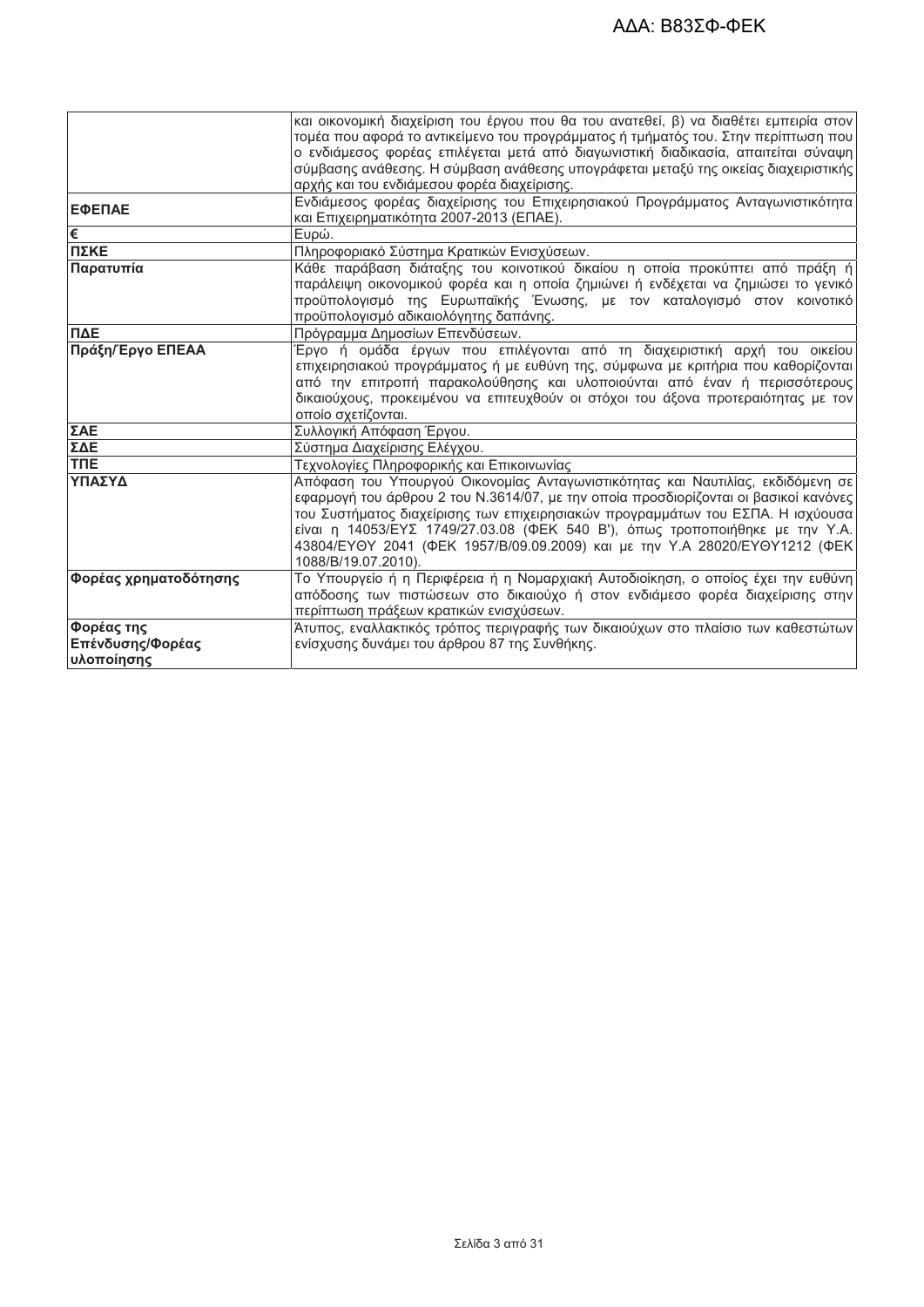|  |  |
|---|---|
|  | και οικονομική διαχείριση του έργου που θα του ανατεθεί, β) να διαθέτει εμπειρία στον τομέα που αφορά το αντικείμενο του προγράμματος ή τμήματός του. Στην περίπτωση που ο ενδιάμεσος φορέας επιλέγεται μετά από διαγωνιστική διαδικασία, απαιτείται σύναψη σύμβασης ανάθεσης. Η σύμβαση ανάθεσης υπογράφεται μεταξύ της οικείας διαχειριστικής αρχής και του ενδιάμεσου φορέα διαχείρισης. |
| **ΕΦΕΠΑΕ** | Ενδιάμεσος φορέας διαχείρισης του Επιχειρησιακού Προγράμματος Ανταγωνιστικότητα και Επιχειρηματικότητα 2007-2013 (ΕΠΑΕ). |
| **€** | Ευρώ. |
| **ΠΣΚΕ** | Πληροφοριακό Σύστημα Κρατικών Ενισχύσεων. |
| **Παρατυπία** | Κάθε παράβαση διάταξης του κοινοτικού δικαίου η οποία προκύπτει από πράξη ή παράλειψη οικονομικού φορέα και η οποία ζημιώνει ή ενδέχεται να ζημιώσει το γενικό προϋπολογισμό της Ευρωπαϊκής Ένωσης, με τον καταλογισμό στον κοινοτικό προϋπολογισμό αδικαιολόγητης δαπάνης. |
| **ΠΔΕ** | Πρόγραμμα Δημοσίων Επενδύσεων. |
| **Πράξη/Έργο ΕΠΕΑΑ** | Έργο ή ομάδα έργων που επιλέγονται από τη διαχειριστική αρχή του οικείου επιχειρησιακού προγράμματος ή με ευθύνη της, σύμφωνα με κριτήρια που καθορίζονται από την επιτροπή παρακολούθησης και υλοποιούνται από έναν ή περισσότερους δικαιούχους, προκειμένου να επιτευχθούν οι στόχοι του άξονα προτεραιότητας με τον οποίο σχετίζονται. |
| **ΣΑΕ** | Συλλογική Απόφαση Έργου. |
| **ΣΔΕ** | Σύστημα Διαχείρισης Ελέγχου. |
| **ΤΠΕ** | Τεχνολογίες Πληροφορικής και Επικοινωνίας |
| **ΥΠΑΣΥΔ** | Απόφαση του Υπουργού Οικονομίας Ανταγωνιστικότητας και Ναυτιλίας, εκδιδόμενη σε εφαρμογή του άρθρου 2 του Ν.3614/07, με την οποία προσδιορίζονται οι βασικοί κανόνες του Συστήματος διαχείρισης των επιχειρησιακών προγραμμάτων του ΕΣΠΑ. Η ισχύουσα είναι η 14053/ΕΥΣ 1749/27.03.08 (ΦΕΚ 540 Β'), όπως τροποποιήθηκε με την Υ.Α. 43804/ΕΥΘΥ 2041 (ΦΕΚ 1957/Β/09.09.2009) και με την Υ.Α 28020/ΕΥΘΥ1212 (ΦΕΚ 1088/Β/19.07.2010). |
| **Φορέας χρηματοδότησης** | Το Υπουργείο ή η Περιφέρεια ή η Νομαρχιακή Αυτοδιοίκηση, ο οποίος έχει την ευθύνη απόδοσης των πιστώσεων στο δικαιούχο ή στον ενδιάμεσο φορέα διαχείρισης στην περίπτωση πράξεων κρατικών ενισχύσεων. |
| **Φορέας της Επένδυσης/Φορέας υλοποίησης** | Άτυπος, εναλλακτικός τρόπος περιγραφής των δικαιούχων στο πλαίσιο των καθεστώτων ενίσχυσης δυνάμει του άρθρου 87 της Συνθήκης. |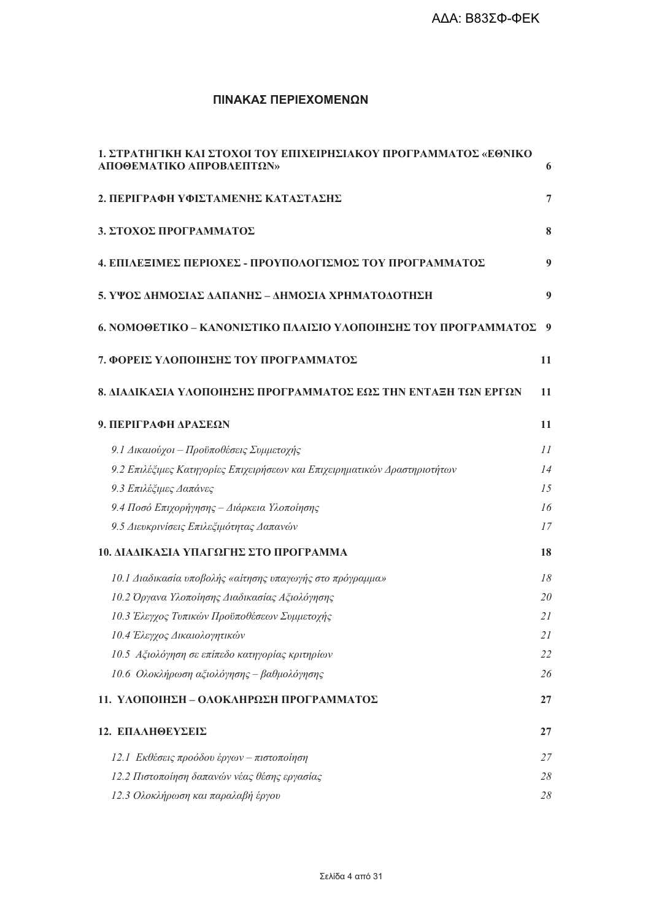## ΠΙΝΑΚΑΣ ΠΕΡΙΕΧΟΜΕΝΩΝ

| | |
|---|---|
| **1. ΣΤΡΑΤΗΓΙΚΗ ΚΑΙ ΣΤΟΧΟΙ ΤΟΥ ΕΠΙΧΕΙΡΗΣΙΑΚΟΥ ΠΡΟΓΡΑΜΜΑΤΟΣ «ΕΘΝΙΚΟ ΑΠΟΘΕΜΑΤΙΚΟ ΑΠΡΟΒΛΕΠΤΩΝ»** | **6** |
| **2. ΠΕΡΙΓΡΑΦΗ ΥΦΙΣΤΑΜΕΝΗΣ ΚΑΤΑΣΤΑΣΗΣ** | **7** |
| **3. ΣΤΟΧΟΣ ΠΡΟΓΡΑΜΜΑΤΟΣ** | **8** |
| **4. ΕΠΙΛΕΞΙΜΕΣ ΠΕΡΙΟΧΕΣ - ΠΡΟΥΠΟΛΟΓΙΣΜΟΣ ΤΟΥ ΠΡΟΓΡΑΜΜΑΤΟΣ** | **9** |
| **5. ΥΨΟΣ ΔΗΜΟΣΙΑΣ ΔΑΠΑΝΗΣ – ΔΗΜΟΣΙΑ ΧΡΗΜΑΤΟΔΟΤΗΣΗ** | **9** |
| **6. ΝΟΜΟΘΕΤΙΚΟ – ΚΑΝΟΝΙΣΤΙΚΟ ΠΛΑΙΣΙΟ ΥΛΟΠΟΙΗΣΗΣ ΤΟΥ ΠΡΟΓΡΑΜΜΑΤΟΣ** | **9** |
| **7. ΦΟΡΕΙΣ ΥΛΟΠΟΙΗΣΗΣ ΤΟΥ ΠΡΟΓΡΑΜΜΑΤΟΣ** | **11** |
| **8. ΔΙΑΔΙΚΑΣΙΑ ΥΛΟΠΟΙΗΣΗΣ ΠΡΟΓΡΑΜΜΑΤΟΣ ΕΩΣ ΤΗΝ ΕΝΤΑΞΗ ΤΩΝ ΕΡΓΩΝ** | **11** |
| **9. ΠΕΡΙΓΡΑΦΗ ΔΡΑΣΕΩΝ** | **11** |
| *9.1 Δικαιούχοι – Προϋποθέσεις Συμμετοχής* | *11* |
| *9.2 Επιλέξιμες Κατηγορίες Επιχειρήσεων και Επιχειρηματικών Δραστηριοτήτων* | *14* |
| *9.3 Επιλέξιμες Δαπάνες* | *15* |
| *9.4 Ποσό Επιχορήγησης – Διάρκεια Υλοποίησης* | *16* |
| *9.5 Διευκρινίσεις Επιλεξιμότητας Δαπανών* | *17* |
| **10. ΔΙΑΔΙΚΑΣΙΑ ΥΠΑΓΩΓΗΣ ΣΤΟ ΠΡΟΓΡΑΜΜΑ** | **18** |
| *10.1 Διαδικασία υποβολής «αίτησης υπαγωγής στο πρόγραμμα»* | *18* |
| *10.2 Όργανα Υλοποίησης Διαδικασίας Αξιολόγησης* | *20* |
| *10.3 Έλεγχος Τυπικών Προϋποθέσεων Συμμετοχής* | *21* |
| *10.4 Έλεγχος Δικαιολογητικών* | *21* |
| *10.5 Αξιολόγηση σε επίπεδο κατηγορίας κριτηρίων* | *22* |
| *10.6 Ολοκλήρωση αξιολόγησης – βαθμολόγησης* | *26* |
| **11. ΥΛΟΠΟΙΗΣΗ – ΟΛΟΚΛΗΡΩΣΗ ΠΡΟΓΡΑΜΜΑΤΟΣ** | **27** |
| **12. ΕΠΑΛΗΘΕΥΣΕΙΣ** | **27** |
| *12.1 Εκθέσεις προόδου έργων – πιστοποίηση* | *27* |
| *12.2 Πιστοποίηση δαπανών νέας θέσης εργασίας* | *28* |
| *12.3 Ολοκλήρωση και παραλαβή έργου* | *28* |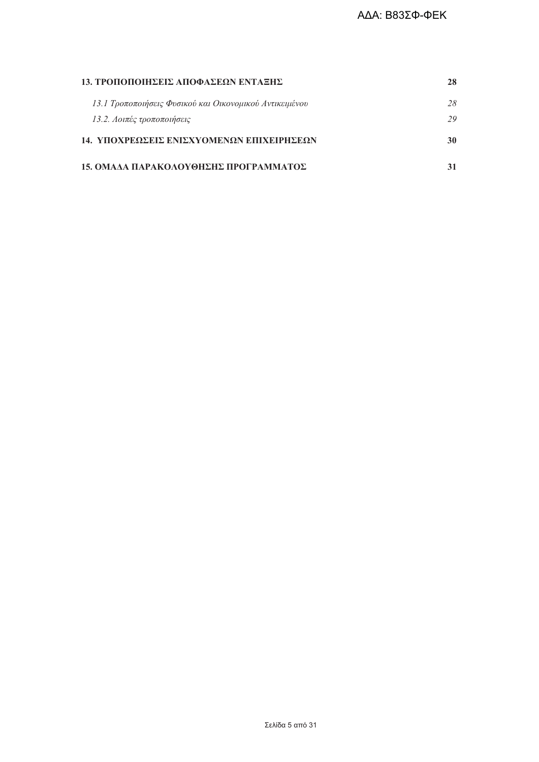**13. ΤΡΟΠΟΠΟΙΗΣΕΙΣ ΑΠΟΦΑΣΕΩΝ ΕΝΤΑΞΗΣ** **28**

*13.1 Τροποποιήσεις Φυσικού και Οικονομικού Αντικειμένου* *28*

*13.2. Λοιπές τροποποιήσεις* *29*

**14. ΥΠΟΧΡΕΩΣΕΙΣ ΕΝΙΣΧΥΟΜΕΝΩΝ ΕΠΙΧΕΙΡΗΣΕΩΝ** **30**

**15. ΟΜΑΔΑ ΠΑΡΑΚΟΛΟΥΘΗΣΗΣ ΠΡΟΓΡΑΜΜΑΤΟΣ** **31**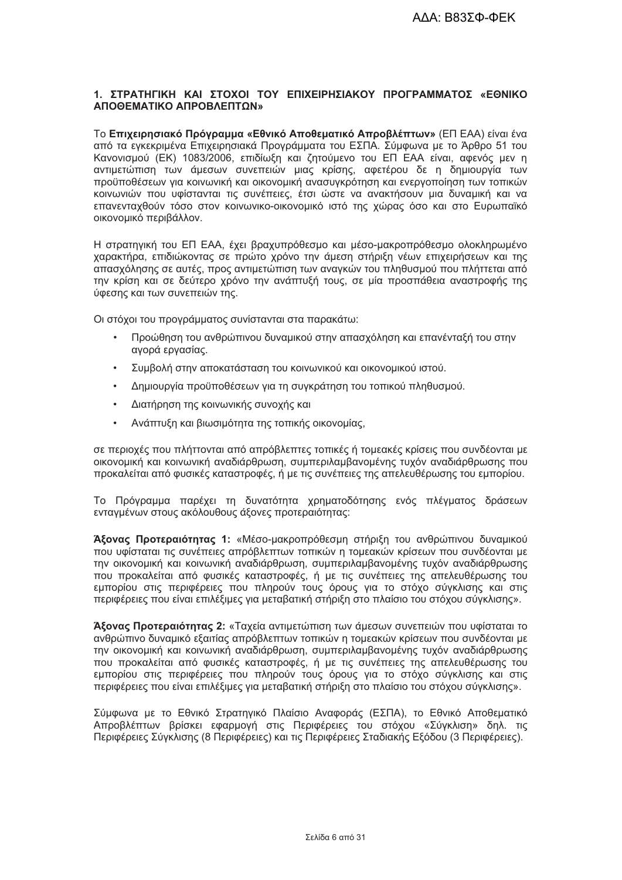## 1. ΣΤΡΑΤΗΓΙΚΗ ΚΑΙ ΣΤΟΧΟΙ ΤΟΥ ΕΠΙΧΕΙΡΗΣΙΑΚΟΥ ΠΡΟΓΡΑΜΜΑΤΟΣ «ΕΘΝΙΚΟ ΑΠΟΘΕΜΑΤΙΚΟ ΑΠΡΟΒΛΕΠΤΩΝ»

Το **Επιχειρησιακό Πρόγραμμα «Εθνικό Αποθεματικό Απροβλέπτων»** (ΕΠ ΕΑΑ) είναι ένα από τα εγκεκριμένα Επιχειρησιακά Προγράμματα του ΕΣΠΑ. Σύμφωνα με το Άρθρο 51 του Κανονισμού (ΕΚ) 1083/2006, επιδίωξη και ζητούμενο του ΕΠ ΕΑΑ είναι, αφενός μεν η αντιμετώπιση των άμεσων συνεπειών μιας κρίσης, αφετέρου δε η δημιουργία των προϋποθέσεων για κοινωνική και οικονομική ανασυγκρότηση και ενεργοποίηση των τοπικών κοινωνιών που υφίστανται τις συνέπειες, έτσι ώστε να ανακτήσουν μια δυναμική και να επανενταχθούν τόσο στον κοινωνικο-οικονομικό ιστό της χώρας όσο και στο Ευρωπαϊκό οικονομικό περιβάλλον.

Η στρατηγική του ΕΠ ΕΑΑ, έχει βραχυπρόθεσμο και μέσο-μακροπρόθεσμο ολοκληρωμένο χαρακτήρα, επιδιώκοντας σε πρώτο χρόνο την άμεση στήριξη νέων επιχειρήσεων και της απασχόλησης σε αυτές, προς αντιμετώπιση των αναγκών του πληθυσμού που πλήττεται από την κρίση και σε δεύτερο χρόνο την ανάπτυξή τους, σε μία προσπάθεια αναστροφής της ύφεσης και των συνεπειών της.

Οι στόχοι του προγράμματος συνίστανται στα παρακάτω:

- Προώθηση του ανθρώπινου δυναμικού στην απασχόληση και επανένταξή του στην αγορά εργασίας.
- Συμβολή στην αποκατάσταση του κοινωνικού και οικονομικού ιστού.
- Δημιουργία προϋποθέσεων για τη συγκράτηση του τοπικού πληθυσμού.
- Διατήρηση της κοινωνικής συνοχής και
- Ανάπτυξη και βιωσιμότητα της τοπικής οικονομίας,

σε περιοχές που πλήττονται από απρόβλεπτες τοπικές ή τομεακές κρίσεις που συνδέονται με οικονομική και κοινωνική αναδιάρθρωση, συμπεριλαμβανομένης τυχόν αναδιάρθρωσης που προκαλείται από φυσικές καταστροφές, ή με τις συνέπειες της απελευθέρωσης του εμπορίου.

Το Πρόγραμμα παρέχει τη δυνατότητα χρηματοδότησης ενός πλέγματος δράσεων ενταγμένων στους ακόλουθους άξονες προτεραιότητας:

**Άξονας Προτεραιότητας 1:** «Μέσο-μακροπρόθεσμη στήριξη του ανθρώπινου δυναμικού που υφίσταται τις συνέπειες απρόβλεπτων τοπικών η τομεακών κρίσεων που συνδέονται με την οικονομική και κοινωνική αναδιάρθρωση, συμπεριλαμβανομένης τυχόν αναδιάρθρωσης που προκαλείται από φυσικές καταστροφές, ή με τις συνέπειες της απελευθέρωσης του εμπορίου στις περιφέρειες που πληρούν τους όρους για το στόχο σύγκλισης και στις περιφέρειες που είναι επιλέξιμες για μεταβατική στήριξη στο πλαίσιο του στόχου σύγκλισης».

**Άξονας Προτεραιότητας 2:** «Ταχεία αντιμετώπιση των άμεσων συνεπειών που υφίσταται το ανθρώπινο δυναμικό εξαιτίας απρόβλεπτων τοπικών η τομεακών κρίσεων που συνδέονται με την οικονομική και κοινωνική αναδιάρθρωση, συμπεριλαμβανομένης τυχόν αναδιάρθρωσης που προκαλείται από φυσικές καταστροφές, ή με τις συνέπειες της απελευθέρωσης του εμπορίου στις περιφέρειες που πληρούν τους όρους για το στόχο σύγκλισης και στις περιφέρειες που είναι επιλέξιμες για μεταβατική στήριξη στο πλαίσιο του στόχου σύγκλισης».

Σύμφωνα με το Εθνικό Στρατηγικό Πλαίσιο Αναφοράς (ΕΣΠΑ), το Εθνικό Αποθεματικό Απροβλέπτων βρίσκει εφαρμογή στις Περιφέρειες του στόχου «Σύγκλιση» δηλ. τις Περιφέρειες Σύγκλισης (8 Περιφέρειες) και τις Περιφέρειες Σταδιακής Εξόδου (3 Περιφέρειες).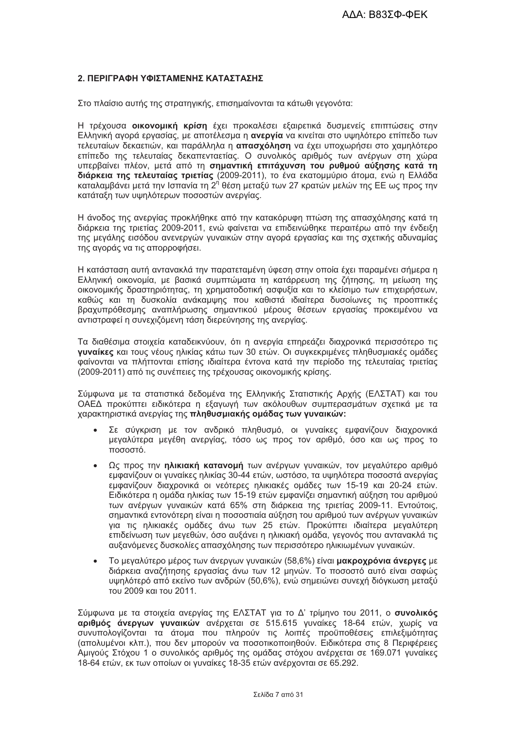## 2. ΠΕΡΙΓΡΑΦΗ ΥΦΙΣΤΑΜΕΝΗΣ ΚΑΤΑΣΤΑΣΗΣ

Στο πλαίσιο αυτής της στρατηγικής, επισημαίνονται τα κάτωθι γεγονότα:

Η τρέχουσα **οικονομική κρίση** έχει προκαλέσει εξαιρετικά δυσμενείς επιπτώσεις στην Ελληνική αγορά εργασίας, με αποτέλεσμα η **ανεργία** να κινείται στο υψηλότερο επίπεδο των τελευταίων δεκαετιών, και παράλληλα η **απασχόληση** να έχει υποχωρήσει στο χαμηλότερο επίπεδο της τελευταίας δεκαπενταετίας. Ο συνολικός αριθμός των ανέργων στη χώρα υπερβαίνει πλέον, μετά από τη **σημαντική επιτάχυνση του ρυθμού αύξησης κατά τη διάρκεια της τελευταίας τριετίας** (2009-2011), το ένα εκατομμύριο άτομα, ενώ η Ελλάδα καταλαμβάνει μετά την Ισπανία τη 2η θέση μεταξύ των 27 κρατών μελών της ΕΕ ως προς την κατάταξη των υψηλότερων ποσοστών ανεργίας.

Η άνοδος της ανεργίας προκλήθηκε από την κατακόρυφη πτώση της απασχόλησης κατά τη διάρκεια της τριετίας 2009-2011, ενώ φαίνεται να επιδεινώθηκε περαιτέρω από την ένδειξη της μεγάλης εισόδου ανενεργών γυναικών στην αγορά εργασίας και της σχετικής αδυναμίας της αγοράς να τις απορροφήσει.

Η κατάσταση αυτή αντανακλά την παρατεταμένη ύφεση στην οποία έχει παραμένει σήμερα η Ελληνική οικονομία, με βασικά συμπτώματα τη κατάρρευση της ζήτησης, τη μείωση της οικονομικής δραστηριότητας, τη χρηματοδοτική ασφυξία και το κλείσιμο των επιχειρήσεων, καθώς και τη δυσκολία ανάκαμψης που καθιστά ιδιαίτερα δυσοίωνες τις προοπτικές βραχυπρόθεσμης αναπλήρωσης σημαντικού μέρους θέσεων εργασίας προκειμένου να αντιστραφεί η συνεχιζόμενη τάση διερεύνησης της ανεργίας.

Τα διαθέσιμα στοιχεία καταδεικνύουν, ότι η ανεργία επηρεάζει διαχρονικά περισσότερο τις **γυναίκες** και τους νέους ηλικίας κάτω των 30 ετών. Οι συγκεκριμένες πληθυσμιακές ομάδες φαίνονται να πλήττονται επίσης ιδιαίτερα έντονα κατά την περίοδο της τελευταίας τριετίας (2009-2011) από τις συνέπειες της τρέχουσας οικονομικής κρίσης.

Σύμφωνα με τα στατιστικά δεδομένα της Ελληνικής Στατιστικής Αρχής (ΕΛΣΤΑΤ) και του ΟΑΕΔ προκύπτει ειδικότερα η εξαγωγή των ακόλουθων συμπερασμάτων σχετικά με τα χαρακτηριστικά ανεργίας της **πληθυσμιακής ομάδας των γυναικών:**

- Σε σύγκριση με τον ανδρικό πληθυσμό, οι γυναίκες εμφανίζουν διαχρονικά μεγαλύτερα μεγέθη ανεργίας, τόσο ως προς τον αριθμό, όσο και ως προς το ποσοστό.
- Ως προς την **ηλικιακή κατανομή** των ανέργων γυναικών, τον μεγαλύτερο αριθμό εμφανίζουν οι γυναίκες ηλικίας 30-44 ετών, ωστόσο, τα υψηλότερα ποσοστά ανεργίας εμφανίζουν διαχρονικά οι νεότερες ηλικιακές ομάδες των 15-19 και 20-24 ετών. Ειδικότερα η ομάδα ηλικίας των 15-19 ετών εμφανίζει σημαντική αύξηση του αριθμού των ανέργων γυναικών κατά 65% στη διάρκεια της τριετίας 2009-11. Εντούτοις, σημαντικά εντονότερη είναι η ποσοστιαία αύξηση του αριθμού των ανέργων γυναικών για τις ηλικιακές ομάδες άνω των 25 ετών. Προκύπτει ιδιαίτερα μεγαλύτερη επιδείνωση των μεγεθών, όσο αυξάνει η ηλικιακή ομάδα, γεγονός που αντανακλά τις αυξανόμενες δυσκολίες απασχόλησης των περισσότερο ηλικιωμένων γυναικών.
- Το μεγαλύτερο μέρος των άνεργων γυναικών (58,6%) είναι **μακροχρόνια άνεργες** με διάρκεια αναζήτησης εργασίας άνω των 12 μηνών. Το ποσοστό αυτό είναι σαφώς υψηλότερό από εκείνο των ανδρών (50,6%), ενώ σημειώνει συνεχή διόγκωση μεταξύ του 2009 και του 2011.

Σύμφωνα με τα στοιχεία ανεργίας της ΕΛΣΤΑΤ για το Δ' τρίμηνο του 2011, ο **συνολικός αριθμός άνεργων γυναικών** ανέρχεται σε 515.615 γυναίκες 18-64 ετών, χωρίς να συνυπολογίζονται τα άτομα που πληρούν τις λοιπές προϋποθέσεις επιλεξιμότητας (απολυμένοι κλπ.), που δεν μπορούν να ποσοτικοποιηθούν. Ειδικότερα στις 8 Περιφέρειες Αμιγούς Στόχου 1 ο συνολικός αριθμός της ομάδας στόχου ανέρχεται σε 169.071 γυναίκες 18-64 ετών, εκ των οποίων οι γυναίκες 18-35 ετών ανέρχονται σε 65.292.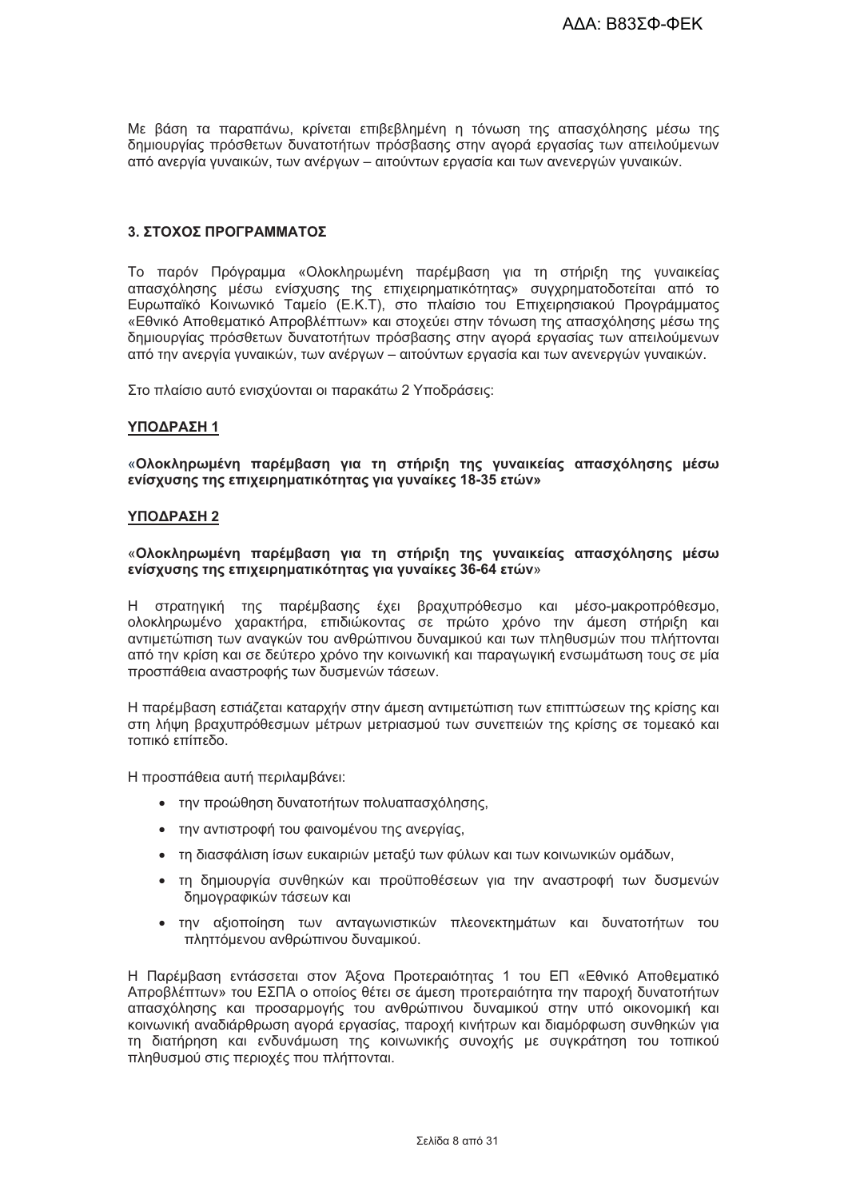Με βάση τα παραπάνω, κρίνεται επιβεβλημένη η τόνωση της απασχόλησης μέσω της δημιουργίας πρόσθετων δυνατοτήτων πρόσβασης στην αγορά εργασίας των απειλούμενων από ανεργία γυναικών, των ανέργων – αιτούντων εργασία και των ανενεργών γυναικών.

## 3. ΣΤΟΧΟΣ ΠΡΟΓΡΑΜΜΑΤΟΣ

Το παρόν Πρόγραμμα «Ολοκληρωμένη παρέμβαση για τη στήριξη της γυναικείας απασχόλησης μέσω ενίσχυσης της επιχειρηματικότητας» συγχρηματοδοτείται από το Ευρωπαϊκό Κοινωνικό Ταμείο (Ε.Κ.Τ), στο πλαίσιο του Επιχειρησιακού Προγράμματος «Εθνικό Αποθεματικό Απροβλέπτων» και στοχεύει στην τόνωση της απασχόλησης μέσω της δημιουργίας πρόσθετων δυνατοτήτων πρόσβασης στην αγορά εργασίας των απειλούμενων από την ανεργία γυναικών, των ανέργων – αιτούντων εργασία και των ανενεργών γυναικών.

Στο πλαίσιο αυτό ενισχύονται οι παρακάτω 2 Υποδράσεις:

### <u>ΥΠΟΔΡΑΣΗ 1</u>

«**Ολοκληρωμένη παρέμβαση για τη στήριξη της γυναικείας απασχόλησης μέσω ενίσχυσης της επιχειρηματικότητας για γυναίκες 18-35 ετών»**

### <u>ΥΠΟΔΡΑΣΗ 2</u>

«**Ολοκληρωμένη παρέμβαση για τη στήριξη της γυναικείας απασχόλησης μέσω ενίσχυσης της επιχειρηματικότητας για γυναίκες 36-64 ετών**»

Η στρατηγική της παρέμβασης έχει βραχυπρόθεσμο και μέσο-μακροπρόθεσμο, ολοκληρωμένο χαρακτήρα, επιδιώκοντας σε πρώτο χρόνο την άμεση στήριξη και αντιμετώπιση των αναγκών του ανθρώπινου δυναμικού και των πληθυσμών που πλήττονται από την κρίση και σε δεύτερο χρόνο την κοινωνική και παραγωγική ενσωμάτωση τους σε μία προσπάθεια αναστροφής των δυσμενών τάσεων.

Η παρέμβαση εστιάζεται καταρχήν στην άμεση αντιμετώπιση των επιπτώσεων της κρίσης και στη λήψη βραχυπρόθεσμων μέτρων μετριασμού των συνεπειών της κρίσης σε τομεακό και τοπικό επίπεδο.

Η προσπάθεια αυτή περιλαμβάνει:

- την προώθηση δυνατοτήτων πολυαπασχόλησης,
- την αντιστροφή του φαινομένου της ανεργίας,
- τη διασφάλιση ίσων ευκαιριών μεταξύ των φύλων και των κοινωνικών ομάδων,
- τη δημιουργία συνθηκών και προϋποθέσεων για την αναστροφή των δυσμενών δημογραφικών τάσεων και
- την αξιοποίηση των ανταγωνιστικών πλεονεκτημάτων και δυνατοτήτων του πληττόμενου ανθρώπινου δυναμικού.

Η Παρέμβαση εντάσσεται στον Άξονα Προτεραιότητας 1 του ΕΠ «Εθνικό Αποθεματικό Απροβλέπτων» του ΕΣΠΑ ο οποίος θέτει σε άμεση προτεραιότητα την παροχή δυνατοτήτων απασχόλησης και προσαρμογής του ανθρώπινου δυναμικού στην υπό οικονομική και κοινωνική αναδιάρθρωση αγορά εργασίας, παροχή κινήτρων και διαμόρφωση συνθηκών για τη διατήρηση και ενδυνάμωση της κοινωνικής συνοχής με συγκράτηση του τοπικού πληθυσμού στις περιοχές που πλήττονται.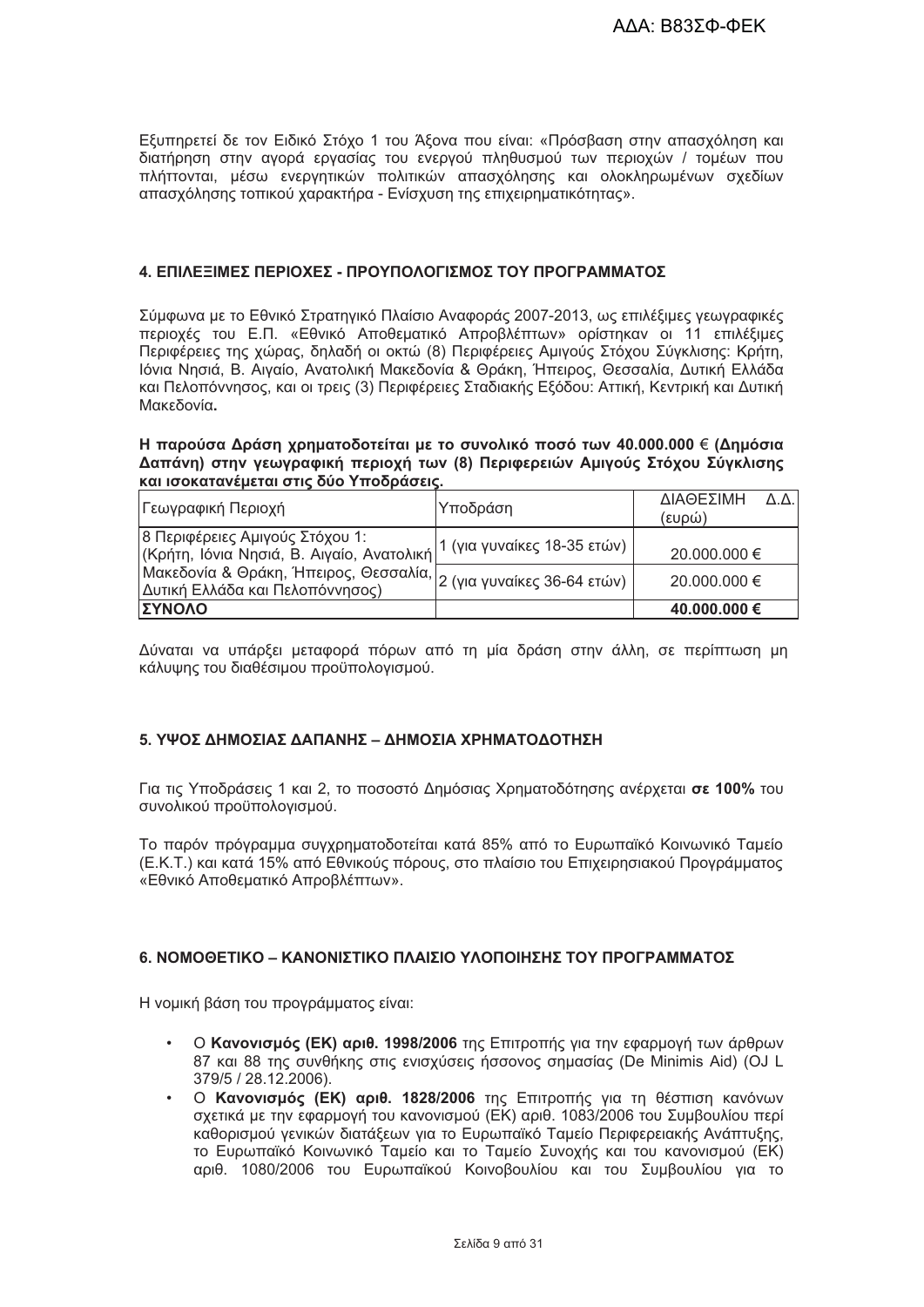Εξυπηρετεί δε τον Ειδικό Στόχο 1 του Άξονα που είναι: «Πρόσβαση στην απασχόληση και διατήρηση στην αγορά εργασίας του ενεργού πληθυσμού των περιοχών / τομέων που πλήττονται, μέσω ενεργητικών πολιτικών απασχόλησης και ολοκληρωμένων σχεδίων απασχόλησης τοπικού χαρακτήρα - Ενίσχυση της επιχειρηματικότητας».

## 4. ΕΠΙΛΕΞΙΜΕΣ ΠΕΡΙΟΧΕΣ - ΠΡΟΥΠΟΛΟΓΙΣΜΟΣ ΤΟΥ ΠΡΟΓΡΑΜΜΑΤΟΣ

Σύμφωνα με το Εθνικό Στρατηγικό Πλαίσιο Αναφοράς 2007-2013, ως επιλέξιμες γεωγραφικές περιοχές του Ε.Π. «Εθνικό Αποθεματικό Απροβλέπτων» ορίστηκαν οι 11 επιλέξιμες Περιφέρειες της χώρας, δηλαδή οι οκτώ (8) Περιφέρειες Αμιγούς Στόχου Σύγκλισης: Κρήτη, Ιόνια Νησιά, Β. Αιγαίο, Ανατολική Μακεδονία & Θράκη, Ήπειρος, Θεσσαλία, Δυτική Ελλάδα και Πελοπόννησος, και οι τρεις (3) Περιφέρειες Σταδιακής Εξόδου: Αττική, Κεντρική και Δυτική Μακεδονία**.**

**Η παρούσα Δράση χρηματοδοτείται με το συνολικό ποσό των 40.000.000 € (Δημόσια Δαπάνη) στην γεωγραφική περιοχή των (8) Περιφερειών Αμιγούς Στόχου Σύγκλισης και ισοκατανέμεται στις δύο Υποδράσεις.**

| Γεωγραφική Περιοχή | Υποδράση | ΔΙΑΘΕΣΙΜΗ Δ.Δ. (ευρώ) |
|---|---|---|
| 8 Περιφέρειες Αμιγούς Στόχου 1: (Κρήτη, Ιόνια Νησιά, Β. Αιγαίο, Ανατολική Μακεδονία & Θράκη, Ήπειρος, Θεσσαλία, Δυτική Ελλάδα και Πελοπόννησος) | 1 (για γυναίκες 18-35 ετών) | 20.000.000 € |
| | 2 (για γυναίκες 36-64 ετών) | 20.000.000 € |
| **ΣΥΝΟΛΟ** | | **40.000.000 €** |

Δύναται να υπάρξει μεταφορά πόρων από τη μία δράση στην άλλη, σε περίπτωση μη κάλυψης του διαθέσιμου προϋπολογισμού.

## 5. ΥΨΟΣ ΔΗΜΟΣΙΑΣ ΔΑΠΑΝΗΣ – ΔΗΜΟΣΙΑ ΧΡΗΜΑΤΟΔΟΤΗΣΗ

Για τις Υποδράσεις 1 και 2, το ποσοστό Δημόσιας Χρηματοδότησης ανέρχεται **σε 100%** του συνολικού προϋπολογισμού.

Το παρόν πρόγραμμα συγχρηματοδοτείται κατά 85% από το Ευρωπαϊκό Κοινωνικό Ταμείο (Ε.Κ.Τ.) και κατά 15% από Εθνικούς πόρους, στο πλαίσιο του Επιχειρησιακού Προγράμματος «Εθνικό Αποθεματικό Απροβλέπτων».

## 6. ΝΟΜΟΘΕΤΙΚΟ – ΚΑΝΟΝΙΣΤΙΚΟ ΠΛΑΙΣΙΟ ΥΛΟΠΟΙΗΣΗΣ ΤΟΥ ΠΡΟΓΡΑΜΜΑΤΟΣ

Η νομική βάση του προγράμματος είναι:

- Ο **Κανονισμός (ΕΚ) αριθ. 1998/2006** της Επιτροπής για την εφαρμογή των άρθρων 87 και 88 της συνθήκης στις ενισχύσεις ήσσονος σημασίας (De Minimis Aid) (OJ L 379/5 / 28.12.2006).
- Ο **Κανονισμός (ΕΚ) αριθ. 1828/2006** της Επιτροπής για τη θέσπιση κανόνων σχετικά με την εφαρμογή του κανονισμού (ΕΚ) αριθ. 1083/2006 του Συμβουλίου περί καθορισμού γενικών διατάξεων για το Ευρωπαϊκό Ταμείο Περιφερειακής Ανάπτυξης, το Ευρωπαϊκό Κοινωνικό Ταμείο και το Ταμείο Συνοχής και του κανονισμού (ΕΚ) αριθ. 1080/2006 του Ευρωπαϊκού Κοινοβουλίου και του Συμβουλίου για το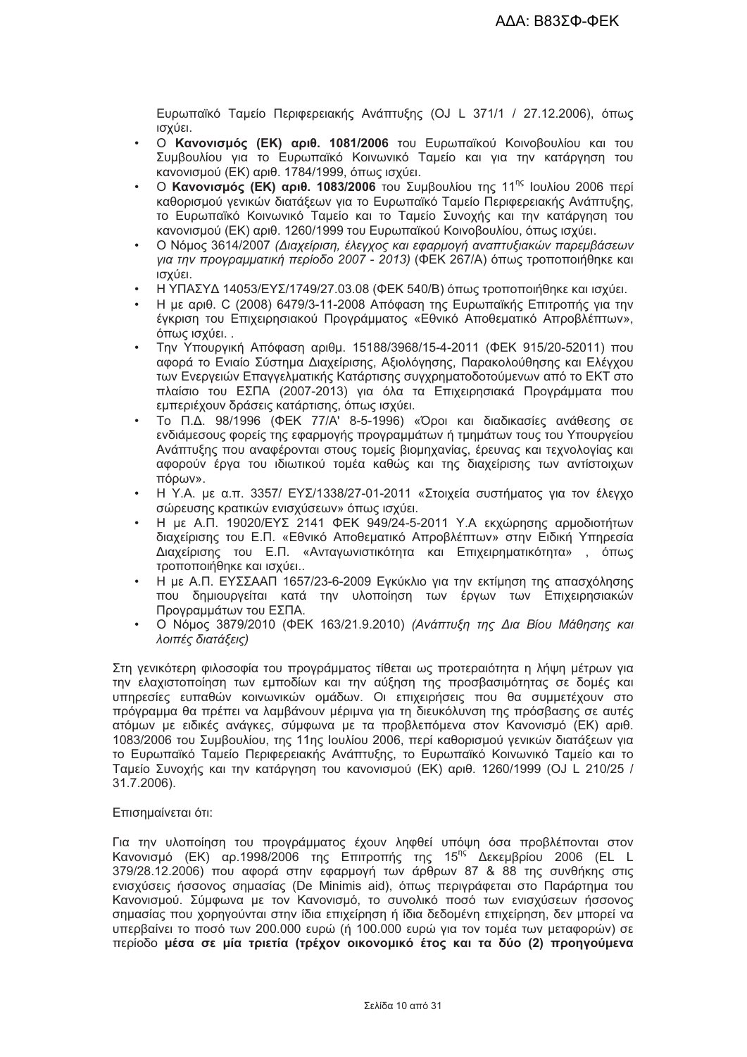Ευρωπαϊκό Ταμείο Περιφερειακής Ανάπτυξης (OJ L 371/1 / 27.12.2006), όπως ισχύει.

- Ο **Κανονισμός (ΕΚ) αριθ. 1081/2006** του Ευρωπαϊκού Κοινοβουλίου και του Συμβουλίου για το Ευρωπαϊκό Κοινωνικό Ταμείο και για την κατάργηση του κανονισμού (ΕΚ) αριθ. 1784/1999, όπως ισχύει.
- Ο **Κανονισμός (ΕΚ) αριθ. 1083/2006** του Συμβουλίου της 11[ης] Ιουλίου 2006 περί καθορισμού γενικών διατάξεων για το Ευρωπαϊκό Ταμείο Περιφερειακής Ανάπτυξης, το Ευρωπαϊκό Κοινωνικό Ταμείο και το Ταμείο Συνοχής και την κατάργηση του κανονισμού (ΕΚ) αριθ. 1260/1999 του Ευρωπαϊκού Κοινοβουλίου, όπως ισχύει.
- Ο Νόμος 3614/2007 *(Διαχείριση, έλεγχος και εφαρμογή αναπτυξιακών παρεμβάσεων για την προγραμματική περίοδο 2007 - 2013)* (ΦΕΚ 267/Α) όπως τροποποιήθηκε και ισχύει.
- Η ΥΠΑΣΥΔ 14053/ΕΥΣ/1749/27.03.08 (ΦΕΚ 540/Β) όπως τροποποιήθηκε και ισχύει.
- Η με αριθ. C (2008) 6479/3-11-2008 Απόφαση της Ευρωπαϊκής Επιτροπής για την έγκριση του Επιχειρησιακού Προγράμματος «Εθνικό Αποθεματικό Απροβλέπτων», όπως ισχύει. .
- Την Υπουργική Απόφαση αριθμ. 15188/3968/15-4-2011 (ΦΕΚ 915/20-52011) που αφορά το Ενιαίο Σύστημα Διαχείρισης, Αξιολόγησης, Παρακολούθησης και Ελέγχου των Ενεργειών Επαγγελματικής Κατάρτισης συγχρηματοδοτούμενων από το ΕΚΤ στο πλαίσιο του ΕΣΠΑ (2007-2013) για όλα τα Επιχειρησιακά Προγράμματα που εμπεριέχουν δράσεις κατάρτισης, όπως ισχύει.
- Το Π.Δ. 98/1996 (ΦΕΚ 77/Α' 8-5-1996) «Όροι και διαδικασίες ανάθεσης σε ενδιάμεσους φορείς της εφαρμογής προγραμμάτων ή τμημάτων τους του Υπουργείου Ανάπτυξης που αναφέρονται στους τομείς βιομηχανίας, έρευνας και τεχνολογίας και αφορούν έργα του ιδιωτικού τομέα καθώς και της διαχείρισης των αντίστοιχων πόρων».
- Η Υ.Α. με α.π. 3357/ ΕΥΣ/1338/27-01-2011 «Στοιχεία συστήματος για τον έλεγχο σώρευσης κρατικών ενισχύσεων» όπως ισχύει.
- Η με Α.Π. 19020/ΕΥΣ 2141 ΦΕΚ 949/24-5-2011 Υ.Α εκχώρησης αρμοδιοτήτων διαχείρισης του Ε.Π. «Εθνικό Αποθεματικό Απροβλέπτων» στην Ειδική Υπηρεσία Διαχείρισης του Ε.Π. «Ανταγωνιστικότητα και Επιχειρηματικότητα» , όπως τροποποιήθηκε και ισχύει..
- Η με Α.Π. ΕΥΣΣΑΑΠ 1657/23-6-2009 Εγκύκλιο για την εκτίμηση της απασχόλησης που δημιουργείται κατά την υλοποίηση των έργων των Επιχειρησιακών Προγραμμάτων του ΕΣΠΑ.
- Ο Νόμος 3879/2010 (ΦΕΚ 163/21.9.2010) *(Ανάπτυξη της Δια Βίου Μάθησης και λοιπές διατάξεις)*

Στη γενικότερη φιλοσοφία του προγράμματος τίθεται ως προτεραιότητα η λήψη μέτρων για την ελαχιστοποίηση των εμποδίων και την αύξηση της προσβασιμότητας σε δομές και υπηρεσίες ευπαθών κοινωνικών ομάδων. Οι επιχειρήσεις που θα συμμετέχουν στο πρόγραμμα θα πρέπει να λαμβάνουν μέριμνα για τη διευκόλυνση της πρόσβασης σε αυτές ατόμων με ειδικές ανάγκες, σύμφωνα με τα προβλεπόμενα στον Κανονισμό (ΕΚ) αριθ. 1083/2006 του Συμβουλίου, της 11ης Ιουλίου 2006, περί καθορισμού γενικών διατάξεων για το Ευρωπαϊκό Ταμείο Περιφερειακής Ανάπτυξης, το Ευρωπαϊκό Κοινωνικό Ταμείο και το Ταμείο Συνοχής και την κατάργηση του κανονισμού (ΕΚ) αριθ. 1260/1999 (OJ L 210/25 / 31.7.2006).

Επισημαίνεται ότι:

Για την υλοποίηση του προγράμματος έχουν ληφθεί υπόψη όσα προβλέπονται στον Κανονισμό (ΕΚ) αρ.1998/2006 της Επιτροπής της 15[ης] Δεκεμβρίου 2006 (EL L 379/28.12.2006) που αφορά στην εφαρμογή των άρθρων 87 & 88 της συνθήκης στις ενισχύσεις ήσσονος σημασίας (De Minimis aid), όπως περιγράφεται στο Παράρτημα του Κανονισμού. Σύμφωνα με τον Κανονισμό, το συνολικό ποσό των ενισχύσεων ήσσονος σημασίας που χορηγούνται στην ίδια επιχείρηση ή ίδια δεδομένη επιχείρηση, δεν μπορεί να υπερβαίνει το ποσό των 200.000 ευρώ (ή 100.000 ευρώ για τον τομέα των μεταφορών) σε περίοδο **μέσα σε μία τριετία (τρέχον οικονομικό έτος και τα δύο (2) προηγούμενα**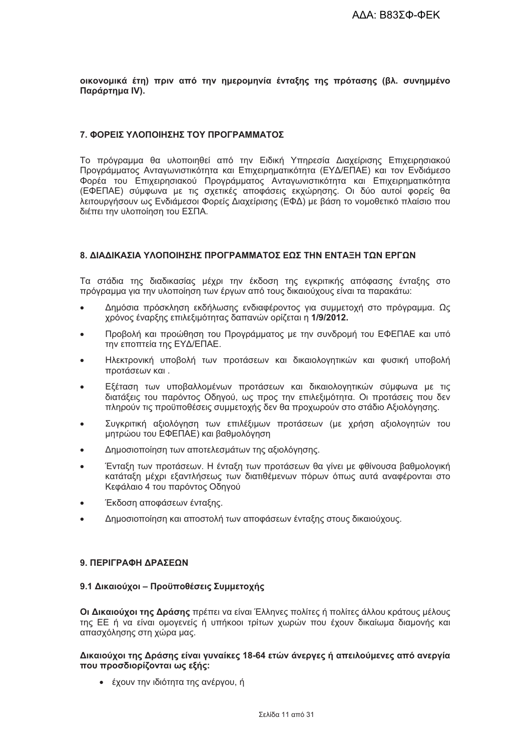**οικονομικά έτη) πριν από την ημερομηνία ένταξης της πρότασης (βλ. συνημμένο Παράρτημα IV).**

### 7. ΦΟΡΕΙΣ ΥΛΟΠΟΙΗΣΗΣ ΤΟΥ ΠΡΟΓΡΑΜΜΑΤΟΣ

Το πρόγραμμα θα υλοποιηθεί από την Ειδική Υπηρεσία Διαχείρισης Επιχειρησιακού Προγράμματος Ανταγωνιστικότητα και Επιχειρηματικότητα (ΕΥΔ/ΕΠΑΕ) και τον Ενδιάμεσο Φορέα του Επιχειρησιακού Προγράμματος Ανταγωνιστικότητα και Επιχειρηματικότητα (ΕΦΕΠΑΕ) σύμφωνα με τις σχετικές αποφάσεις εκχώρησης. Οι δύο αυτοί φορείς θα λειτουργήσουν ως Ενδιάμεσοι Φορείς Διαχείρισης (ΕΦΔ) με βάση το νομοθετικό πλαίσιο που διέπει την υλοποίηση του ΕΣΠΑ.

### 8. ΔΙΑΔΙΚΑΣΙΑ ΥΛΟΠΟΙΗΣΗΣ ΠΡΟΓΡΑΜΜΑΤΟΣ ΕΩΣ ΤΗΝ ΕΝΤΑΞΗ ΤΩΝ ΕΡΓΩΝ

Τα στάδια της διαδικασίας μέχρι την έκδοση της εγκριτικής απόφασης ένταξης στο πρόγραμμα για την υλοποίηση των έργων από τους δικαιούχους είναι τα παρακάτω:

- Δημόσια πρόσκληση εκδήλωσης ενδιαφέροντος για συμμετοχή στο πρόγραμμα. Ως χρόνος έναρξης επιλεξιμότητας δαπανών ορίζεται η **1/9/2012.**
- Προβολή και προώθηση του Προγράμματος με την συνδρομή του ΕΦΕΠΑΕ και υπό την εποπτεία της ΕΥΔ/ΕΠΑΕ.
- Ηλεκτρονική υποβολή των προτάσεων και δικαιολογητικών και φυσική υποβολή προτάσεων και .
- Εξέταση των υποβαλλομένων προτάσεων και δικαιολογητικών σύμφωνα με τις διατάξεις του παρόντος Οδηγού, ως προς την επιλεξιμότητα. Οι προτάσεις που δεν πληρούν τις προϋποθέσεις συμμετοχής δεν θα προχωρούν στο στάδιο Αξιολόγησης.
- Συγκριτική αξιολόγηση των επιλέξιμων προτάσεων (με χρήση αξιολογητών του μητρώου του ΕΦΕΠΑΕ) και βαθμολόγηση
- Δημοσιοποίηση των αποτελεσμάτων της αξιολόγησης.
- Ένταξη των προτάσεων. Η ένταξη των προτάσεων θα γίνει με φθίνουσα βαθμολογική κατάταξη μέχρι εξαντλήσεως των διατιθέμενων πόρων όπως αυτά αναφέρονται στο Κεφάλαιο 4 του παρόντος Οδηγού
- Έκδοση αποφάσεων ένταξης.
- Δημοσιοποίηση και αποστολή των αποφάσεων ένταξης στους δικαιούχους.

### 9. ΠΕΡΙΓΡΑΦΗ ΔΡΑΣΕΩΝ

#### 9.1 Δικαιούχοι – Προϋποθέσεις Συμμετοχής

**Οι Δικαιούχοι της Δράσης** πρέπει να είναι Έλληνες πολίτες ή πολίτες άλλου κράτους μέλους της ΕΕ ή να είναι ομογενείς ή υπήκοοι τρίτων χωρών που έχουν δικαίωμα διαμονής και απασχόλησης στη χώρα μας.

**Δικαιούχοι της Δράσης είναι γυναίκες 18-64 ετών άνεργες ή απειλούμενες από ανεργία που προσδιορίζονται ως εξής:**

- έχουν την ιδιότητα της ανέργου, ή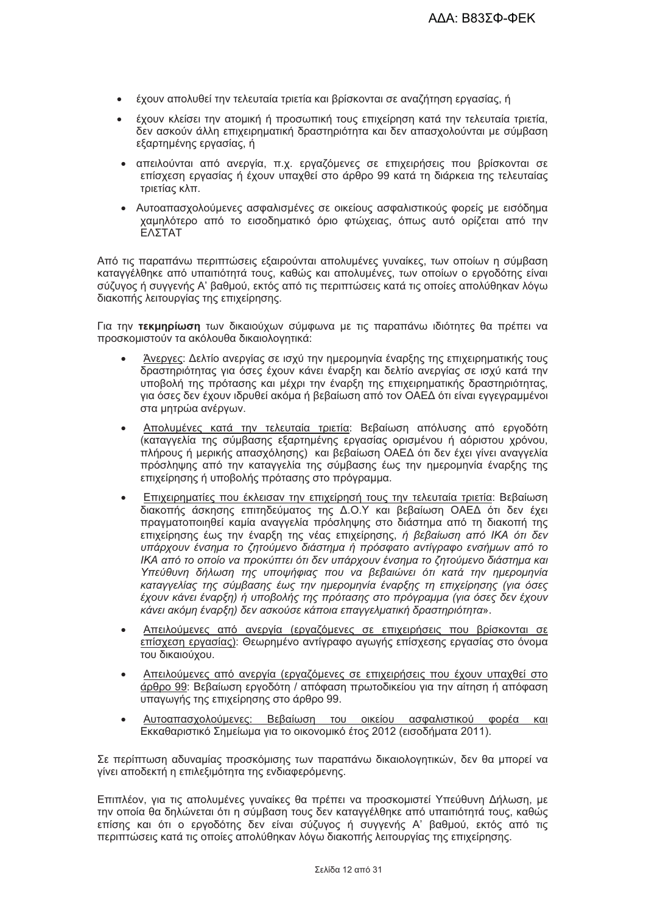- έχουν απολυθεί την τελευταία τριετία και βρίσκονται σε αναζήτηση εργασίας, ή
- έχουν κλείσει την ατομική ή προσωπική τους επιχείρηση κατά την τελευταία τριετία, δεν ασκούν άλλη επιχειρηματική δραστηριότητα και δεν απασχολούνται με σύμβαση εξαρτημένης εργασίας, ή
- απειλούνται από ανεργία, π.χ. εργαζόμενες σε επιχειρήσεις που βρίσκονται σε επίσχεση εργασίας ή έχουν υπαχθεί στο άρθρο 99 κατά τη διάρκεια της τελευταίας τριετίας κλπ.
- Αυτοαπασχολούμενες ασφαλισμένες σε οικείους ασφαλιστικούς φορείς με εισόδημα χαμηλότερο από το εισοδηματικό όριο φτώχειας, όπως αυτό ορίζεται από την ΕΛΣΤΑΤ

Από τις παραπάνω περιπτώσεις εξαιρούνται απολυμένες γυναίκες, των οποίων η σύμβαση καταγγέλθηκε από υπαιτιότητά τους, καθώς και απολυμένες, των οποίων ο εργοδότης είναι σύζυγος ή συγγενής Α' βαθμού, εκτός από τις περιπτώσεις κατά τις οποίες απολύθηκαν λόγω διακοπής λειτουργίας της επιχείρησης.

Για την **τεκμηρίωση** των δικαιούχων σύμφωνα με τις παραπάνω ιδιότητες θα πρέπει να προσκομιστούν τα ακόλουθα δικαιολογητικά:

- Άνεργες: Δελτίο ανεργίας σε ισχύ την ημερομηνία έναρξης της επιχειρηματικής τους δραστηριότητας για όσες έχουν κάνει έναρξη και δελτίο ανεργίας σε ισχύ κατά την υποβολή της πρότασης και μέχρι την έναρξη της επιχειρηματικής δραστηριότητας, για όσες δεν έχουν ιδρυθεί ακόμα ή βεβαίωση από τον ΟΑΕΔ ότι είναι εγγεγραμμένοι στα μητρώα ανέργων.
- Απολυμένες κατά την τελευταία τριετία: Βεβαίωση απόλυσης από εργοδότη (καταγγελία της σύμβασης εξαρτημένης εργασίας ορισμένου ή αόριστου χρόνου, πλήρους ή μερικής απασχόλησης) και βεβαίωση ΟΑΕΔ ότι δεν έχει γίνει αναγγελία πρόσληψης από την καταγγελία της σύμβασης έως την ημερομηνία έναρξης της επιχείρησης ή υποβολής πρότασης στο πρόγραμμα.
- Επιχειρηματίες που έκλεισαν την επιχείρησή τους την τελευταία τριετία: Βεβαίωση διακοπής άσκησης επιτηδεύματος της Δ.Ο.Υ και βεβαίωση ΟΑΕΔ ότι δεν έχει πραγματοποιηθεί καμία αναγγελία πρόσληψης στο διάστημα από τη διακοπή της επιχείρησης έως την έναρξη της νέας επιχείρησης, *ή βεβαίωση από ΙΚΑ ότι δεν υπάρχουν ένσημα το ζητούμενο διάστημα ή πρόσφατο αντίγραφο ενσήμων από το ΙΚΑ από το οποίο να προκύπτει ότι δεν υπάρχουν ένσημα το ζητούμενο διάστημα και Υπεύθυνη δήλωση της υποψήφιας που να βεβαιώνει ότι κατά την ημερομηνία καταγγελίας της σύμβασης έως την ημερομηνία έναρξης τη επιχείρησης (για όσες έχουν κάνει έναρξη) ή υποβολής της πρότασης στο πρόγραμμα (για όσες δεν έχουν κάνει ακόμη έναρξη) δεν ασκούσε κάποια επαγγελματική δραστηριότητα*».
- Απειλούμενες από ανεργία (εργαζόμενες σε επιχειρήσεις που βρίσκονται σε επίσχεση εργασίας): Θεωρημένο αντίγραφο αγωγής επίσχεσης εργασίας στο όνομα του δικαιούχου.
- Απειλούμενες από ανεργία (εργαζόμενες σε επιχειρήσεις που έχουν υπαχθεί στο άρθρο 99: Βεβαίωση εργοδότη / απόφαση πρωτοδικείου για την αίτηση ή απόφαση υπαγωγής της επιχείρησης στο άρθρο 99.
- Αυτοαπασχολούμενες: Βεβαίωση του οικείου ασφαλιστικού φορέα και Εκκαθαριστικό Σημείωμα για το οικονομικό έτος 2012 (εισοδήματα 2011).

Σε περίπτωση αδυναμίας προσκόμισης των παραπάνω δικαιολογητικών, δεν θα μπορεί να γίνει αποδεκτή η επιλεξιμότητα της ενδιαφερόμενης.

Επιπλέον, για τις απολυμένες γυναίκες θα πρέπει να προσκομιστεί Υπεύθυνη Δήλωση, με την οποία θα δηλώνεται ότι η σύμβαση τους δεν καταγγέλθηκε από υπαιτιότητά τους, καθώς επίσης και ότι ο εργοδότης δεν είναι σύζυγος ή συγγενής Α' βαθμού, εκτός από τις περιπτώσεις κατά τις οποίες απολύθηκαν λόγω διακοπής λειτουργίας της επιχείρησης.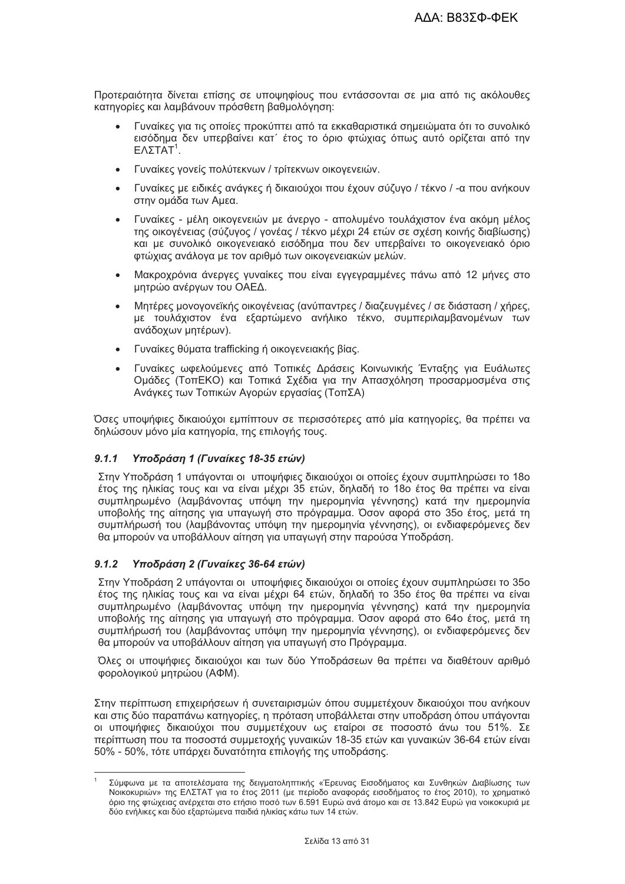Προτεραιότητα δίνεται επίσης σε υποψηφίους που εντάσσονται σε μια από τις ακόλουθες κατηγορίες και λαμβάνουν πρόσθετη βαθμολόγηση:

- Γυναίκες για τις οποίες προκύπτει από τα εκκαθαριστικά σημειώματα ότι το συνολικό εισόδημα δεν υπερβαίνει κατ΄ έτος το όριο φτώχιας όπως αυτό ορίζεται από την ΕΛΣΤΑΤ[1].
- Γυναίκες γονείς πολύτεκνων / τρίτεκνων οικογενειών.
- Γυναίκες με ειδικές ανάγκες ή δικαιούχοι που έχουν σύζυγο / τέκνο / -α που ανήκουν στην ομάδα των Αμεα.
- Γυναίκες - μέλη οικογενειών με άνεργο - απολυμένο τουλάχιστον ένα ακόμη μέλος της οικογένειας (σύζυγος / γονέας / τέκνο μέχρι 24 ετών σε σχέση κοινής διαβίωσης) και με συνολικό οικογενειακό εισόδημα που δεν υπερβαίνει το οικογενειακό όριο φτώχιας ανάλογα με τον αριθμό των οικογενειακών μελών.
- Μακροχρόνια άνεργες γυναίκες που είναι εγγεγραμμένες πάνω από 12 μήνες στο μητρώο ανέργων του ΟΑΕΔ.
- Μητέρες μονογονεϊκής οικογένειας (ανύπαντρες / διαζευγμένες / σε διάσταση / χήρες, με τουλάχιστον ένα εξαρτώμενο ανήλικο τέκνο, συμπεριλαμβανομένων των ανάδοχων μητέρων).
- Γυναίκες θύματα trafficking ή οικογενειακής βίας.
- Γυναίκες ωφελούμενες από Τοπικές Δράσεις Κοινωνικής Ένταξης για Ευάλωτες Ομάδες (ΤοπΕΚΟ) και Τοπικά Σχέδια για την Απασχόληση προσαρμοσμένα στις Ανάγκες των Τοπικών Αγορών εργασίας (ΤοπΣΑ)

Όσες υποψήφιες δικαιούχοι εμπίπτουν σε περισσότερες από μία κατηγορίες, θα πρέπει να δηλώσουν μόνο μία κατηγορία, της επιλογής τους.

### *9.1.1 Υποδράση 1 (Γυναίκες 18-35 ετών)*

Στην Υποδράση 1 υπάγονται οι υποψήφιες δικαιούχοι οι οποίες έχουν συμπληρώσει το 18ο έτος της ηλικίας τους και να είναι μέχρι 35 ετών, δηλαδή το 18ο έτος θα πρέπει να είναι συμπληρωμένο (λαμβάνοντας υπόψη την ημερομηνία γέννησης) κατά την ημερομηνία υποβολής της αίτησης για υπαγωγή στο πρόγραμμα. Όσον αφορά στο 35ο έτος, μετά τη συμπλήρωσή του (λαμβάνοντας υπόψη την ημερομηνία γέννησης), οι ενδιαφερόμενες δεν θα μπορούν να υποβάλλουν αίτηση για υπαγωγή στην παρούσα Υποδράση.

### *9.1.2 Υποδράση 2 (Γυναίκες 36-64 ετών)*

Στην Υποδράση 2 υπάγονται οι υποψήφιες δικαιούχοι οι οποίες έχουν συμπληρώσει το 35ο έτος της ηλικίας τους και να είναι μέχρι 64 ετών, δηλαδή το 35ο έτος θα πρέπει να είναι συμπληρωμένο (λαμβάνοντας υπόψη την ημερομηνία γέννησης) κατά την ημερομηνία υποβολής της αίτησης για υπαγωγή στο πρόγραμμα. Όσον αφορά στο 64ο έτος, μετά τη συμπλήρωσή του (λαμβάνοντας υπόψη την ημερομηνία γέννησης), οι ενδιαφερόμενες δεν θα μπορούν να υποβάλλουν αίτηση για υπαγωγή στο Πρόγραμμα.

Όλες οι υποψήφιες δικαιούχοι και των δύο Υποδράσεων θα πρέπει να διαθέτουν αριθμό φορολογικού μητρώου (ΑΦΜ).

Στην περίπτωση επιχειρήσεων ή συνεταιρισμών όπου συμμετέχουν δικαιούχοι που ανήκουν και στις δύο παραπάνω κατηγορίες, η πρόταση υποβάλλεται στην υποδράση όπου υπάγονται οι υποψήφιες δικαιούχοι που συμμετέχουν ως εταίροι σε ποσοστό άνω του 51%. Σε περίπτωση που τα ποσοστά συμμετοχής γυναικών 18-35 ετών και γυναικών 36-64 ετών είναι 50% - 50%, τότε υπάρχει δυνατότητα επιλογής της υποδράσης.

---

[1] Σύμφωνα με τα αποτελέσματα της δειγματοληπτικής «Έρευνας Εισοδήματος και Συνθηκών Διαβίωσης των Νοικοκυριών» της ΕΛΣΤΑΤ για το έτος 2011 (με περίοδο αναφοράς εισοδήματος το έτος 2010), το χρηματικό όριο της φτώχειας ανέρχεται στο ετήσιο ποσό των 6.591 Ευρώ ανά άτομο και σε 13.842 Ευρώ για νοικοκυριά με δύο ενήλικες και δύο εξαρτώμενα παιδιά ηλικίας κάτω των 14 ετών.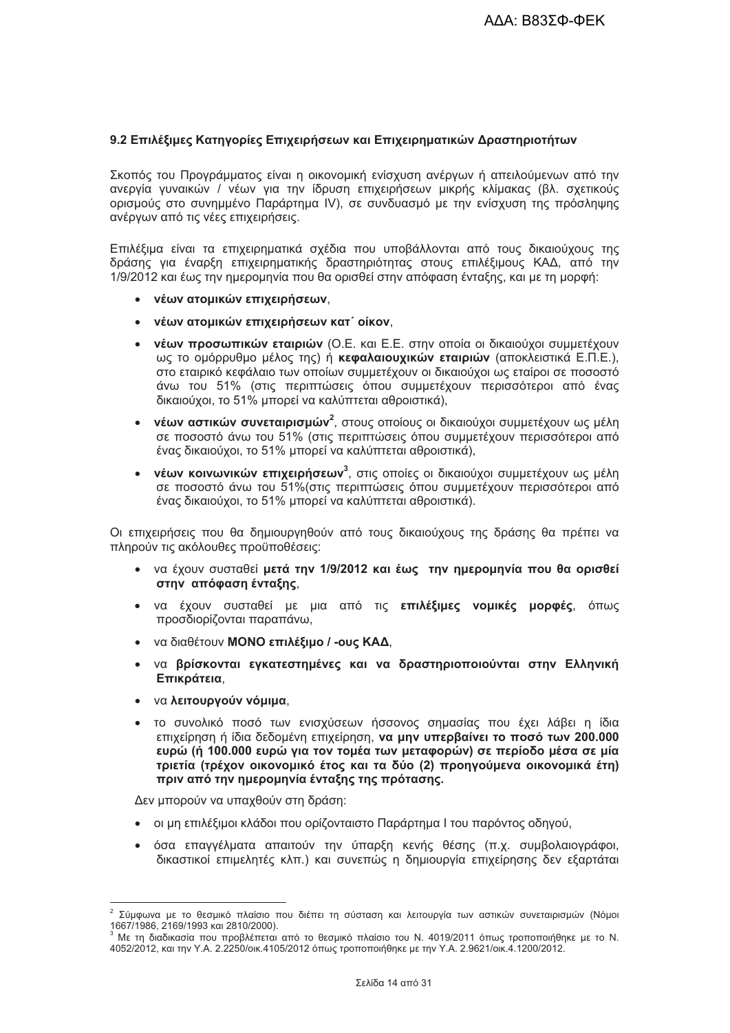### 9.2 Επιλέξιμες Κατηγορίες Επιχειρήσεων και Επιχειρηματικών Δραστηριοτήτων

Σκοπός του Προγράμματος είναι η οικονομική ενίσχυση ανέργων ή απειλούμενων από την ανεργία γυναικών / νέων για την ίδρυση επιχειρήσεων μικρής κλίμακας (βλ. σχετικούς ορισμούς στο συνημμένο Παράρτημα IV), σε συνδυασμό με την ενίσχυση της πρόσληψης ανέργων από τις νέες επιχειρήσεις.

Επιλέξιμα είναι τα επιχειρηματικά σχέδια που υποβάλλονται από τους δικαιούχους της δράσης για έναρξη επιχειρηματικής δραστηριότητας στους επιλέξιμους ΚΑΔ, από την 1/9/2012 και έως την ημερομηνία που θα ορισθεί στην απόφαση ένταξης, και με τη μορφή:

- **νέων ατομικών επιχειρήσεων**,
- **νέων ατομικών επιχειρήσεων κατ΄ οίκον**,
- **νέων προσωπικών εταιριών** (Ο.Ε. και Ε.Ε. στην οποία οι δικαιούχοι συμμετέχουν ως το ομόρρυθμο μέλος της) ή **κεφαλαιουχικών εταιριών** (αποκλειστικά Ε.Π.Ε.), στο εταιρικό κεφάλαιο των οποίων συμμετέχουν οι δικαιούχοι ως εταίροι σε ποσοστό άνω του 51% (στις περιπτώσεις όπου συμμετέχουν περισσότεροι από ένας δικαιούχοι, το 51% μπορεί να καλύπτεται αθροιστικά),
- **νέων αστικών συνεταιρισμών**[2], στους οποίους οι δικαιούχοι συμμετέχουν ως μέλη σε ποσοστό άνω του 51% (στις περιπτώσεις όπου συμμετέχουν περισσότεροι από ένας δικαιούχοι, το 51% μπορεί να καλύπτεται αθροιστικά),
- **νέων κοινωνικών επιχειρήσεων**[3], στις οποίες οι δικαιούχοι συμμετέχουν ως μέλη σε ποσοστό άνω του 51%(στις περιπτώσεις όπου συμμετέχουν περισσότεροι από ένας δικαιούχοι, το 51% μπορεί να καλύπτεται αθροιστικά).

Οι επιχειρήσεις που θα δημιουργηθούν από τους δικαιούχους της δράσης θα πρέπει να πληρούν τις ακόλουθες προϋποθέσεις:

- να έχουν συσταθεί **μετά την 1/9/2012 και έως την ημερομηνία που θα ορισθεί στην απόφαση ένταξης**,
- να έχουν συσταθεί με μια από τις **επιλέξιμες νομικές μορφές**, όπως προσδιορίζονται παραπάνω,
- να διαθέτουν **ΜΟΝΟ επιλέξιμο / -ους ΚΑΔ**,
- να **βρίσκονται εγκατεστημένες και να δραστηριοποιούνται στην Ελληνική Επικράτεια**,
- να **λειτουργούν νόμιμα**,
- το συνολικό ποσό των ενισχύσεων ήσσονος σημασίας που έχει λάβει η ίδια επιχείρηση ή ίδια δεδομένη επιχείρηση, **να μην υπερβαίνει το ποσό των 200.000 ευρώ (ή 100.000 ευρώ για τον τομέα των μεταφορών) σε περίοδο μέσα σε μία τριετία (τρέχον οικονομικό έτος και τα δύο (2) προηγούμενα οικονομικά έτη) πριν από την ημερομηνία ένταξης της πρότασης.**

Δεν μπορούν να υπαχθούν στη δράση:

- οι μη επιλέξιμοι κλάδοι που ορίζονταιστο Παράρτημα Ι του παρόντος οδηγού,
- όσα επαγγέλματα απαιτούν την ύπαρξη κενής θέσης (π.χ. συμβολαιογράφοι, δικαστικοί επιμελητές κλπ.) και συνεπώς η δημιουργία επιχείρησης δεν εξαρτάται

---

[2] Σύμφωνα με το θεσμικό πλαίσιο που διέπει τη σύσταση και λειτουργία των αστικών συνεταιρισμών (Νόμοι 1667/1986, 2169/1993 και 2810/2000).

[3] Με τη διαδικασία που προβλέπεται από το θεσμικό πλαίσιο του Ν. 4019/2011 όπως τροποποιήθηκε με το Ν. 4052/2012, και την Υ.Α. 2.2250/οικ.4105/2012 όπως τροποποιήθηκε με την Υ.Α. 2.9621/οικ.4.1200/2012.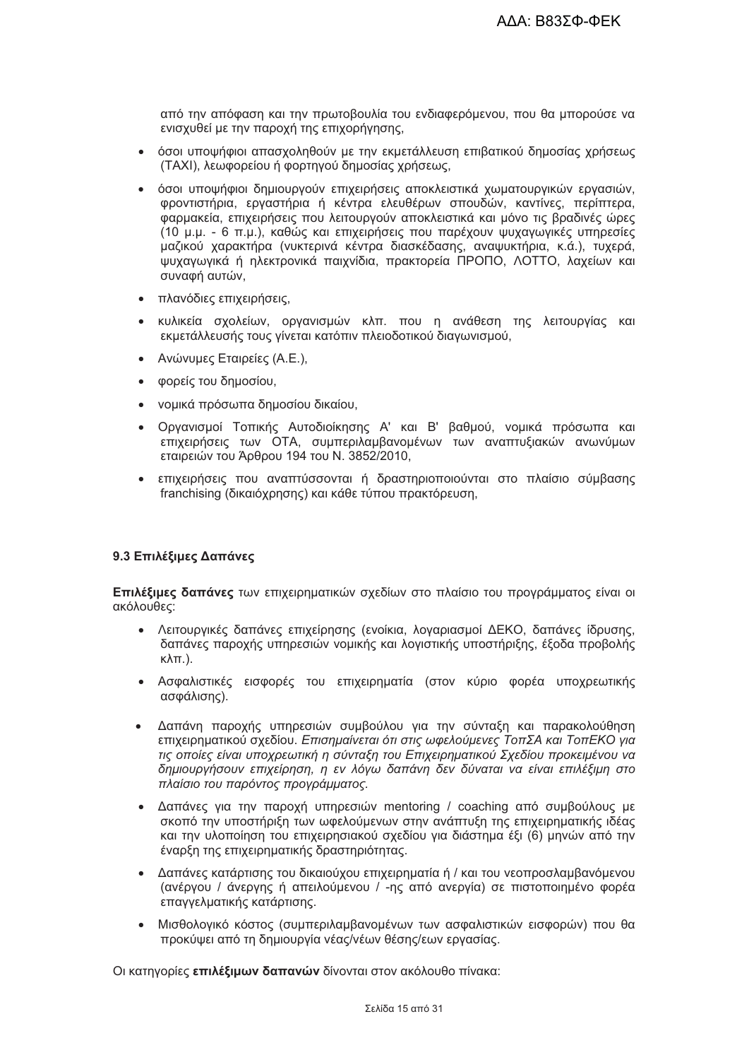από την απόφαση και την πρωτοβουλία του ενδιαφερόμενου, που θα μπορούσε να ενισχυθεί με την παροχή της επιχορήγησης,

- όσοι υποψήφιοι απασχοληθούν με την εκμετάλλευση επιβατικού δημοσίας χρήσεως (TAXI), λεωφορείου ή φορτηγού δημοσίας χρήσεως,
- όσοι υποψήφιοι δημιουργούν επιχειρήσεις αποκλειστικά χωματουργικών εργασιών, φροντιστήρια, εργαστήρια ή κέντρα ελευθέρων σπουδών, καντίνες, περίπτερα, φαρμακεία, επιχειρήσεις που λειτουργούν αποκλειστικά και μόνο τις βραδινές ώρες (10 μ.μ. - 6 π.μ.), καθώς και επιχειρήσεις που παρέχουν ψυχαγωγικές υπηρεσίες μαζικού χαρακτήρα (νυκτερινά κέντρα διασκέδασης, αναψυκτήρια, κ.ά.), τυχερά, ψυχαγωγικά ή ηλεκτρονικά παιχνίδια, πρακτορεία ΠΡΟΠΟ, ΛΟΤΤΟ, λαχείων και συναφή αυτών,
- πλανόδιες επιχειρήσεις,
- κυλικεία σχολείων, οργανισμών κλπ. που η ανάθεση της λειτουργίας και εκμετάλλευσής τους γίνεται κατόπιν πλειοδοτικού διαγωνισμού,
- Ανώνυμες Εταιρείες (Α.Ε.),
- φορείς του δημοσίου,
- νομικά πρόσωπα δημοσίου δικαίου,
- Οργανισμοί Τοπικής Αυτοδιοίκησης Α' και Β' βαθμού, νομικά πρόσωπα και επιχειρήσεις των ΟΤΑ, συμπεριλαμβανομένων των αναπτυξιακών ανωνύμων εταιρειών του Άρθρου 194 του Ν. 3852/2010,
- επιχειρήσεις που αναπτύσσονται ή δραστηριοποιούνται στο πλαίσιο σύμβασης franchising (δικαιόχρησης) και κάθε τύπου πρακτόρευση,

### 9.3 Επιλέξιμες Δαπάνες

**Επιλέξιμες δαπάνες** των επιχειρηματικών σχεδίων στο πλαίσιο του προγράμματος είναι οι ακόλουθες:

- Λειτουργικές δαπάνες επιχείρησης (ενοίκια, λογαριασμοί ΔΕΚΟ, δαπάνες ίδρυσης, δαπάνες παροχής υπηρεσιών νομικής και λογιστικής υποστήριξης, έξοδα προβολής κλπ.).
- Ασφαλιστικές εισφορές του επιχειρηματία (στον κύριο φορέα υποχρεωτικής ασφάλισης).
- Δαπάνη παροχής υπηρεσιών συμβούλου για την σύνταξη και παρακολούθηση επιχειρηματικού σχεδίου. *Επισημαίνεται ότι στις ωφελούμενες ΤοπΣΑ και ΤοπΕΚΟ για τις οποίες είναι υποχρεωτική η σύνταξη του Επιχειρηματικού Σχεδίου προκειμένου να δημιουργήσουν επιχείρηση, η εν λόγω δαπάνη δεν δύναται να είναι επιλέξιμη στο πλαίσιο του παρόντος προγράμματος.*
- Δαπάνες για την παροχή υπηρεσιών mentoring / coaching από συμβούλους με σκοπό την υποστήριξη των ωφελούμενων στην ανάπτυξη της επιχειρηματικής ιδέας και την υλοποίηση του επιχειρησιακού σχεδίου για διάστημα έξι (6) μηνών από την έναρξη της επιχειρηματικής δραστηριότητας.
- Δαπάνες κατάρτισης του δικαιούχου επιχειρηματία ή / και του νεοπροσλαμβανόμενου (ανέργου / άνεργης ή απειλούμενου / -ης από ανεργία) σε πιστοποιημένο φορέα επαγγελματικής κατάρτισης.
- Μισθολογικό κόστος (συμπεριλαμβανομένων των ασφαλιστικών εισφορών) που θα προκύψει από τη δημιουργία νέας/νέων θέσης/εων εργασίας.

Οι κατηγορίες **επιλέξιμων δαπανών** δίνονται στον ακόλουθο πίνακα: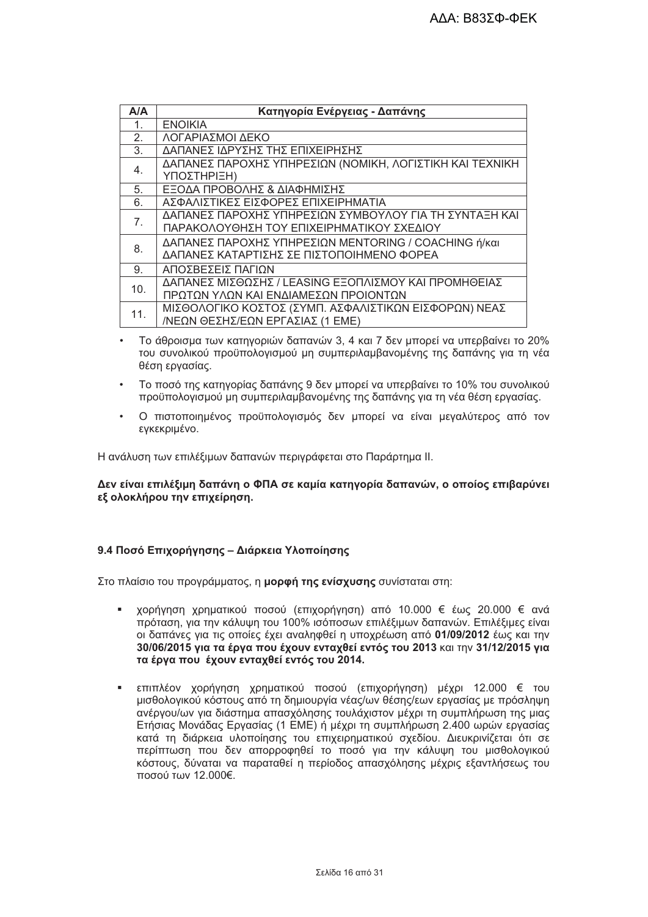| Α/Α | Κατηγορία Ενέργειας - Δαπάνης |
|---|---|
| 1. | ΕΝΟΙΚΙΑ |
| 2. | ΛΟΓΑΡΙΑΣΜΟΙ ΔΕΚΟ |
| 3. | ΔΑΠΑΝΕΣ ΙΔΡΥΣΗΣ ΤΗΣ ΕΠΙΧΕΙΡΗΣΗΣ |
| 4. | ΔΑΠΑΝΕΣ ΠΑΡΟΧΗΣ ΥΠΗΡΕΣΙΩΝ (ΝΟΜΙΚΗ, ΛΟΓΙΣΤΙΚΗ ΚΑΙ ΤΕΧΝΙΚΗ ΥΠΟΣΤΗΡΙΞΗ) |
| 5. | ΕΞΟΔΑ ΠΡΟΒΟΛΗΣ & ΔΙΑΦΗΜΙΣΗΣ |
| 6. | ΑΣΦΑΛΙΣΤΙΚΕΣ ΕΙΣΦΟΡΕΣ ΕΠΙΧΕΙΡΗΜΑΤΙΑ |
| 7. | ΔΑΠΑΝΕΣ ΠΑΡΟΧΗΣ ΥΠΗΡΕΣΙΩΝ ΣΥΜΒΟΥΛΟΥ ΓΙΑ ΤΗ ΣΥΝΤΑΞΗ ΚΑΙ ΠΑΡΑΚΟΛΟΥΘΗΣΗ ΤΟΥ ΕΠΙΧΕΙΡΗΜΑΤΙΚΟΥ ΣΧΕΔΙΟΥ |
| 8. | ΔΑΠΑΝΕΣ ΠΑΡΟΧΗΣ ΥΠΗΡΕΣΙΩΝ MENTORING / COACHING ή/και ΔΑΠΑΝΕΣ ΚΑΤΑΡΤΙΣΗΣ ΣΕ ΠΙΣΤΟΠΟΙΗΜΕΝΟ ΦΟΡΕΑ |
| 9. | ΑΠΟΣΒΕΣΕΙΣ ΠΑΓΙΩΝ |
| 10. | ΔΑΠΑΝΕΣ ΜΙΣΘΩΣΗΣ / LEASING ΕΞΟΠΛΙΣΜΟΥ ΚΑΙ ΠΡΟΜΗΘΕΙΑΣ ΠΡΩΤΩΝ ΥΛΩΝ ΚΑΙ ΕΝΔΙΑΜΕΣΩΝ ΠΡΟΙΟΝΤΩΝ |
| 11. | ΜΙΣΘΟΛΟΓΙΚΟ ΚΟΣΤΟΣ (ΣΥΜΠ. ΑΣΦΑΛΙΣΤΙΚΩΝ ΕΙΣΦΟΡΩΝ) ΝΕΑΣ /ΝΕΩΝ ΘΕΣΗΣ/ΕΩΝ ΕΡΓΑΣΙΑΣ (1 ΕΜΕ) |

- Το άθροισμα των κατηγοριών δαπανών 3, 4 και 7 δεν μπορεί να υπερβαίνει το 20% του συνολικού προϋπολογισμού μη συμπεριλαμβανομένης της δαπάνης για τη νέα θέση εργασίας.
- Το ποσό της κατηγορίας δαπάνης 9 δεν μπορεί να υπερβαίνει το 10% του συνολικού προϋπολογισμού μη συμπεριλαμβανομένης της δαπάνης για τη νέα θέση εργασίας.
- Ο πιστοποιημένος προϋπολογισμός δεν μπορεί να είναι μεγαλύτερος από τον εγκεκριμένο.

Η ανάλυση των επιλέξιμων δαπανών περιγράφεται στο Παράρτημα ΙΙ.

**Δεν είναι επιλέξιμη δαπάνη ο ΦΠΑ σε καμία κατηγορία δαπανών, ο οποίος επιβαρύνει εξ ολοκλήρου την επιχείρηση.**

### 9.4 Ποσό Επιχορήγησης – Διάρκεια Υλοποίησης

Στο πλαίσιο του προγράμματος, η **μορφή της ενίσχυσης** συνίσταται στη:

- χορήγηση χρηματικού ποσού (επιχορήγηση) από 10.000 € έως 20.000 € ανά πρόταση, για την κάλυψη του 100% ισόποσων επιλέξιμων δαπανών. Επιλέξιμες είναι οι δαπάνες για τις οποίες έχει αναληφθεί η υποχρέωση από **01/09/2012** έως και την **30/06/2015 για τα έργα που έχουν ενταχθεί εντός του 2013** και την **31/12/2015 για τα έργα που έχουν ενταχθεί εντός του 2014.**
- επιπλέον χορήγηση χρηματικού ποσού (επιχορήγηση) μέχρι 12.000 € του μισθολογικού κόστους από τη δημιουργία νέας/ων θέσης/εων εργασίας με πρόσληψη ανέργου/ων για διάστημα απασχόλησης τουλάχιστον μέχρι τη συμπλήρωση της μιας Ετήσιας Μονάδας Εργασίας (1 ΕΜΕ) ή μέχρι τη συμπλήρωση 2.400 ωρών εργασίας κατά τη διάρκεια υλοποίησης του επιχειρηματικού σχεδίου. Διευκρινίζεται ότι σε περίπτωση που δεν απορροφηθεί το ποσό για την κάλυψη του μισθολογικού κόστους, δύναται να παραταθεί η περίοδος απασχόλησης μέχρις εξαντλήσεως του ποσού των 12.000€.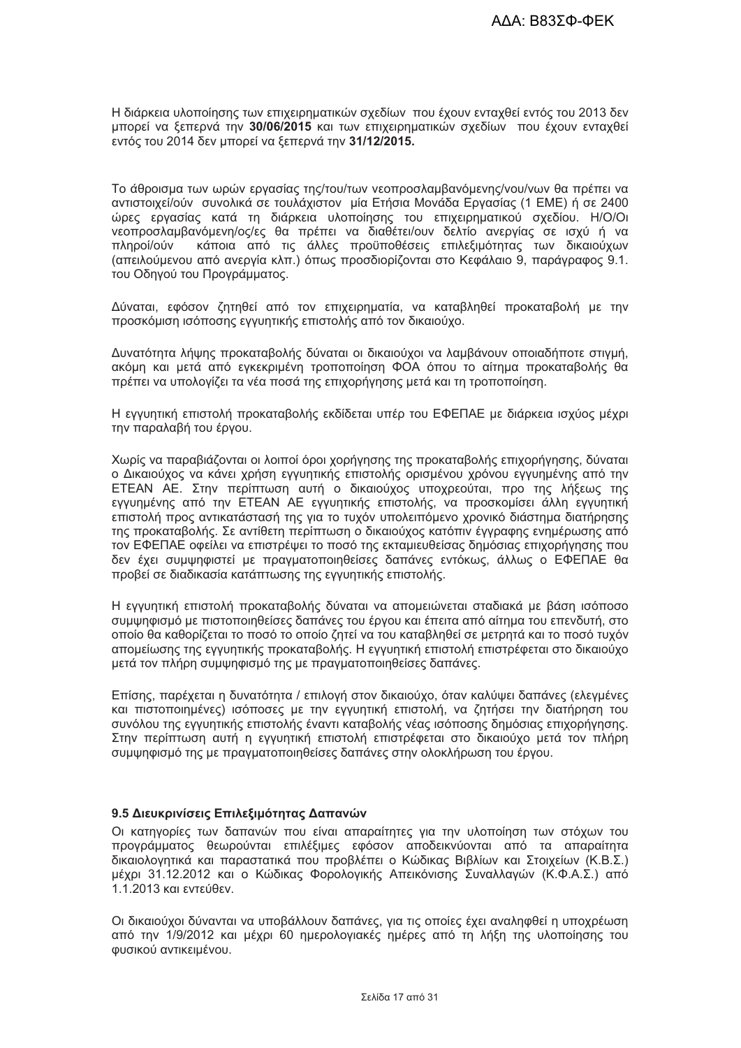Η διάρκεια υλοποίησης των επιχειρηματικών σχεδίων που έχουν ενταχθεί εντός του 2013 δεν μπορεί να ξεπερνά την **30/06/2015** και των επιχειρηματικών σχεδίων που έχουν ενταχθεί εντός του 2014 δεν μπορεί να ξεπερνά την **31/12/2015.**

Το άθροισμα των ωρών εργασίας της/του/των νεοπροσλαμβανόμενης/νου/νων θα πρέπει να αντιστοιχεί/ούν συνολικά σε τουλάχιστον μία Ετήσια Μονάδα Εργασίας (1 ΕΜΕ) ή σε 2400 ώρες εργασίας κατά τη διάρκεια υλοποίησης του επιχειρηματικού σχεδίου. Η/Ο/Οι νεοπροσλαμβανόμενη/ος/ες θα πρέπει να διαθέτει/ουν δελτίο ανεργίας σε ισχύ ή να πληροί/ούν κάποια από τις άλλες προϋποθέσεις επιλεξιμότητας των δικαιούχων (απειλούμενου από ανεργία κλπ.) όπως προσδιορίζονται στο Κεφάλαιο 9, παράγραφος 9.1. του Οδηγού του Προγράμματος.

Δύναται, εφόσον ζητηθεί από τον επιχειρηματία, να καταβληθεί προκαταβολή με την προσκόμιση ισόποσης εγγυητικής επιστολής από τον δικαιούχο.

Δυνατότητα λήψης προκαταβολής δύναται οι δικαιούχοι να λαμβάνουν οποιαδήποτε στιγμή, ακόμη και μετά από εγκεκριμένη τροποποίηση ΦΟΑ όπου το αίτημα προκαταβολής θα πρέπει να υπολογίζει τα νέα ποσά της επιχορήγησης μετά και τη τροποποίηση.

Η εγγυητική επιστολή προκαταβολής εκδίδεται υπέρ του ΕΦΕΠΑΕ με διάρκεια ισχύος μέχρι την παραλαβή του έργου.

Χωρίς να παραβιάζονται οι λοιποί όροι χορήγησης της προκαταβολής επιχορήγησης, δύναται ο Δικαιούχος να κάνει χρήση εγγυητικής επιστολής ορισμένου χρόνου εγγυημένης από την ΕΤΕΑΝ ΑΕ. Στην περίπτωση αυτή ο δικαιούχος υποχρεούται, προ της λήξεως της εγγυημένης από την ΕΤΕΑΝ ΑΕ εγγυητικής επιστολής, να προσκομίσει άλλη εγγυητική επιστολή προς αντικατάστασή της για το τυχόν υπολειπόμενο χρονικό διάστημα διατήρησης της προκαταβολής. Σε αντίθετη περίπτωση ο δικαιούχος κατόπιν έγγραφης ενημέρωσης από τον ΕΦΕΠΑΕ οφείλει να επιστρέψει το ποσό της εκταμιευθείσας δημόσιας επιχορήγησης που δεν έχει συμψηφιστεί με πραγματοποιηθείσες δαπάνες εντόκως, άλλως ο ΕΦΕΠΑΕ θα προβεί σε διαδικασία κατάπτωσης της εγγυητικής επιστολής.

Η εγγυητική επιστολή προκαταβολής δύναται να απομειώνεται σταδιακά με βάση ισόποσο συμψηφισμό με πιστοποιηθείσες δαπάνες του έργου και έπειτα από αίτημα του επενδυτή, στο οποίο θα καθορίζεται το ποσό το οποίο ζητεί να του καταβληθεί σε μετρητά και το ποσό τυχόν απομείωσης της εγγυητικής επιστολής προκαταβολής. Η εγγυητική επιστολή επιστρέφεται στο δικαιούχο μετά τον πλήρη συμψηφισμό της με πραγματοποιηθείσες δαπάνες.

Επίσης, παρέχεται η δυνατότητα / επιλογή στον δικαιούχο, όταν καλύψει δαπάνες (ελεγμένες και πιστοποιημένες) ισόποσες με την εγγυητική επιστολή, να ζητήσει την διατήρηση του συνόλου της εγγυητικής επιστολής έναντι καταβολής νέας ισόποσης δημόσιας επιχορήγησης. Στην περίπτωση αυτή η εγγυητική επιστολή επιστρέφεται στο δικαιούχο μετά τον πλήρη συμψηφισμό της με πραγματοποιηθείσες δαπάνες στην ολοκλήρωση του έργου.

### 9.5 Διευκρινίσεις Επιλεξιμότητας Δαπανών

Οι κατηγορίες των δαπανών που είναι απαραίτητες για την υλοποίηση των στόχων του προγράμματος θεωρούνται επιλέξιμες εφόσον αποδεικνύονται από τα απαραίτητα δικαιολογητικά και παραστατικά που προβλέπει ο Κώδικας Βιβλίων και Στοιχείων (Κ.Β.Σ.) μέχρι 31.12.2012 και ο Κώδικας Φορολογικής Απεικόνισης Συναλλαγών (Κ.Φ.Α.Σ.) από 1.1.2013 και εντεύθεν.

Οι δικαιούχοι δύνανται να υποβάλλουν δαπάνες, για τις οποίες έχει αναληφθεί η υποχρέωση από την 1/9/2012 και μέχρι 60 ημερολογιακές ημέρες από τη λήξη της υλοποίησης του φυσικού αντικειμένου.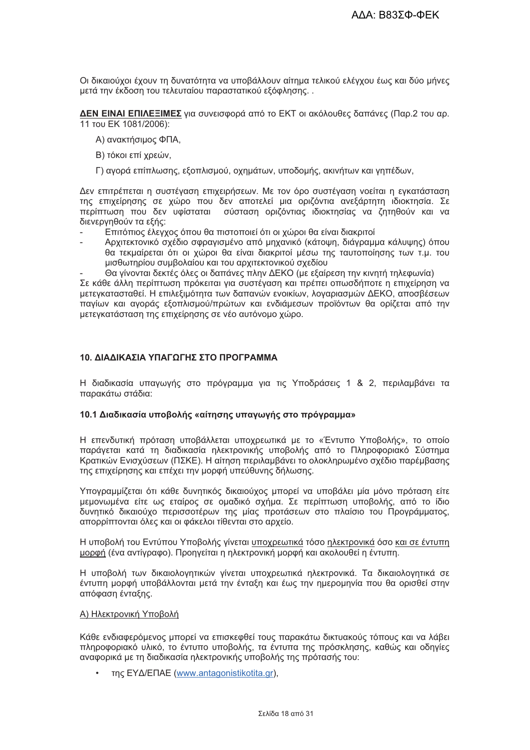Οι δικαιούχοι έχουν τη δυνατότητα να υποβάλλουν αίτημα τελικού ελέγχου έως και δύο μήνες μετά την έκδοση του τελευταίου παραστατικού εξόφλησης. .

**ΔΕΝ ΕΙΝΑΙ ΕΠΙΛΕΞΙΜΕΣ** για συνεισφορά από το ΕΚΤ οι ακόλουθες δαπάνες (Παρ.2 του αρ. 11 του ΕΚ 1081/2006):

Α) ανακτήσιμος ΦΠΑ,

Β) τόκοι επί χρεών,

Γ) αγορά επίπλωσης, εξοπλισμού, οχημάτων, υποδομής, ακινήτων και γηπέδων,

Δεν επιτρέπεται η συστέγαση επιχειρήσεων. Με τον όρο συστέγαση νοείται η εγκατάσταση της επιχείρησης σε χώρο που δεν αποτελεί μια οριζόντια ανεξάρτητη ιδιοκτησία. Σε περίπτωση που δεν υφίσταται σύσταση οριζόντιας ιδιοκτησίας να ζητηθούν και να διενεργηθούν τα εξής:

- Επιτόπιος έλεγχος όπου θα πιστοποιεί ότι οι χώροι θα είναι διακριτοί
- Αρχιτεκτονικό σχέδιο σφραγισμένο από μηχανικό (κάτοψη, διάγραμμα κάλυψης) όπου θα τεκμαίρεται ότι οι χώροι θα είναι διακριτοί μέσω της ταυτοποίησης των τ.μ. του μισθωτηρίου συμβολαίου και του αρχιτεκτονικού σχεδίου
- Θα γίνονται δεκτές όλες οι δαπάνες πλην ΔΕΚΟ (με εξαίρεση την κινητή τηλεφωνία)

Σε κάθε άλλη περίπτωση πρόκειται για συστέγαση και πρέπει οπωσδήποτε η επιχείρηση να μετεγκατασταθεί. Η επιλεξιμότητα των δαπανών ενοικίων, λογαριασμών ΔΕΚΟ, αποσβέσεων παγίων και αγοράς εξοπλισμού/πρώτων και ενδιάμεσων προϊόντων θα ορίζεται από την μετεγκατάσταση της επιχείρησης σε νέο αυτόνομο χώρο.

## 10. ΔΙΑΔΙΚΑΣΙΑ ΥΠΑΓΩΓΗΣ ΣΤΟ ΠΡΟΓΡΑΜΜΑ

Η διαδικασία υπαγωγής στο πρόγραμμα για τις Υποδράσεις 1 & 2, περιλαμβάνει τα παρακάτω στάδια:

### 10.1 Διαδικασία υποβολής «αίτησης υπαγωγής στο πρόγραμμα»

Η επενδυτική πρόταση υποβάλλεται υποχρεωτικά με το «Έντυπο Υποβολής», το οποίο παράγεται κατά τη διαδικασία ηλεκτρονικής υποβολής από το Πληροφοριακό Σύστημα Κρατικών Ενισχύσεων (ΠΣΚΕ). Η αίτηση περιλαμβάνει το ολοκληρωμένο σχέδιο παρέμβασης της επιχείρησης και επέχει την μορφή υπεύθυνης δήλωσης.

Υπογραμμίζεται ότι κάθε δυνητικός δικαιούχος μπορεί να υποβάλει μία μόνο πρόταση είτε μεμονωμένα είτε ως εταίρος σε ομαδικό σχήμα. Σε περίπτωση υποβολής, από το ίδιο δυνητικό δικαιούχο περισσοτέρων της μίας προτάσεων στο πλαίσιο του Προγράμματος, απορρίπτονται όλες και οι φάκελοι τίθενται στο αρχείο.

Η υποβολή του Εντύπου Υποβολής γίνεται <u>υποχρεωτικά</u> τόσο <u>ηλεκτρονικά</u> όσο <u>και σε έντυπη μορφή</u> (ένα αντίγραφο). Προηγείται η ηλεκτρονική μορφή και ακολουθεί η έντυπη.

Η υποβολή των δικαιολογητικών γίνεται υποχρεωτικά ηλεκτρονικά. Τα δικαιολογητικά σε έντυπη μορφή υποβάλλονται μετά την ένταξη και έως την ημερομηνία που θα ορισθεί στην απόφαση ένταξης.

<u>Α) Ηλεκτρονική Υποβολή</u>

Κάθε ενδιαφερόμενος μπορεί να επισκεφθεί τους παρακάτω δικτυακούς τόπους και να λάβει πληροφοριακό υλικό, το έντυπο υποβολής, τα έντυπα της πρόσκλησης, καθώς και οδηγίες αναφορικά με τη διαδικασία ηλεκτρονικής υποβολής της πρότασής του:

- της ΕΥΔ/ΕΠΑΕ (www.antagonistikotita.gr),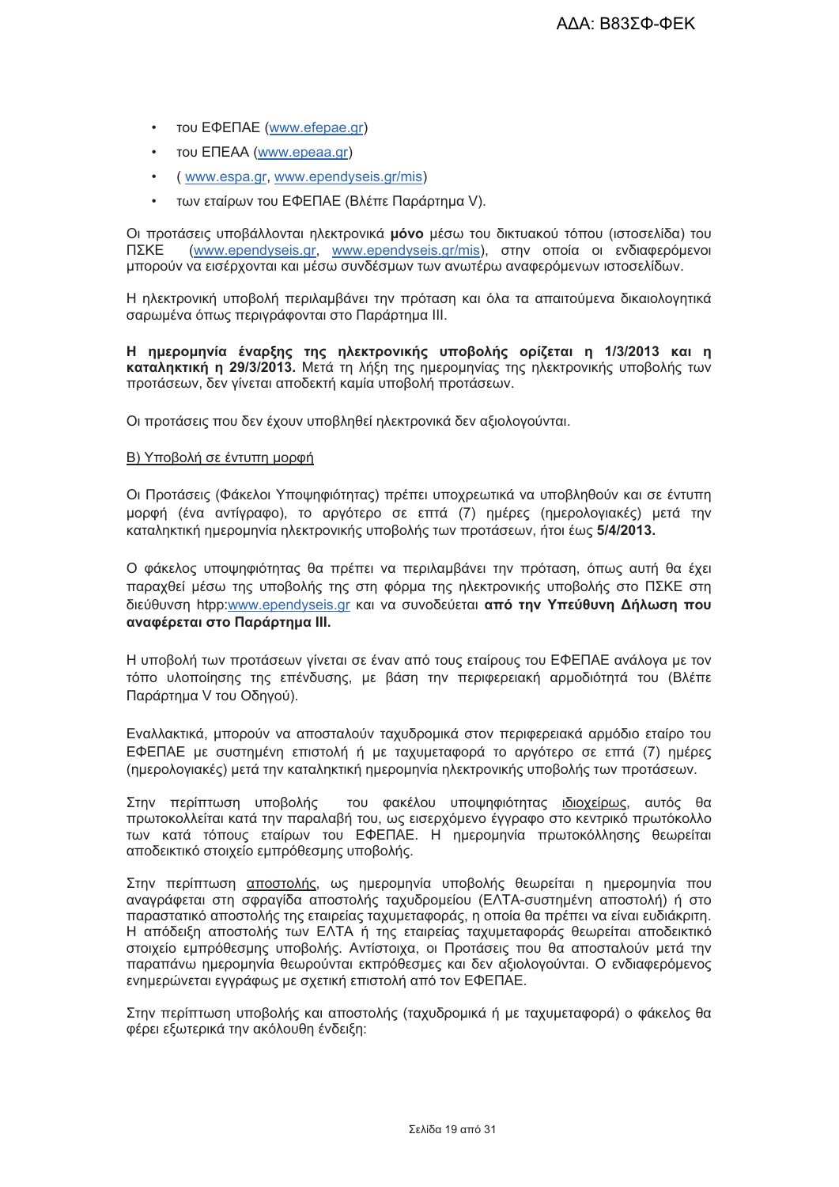- του ΕΦΕΠΑΕ (www.efepae.gr)
- του ΕΠΕΑΑ (www.epeaa.gr)
- ( www.espa.gr, www.ependyseis.gr/mis)
- των εταίρων του ΕΦΕΠΑΕ (Βλέπε Παράρτημα V).

Οι προτάσεις υποβάλλονται ηλεκτρονικά **μόνο** μέσω του δικτυακού τόπου (ιστοσελίδα) του ΠΣΚΕ (www.ependyseis.gr, www.ependyseis.gr/mis), στην οποία οι ενδιαφερόμενοι μπορούν να εισέρχονται και μέσω συνδέσμων των ανωτέρω αναφερόμενων ιστοσελίδων.

Η ηλεκτρονική υποβολή περιλαμβάνει την πρόταση και όλα τα απαιτούμενα δικαιολογητικά σαρωμένα όπως περιγράφονται στο Παράρτημα ΙΙΙ.

**Η ημερομηνία έναρξης της ηλεκτρονικής υποβολής ορίζεται η 1/3/2013 και η καταληκτική η 29/3/2013.** Μετά τη λήξη της ημερομηνίας της ηλεκτρονικής υποβολής των προτάσεων, δεν γίνεται αποδεκτή καμία υποβολή προτάσεων.

Οι προτάσεις που δεν έχουν υποβληθεί ηλεκτρονικά δεν αξιολογούνται.

Β) Υποβολή σε έντυπη μορφή

Οι Προτάσεις (Φάκελοι Υποψηφιότητας) πρέπει υποχρεωτικά να υποβληθούν και σε έντυπη μορφή (ένα αντίγραφο), το αργότερο σε επτά (7) ημέρες (ημερολογιακές) μετά την καταληκτική ημερομηνία ηλεκτρονικής υποβολής των προτάσεων, ήτοι έως **5/4/2013.**

Ο φάκελος υποψηφιότητας θα πρέπει να περιλαμβάνει την πρόταση, όπως αυτή θα έχει παραχθεί μέσω της υποβολής της στη φόρμα της ηλεκτρονικής υποβολής στο ΠΣΚΕ στη διεύθυνση htpp:www.ependyseis.gr και να συνοδεύεται **από την Υπεύθυνη Δήλωση που αναφέρεται στο Παράρτημα ΙΙΙ.**

Η υποβολή των προτάσεων γίνεται σε έναν από τους εταίρους του ΕΦΕΠΑΕ ανάλογα με τον τόπο υλοποίησης της επένδυσης, με βάση την περιφερειακή αρμοδιότητά του (Βλέπε Παράρτημα V του Οδηγού).

Εναλλακτικά, μπορούν να αποσταλούν ταχυδρομικά στον περιφερειακά αρμόδιο εταίρο του ΕΦΕΠΑΕ με συστημένη επιστολή ή με ταχυμεταφορά το αργότερο σε επτά (7) ημέρες (ημερολογιακές) μετά την καταληκτική ημερομηνία ηλεκτρονικής υποβολής των προτάσεων.

Στην περίπτωση υποβολής του φακέλου υποψηφιότητας ιδιοχείρως, αυτός θα πρωτοκολλείται κατά την παραλαβή του, ως εισερχόμενο έγγραφο στο κεντρικό πρωτόκολλο των κατά τόπους εταίρων του ΕΦΕΠΑΕ. Η ημερομηνία πρωτοκόλλησης θεωρείται αποδεικτικό στοιχείο εμπρόθεσμης υποβολής.

Στην περίπτωση αποστολής, ως ημερομηνία υποβολής θεωρείται η ημερομηνία που αναγράφεται στη σφραγίδα αποστολής ταχυδρομείου (ΕΛΤΑ-συστημένη αποστολή) ή στο παραστατικό αποστολής της εταιρείας ταχυμεταφοράς, η οποία θα πρέπει να είναι ευδιάκριτη. Η απόδειξη αποστολής των ΕΛΤΑ ή της εταιρείας ταχυμεταφοράς θεωρείται αποδεικτικό στοιχείο εμπρόθεσμης υποβολής. Αντίστοιχα, οι Προτάσεις που θα αποσταλούν μετά την παραπάνω ημερομηνία θεωρούνται εκπρόθεσμες και δεν αξιολογούνται. Ο ενδιαφερόμενος ενημερώνεται εγγράφως με σχετική επιστολή από τον ΕΦΕΠΑΕ.

Στην περίπτωση υποβολής και αποστολής (ταχυδρομικά ή με ταχυμεταφορά) ο φάκελος θα φέρει εξωτερικά την ακόλουθη ένδειξη: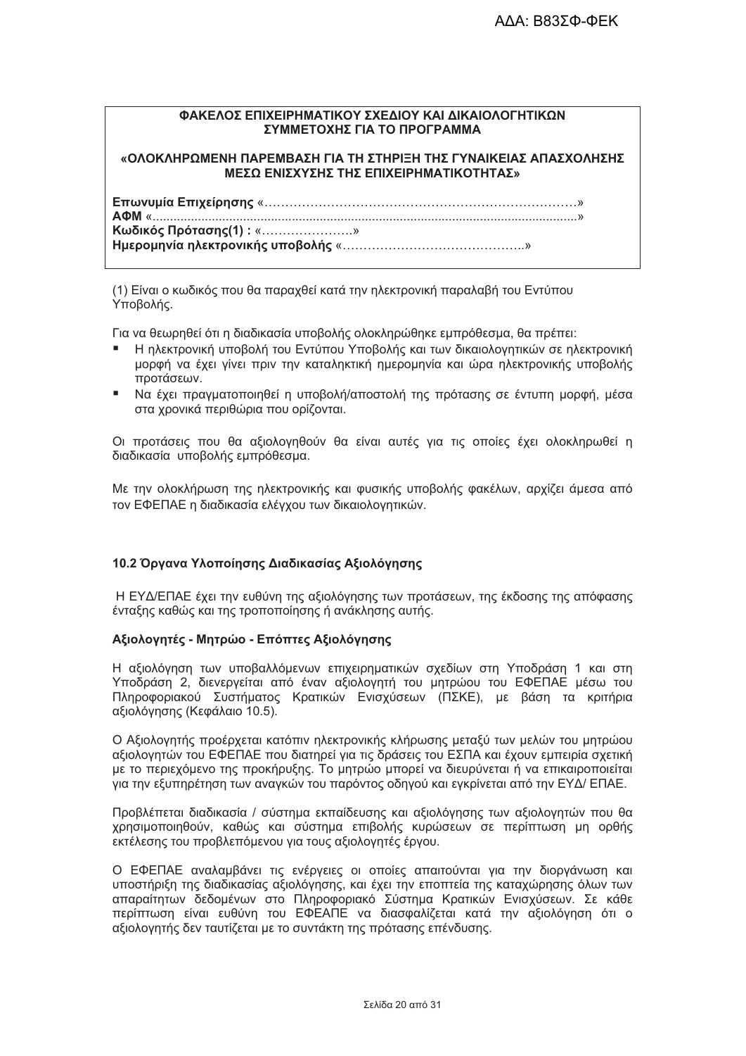**ΦΑΚΕΛΟΣ ΕΠΙΧΕΙΡΗΜΑΤΙΚΟΥ ΣΧΕΔΙΟΥ ΚΑΙ ΔΙΚΑΙΟΛΟΓΗΤΙΚΩΝ ΣΥΜΜΕΤΟΧΗΣ ΓΙΑ ΤΟ ΠΡΟΓΡΑΜΜΑ**

**«ΟΛΟΚΛΗΡΩΜΕΝΗ ΠΑΡΕΜΒΑΣΗ ΓΙΑ ΤΗ ΣΤΗΡΙΞΗ ΤΗΣ ΓΥΝΑΙΚΕΙΑΣ ΑΠΑΣΧΟΛΗΣΗΣ ΜΕΣΩ ΕΝΙΣΧΥΣΗΣ ΤΗΣ ΕΠΙΧΕΙΡΗΜΑΤΙΚΟΤΗΤΑΣ»**

**Επωνυμία Επιχείρησης** «…………………………………………………………………»
**ΑΦΜ** «.........................................................................................................................»
**Κωδικός Πρότασης(1) :** «………………….»
**Ημερομηνία ηλεκτρονικής υποβολής** «……………………………………..»

(1) Είναι ο κωδικός που θα παραχθεί κατά την ηλεκτρονική παραλαβή του Εντύπου Υποβολής.

Για να θεωρηθεί ότι η διαδικασία υποβολής ολοκληρώθηκε εμπρόθεσμα, θα πρέπει:

- Η ηλεκτρονική υποβολή του Εντύπου Υποβολής και των δικαιολογητικών σε ηλεκτρονική μορφή να έχει γίνει πριν την καταληκτική ημερομηνία και ώρα ηλεκτρονικής υποβολής προτάσεων.
- Να έχει πραγματοποιηθεί η υποβολή/αποστολή της πρότασης σε έντυπη μορφή, μέσα στα χρονικά περιθώρια που ορίζονται.

Οι προτάσεις που θα αξιολογηθούν θα είναι αυτές για τις οποίες έχει ολοκληρωθεί η διαδικασία υποβολής εμπρόθεσμα.

Με την ολοκλήρωση της ηλεκτρονικής και φυσικής υποβολής φακέλων, αρχίζει άμεσα από τον ΕΦΕΠΑΕ η διαδικασία ελέγχου των δικαιολογητικών.

### 10.2 Όργανα Υλοποίησης Διαδικασίας Αξιολόγησης

Η ΕΥΔ/ΕΠΑΕ έχει την ευθύνη της αξιολόγησης των προτάσεων, της έκδοσης της απόφασης ένταξης καθώς και της τροποποίησης ή ανάκλησης αυτής.

#### Αξιολογητές - Μητρώο - Επόπτες Αξιολόγησης

Η αξιολόγηση των υποβαλλόμενων επιχειρηματικών σχεδίων στη Υποδράση 1 και στη Υποδράση 2, διενεργείται από έναν αξιολογητή του μητρώου του ΕΦΕΠΑΕ μέσω του Πληροφοριακού Συστήματος Κρατικών Ενισχύσεων (ΠΣΚΕ), με βάση τα κριτήρια αξιολόγησης (Κεφάλαιο 10.5).

Ο Αξιολογητής προέρχεται κατόπιν ηλεκτρονικής κλήρωσης μεταξύ των μελών του μητρώου αξιολογητών του ΕΦΕΠΑΕ που διατηρεί για τις δράσεις του ΕΣΠΑ και έχουν εμπειρία σχετική με το περιεχόμενο της προκήρυξης. Το μητρώο μπορεί να διευρύνεται ή να επικαιροποιείται για την εξυπηρέτηση των αναγκών του παρόντος οδηγού και εγκρίνεται από την ΕΥΔ/ ΕΠΑΕ.

Προβλέπεται διαδικασία / σύστημα εκπαίδευσης και αξιολόγησης των αξιολογητών που θα χρησιμοποιηθούν, καθώς και σύστημα επιβολής κυρώσεων σε περίπτωση μη ορθής εκτέλεσης του προβλεπόμενου για τους αξιολογητές έργου.

Ο ΕΦΕΠΑΕ αναλαμβάνει τις ενέργειες οι οποίες απαιτούνται για την διοργάνωση και υποστήριξη της διαδικασίας αξιολόγησης, και έχει την εποπτεία της καταχώρησης όλων των απαραίτητων δεδομένων στο Πληροφοριακό Σύστημα Κρατικών Ενισχύσεων. Σε κάθε περίπτωση είναι ευθύνη του ΕΦΕΑΠΕ να διασφαλίζεται κατά την αξιολόγηση ότι ο αξιολογητής δεν ταυτίζεται με το συντάκτη της πρότασης επένδυσης.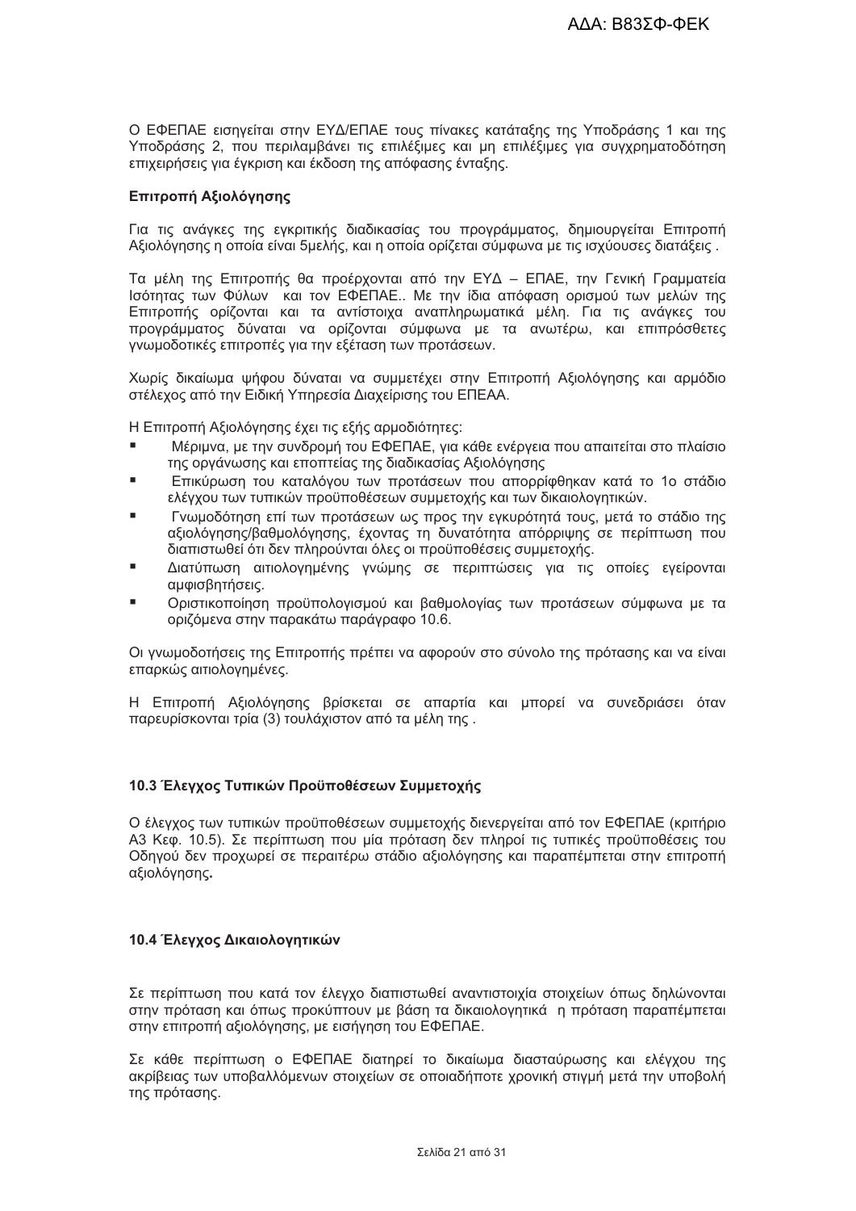Ο ΕΦΕΠΑΕ εισηγείται στην ΕΥΔ/ΕΠΑΕ τους πίνακες κατάταξης της Υποδράσης 1 και της Υποδράσης 2, που περιλαμβάνει τις επιλέξιμες και μη επιλέξιμες για συγχρηματοδότηση επιχειρήσεις για έγκριση και έκδοση της απόφασης ένταξης.

**Επιτροπή Αξιολόγησης**

Για τις ανάγκες της εγκριτικής διαδικασίας του προγράμματος, δημιουργείται Επιτροπή Αξιολόγησης η οποία είναι 5μελής, και η οποία ορίζεται σύμφωνα με τις ισχύουσες διατάξεις .

Τα μέλη της Επιτροπής θα προέρχονται από την ΕΥΔ – ΕΠΑΕ, την Γενική Γραμματεία Ισότητας των Φύλων και τον ΕΦΕΠΑΕ.. Με την ίδια απόφαση ορισμού των μελών της Επιτροπής ορίζονται και τα αντίστοιχα αναπληρωματικά μέλη. Για τις ανάγκες του προγράμματος δύναται να ορίζονται σύμφωνα με τα ανωτέρω, και επιπρόσθετες γνωμοδοτικές επιτροπές για την εξέταση των προτάσεων.

Χωρίς δικαίωμα ψήφου δύναται να συμμετέχει στην Επιτροπή Αξιολόγησης και αρμόδιο στέλεχος από την Ειδική Υπηρεσία Διαχείρισης του ΕΠΕΑΑ.

Η Επιτροπή Αξιολόγησης έχει τις εξής αρμοδιότητες:

- Μέριμνα, με την συνδρομή του ΕΦΕΠΑΕ, για κάθε ενέργεια που απαιτείται στο πλαίσιο της οργάνωσης και εποπτείας της διαδικασίας Αξιολόγησης
- Επικύρωση του καταλόγου των προτάσεων που απορρίφθηκαν κατά το 1ο στάδιο ελέγχου των τυπικών προϋποθέσεων συμμετοχής και των δικαιολογητικών.
- Γνωμοδότηση επί των προτάσεων ως προς την εγκυρότητά τους, μετά το στάδιο της αξιολόγησης/βαθμολόγησης, έχοντας τη δυνατότητα απόρριψης σε περίπτωση που διαπιστωθεί ότι δεν πληρούνται όλες οι προϋποθέσεις συμμετοχής.
- Διατύπωση αιτιολογημένης γνώμης σε περιπτώσεις για τις οποίες εγείρονται αμφισβητήσεις.
- Οριστικοποίηση προϋπολογισμού και βαθμολογίας των προτάσεων σύμφωνα με τα οριζόμενα στην παρακάτω παράγραφο 10.6.

Οι γνωμοδοτήσεις της Επιτροπής πρέπει να αφορούν στο σύνολο της πρότασης και να είναι επαρκώς αιτιολογημένες.

Η Επιτροπή Αξιολόγησης βρίσκεται σε απαρτία και μπορεί να συνεδριάσει όταν παρευρίσκονται τρία (3) τουλάχιστον από τα μέλη της .

### 10.3 Έλεγχος Τυπικών Προϋποθέσεων Συμμετοχής

Ο έλεγχος των τυπικών προϋποθέσεων συμμετοχής διενεργείται από τον ΕΦΕΠΑΕ (κριτήριο Α3 Κεφ. 10.5). Σε περίπτωση που μία πρόταση δεν πληροί τις τυπικές προϋποθέσεις του Οδηγού δεν προχωρεί σε περαιτέρω στάδιο αξιολόγησης και παραπέμπεται στην επιτροπή αξιολόγησης**.**

### 10.4 Έλεγχος Δικαιολογητικών

Σε περίπτωση που κατά τον έλεγχο διαπιστωθεί αναντιστοιχία στοιχείων όπως δηλώνονται στην πρόταση και όπως προκύπτουν με βάση τα δικαιολογητικά η πρόταση παραπέμπεται στην επιτροπή αξιολόγησης, με εισήγηση του ΕΦΕΠΑΕ.

Σε κάθε περίπτωση ο ΕΦΕΠΑΕ διατηρεί το δικαίωμα διασταύρωσης και ελέγχου της ακρίβειας των υποβαλλόμενων στοιχείων σε οποιαδήποτε χρονική στιγμή μετά την υποβολή της πρότασης.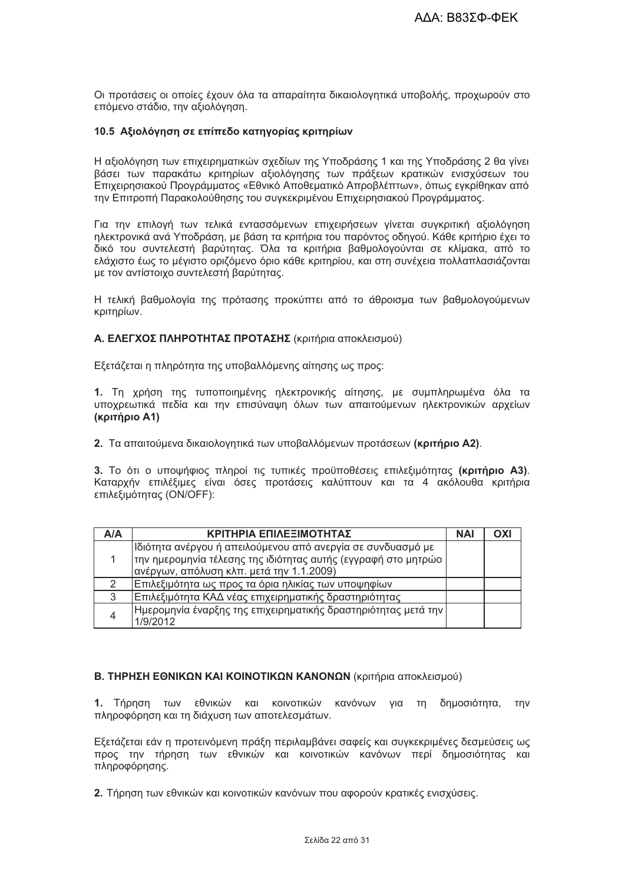Οι προτάσεις οι οποίες έχουν όλα τα απαραίτητα δικαιολογητικά υποβολής, προχωρούν στο επόμενο στάδιο, την αξιολόγηση.

### 10.5 Αξιολόγηση σε επίπεδο κατηγορίας κριτηρίων

Η αξιολόγηση των επιχειρηματικών σχεδίων της Υποδράσης 1 και της Υποδράσης 2 θα γίνει βάσει των παρακάτω κριτηρίων αξιολόγησης των πράξεων κρατικών ενισχύσεων του Επιχειρησιακού Προγράμματος «Εθνικό Αποθεματικό Απροβλέπτων», όπως εγκρίθηκαν από την Επιτροπή Παρακολούθησης του συγκεκριμένου Επιχειρησιακού Προγράμματος.

Για την επιλογή των τελικά εντασσόμενων επιχειρήσεων γίνεται συγκριτική αξιολόγηση ηλεκτρονικά ανά Υποδράση, με βάση τα κριτήρια του παρόντος οδηγού. Κάθε κριτήριο έχει το δικό του συντελεστή βαρύτητας. Όλα τα κριτήρια βαθμολογούνται σε κλίμακα, από το ελάχιστο έως το μέγιστο οριζόμενο όριο κάθε κριτηρίου, και στη συνέχεια πολλαπλασιάζονται με τον αντίστοιχο συντελεστή βαρύτητας.

Η τελική βαθμολογία της πρότασης προκύπτει από το άθροισμα των βαθμολογούμενων κριτηρίων.

**Α. ΕΛΕΓΧΟΣ ΠΛΗΡΟΤΗΤΑΣ ΠΡΟΤΑΣΗΣ** (κριτήρια αποκλεισμού)

Εξετάζεται η πληρότητα της υποβαλλόμενης αίτησης ως προς:

**1.** Τη χρήση της τυποποιημένης ηλεκτρονικής αίτησης, με συμπληρωμένα όλα τα υποχρεωτικά πεδία και την επισύναψη όλων των απαιτούμενων ηλεκτρονικών αρχείων **(κριτήριο Α1)**

**2.** Τα απαιτούμενα δικαιολογητικά των υποβαλλόμενων προτάσεων **(κριτήριο Α2)**.

**3.** Το ότι ο υποψήφιος πληροί τις τυπικές προϋποθέσεις επιλεξιμότητας **(κριτήριο Α3)**. Καταρχήν επιλέξιμες είναι όσες προτάσεις καλύπτουν και τα 4 ακόλουθα κριτήρια επιλεξιμότητας (ON/OFF):

| Α/Α | ΚΡΙΤΗΡΙΑ ΕΠΙΛΕΞΙΜΟΤΗΤΑΣ | ΝΑΙ | ΟΧΙ |
|---|---|---|---|
| 1 | Ιδιότητα ανέργου ή απειλούμενου από ανεργία σε συνδυασμό με την ημερομηνία τέλεσης της ιδιότητας αυτής (εγγραφή στο μητρώο ανέργων, απόλυση κλπ. μετά την 1.1.2009) | | |
| 2 | Επιλεξιμότητα ως προς τα όρια ηλικίας των υποψηφίων | | |
| 3 | Επιλεξιμότητα ΚΑΔ νέας επιχειρηματικής δραστηριότητας | | |
| 4 | Ημερομηνία έναρξης της επιχειρηματικής δραστηριότητας μετά την 1/9/2012 | | |

**Β. ΤΗΡΗΣΗ ΕΘΝΙΚΩΝ ΚΑΙ ΚΟΙΝΟΤΙΚΩΝ ΚΑΝΟΝΩΝ** (κριτήρια αποκλεισμού)

**1.** Τήρηση των εθνικών και κοινοτικών κανόνων για τη δημοσιότητα, την πληροφόρηση και τη διάχυση των αποτελεσμάτων.

Εξετάζεται εάν η προτεινόμενη πράξη περιλαμβάνει σαφείς και συγκεκριμένες δεσμεύσεις ως προς την τήρηση των εθνικών και κοινοτικών κανόνων περί δημοσιότητας και πληροφόρησης.

**2.** Τήρηση των εθνικών και κοινοτικών κανόνων που αφορούν κρατικές ενισχύσεις.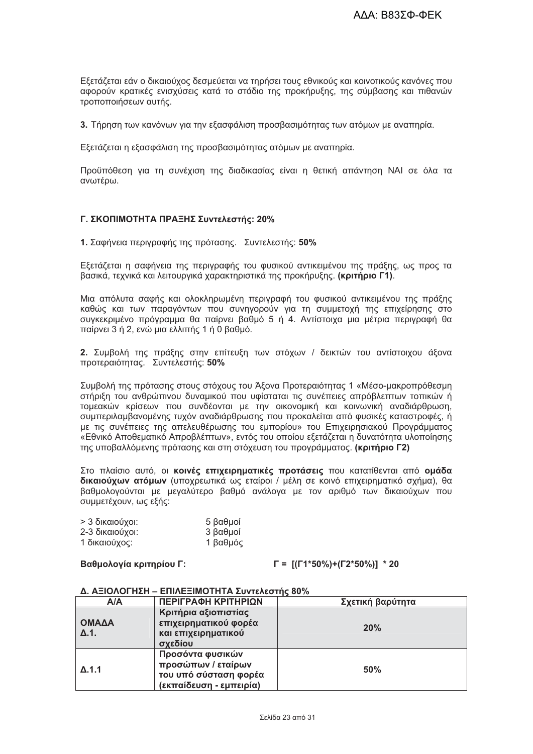Εξετάζεται εάν ο δικαιούχος δεσμεύεται να τηρήσει τους εθνικούς και κοινοτικούς κανόνες που αφορούν κρατικές ενισχύσεις κατά το στάδιο της προκήρυξης, της σύμβασης και πιθανών τροποποιήσεων αυτής.

**3.** Τήρηση των κανόνων για την εξασφάλιση προσβασιμότητας των ατόμων με αναπηρία.

Εξετάζεται η εξασφάλιση της προσβασιμότητας ατόμων με αναπηρία.

Προϋπόθεση για τη συνέχιση της διαδικασίας είναι η θετική απάντηση ΝΑΙ σε όλα τα ανωτέρω.

**Γ. ΣΚΟΠΙΜΟΤΗΤΑ ΠΡΑΞΗΣ Συντελεστής: 20%**

**1.** Σαφήνεια περιγραφής της πρότασης. Συντελεστής: **50%**

Εξετάζεται η σαφήνεια της περιγραφής του φυσικού αντικειμένου της πράξης, ως προς τα βασικά, τεχνικά και λειτουργικά χαρακτηριστικά της προκήρυξης. **(κριτήριο Γ1)**.

Μια απόλυτα σαφής και ολοκληρωμένη περιγραφή του φυσικού αντικειμένου της πράξης καθώς και των παραγόντων που συνηγορούν για τη συμμετοχή της επιχείρησης στο συγκεκριμένο πρόγραμμα θα παίρνει βαθμό 5 ή 4. Αντίστοιχα μια μέτρια περιγραφή θα παίρνει 3 ή 2, ενώ μια ελλιπής 1 ή 0 βαθμό.

**2.** Συμβολή της πράξης στην επίτευξη των στόχων / δεικτών του αντίστοιχου άξονα προτεραιότητας. Συντελεστής: **50%**

Συμβολή της πρότασης στους στόχους του Άξονα Προτεραιότητας 1 «Μέσο-μακροπρόθεσμη στήριξη του ανθρώπινου δυναμικού που υφίσταται τις συνέπειες απρόβλεπτων τοπικών ή τομεακών κρίσεων που συνδέονται με την οικονομική και κοινωνική αναδιάρθρωση, συμπεριλαμβανομένης τυχόν αναδιάρθρωσης που προκαλείται από φυσικές καταστροφές, ή με τις συνέπειες της απελευθέρωσης του εμπορίου» του Επιχειρησιακού Προγράμματος «Εθνικό Αποθεματικό Απροβλέπτων», εντός του οποίου εξετάζεται η δυνατότητα υλοποίησης της υποβαλλόμενης πρότασης και στη στόχευση του προγράμματος. **(κριτήριο Γ2)**

Στο πλαίσιο αυτό, οι **κοινές επιχειρηματικές προτάσεις** που κατατίθενται από **ομάδα δικαιούχων ατόμων** (υποχρεωτικά ως εταίροι / μέλη σε κοινό επιχειρηματικό σχήμα), θα βαθμολογούνται με μεγαλύτερο βαθμό ανάλογα με τον αριθμό των δικαιούχων που συμμετέχουν, ως εξής:

> 3 δικαιούχοι: 5 βαθμοί
2-3 δικαιούχοι: 3 βαθμοί
1 δικαιούχος: 1 βαθμός

**Βαθμολογία κριτηρίου Γ:** **Γ = [(Γ1*50%)+(Γ2*50%)] * 20**

**Δ. ΑΞΙΟΛΟΓΗΣΗ – ΕΠΙΛΕΞΙΜΟΤΗΤΑ Συντελεστής 80%**

| Α/Α | ΠΕΡΙΓΡΑΦΗ ΚΡΙΤΗΡΙΩΝ | Σχετική βαρύτητα |
|---|---|---|
| **ΟΜΑΔΑ Δ.1.** | **Κριτήρια αξιοπιστίας επιχειρηματικού φορέα και επιχειρηματικού σχεδίου** | **20%** |
| **Δ.1.1** | **Προσόντα φυσικών προσώπων / εταίρων του υπό σύσταση φορέα (εκπαίδευση - εμπειρία)** | **50%** |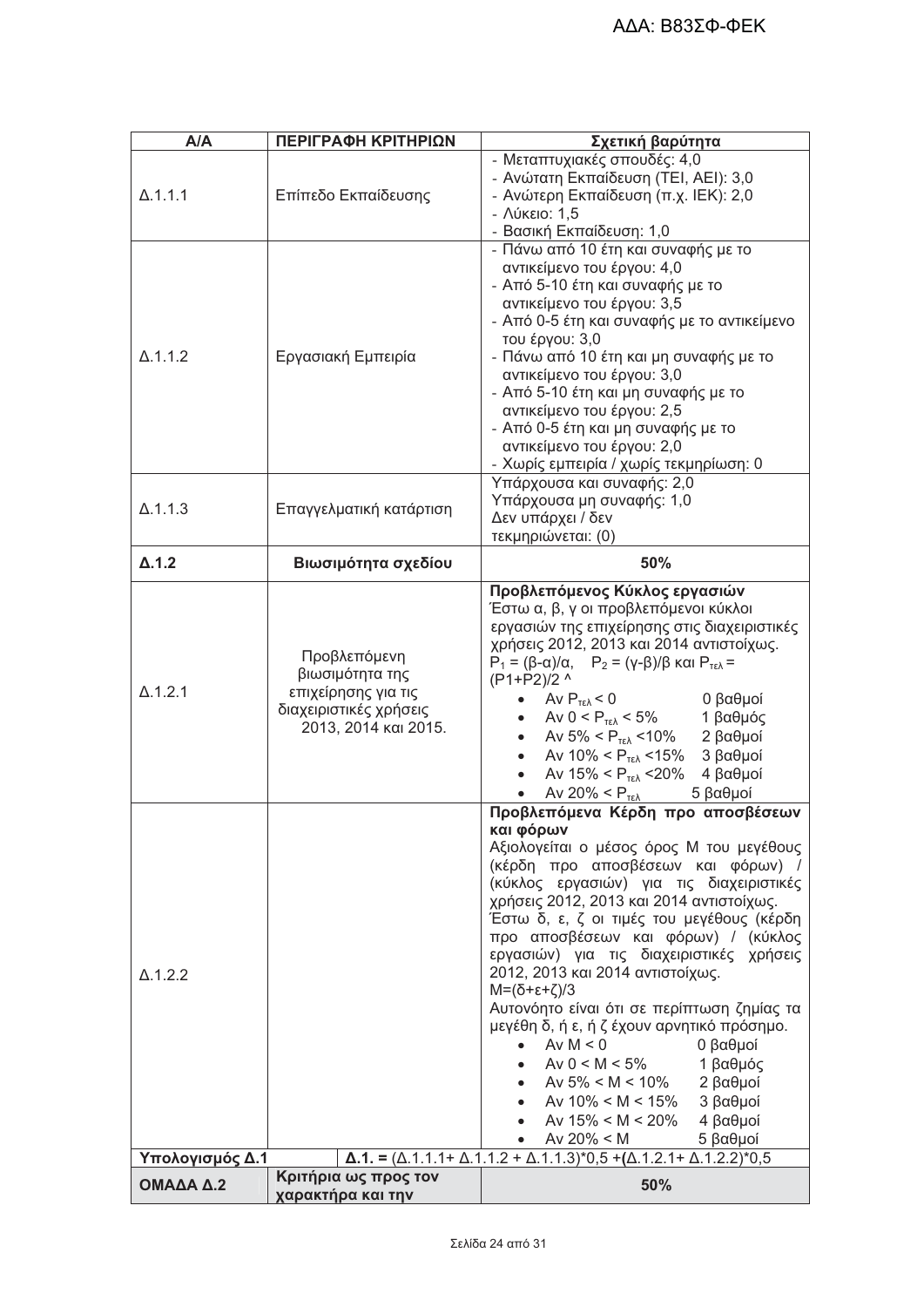| Α/Α | ΠΕΡΙΓΡΑΦΗ ΚΡΙΤΗΡΙΩΝ | Σχετική βαρύτητα |
|---|---|---|
| Δ.1.1.1 | Επίπεδο Εκπαίδευσης | - Μεταπτυχιακές σπουδές: 4,0<br>- Ανώτατη Εκπαίδευση (ΤΕΙ, ΑΕΙ): 3,0<br>- Ανώτερη Εκπαίδευση (π.χ. ΙΕΚ): 2,0<br>- Λύκειο: 1,5<br>- Βασική Εκπαίδευση: 1,0 |
| Δ.1.1.2 | Εργασιακή Εμπειρία | - Πάνω από 10 έτη και συναφής με το αντικείμενο του έργου: 4,0<br>- Από 5-10 έτη και συναφής με το αντικείμενο του έργου: 3,5<br>- Από 0-5 έτη και συναφής με το αντικείμενο του έργου: 3,0<br>- Πάνω από 10 έτη και μη συναφής με το αντικείμενο του έργου: 3,0<br>- Από 5-10 έτη και μη συναφής με το αντικείμενο του έργου: 2,5<br>- Από 0-5 έτη και μη συναφής με το αντικείμενο του έργου: 2,0<br>- Χωρίς εμπειρία / χωρίς τεκμηρίωση: 0 |
| Δ.1.1.3 | Επαγγελματική κατάρτιση | Υπάρχουσα και συναφής: 2,0<br>Υπάρχουσα μη συναφής: 1,0<br>Δεν υπάρχει / δεν τεκμηριώνεται: (0) |
| **Δ.1.2** | **Βιωσιμότητα σχεδίου** | **50%** |
| Δ.1.2.1 | Προβλεπόμενη βιωσιμότητα της επιχείρησης για τις διαχειριστικές χρήσεις 2013, 2014 και 2015. | **Προβλεπόμενος Κύκλος εργασιών**<br>Έστω α, β, γ οι προβλεπόμενοι κύκλοι εργασιών της επιχείρησης στις διαχειριστικές χρήσεις 2012, 2013 και 2014 αντιστοίχως.<br>$P_1 = (β-α)/α$, $P_2 = (γ-β)/β$ και $P_{τελ} = (P1+P2)/2$ ^<br>• Αν $P_{τελ} < 0$ 0 βαθμοί<br>• Αν $0 < P_{τελ} < 5\%$ 1 βαθμός<br>• Αν $5\% < P_{τελ} < 10\%$ 2 βαθμοί<br>• Αν $10\% < P_{τελ} < 15\%$ 3 βαθμοί<br>• Αν $15\% < P_{τελ} < 20\%$ 4 βαθμοί<br>• Αν $20\% < P_{τελ}$ 5 βαθμοί |
| Δ.1.2.2 | | **Προβλεπόμενα Κέρδη προ αποσβέσεων και φόρων**<br>Αξιολογείται ο μέσος όρος Μ του μεγέθους (κέρδη προ αποσβέσεων και φόρων) / (κύκλος εργασιών) για τις διαχειριστικές χρήσεις 2012, 2013 και 2014 αντιστοίχως.<br>Έστω δ, ε, ζ οι τιμές του μεγέθους (κέρδη προ αποσβέσεων και φόρων) / (κύκλος εργασιών) για τις διαχειριστικές χρήσεις 2012, 2013 και 2014 αντιστοίχως.<br>$M=(δ+ε+ζ)/3$<br>Αυτονόητο είναι ότι σε περίπτωση ζημίας τα μεγέθη δ, ή ε, ή ζ έχουν αρνητικό πρόσημο.<br>• Αν $M < 0$ 0 βαθμοί<br>• Αν $0 < M < 5\%$ 1 βαθμός<br>• Αν $5\% < M < 10\%$ 2 βαθμοί<br>• Αν $10\% < M < 15\%$ 3 βαθμοί<br>• Αν $15\% < M < 20\%$ 4 βαθμοί<br>• Αν $20\% < M$ 5 βαθμοί |
| **Υπολογισμός Δ.1** | | **Δ.1. =** (Δ.1.1.1+ Δ.1.1.2 + Δ.1.1.3)*0,5 +**(**Δ.1.2.1+ Δ.1.2.2)*0,5 |
| **ΟΜΑΔΑ Δ.2** | **Κριτήρια ως προς τον χαρακτήρα και την** | **50%** |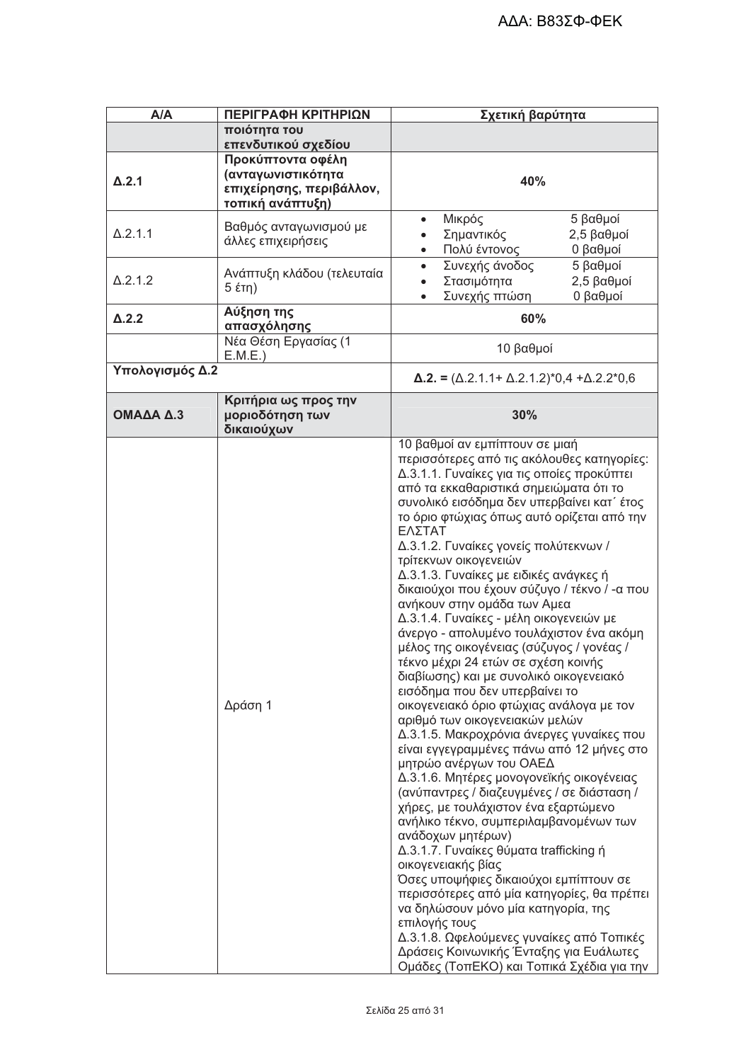| Α/Α | ΠΕΡΙΓΡΑΦΗ ΚΡΙΤΗΡΙΩΝ | Σχετική βαρύτητα |
|---|---|---|
| | **ποιότητα του επενδυτικού σχεδίου** | |
| **Δ.2.1** | **Προκύπτοντα οφέλη (ανταγωνιστικότητα επιχείρησης, περιβάλλον, τοπική ανάπτυξη)** | **40%** |
| Δ.2.1.1 | Βαθμός ανταγωνισμού με άλλες επιχειρήσεις | • Μικρός 5 βαθμοί<br>• Σημαντικός 2,5 βαθμοί<br>• Πολύ έντονος 0 βαθμοί |
| Δ.2.1.2 | Ανάπτυξη κλάδου (τελευταία 5 έτη) | • Συνεχής άνοδος 5 βαθμοί<br>• Στασιμότητα 2,5 βαθμοί<br>• Συνεχής πτώση 0 βαθμοί |
| **Δ.2.2** | **Αύξηση της απασχόλησης** | **60%** |
| | Νέα Θέση Εργασίας (1 Ε.Μ.Ε.) | 10 βαθμοί |
| **Υπολογισμός Δ.2** | | **Δ.2. =** (Δ.2.1.1+ Δ.2.1.2)*0,4 +Δ.2.2*0,6 |
| **ΟΜΑΔΑ Δ.3** | **Κριτήρια ως προς την μοριοδότηση των δικαιούχων** | **30%** |
| | Δράση 1 | 10 βαθμοί αν εμπίπτουν σε μιαή περισσότερες από τις ακόλουθες κατηγορίες:<br>Δ.3.1.1. Γυναίκες για τις οποίες προκύπτει από τα εκκαθαριστικά σημειώματα ότι το συνολικό εισόδημα δεν υπερβαίνει κατ΄ έτος το όριο φτώχιας όπως αυτό ορίζεται από την ΕΛΣΤΑΤ<br>Δ.3.1.2. Γυναίκες γονείς πολύτεκνων / τρίτεκνων οικογενειών<br>Δ.3.1.3. Γυναίκες με ειδικές ανάγκες ή δικαιούχοι που έχουν σύζυγο / τέκνο / -α που ανήκουν στην ομάδα των Αμεα<br>Δ.3.1.4. Γυναίκες - μέλη οικογενειών με άνεργο - απολυμένο τουλάχιστον ένα ακόμη μέλος της οικογένειας (σύζυγος / γονέας / τέκνο μέχρι 24 ετών σε σχέση κοινής διαβίωσης) και με συνολικό οικογενειακό εισόδημα που δεν υπερβαίνει το οικογενειακό όριο φτώχιας ανάλογα με τον αριθμό των οικογενειακών μελών<br>Δ.3.1.5. Μακροχρόνια άνεργες γυναίκες που είναι εγγεγραμμένες πάνω από 12 μήνες στο μητρώο ανέργων του ΟΑΕΔ<br>Δ.3.1.6. Μητέρες μονογονεϊκής οικογένειας (ανύπαντρες / διαζευγμένες / σε διάσταση / χήρες, με τουλάχιστον ένα εξαρτώμενο ανήλικο τέκνο, συμπεριλαμβανομένων των ανάδοχων μητέρων)<br>Δ.3.1.7. Γυναίκες θύματα trafficking ή οικογενειακής βίας<br>Όσες υποψήφιες δικαιούχοι εμπίπτουν σε περισσότερες από μία κατηγορίες, θα πρέπει να δηλώσουν μόνο μία κατηγορία, της επιλογής τους<br>Δ.3.1.8. Ωφελούμενες γυναίκες από Τοπικές Δράσεις Κοινωνικής Ένταξης για Ευάλωτες Ομάδες (ΤοπΕΚΟ) και Τοπικά Σχέδια για την |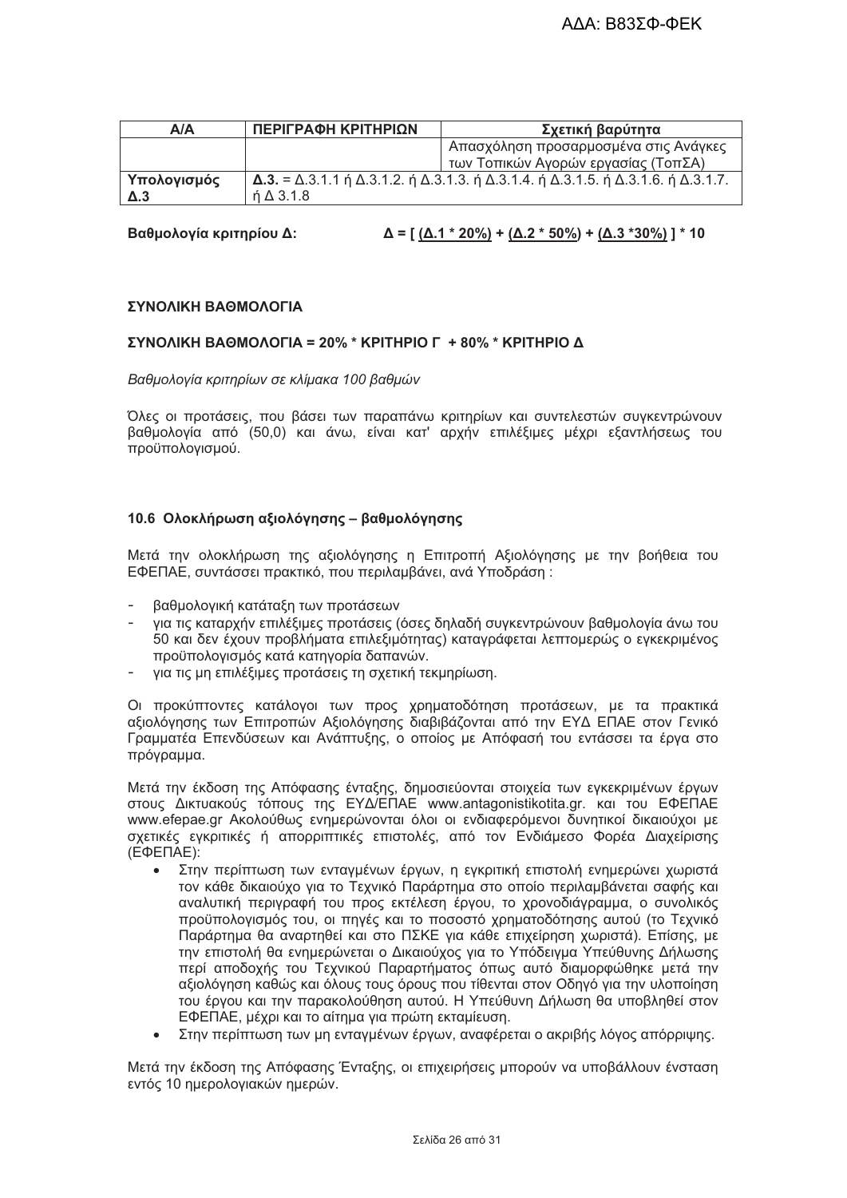| Α/Α | ΠΕΡΙΓΡΑΦΗ ΚΡΙΤΗΡΙΩΝ | Σχετική βαρύτητα |
|---|---|---|
| | | Απασχόληση προσαρμοσμένα στις Ανάγκες των Τοπικών Αγορών εργασίας (ΤοπΣΑ) |
| Υπολογισμός Δ.3 | **Δ.3.** = Δ.3.1.1 ή Δ.3.1.2. ή Δ.3.1.3. ή Δ.3.1.4. ή Δ.3.1.5. ή Δ.3.1.6. ή Δ.3.1.7. ή Δ 3.1.8 | |

**Βαθμολογία κριτηρίου Δ:** **Δ = [ (Δ.1 * 20%) + (Δ.2 * 50%) + (Δ.3 *30%) ] * 10**

**ΣΥΝΟΛΙΚΗ ΒΑΘΜΟΛΟΓΙΑ**

**ΣΥΝΟΛΙΚΗ ΒΑΘΜΟΛΟΓΙΑ = 20% * ΚΡΙΤΗΡΙΟ Γ + 80% * ΚΡΙΤΗΡΙΟ Δ**

*Βαθμολογία κριτηρίων σε κλίμακα 100 βαθμών*

Όλες οι προτάσεις, που βάσει των παραπάνω κριτηρίων και συντελεστών συγκεντρώνουν βαθμολογία από (50,0) και άνω, είναι κατ' αρχήν επιλέξιμες μέχρι εξαντλήσεως του προϋπολογισμού.

### 10.6 Ολοκλήρωση αξιολόγησης – βαθμολόγησης

Μετά την ολοκλήρωση της αξιολόγησης η Επιτροπή Αξιολόγησης με την βοήθεια του ΕΦΕΠΑΕ, συντάσσει πρακτικό, που περιλαμβάνει, ανά Υποδράση :

- βαθμολογική κατάταξη των προτάσεων
- για τις καταρχήν επιλέξιμες προτάσεις (όσες δηλαδή συγκεντρώνουν βαθμολογία άνω του 50 και δεν έχουν προβλήματα επιλεξιμότητας) καταγράφεται λεπτομερώς ο εγκεκριμένος προϋπολογισμός κατά κατηγορία δαπανών.
- για τις μη επιλέξιμες προτάσεις τη σχετική τεκμηρίωση.

Οι προκύπτοντες κατάλογοι των προς χρηματοδότηση προτάσεων, με τα πρακτικά αξιολόγησης των Επιτροπών Αξιολόγησης διαβιβάζονται από την ΕΥΔ ΕΠΑΕ στον Γενικό Γραμματέα Επενδύσεων και Ανάπτυξης, ο οποίος με Απόφασή του εντάσσει τα έργα στο πρόγραμμα.

Μετά την έκδοση της Απόφασης ένταξης, δημοσιεύονται στοιχεία των εγκεκριμένων έργων στους Δικτυακούς τόπους της ΕΥΔ/ΕΠΑΕ www.antagonistikotita.gr. και του ΕΦΕΠΑΕ www.efepae.gr Ακολούθως ενημερώνονται όλοι οι ενδιαφερόμενοι δυνητικοί δικαιούχοι με σχετικές εγκριτικές ή απορριπτικές επιστολές, από τον Ενδιάμεσο Φορέα Διαχείρισης (ΕΦΕΠΑΕ):

- Στην περίπτωση των ενταγμένων έργων, η εγκριτική επιστολή ενημερώνει χωριστά τον κάθε δικαιούχο για το Τεχνικό Παράρτημα στο οποίο περιλαμβάνεται σαφής και αναλυτική περιγραφή του προς εκτέλεση έργου, το χρονοδιάγραμμα, ο συνολικός προϋπολογισμός του, οι πηγές και το ποσοστό χρηματοδότησης αυτού (το Τεχνικό Παράρτημα θα αναρτηθεί και στο ΠΣΚΕ για κάθε επιχείρηση χωριστά). Επίσης, με την επιστολή θα ενημερώνεται ο Δικαιούχος για το Υπόδειγμα Υπεύθυνης Δήλωσης περί αποδοχής του Τεχνικού Παραρτήματος όπως αυτό διαμορφώθηκε μετά την αξιολόγηση καθώς και όλους τους όρους που τίθενται στον Οδηγό για την υλοποίηση του έργου και την παρακολούθηση αυτού. Η Υπεύθυνη Δήλωση θα υποβληθεί στον ΕΦΕΠΑΕ, μέχρι και το αίτημα για πρώτη εκταμίευση.
- Στην περίπτωση των μη ενταγμένων έργων, αναφέρεται ο ακριβής λόγος απόρριψης.

Μετά την έκδοση της Απόφασης Ένταξης, οι επιχειρήσεις μπορούν να υποβάλλουν ένσταση εντός 10 ημερολογιακών ημερών.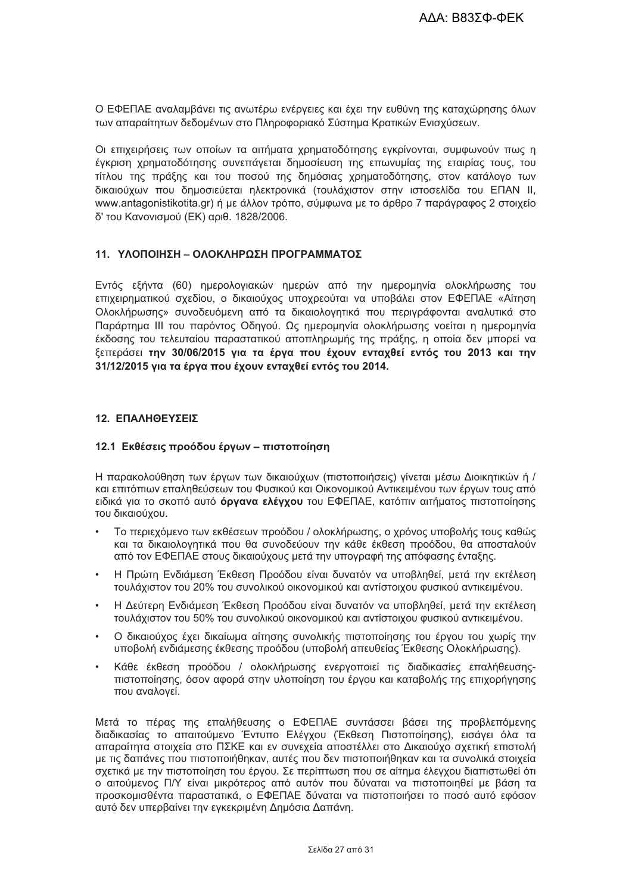Ο ΕΦΕΠΑΕ αναλαμβάνει τις ανωτέρω ενέργειες και έχει την ευθύνη της καταχώρησης όλων των απαραίτητων δεδομένων στο Πληροφοριακό Σύστημα Κρατικών Ενισχύσεων.

Οι επιχειρήσεις των οποίων τα αιτήματα χρηματοδότησης εγκρίνονται, συμφωνούν πως η έγκριση χρηματοδότησης συνεπάγεται δημοσίευση της επωνυμίας της εταιρίας τους, του τίτλου της πράξης και του ποσού της δημόσιας χρηματοδότησης, στον κατάλογο των δικαιούχων που δημοσιεύεται ηλεκτρονικά (τουλάχιστον στην ιστοσελίδα του ΕΠΑΝ ΙΙ, www.antagonistikotita.gr) ή με άλλον τρόπο, σύμφωνα με το άρθρο 7 παράγραφος 2 στοιχείο δ' του Κανονισμού (ΕΚ) αριθ. 1828/2006.

## 11. ΥΛΟΠΟΙΗΣΗ – ΟΛΟΚΛΗΡΩΣΗ ΠΡΟΓΡΑΜΜΑΤΟΣ

Εντός εξήντα (60) ημερολογιακών ημερών από την ημερομηνία ολοκλήρωσης του επιχειρηματικού σχεδίου, ο δικαιούχος υποχρεούται να υποβάλει στον ΕΦΕΠΑΕ «Αίτηση Ολοκλήρωσης» συνοδευόμενη από τα δικαιολογητικά που περιγράφονται αναλυτικά στο Παράρτημα ΙΙΙ του παρόντος Οδηγού. Ως ημερομηνία ολοκλήρωσης νοείται η ημερομηνία έκδοσης του τελευταίου παραστατικού αποπληρωμής της πράξης, η οποία δεν μπορεί να ξεπεράσει **την 30/06/2015 για τα έργα που έχουν ενταχθεί εντός του 2013 και την 31/12/2015 για τα έργα που έχουν ενταχθεί εντός του 2014.**

## 12. ΕΠΑΛΗΘΕΥΣΕΙΣ

### 12.1 Εκθέσεις προόδου έργων – πιστοποίηση

Η παρακολούθηση των έργων των δικαιούχων (πιστοποιήσεις) γίνεται μέσω Διοικητικών ή / και επιτόπιων επαληθεύσεων του Φυσικού και Οικονομικού Αντικειμένου των έργων τους από ειδικά για το σκοπό αυτό **όργανα ελέγχου** του ΕΦΕΠΑΕ, κατόπιν αιτήματος πιστοποίησης του δικαιούχου.

- Το περιεχόμενο των εκθέσεων προόδου / ολοκλήρωσης, ο χρόνος υποβολής τους καθώς και τα δικαιολογητικά που θα συνοδεύουν την κάθε έκθεση προόδου, θα αποσταλούν από τον ΕΦΕΠΑΕ στους δικαιούχους μετά την υπογραφή της απόφασης ένταξης.
- Η Πρώτη Ενδιάμεση Έκθεση Προόδου είναι δυνατόν να υποβληθεί, μετά την εκτέλεση τουλάχιστον του 20% του συνολικού οικονομικού και αντίστοιχου φυσικού αντικειμένου.
- Η Δεύτερη Ενδιάμεση Έκθεση Προόδου είναι δυνατόν να υποβληθεί, μετά την εκτέλεση τουλάχιστον του 50% του συνολικού οικονομικού και αντίστοιχου φυσικού αντικειμένου.
- Ο δικαιούχος έχει δικαίωμα αίτησης συνολικής πιστοποίησης του έργου του χωρίς την υποβολή ενδιάμεσης έκθεσης προόδου (υποβολή απευθείας Έκθεσης Ολοκλήρωσης).
- Κάθε έκθεση προόδου / ολοκλήρωσης ενεργοποιεί τις διαδικασίες επαλήθευσης-πιστοποίησης, όσον αφορά στην υλοποίηση του έργου και καταβολής της επιχορήγησης που αναλογεί.

Μετά το πέρας της επαλήθευσης ο ΕΦΕΠΑΕ συντάσσει βάσει της προβλεπόμενης διαδικασίας το απαιτούμενο Έντυπο Ελέγχου (Έκθεση Πιστοποίησης), εισάγει όλα τα απαραίτητα στοιχεία στο ΠΣΚΕ και εν συνεχεία αποστέλλει στο Δικαιούχο σχετική επιστολή με τις δαπάνες που πιστοποιήθηκαν, αυτές που δεν πιστοποιήθηκαν και τα συνολικά στοιχεία σχετικά με την πιστοποίηση του έργου. Σε περίπτωση που σε αίτημα ελέγχου διαπιστωθεί ότι ο αιτούμενος Π/Υ είναι μικρότερος από αυτόν που δύναται να πιστοποιηθεί με βάση τα προσκομισθέντα παραστατικά, ο ΕΦΕΠΑΕ δύναται να πιστοποιήσει το ποσό αυτό εφόσον αυτό δεν υπερβαίνει την εγκεκριμένη Δημόσια Δαπάνη.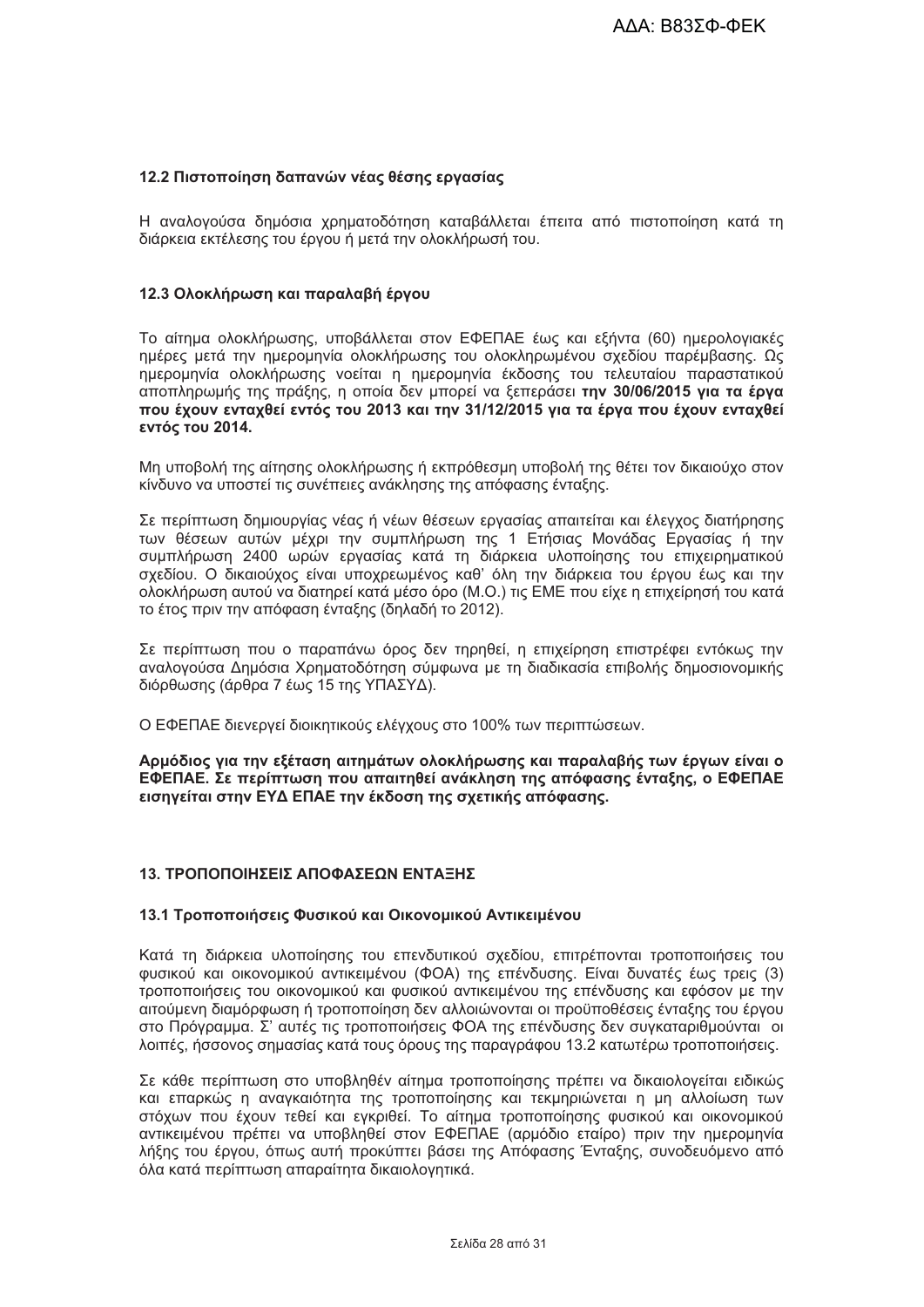### 12.2 Πιστοποίηση δαπανών νέας θέσης εργασίας

Η αναλογούσα δημόσια χρηματοδότηση καταβάλλεται έπειτα από πιστοποίηση κατά τη διάρκεια εκτέλεσης του έργου ή μετά την ολοκλήρωσή του.

### 12.3 Ολοκλήρωση και παραλαβή έργου

Το αίτημα ολοκλήρωσης, υποβάλλεται στον ΕΦΕΠΑΕ έως και εξήντα (60) ημερολογιακές ημέρες μετά την ημερομηνία ολοκλήρωσης του ολοκληρωμένου σχεδίου παρέμβασης. Ως ημερομηνία ολοκλήρωσης νοείται η ημερομηνία έκδοσης του τελευταίου παραστατικού αποπληρωμής της πράξης, η οποία δεν μπορεί να ξεπεράσει **την 30/06/2015 για τα έργα που έχουν ενταχθεί εντός του 2013 και την 31/12/2015 για τα έργα που έχουν ενταχθεί εντός του 2014.**

Μη υποβολή της αίτησης ολοκλήρωσης ή εκπρόθεσμη υποβολή της θέτει τον δικαιούχο στον κίνδυνο να υποστεί τις συνέπειες ανάκλησης της απόφασης ένταξης.

Σε περίπτωση δημιουργίας νέας ή νέων θέσεων εργασίας απαιτείται και έλεγχος διατήρησης των θέσεων αυτών μέχρι την συμπλήρωση της 1 Ετήσιας Μονάδας Εργασίας ή την συμπλήρωση 2400 ωρών εργασίας κατά τη διάρκεια υλοποίησης του επιχειρηματικού σχεδίου. Ο δικαιούχος είναι υποχρεωμένος καθ' όλη την διάρκεια του έργου έως και την ολοκλήρωση αυτού να διατηρεί κατά μέσο όρο (Μ.Ο.) τις ΕΜΕ που είχε η επιχείρησή του κατά το έτος πριν την απόφαση ένταξης (δηλαδή το 2012).

Σε περίπτωση που ο παραπάνω όρος δεν τηρηθεί, η επιχείρηση επιστρέφει εντόκως την αναλογούσα Δημόσια Χρηματοδότηση σύμφωνα με τη διαδικασία επιβολής δημοσιονομικής διόρθωσης (άρθρα 7 έως 15 της ΥΠΑΣΥΔ).

Ο ΕΦΕΠΑΕ διενεργεί διοικητικούς ελέγχους στο 100% των περιπτώσεων.

**Αρμόδιος για την εξέταση αιτημάτων ολοκλήρωσης και παραλαβής των έργων είναι ο ΕΦΕΠΑΕ. Σε περίπτωση που απαιτηθεί ανάκληση της απόφασης ένταξης, ο ΕΦΕΠΑΕ εισηγείται στην ΕΥΔ ΕΠΑΕ την έκδοση της σχετικής απόφασης.**

## 13. ΤΡΟΠΟΠΟΙΗΣΕΙΣ ΑΠΟΦΑΣΕΩΝ ΕΝΤΑΞΗΣ

### 13.1 Τροποποιήσεις Φυσικού και Οικονομικού Αντικειμένου

Κατά τη διάρκεια υλοποίησης του επενδυτικού σχεδίου, επιτρέπονται τροποποιήσεις του φυσικού και οικονομικού αντικειμένου (ΦΟΑ) της επένδυσης. Είναι δυνατές έως τρεις (3) τροποποιήσεις του οικονομικού και φυσικού αντικειμένου της επένδυσης και εφόσον με την αιτούμενη διαμόρφωση ή τροποποίηση δεν αλλοιώνονται οι προϋποθέσεις ένταξης του έργου στο Πρόγραμμα. Σ' αυτές τις τροποποιήσεις ΦΟΑ της επένδυσης δεν συγκαταριθμούνται οι λοιπές, ήσσονος σημασίας κατά τους όρους της παραγράφου 13.2 κατωτέρω τροποποιήσεις.

Σε κάθε περίπτωση στο υποβληθέν αίτημα τροποποίησης πρέπει να δικαιολογείται ειδικώς και επαρκώς η αναγκαιότητα της τροποποίησης και τεκμηριώνεται η μη αλλοίωση των στόχων που έχουν τεθεί και εγκριθεί. Το αίτημα τροποποίησης φυσικού και οικονομικού αντικειμένου πρέπει να υποβληθεί στον ΕΦΕΠΑΕ (αρμόδιο εταίρο) πριν την ημερομηνία λήξης του έργου, όπως αυτή προκύπτει βάσει της Απόφασης Ένταξης, συνοδευόμενο από όλα κατά περίπτωση απαραίτητα δικαιολογητικά.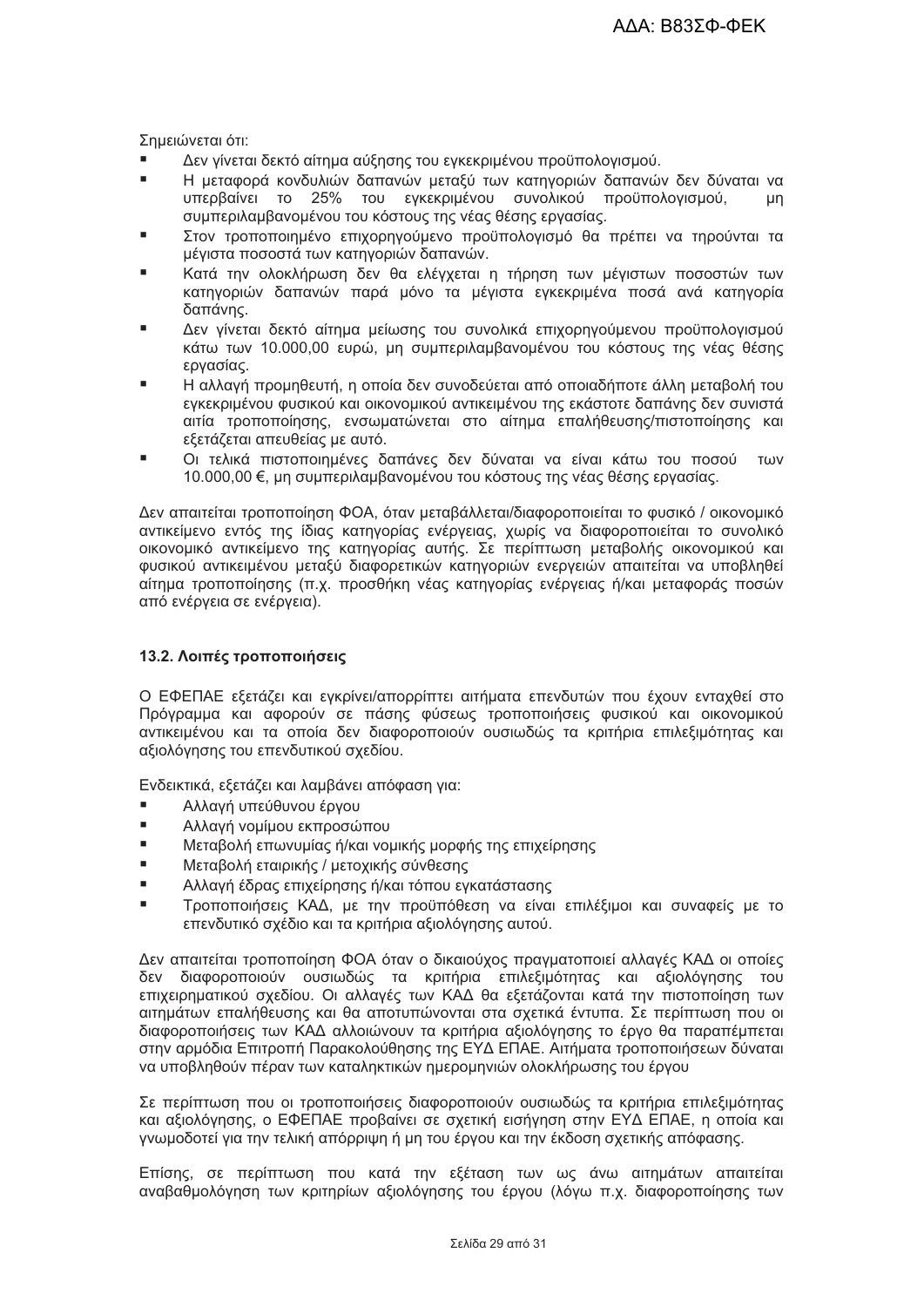Σημειώνεται ότι:

- Δεν γίνεται δεκτό αίτημα αύξησης του εγκεκριμένου προϋπολογισμού.
- Η μεταφορά κονδυλιών δαπανών μεταξύ των κατηγοριών δαπανών δεν δύναται να υπερβαίνει το 25% του εγκεκριμένου συνολικού προϋπολογισμού, μη συμπεριλαμβανομένου του κόστους της νέας θέσης εργασίας.
- Στον τροποποιημένο επιχορηγούμενο προϋπολογισμό θα πρέπει να τηρούνται τα μέγιστα ποσοστά των κατηγοριών δαπανών.
- Κατά την ολοκλήρωση δεν θα ελέγχεται η τήρηση των μέγιστων ποσοστών των κατηγοριών δαπανών παρά μόνο τα μέγιστα εγκεκριμένα ποσά ανά κατηγορία δαπάνης.
- Δεν γίνεται δεκτό αίτημα μείωσης του συνολικά επιχορηγούμενου προϋπολογισμού κάτω των 10.000,00 ευρώ, μη συμπεριλαμβανομένου του κόστους της νέας θέσης εργασίας.
- Η αλλαγή προμηθευτή, η οποία δεν συνοδεύεται από οποιαδήποτε άλλη μεταβολή του εγκεκριμένου φυσικού και οικονομικού αντικειμένου της εκάστοτε δαπάνης δεν συνιστά αιτία τροποποίησης, ενσωματώνεται στο αίτημα επαλήθευσης/πιστοποίησης και εξετάζεται απευθείας με αυτό.
- Οι τελικά πιστοποιημένες δαπάνες δεν δύναται να είναι κάτω του ποσού των 10.000,00 €, μη συμπεριλαμβανομένου του κόστους της νέας θέσης εργασίας.

Δεν απαιτείται τροποποίηση ΦΟΑ, όταν μεταβάλλεται/διαφοροποιείται το φυσικό / οικονομικό αντικείμενο εντός της ίδιας κατηγορίας ενέργειας, χωρίς να διαφοροποιείται το συνολικό οικονομικό αντικείμενο της κατηγορίας αυτής. Σε περίπτωση μεταβολής οικονομικού και φυσικού αντικειμένου μεταξύ διαφορετικών κατηγοριών ενεργειών απαιτείται να υποβληθεί αίτημα τροποποίησης (π.χ. προσθήκη νέας κατηγορίας ενέργειας ή/και μεταφοράς ποσών από ενέργεια σε ενέργεια).

### 13.2. Λοιπές τροποποιήσεις

Ο ΕΦΕΠΑΕ εξετάζει και εγκρίνει/απορρίπτει αιτήματα επενδυτών που έχουν ενταχθεί στο Πρόγραμμα και αφορούν σε πάσης φύσεως τροποποιήσεις φυσικού και οικονομικού αντικειμένου και τα οποία δεν διαφοροποιούν ουσιωδώς τα κριτήρια επιλεξιμότητας και αξιολόγησης του επενδυτικού σχεδίου.

Ενδεικτικά, εξετάζει και λαμβάνει απόφαση για:

- Αλλαγή υπεύθυνου έργου
- Αλλαγή νομίμου εκπροσώπου
- Μεταβολή επωνυμίας ή/και νομικής μορφής της επιχείρησης
- Μεταβολή εταιρικής / μετοχικής σύνθεσης
- Αλλαγή έδρας επιχείρησης ή/και τόπου εγκατάστασης
- Τροποποιήσεις ΚΑΔ, με την προϋπόθεση να είναι επιλέξιμοι και συναφείς με το επενδυτικό σχέδιο και τα κριτήρια αξιολόγησης αυτού.

Δεν απαιτείται τροποποίηση ΦΟΑ όταν ο δικαιούχος πραγματοποιεί αλλαγές ΚΑΔ οι οποίες δεν διαφοροποιούν ουσιωδώς τα κριτήρια επιλεξιμότητας και αξιολόγησης του επιχειρηματικού σχεδίου. Οι αλλαγές των ΚΑΔ θα εξετάζονται κατά την πιστοποίηση των αιτημάτων επαλήθευσης και θα αποτυπώνονται στα σχετικά έντυπα. Σε περίπτωση που οι διαφοροποιήσεις των ΚΑΔ αλλοιώνουν τα κριτήρια αξιολόγησης το έργο θα παραπέμπεται στην αρμόδια Επιτροπή Παρακολούθησης της ΕΥΔ ΕΠΑΕ. Αιτήματα τροποποιήσεων δύναται να υποβληθούν πέραν των καταληκτικών ημερομηνιών ολοκλήρωσης του έργου

Σε περίπτωση που οι τροποποιήσεις διαφοροποιούν ουσιωδώς τα κριτήρια επιλεξιμότητας και αξιολόγησης, ο ΕΦΕΠΑΕ προβαίνει σε σχετική εισήγηση στην ΕΥΔ ΕΠΑΕ, η οποία και γνωμοδοτεί για την τελική απόρριψη ή μη του έργου και την έκδοση σχετικής απόφασης.

Επίσης, σε περίπτωση που κατά την εξέταση των ως άνω αιτημάτων απαιτείται αναβαθμολόγηση των κριτηρίων αξιολόγησης του έργου (λόγω π.χ. διαφοροποίησης των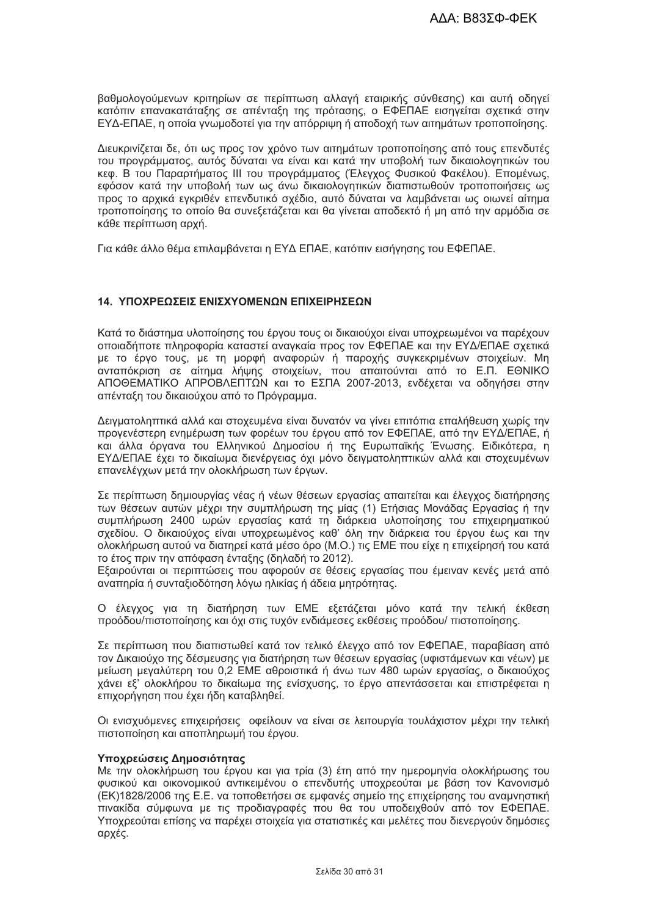βαθμολογούμενων κριτηρίων σε περίπτωση αλλαγή εταιρικής σύνθεσης) και αυτή οδηγεί κατόπιν επανακατάταξης σε απένταξη της πρότασης, ο ΕΦΕΠΑΕ εισηγείται σχετικά στην ΕΥΔ-ΕΠΑΕ, η οποία γνωμοδοτεί για την απόρριψη ή αποδοχή των αιτημάτων τροποποίησης.

Διευκρινίζεται δε, ότι ως προς τον χρόνο των αιτημάτων τροποποίησης από τους επενδυτές του προγράμματος, αυτός δύναται να είναι και κατά την υποβολή των δικαιολογητικών του κεφ. Β του Παραρτήματος ΙΙΙ του προγράμματος (Έλεγχος Φυσικού Φακέλου). Επομένως, εφόσον κατά την υποβολή των ως άνω δικαιολογητικών διαπιστωθούν τροποποιήσεις ως προς το αρχικά εγκριθέν επενδυτικό σχέδιο, αυτό δύναται να λαμβάνεται ως οιωνεί αίτημα τροποποίησης το οποίο θα συνεξετάζεται και θα γίνεται αποδεκτό ή μη από την αρμόδια σε κάθε περίπτωση αρχή.

Για κάθε άλλο θέμα επιλαμβάνεται η ΕΥΔ ΕΠΑΕ, κατόπιν εισήγησης του ΕΦΕΠΑΕ.

## 14. ΥΠΟΧΡΕΩΣΕΙΣ ΕΝΙΣΧΥΟΜΕΝΩΝ ΕΠΙΧΕΙΡΗΣΕΩΝ

Κατά το διάστημα υλοποίησης του έργου τους οι δικαιούχοι είναι υποχρεωμένοι να παρέχουν οποιαδήποτε πληροφορία καταστεί αναγκαία προς τον ΕΦΕΠΑΕ και την ΕΥΔ/ΕΠΑΕ σχετικά με το έργο τους, με τη μορφή αναφορών ή παροχής συγκεκριμένων στοιχείων. Μη ανταπόκριση σε αίτημα λήψης στοιχείων, που απαιτούνται από το Ε.Π. ΕΘΝΙΚΟ ΑΠΟΘΕΜΑΤΙΚΟ ΑΠΡΟΒΛΕΠΤΩΝ και το ΕΣΠΑ 2007-2013, ενδέχεται να οδηγήσει στην απένταξη του δικαιούχου από το Πρόγραμμα.

Δειγματοληπτικά αλλά και στοχευμένα είναι δυνατόν να γίνει επιτόπια επαλήθευση χωρίς την προγενέστερη ενημέρωση των φορέων του έργου από τον ΕΦΕΠΑΕ, από την ΕΥΔ/ΕΠΑΕ, ή και άλλα όργανα του Ελληνικού Δημοσίου ή της Ευρωπαϊκής Ένωσης. Ειδικότερα, η ΕΥΔ/ΕΠΑΕ έχει το δικαίωμα διενέργειας όχι μόνο δειγματοληπτικών αλλά και στοχευμένων επανελέγχων μετά την ολοκλήρωση των έργων.

Σε περίπτωση δημιουργίας νέας ή νέων θέσεων εργασίας απαιτείται και έλεγχος διατήρησης των θέσεων αυτών μέχρι την συμπλήρωση της μίας (1) Ετήσιας Μονάδας Εργασίας ή την συμπλήρωση 2400 ωρών εργασίας κατά τη διάρκεια υλοποίησης του επιχειρηματικού σχεδίου. Ο δικαιούχος είναι υποχρεωμένος καθ' όλη την διάρκεια του έργου έως και την ολοκλήρωση αυτού να διατηρεί κατά μέσο όρο (Μ.Ο.) τις ΕΜΕ που είχε η επιχείρησή του κατά το έτος πριν την απόφαση ένταξης (δηλαδή το 2012).
Εξαιρούνται οι περιπτώσεις που αφορούν σε θέσεις εργασίας που έμειναν κενές μετά από αναπηρία ή συνταξιοδότηση λόγω ηλικίας ή άδεια μητρότητας.

Ο έλεγχος για τη διατήρηση των ΕΜΕ εξετάζεται μόνο κατά την τελική έκθεση προόδου/πιστοποίησης και όχι στις τυχόν ενδιάμεσες εκθέσεις προόδου/ πιστοποίησης.

Σε περίπτωση που διαπιστωθεί κατά τον τελικό έλεγχο από τον ΕΦΕΠΑΕ, παραβίαση από τον Δικαιούχο της δέσμευσης για διατήρηση των θέσεων εργασίας (υφιστάμενων και νέων) με μείωση μεγαλύτερη του 0,2 ΕΜΕ αθροιστικά ή άνω των 480 ωρών εργασίας, ο δικαιούχος χάνει εξ' ολοκλήρου το δικαίωμα της ενίσχυσης, το έργο απεντάσσεται και επιστρέφεται η επιχορήγηση που έχει ήδη καταβληθεί.

Οι ενισχυόμενες επιχειρήσεις οφείλουν να είναι σε λειτουργία τουλάχιστον μέχρι την τελική πιστοποίηση και αποπληρωμή του έργου.

**Υποχρεώσεις Δημοσιότητας**
Με την ολοκλήρωση του έργου και για τρία (3) έτη από την ημερομηνία ολοκλήρωσης του φυσικού και οικονομικού αντικειμένου ο επενδυτής υποχρεούται με βάση τον Κανονισμό (ΕΚ)1828/2006 της Ε.Ε. να τοποθετήσει σε εμφανές σημείο της επιχείρησης του αναμνηστική πινακίδα σύμφωνα με τις προδιαγραφές που θα του υποδειχθούν από τον ΕΦΕΠΑΕ. Υποχρεούται επίσης να παρέχει στοιχεία για στατιστικές και μελέτες που διενεργούν δημόσιες αρχές.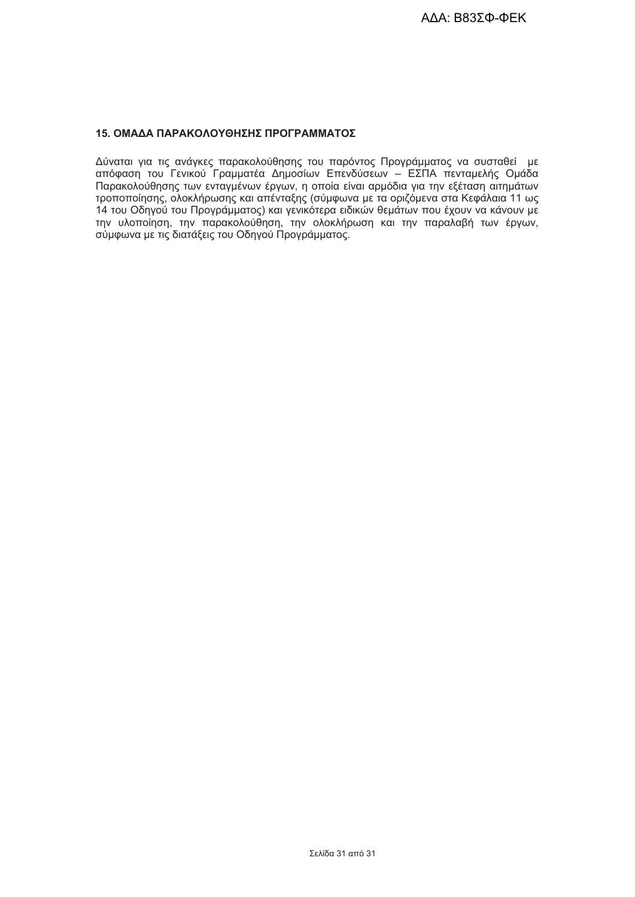## 15. ΟΜΑΔΑ ΠΑΡΑΚΟΛΟΥΘΗΣΗΣ ΠΡΟΓΡΑΜΜΑΤΟΣ

Δύναται για τις ανάγκες παρακολούθησης του παρόντος Προγράμματος να συσταθεί με απόφαση του Γενικού Γραμματέα Δημοσίων Επενδύσεων – ΕΣΠΑ πενταμελής Ομάδα Παρακολούθησης των ενταγμένων έργων, η οποία είναι αρμόδια για την εξέταση αιτημάτων τροποποίησης, ολοκλήρωσης και απένταξης (σύμφωνα με τα οριζόμενα στα Κεφάλαια 11 ως 14 του Οδηγού του Προγράμματος) και γενικότερα ειδικών θεμάτων που έχουν να κάνουν με την υλοποίηση, την παρακολούθηση, την ολοκλήρωση και την παραλαβή των έργων, σύμφωνα με τις διατάξεις του Οδηγού Προγράμματος.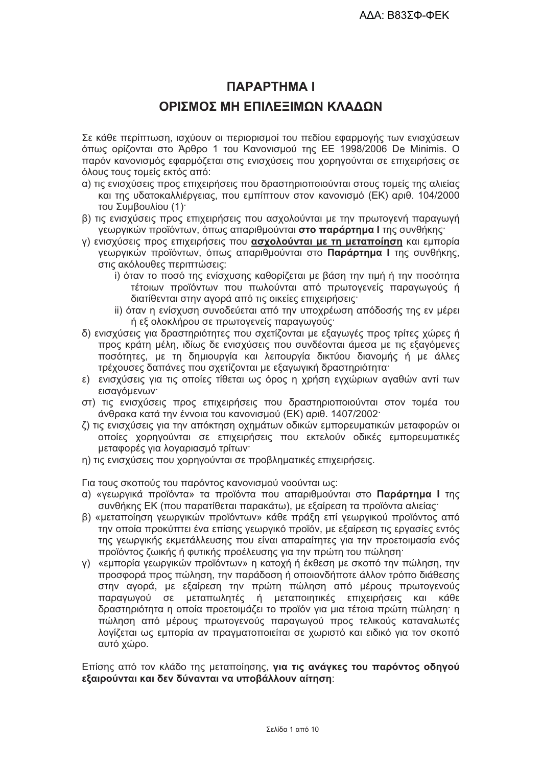# ΠΑΡΑΡΤΗΜΑ Ι

## ΟΡΙΣΜΟΣ ΜΗ ΕΠΙΛΕΞΙΜΩΝ ΚΛΑΔΩΝ

Σε κάθε περίπτωση, ισχύουν οι περιορισμοί του πεδίου εφαρμογής των ενισχύσεων όπως ορίζονται στο Άρθρο 1 του Κανονισμού της ΕΕ 1998/2006 De Minimis. Ο παρόν κανονισμός εφαρμόζεται στις ενισχύσεις που χορηγούνται σε επιχειρήσεις σε όλους τους τομείς εκτός από:

α) τις ενισχύσεις προς επιχειρήσεις που δραστηριοποιούνται στους τομείς της αλιείας και της υδατοκαλλιέργειας, που εμπίπτουν στον κανονισμό (ΕΚ) αριθ. 104/2000 του Συμβουλίου (1)·

β) τις ενισχύσεις προς επιχειρήσεις που ασχολούνται με την πρωτογενή παραγωγή γεωργικών προϊόντων, όπως απαριθμούνται **στο παράρτημα Ι** της συνθήκης·

γ) ενισχύσεις προς επιχειρήσεις που **ασχολούνται με τη μεταποίηση** και εμπορία γεωργικών προϊόντων, όπως απαριθμούνται στο **Παράρτημα Ι** της συνθήκης, στις ακόλουθες περιπτώσεις:

   i) όταν το ποσό της ενίσχυσης καθορίζεται με βάση την τιμή ή την ποσότητα τέτοιων προϊόντων που πωλούνται από πρωτογενείς παραγωγούς ή διατίθενται στην αγορά από τις οικείες επιχειρήσεις·

   ii) όταν η ενίσχυση συνοδεύεται από την υποχρέωση απόδοσής της εν μέρει ή εξ ολοκλήρου σε πρωτογενείς παραγωγούς·

δ) ενισχύσεις για δραστηριότητες που σχετίζονται με εξαγωγές προς τρίτες χώρες ή προς κράτη μέλη, ιδίως δε ενισχύσεις που συνδέονται άμεσα με τις εξαγόμενες ποσότητες, με τη δημιουργία και λειτουργία δικτύου διανομής ή με άλλες τρέχουσες δαπάνες που σχετίζονται με εξαγωγική δραστηριότητα·

ε) ενισχύσεις για τις οποίες τίθεται ως όρος η χρήση εγχώριων αγαθών αντί των εισαγόμενων·

στ) τις ενισχύσεις προς επιχειρήσεις που δραστηριοποιούνται στον τομέα του άνθρακα κατά την έννοια του κανονισμού (ΕΚ) αριθ. 1407/2002·

ζ) τις ενισχύσεις για την απόκτηση οχημάτων οδικών εμπορευματικών μεταφορών οι οποίες χορηγούνται σε επιχειρήσεις που εκτελούν οδικές εμπορευματικές μεταφορές για λογαριασμό τρίτων·

η) τις ενισχύσεις που χορηγούνται σε προβληματικές επιχειρήσεις.

Για τους σκοπούς του παρόντος κανονισμού νοούνται ως:

α) «γεωργικά προϊόντα» τα προϊόντα που απαριθμούνται στο **Παράρτημα Ι** της συνθήκης ΕΚ (που παρατίθεται παρακάτω), με εξαίρεση τα προϊόντα αλιείας·

β) «μεταποίηση γεωργικών προϊόντων» κάθε πράξη επί γεωργικού προϊόντος από την οποία προκύπτει ένα επίσης γεωργικό προϊόν, με εξαίρεση τις εργασίες εντός της γεωργικής εκμετάλλευσης που είναι απαραίτητες για την προετοιμασία ενός προϊόντος ζωικής ή φυτικής προέλευσης για την πρώτη του πώληση·

γ) «εμπορία γεωργικών προϊόντων» η κατοχή ή έκθεση με σκοπό την πώληση, την προσφορά προς πώληση, την παράδοση ή οποιονδήποτε άλλον τρόπο διάθεσης στην αγορά, με εξαίρεση την πρώτη πώληση από μέρους πρωτογενούς παραγωγού σε μεταπωλητές ή μεταποιητικές επιχειρήσεις και κάθε δραστηριότητα η οποία προετοιμάζει το προϊόν για μια τέτοια πρώτη πώληση· η πώληση από μέρους πρωτογενούς παραγωγού προς τελικούς καταναλωτές λογίζεται ως εμπορία αν πραγματοποιείται σε χωριστό και ειδικό για τον σκοπό αυτό χώρο.

Επίσης από τον κλάδο της μεταποίησης, **για τις ανάγκες του παρόντος οδηγού εξαιρούνται και δεν δύνανται να υποβάλλουν αίτηση**: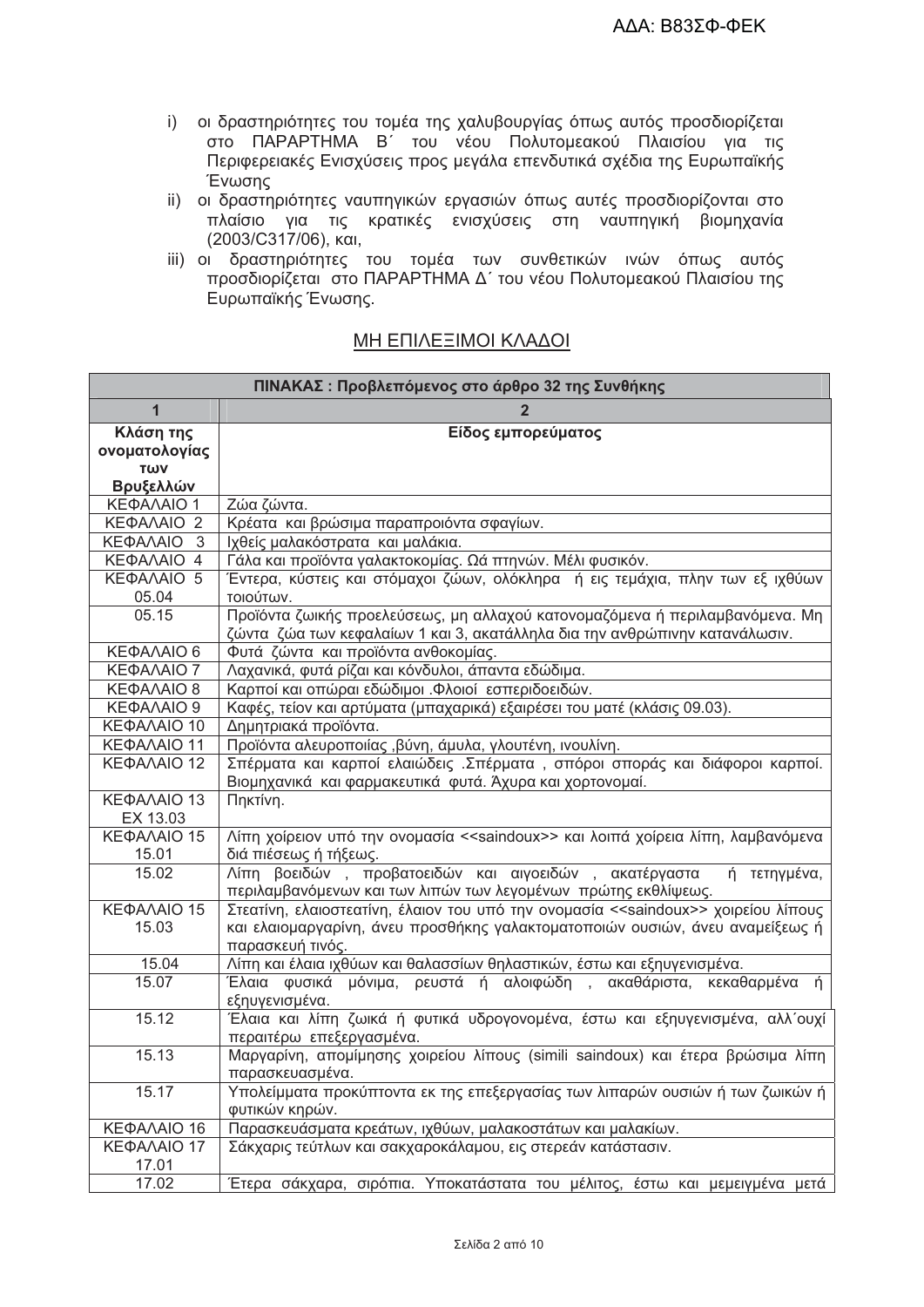i) οι δραστηριότητες του τομέα της χαλυβουργίας όπως αυτός προσδιορίζεται στο ΠΑΡΑΡΤΗΜΑ Β΄ του νέου Πολυτομεακού Πλαισίου για τις Περιφερειακές Ενισχύσεις προς μεγάλα επενδυτικά σχέδια της Ευρωπαϊκής Ένωσης
ii) οι δραστηριότητες ναυπηγικών εργασιών όπως αυτές προσδιορίζονται στο πλαίσιο για τις κρατικές ενισχύσεις στη ναυπηγική βιομηχανία (2003/C317/06), και,
iii) οι δραστηριότητες του τομέα των συνθετικών ινών όπως αυτός προσδιορίζεται στο ΠΑΡΑΡΤΗΜΑ Δ΄ του νέου Πολυτομεακού Πλαισίου της Ευρωπαϊκής Ένωσης.

## ΜΗ ΕΠΙΛΕΞΙΜΟΙ ΚΛΑΔΟΙ

| ΠΙΝΑΚΑΣ : Προβλεπόμενος στο άρθρο 32 της Συνθήκης | |
|---|---|
| **1** | **2** |
| **Κλάση της ονοματολογίας των Βρυξελλών** | **Είδος εμπορεύματος** |
| ΚΕΦΑΛΑΙΟ 1 | Ζώα ζώντα. |
| ΚΕΦΑΛΑΙΟ 2 | Κρέατα και βρώσιμα παραπροιόντα σφαγίων. |
| ΚΕΦΑΛΑΙΟ 3 | Ιχθείς μαλακόστρατα και μαλάκια. |
| ΚΕΦΑΛΑΙΟ 4 | Γάλα και προϊόντα γαλακτοκομίας. Ωά πτηνών. Μέλι φυσικόν. |
| ΚΕΦΑΛΑΙΟ 5 05.04 | Έντερα, κύστεις και στόμαχοι ζώων, ολόκληρα ή εις τεμάχια, πλην των εξ ιχθύων τοιούτων. |
| 05.15 | Προϊόντα ζωικής προελεύσεως, μη αλλαχού κατονομαζόμενα ή περιλαμβανόμενα. Μη ζώντα ζώα των κεφαλαίων 1 και 3, ακατάλληλα δια την ανθρώπινην κατανάλωσιν. |
| ΚΕΦΑΛΑΙΟ 6 | Φυτά ζώντα και προϊόντα ανθοκομίας. |
| ΚΕΦΑΛΑΙΟ 7 | Λαχανικά, φυτά ρίζαι και κόνδυλοι, άπαντα εδώδιμα. |
| ΚΕΦΑΛΑΙΟ 8 | Καρποί και οπώραι εδώδιμοι .Φλοιοί εσπεριδοειδών. |
| ΚΕΦΑΛΑΙΟ 9 | Καφές, τείον και αρτύματα (μπαχαρικά) εξαιρέσει του ματέ (κλάσις 09.03). |
| ΚΕΦΑΛΑΙΟ 10 | Δημητριακά προϊόντα. |
| ΚΕΦΑΛΑΙΟ 11 | Προϊόντα αλευροποιίας ,βύνη, άμυλα, γλουτένη, ινουλίνη. |
| ΚΕΦΑΛΑΙΟ 12 | Σπέρματα και καρποί ελαιώδεις .Σπέρματα , σπόροι σποράς και διάφοροι καρποί. Βιομηχανικά και φαρμακευτικά φυτά. Άχυρα και χορτονομαί. |
| ΚΕΦΑΛΑΙΟ 13 ΕΧ 13.03 | Πηκτίνη. |
| ΚΕΦΑΛΑΙΟ 15 15.01 | Λίπη χοίρειον υπό την ονομασία <<saindoux>> και λοιπά χοίρεια λίπη, λαμβανόμενα διά πιέσεως ή τήξεως. |
| 15.02 | Λίπη βοειδών , προβατοειδών και αιγοειδών , ακατέργαστα ή τετηγμένα, περιλαμβανόμενων και των λιπών των λεγομένων πρώτης εκθλίψεως. |
| ΚΕΦΑΛΑΙΟ 15 15.03 | Στεατίνη, ελαιοστεατίνη, έλαιον του υπό την ονομασία <<saindoux>> χοιρείου λίπους και ελαιομαργαρίνη, άνευ προσθήκης γαλακτοματοποιών ουσιών, άνευ αναμείξεως ή παρασκευή τινός. |
| 15.04 | Λίπη και έλαια ιχθύων και θαλασσίων θηλαστικών, έστω και εξηυγενισμένα. |
| 15.07 | Έλαια φυσικά μόνιμα, ρευστά ή αλοιφώδη , ακαθάριστα, κεκαθαρμένα ή εξηυγενισμένα. |
| 15.12 | Έλαια και λίπη ζωικά ή φυτικά υδρογονομένα, έστω και εξηυγενισμένα, αλλ΄ουχί περαιτέρω επεξεργασμένα. |
| 15.13 | Μαργαρίνη, απομίμησης χοιρείου λίπους (simili saindoux) και έτερα βρώσιμα λίπη παρασκευασμένα. |
| 15.17 | Υπολείμματα προκύπτοντα εκ της επεξεργασίας των λιπαρών ουσιών ή των ζωικών ή φυτικών κηρών. |
| ΚΕΦΑΛΑΙΟ 16 | Παρασκευάσματα κρεάτων, ιχθύων, μαλακοστάτων και μαλακίων. |
| ΚΕΦΑΛΑΙΟ 17 17.01 | Σάκχαρις τεύτλων και σακχαροκάλαμου, εις στερεάν κατάστασιν. |
| 17.02 | Έτερα σάκχαρα, σιρόπια. Υποκατάστατα του μέλιτος, έστω και μεμειγμένα μετά |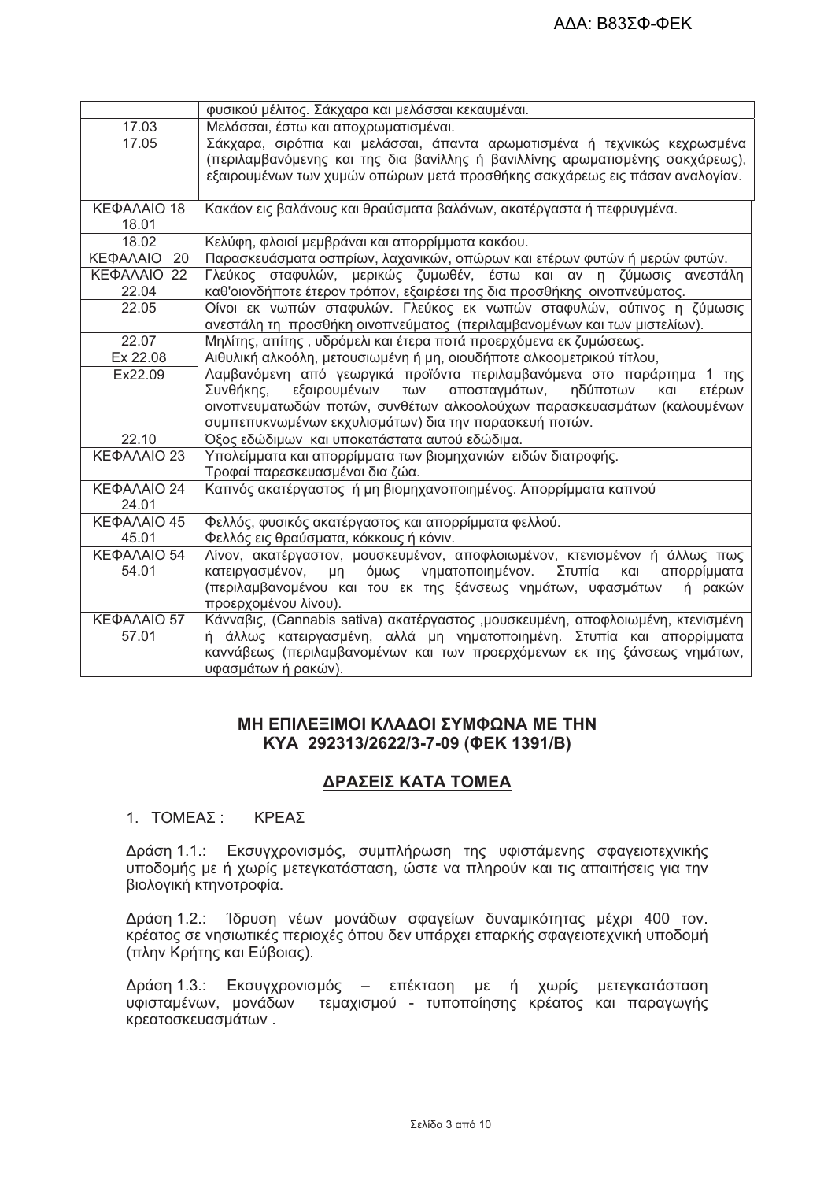| | |
|---|---|
| | φυσικού μέλιτος. Σάκχαρα και μελάσσαι κεκαυμέναι. |
| 17.03 | Μελάσσαι, έστω και αποχρωματισμέναι. |
| 17.05 | Σάκχαρα, σιρόπια και μελάσσαι, άπαντα αρωματισμένα ή τεχνικώς κεχρωσμένα (περιλαμβανόμενης και της δια βανίλλης ή βανιλλίνης αρωματισμένης σακχάρεως), εξαιρουμένων των χυμών οπώρων μετά προσθήκης σακχάρεως εις πάσαν αναλογίαν. |
| ΚΕΦΑΛΑΙΟ 18 18.01 | Κακάον εις βαλάνους και θραύσματα βαλάνων, ακατέργαστα ή πεφρυγμένα. |
| 18.02 | Κελύφη, φλοιοί μεμβράναι και απορρίμματα κακάου. |
| ΚΕΦΑΛΑΙΟ 20 | Παρασκευάσματα οσπρίων, λαχανικών, οπώρων και ετέρων φυτών ή μερών φυτών. |
| ΚΕΦΑΛΑΙΟ 22 22.04 | Γλεύκος σταφυλών, μερικώς ζυμωθέν, έστω και αν η ζύμωσις ανεστάλη καθ'οιονδήποτε έτερον τρόπον, εξαιρέσει της δια προσθήκης οινοπνεύματος. |
| 22.05 | Οίνοι εκ νωπών σταφυλών. Γλεύκος εκ νωπών σταφυλών, ούτινος η ζύμωσις ανεστάλη τη προσθήκη οινοπνεύματος (περιλαμβανομένων και των μιστελίων). |
| 22.07 | Μηλίτης, απίτης , υδρόμελι και έτερα ποτά προερχόμενα εκ ζυμώσεως. |
| Ex 22.08 | Αιθυλική αλκοόλη, μετουσιωμένη ή μη, οιουδήποτε αλκοομετρικού τίτλου, |
| Ex22.09 | Λαμβανόμενη από γεωργικά προϊόντα περιλαμβανόμενα στο παράρτημα 1 της Συνθήκης, εξαιρουμένων των αποσταγμάτων, ηδύποτων και ετέρων οινοπνευματωδών ποτών, συνθέτων αλκοολούχων παρασκευασμάτων (καλουμένων συμπεπυκνωμένων εκχυλισμάτων) δια την παρασκευή ποτών. |
| 22.10 | Όξος εδώδιμων και υποκατάστατα αυτού εδώδιμα. |
| ΚΕΦΑΛΑΙΟ 23 | Υπολείμματα και απορρίμματα των βιομηχανιών ειδών διατροφής. Τροφαί παρεσκευασμέναι δια ζώα. |
| ΚΕΦΑΛΑΙΟ 24 24.01 | Καπνός ακατέργαστος ή μη βιομηχανοποιημένος. Απορρίμματα καπνού |
| ΚΕΦΑΛΑΙΟ 45 45.01 | Φελλός, φυσικός ακατέργαστος και απορρίμματα φελλού. Φελλός εις θραύσματα, κόκκους ή κόνιν. |
| ΚΕΦΑΛΑΙΟ 54 54.01 | Λίνον, ακατέργαστον, μουσκευμένον, αποφλοιωμένον, κτενισμένον ή άλλως πως κατειργασμένον, μη όμως νηματοποιημένον. Στυπία και απορρίμματα (περιλαμβανομένου και του εκ της ξάνσεως νημάτων, υφασμάτων ή ρακών προερχομένου λίνου). |
| ΚΕΦΑΛΑΙΟ 57 57.01 | Κάνναβις, (Cannabis sativa) ακατέργαστος ,μουσκευμένη, αποφλοιωμένη, κτενισμένη ή άλλως κατειργασμένη, αλλά μη νηματοποιημένη. Στυπία και απορρίμματα καννάβεως (περιλαμβανομένων και των προερχόμενων εκ της ξάνσεως νημάτων, υφασμάτων ή ρακών). |

**ΜΗ ΕΠΙΛΕΞΙΜΟΙ ΚΛΑΔΟΙ ΣΥΜΦΩΝΑ ΜΕ ΤΗΝ ΚΥΑ 292313/2622/3-7-09 (ΦΕΚ 1391/Β)**

## ΔΡΑΣΕΙΣ ΚΑΤΑ ΤΟΜΕΑ

1. ΤΟΜΕΑΣ : ΚΡΕΑΣ

Δράση 1.1.: Εκσυγχρονισμός, συμπλήρωση της υφιστάμενης σφαγειοτεχνικής υποδομής με ή χωρίς μετεγκατάσταση, ώστε να πληρούν και τις απαιτήσεις για την βιολογική κτηνοτροφία.

Δράση 1.2.: Ίδρυση νέων μονάδων σφαγείων δυναμικότητας μέχρι 400 τον. κρέατος σε νησιωτικές περιοχές όπου δεν υπάρχει επαρκής σφαγειοτεχνική υποδομή (πλην Κρήτης και Εύβοιας).

Δράση 1.3.: Εκσυγχρονισμός – επέκταση με ή χωρίς μετεγκατάσταση υφισταμένων, μονάδων τεμαχισμού - τυποποίησης κρέατος και παραγωγής κρεατοσκευασμάτων .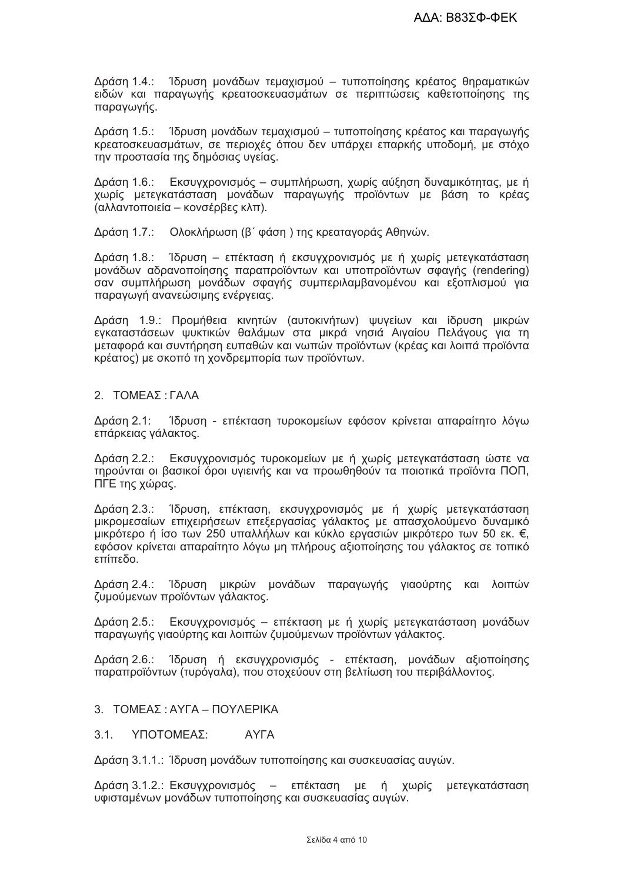Δράση 1.4.: Ίδρυση μονάδων τεμαχισμού – τυποποίησης κρέατος θηραματικών ειδών και παραγωγής κρεατοσκευασμάτων σε περιπτώσεις καθετοποίησης της παραγωγής.

Δράση 1.5.: Ίδρυση μονάδων τεμαχισμού – τυποποίησης κρέατος και παραγωγής κρεατοσκευασμάτων, σε περιοχές όπου δεν υπάρχει επαρκής υποδομή, με στόχο την προστασία της δημόσιας υγείας.

Δράση 1.6.: Εκσυγχρονισμός – συμπλήρωση, χωρίς αύξηση δυναμικότητας, με ή χωρίς μετεγκατάσταση μονάδων παραγωγής προϊόντων με βάση το κρέας (αλλαντοποιεία – κονσέρβες κλπ).

Δράση 1.7.: Ολοκλήρωση (β΄ φάση ) της κρεαταγοράς Αθηνών.

Δράση 1.8.: Ίδρυση – επέκταση ή εκσυγχρονισμός με ή χωρίς μετεγκατάσταση μονάδων αδρανοποίησης παραπροϊόντων και υποπροϊόντων σφαγής (rendering) σαν συμπλήρωση μονάδων σφαγής συμπεριλαμβανομένου και εξοπλισμού για παραγωγή ανανεώσιμης ενέργειας.

Δράση 1.9.: Προμήθεια κινητών (αυτοκινήτων) ψυγείων και ίδρυση μικρών εγκαταστάσεων ψυκτικών θαλάμων στα μικρά νησιά Αιγαίου Πελάγους για τη μεταφορά και συντήρηση ευπαθών και νωπών προϊόντων (κρέας και λοιπά προϊόντα κρέατος) με σκοπό τη χονδρεμπορία των προϊόντων.

## 2. ΤΟΜΕΑΣ : ΓΑΛΑ

Δράση 2.1: Ίδρυση - επέκταση τυροκομείων εφόσον κρίνεται απαραίτητο λόγω επάρκειας γάλακτος.

Δράση 2.2.: Εκσυγχρονισμός τυροκομείων με ή χωρίς μετεγκατάσταση ώστε να τηρούνται οι βασικοί όροι υγιεινής και να προωθηθούν τα ποιοτικά προϊόντα ΠΟΠ, ΠΓΕ της χώρας.

Δράση 2.3.: Ίδρυση, επέκταση, εκσυγχρονισμός με ή χωρίς μετεγκατάσταση μικρομεσαίων επιχειρήσεων επεξεργασίας γάλακτος με απασχολούμενο δυναμικό μικρότερο ή ίσο των 250 υπαλλήλων και κύκλο εργασιών μικρότερο των 50 εκ. €, εφόσον κρίνεται απαραίτητο λόγω μη πλήρους αξιοποίησης του γάλακτος σε τοπικό επίπεδο.

Δράση 2.4.: Ίδρυση μικρών μονάδων παραγωγής γιαούρτης και λοιπών ζυμούμενων προϊόντων γάλακτος.

Δράση 2.5.: Εκσυγχρονισμός – επέκταση με ή χωρίς μετεγκατάσταση μονάδων παραγωγής γιαούρτης και λοιπών ζυμούμενων προϊόντων γάλακτος.

Δράση 2.6.: Ίδρυση ή εκσυγχρονισμός - επέκταση, μονάδων αξιοποίησης παραπροϊόντων (τυρόγαλα), που στοχεύουν στη βελτίωση του περιβάλλοντος.

## 3. ΤΟΜΕΑΣ : ΑΥΓΑ – ΠΟΥΛΕΡΙΚΑ

### 3.1. ΥΠΟΤΟΜΕΑΣ: ΑΥΓΑ

Δράση 3.1.1.: Ίδρυση μονάδων τυποποίησης και συσκευασίας αυγών.

Δράση 3.1.2.: Εκσυγχρονισμός – επέκταση με ή χωρίς μετεγκατάσταση υφισταμένων μονάδων τυποποίησης και συσκευασίας αυγών.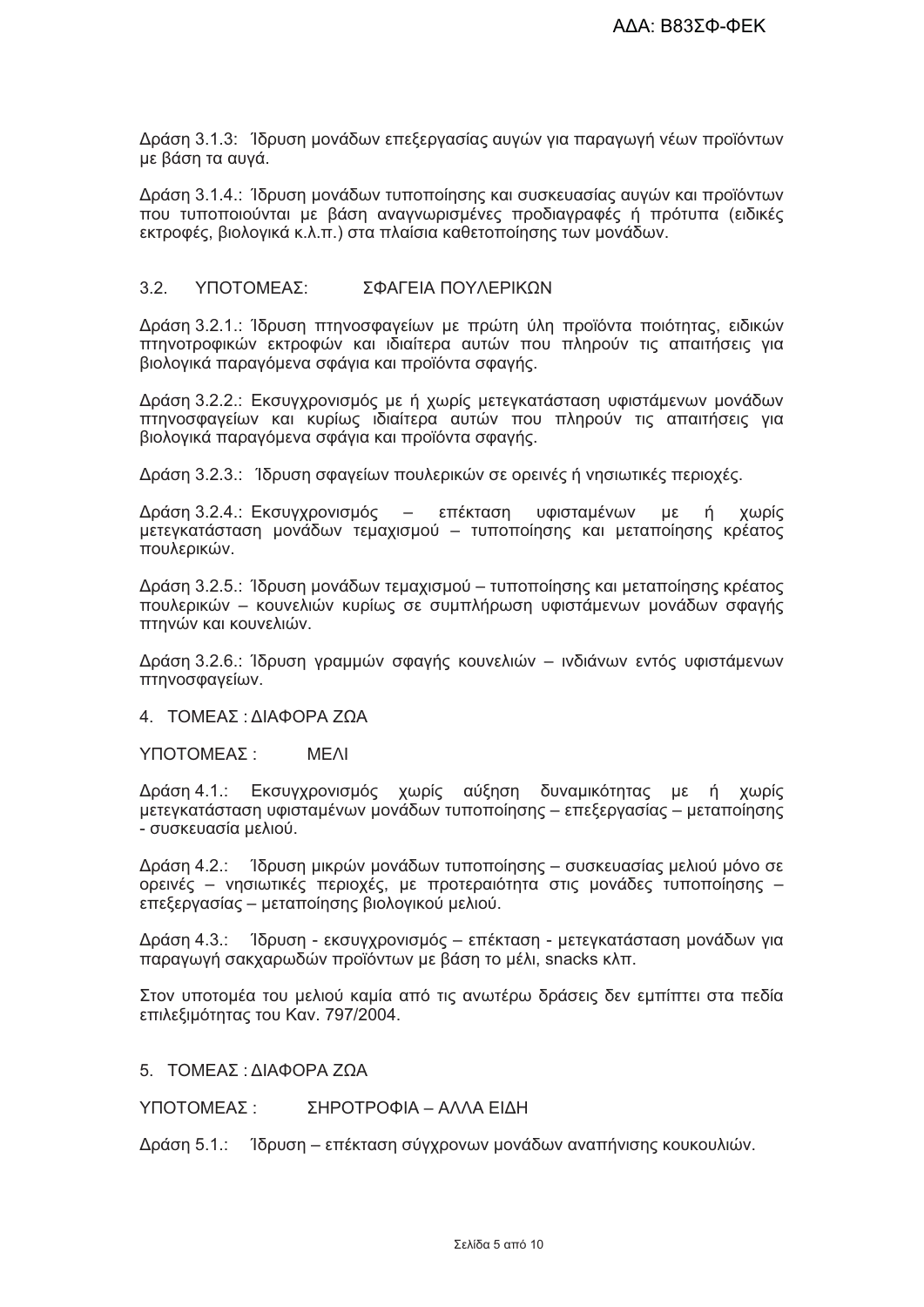Δράση 3.1.3: Ίδρυση μονάδων επεξεργασίας αυγών για παραγωγή νέων προϊόντων με βάση τα αυγά.

Δράση 3.1.4.: Ίδρυση μονάδων τυποποίησης και συσκευασίας αυγών και προϊόντων που τυποποιούνται με βάση αναγνωρισμένες προδιαγραφές ή πρότυπα (ειδικές εκτροφές, βιολογικά κ.λ.π.) στα πλαίσια καθετοποίησης των μονάδων.

## 3.2. ΥΠΟΤΟΜΕΑΣ: ΣΦΑΓΕΙΑ ΠΟΥΛΕΡΙΚΩΝ

Δράση 3.2.1.: Ίδρυση πτηνοσφαγείων με πρώτη ύλη προϊόντα ποιότητας, ειδικών πτηνοτροφικών εκτροφών και ιδιαίτερα αυτών που πληρούν τις απαιτήσεις για βιολογικά παραγόμενα σφάγια και προϊόντα σφαγής.

Δράση 3.2.2.: Εκσυγχρονισμός με ή χωρίς μετεγκατάσταση υφιστάμενων μονάδων πτηνοσφαγείων και κυρίως ιδιαίτερα αυτών που πληρούν τις απαιτήσεις για βιολογικά παραγόμενα σφάγια και προϊόντα σφαγής.

Δράση 3.2.3.: Ίδρυση σφαγείων πουλερικών σε ορεινές ή νησιωτικές περιοχές.

Δράση 3.2.4.: Εκσυγχρονισμός – επέκταση υφισταμένων με ή χωρίς μετεγκατάσταση μονάδων τεμαχισμού – τυποποίησης και μεταποίησης κρέατος πουλερικών.

Δράση 3.2.5.: Ίδρυση μονάδων τεμαχισμού – τυποποίησης και μεταποίησης κρέατος πουλερικών – κουνελιών κυρίως σε συμπλήρωση υφιστάμενων μονάδων σφαγής πτηνών και κουνελιών.

Δράση 3.2.6.: Ίδρυση γραμμών σφαγής κουνελιών – ινδιάνων εντός υφιστάμενων πτηνοσφαγείων.

## 4. ΤΟΜΕΑΣ : ΔΙΑΦΟΡΑ ΖΩΑ

### ΥΠΟΤΟΜΕΑΣ : ΜΕΛΙ

Δράση 4.1.: Εκσυγχρονισμός χωρίς αύξηση δυναμικότητας με ή χωρίς μετεγκατάσταση υφισταμένων μονάδων τυποποίησης – επεξεργασίας – μεταποίησης - συσκευασία μελιού.

Δράση 4.2.: Ίδρυση μικρών μονάδων τυποποίησης – συσκευασίας μελιού μόνο σε ορεινές – νησιωτικές περιοχές, με προτεραιότητα στις μονάδες τυποποίησης – επεξεργασίας – μεταποίησης βιολογικού μελιού.

Δράση 4.3.: Ίδρυση - εκσυγχρονισμός – επέκταση - μετεγκατάσταση μονάδων για παραγωγή σακχαρωδών προϊόντων με βάση το μέλι, snacks κλπ.

Στον υποτομέα του μελιού καμία από τις ανωτέρω δράσεις δεν εμπίπτει στα πεδία επιλεξιμότητας του Καν. 797/2004.

## 5. ΤΟΜΕΑΣ : ΔΙΑΦΟΡΑ ΖΩΑ

### ΥΠΟΤΟΜΕΑΣ : ΣΗΡΟΤΡΟΦΙΑ – ΑΛΛΑ ΕΙΔΗ

Δράση 5.1.: Ίδρυση – επέκταση σύγχρονων μονάδων αναπήνισης κουκουλιών.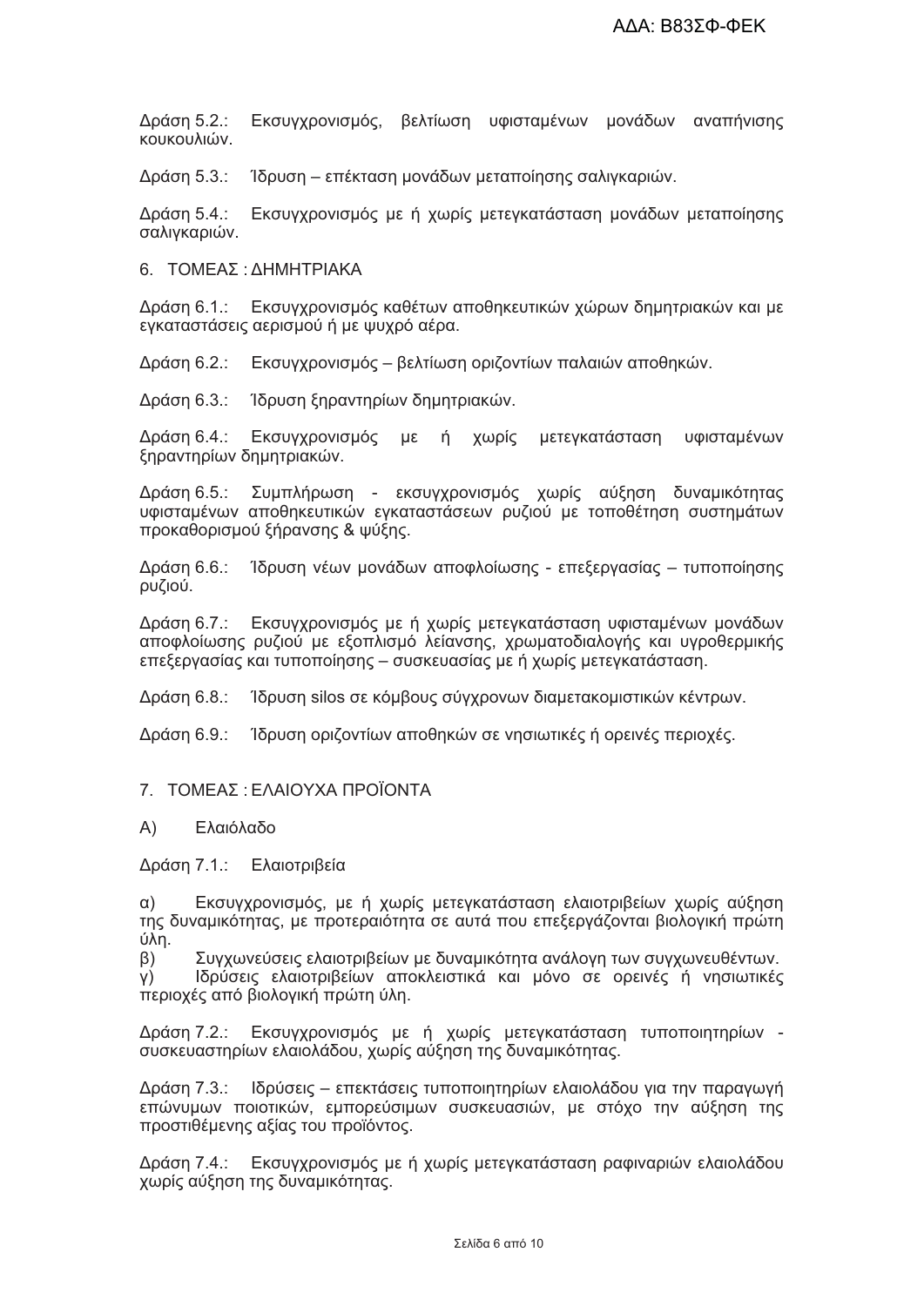Δράση 5.2.: Εκσυγχρονισμός, βελτίωση υφισταμένων μονάδων αναπήνισης κουκουλιών.

Δράση 5.3.: Ίδρυση – επέκταση μονάδων μεταποίησης σαλιγκαριών.

Δράση 5.4.: Εκσυγχρονισμός με ή χωρίς μετεγκατάσταση μονάδων μεταποίησης σαλιγκαριών.

## 6. ΤΟΜΕΑΣ : ΔΗΜΗΤΡΙΑΚΑ

Δράση 6.1.: Εκσυγχρονισμός καθέτων αποθηκευτικών χώρων δημητριακών και με εγκαταστάσεις αερισμού ή με ψυχρό αέρα.

Δράση 6.2.: Εκσυγχρονισμός – βελτίωση οριζοντίων παλαιών αποθηκών.

Δράση 6.3.: Ίδρυση ξηραντηρίων δημητριακών.

Δράση 6.4.: Εκσυγχρονισμός με ή χωρίς μετεγκατάσταση υφισταμένων ξηραντηρίων δημητριακών.

Δράση 6.5.: Συμπλήρωση - εκσυγχρονισμός χωρίς αύξηση δυναμικότητας υφισταμένων αποθηκευτικών εγκαταστάσεων ρυζιού με τοποθέτηση συστημάτων προκαθορισμού ξήρανσης & ψύξης.

Δράση 6.6.: Ίδρυση νέων μονάδων αποφλοίωσης - επεξεργασίας – τυποποίησης ρυζιού.

Δράση 6.7.: Εκσυγχρονισμός με ή χωρίς μετεγκατάσταση υφισταμένων μονάδων αποφλοίωσης ρυζιού με εξοπλισμό λείανσης, χρωματοδιαλογής και υγροθερμικής επεξεργασίας και τυποποίησης – συσκευασίας με ή χωρίς μετεγκατάσταση.

Δράση 6.8.: Ίδρυση silos σε κόμβους σύγχρονων διαμετακομιστικών κέντρων.

Δράση 6.9.: Ίδρυση οριζοντίων αποθηκών σε νησιωτικές ή ορεινές περιοχές.

## 7. ΤΟΜΕΑΣ : ΕΛΑΙΟΥΧΑ ΠΡΟΪΟΝΤΑ

Α) Ελαιόλαδο

Δράση 7.1.: Ελαιοτριβεία

α) Εκσυγχρονισμός, με ή χωρίς μετεγκατάσταση ελαιοτριβείων χωρίς αύξηση της δυναμικότητας, με προτεραιότητα σε αυτά που επεξεργάζονται βιολογική πρώτη ύλη.
β) Συγχωνεύσεις ελαιοτριβείων με δυναμικότητα ανάλογη των συγχωνευθέντων.
γ) Ιδρύσεις ελαιοτριβείων αποκλειστικά και μόνο σε ορεινές ή νησιωτικές περιοχές από βιολογική πρώτη ύλη.

Δράση 7.2.: Εκσυγχρονισμός με ή χωρίς μετεγκατάσταση τυποποιητηρίων - συσκευαστηρίων ελαιολάδου, χωρίς αύξηση της δυναμικότητας.

Δράση 7.3.: Ιδρύσεις – επεκτάσεις τυποποιητηρίων ελαιολάδου για την παραγωγή επώνυμων ποιοτικών, εμπορεύσιμων συσκευασιών, με στόχο την αύξηση της προστιθέμενης αξίας του προϊόντος.

Δράση 7.4.: Εκσυγχρονισμός με ή χωρίς μετεγκατάσταση ραφιναριών ελαιολάδου χωρίς αύξηση της δυναμικότητας.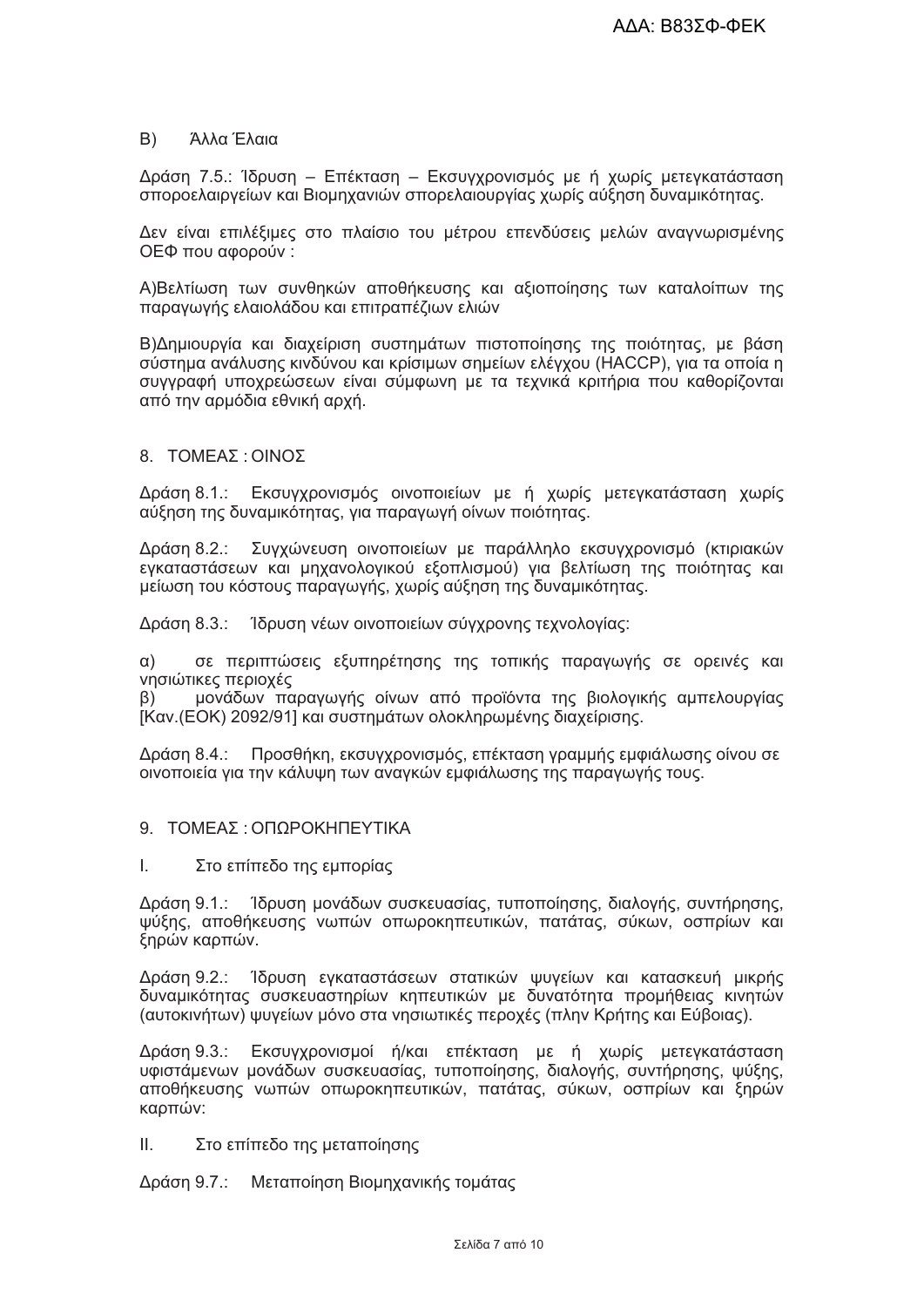Β) Άλλα Έλαια

Δράση 7.5.: Ίδρυση – Επέκταση – Εκσυγχρονισμός με ή χωρίς μετεγκατάσταση σποροελαιργείων και Βιομηχανιών σπορελαιουργίας χωρίς αύξηση δυναμικότητας.

Δεν είναι επιλέξιμες στο πλαίσιο του μέτρου επενδύσεις μελών αναγνωρισμένης ΟΕΦ που αφορούν :

Α)Βελτίωση των συνθηκών αποθήκευσης και αξιοποίησης των καταλοίπων της παραγωγής ελαιολάδου και επιτραπέζιων ελιών

Β)Δημιουργία και διαχείριση συστημάτων πιστοποίησης της ποιότητας, με βάση σύστημα ανάλυσης κινδύνου και κρίσιμων σημείων ελέγχου (HACCP), για τα οποία η συγγραφή υποχρεώσεων είναι σύμφωνη με τα τεχνικά κριτήρια που καθορίζονται από την αρμόδια εθνική αρχή.

## 8. ΤΟΜΕΑΣ : ΟΙΝΟΣ

Δράση 8.1.: Εκσυγχρονισμός οινοποιείων με ή χωρίς μετεγκατάσταση χωρίς αύξηση της δυναμικότητας, για παραγωγή οίνων ποιότητας.

Δράση 8.2.: Συγχώνευση οινοποιείων με παράλληλο εκσυγχρονισμό (κτιριακών εγκαταστάσεων και μηχανολογικού εξοπλισμού) για βελτίωση της ποιότητας και μείωση του κόστους παραγωγής, χωρίς αύξηση της δυναμικότητας.

Δράση 8.3.: Ίδρυση νέων οινοποιείων σύγχρονης τεχνολογίας:

α) σε περιπτώσεις εξυπηρέτησης της τοπικής παραγωγής σε ορεινές και νησιώτικες περιοχές
β) μονάδων παραγωγής οίνων από προϊόντα της βιολογικής αμπελουργίας [Καν.(ΕΟΚ) 2092/91] και συστημάτων ολοκληρωμένης διαχείρισης.

Δράση 8.4.: Προσθήκη, εκσυγχρονισμός, επέκταση γραμμής εμφιάλωσης οίνου σε οινοποιεία για την κάλυψη των αναγκών εμφιάλωσης της παραγωγής τους.

## 9. ΤΟΜΕΑΣ : ΟΠΩΡΟΚΗΠΕΥΤΙΚΑ

Ι. Στο επίπεδο της εμπορίας

Δράση 9.1.: Ίδρυση μονάδων συσκευασίας, τυποποίησης, διαλογής, συντήρησης, ψύξης, αποθήκευσης νωπών οπωροκηπευτικών, πατάτας, σύκων, οσπρίων και ξηρών καρπών.

Δράση 9.2.: Ίδρυση εγκαταστάσεων στατικών ψυγείων και κατασκευή μικρής δυναμικότητας συσκευαστηρίων κηπευτικών με δυνατότητα προμήθειας κινητών (αυτοκινήτων) ψυγείων μόνο στα νησιωτικές περοχές (πλην Κρήτης και Εύβοιας).

Δράση 9.3.: Εκσυγχρονισμοί ή/και επέκταση με ή χωρίς μετεγκατάσταση υφιστάμενων μονάδων συσκευασίας, τυποποίησης, διαλογής, συντήρησης, ψύξης, αποθήκευσης νωπών οπωροκηπευτικών, πατάτας, σύκων, οσπρίων και ξηρών καρπών:

ΙΙ. Στο επίπεδο της μεταποίησης

Δράση 9.7.: Μεταποίηση Βιομηχανικής τομάτας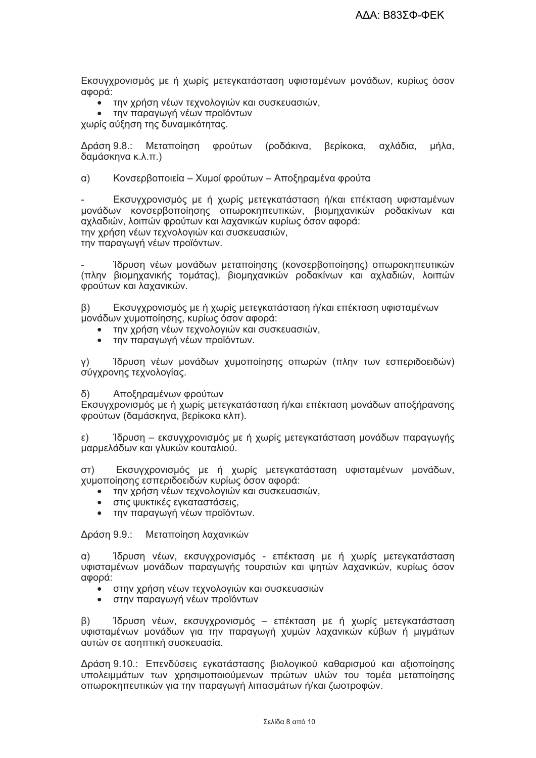Εκσυγχρονισμός με ή χωρίς μετεγκατάσταση υφισταμένων μονάδων, κυρίως όσον αφορά:

- την χρήση νέων τεχνολογιών και συσκευασιών,
- την παραγωγή νέων προϊόντων

χωρίς αύξηση της δυναμικότητας.

Δράση 9.8.: Μεταποίηση φρούτων (ροδάκινα, βερίκοκα, αχλάδια, μήλα, δαμάσκηνα κ.λ.π.)

α) Κονσερβοποιεία – Χυμοί φρούτων – Αποξηραμένα φρούτα

- Εκσυγχρονισμός με ή χωρίς μετεγκατάσταση ή/και επέκταση υφισταμένων μονάδων κονσερβοποίησης οπωροκηπευτικών, βιομηχανικών ροδακίνων και αχλαδιών, λοιπών φρούτων και λαχανικών κυρίως όσον αφορά:
την χρήση νέων τεχνολογιών και συσκευασιών,
την παραγωγή νέων προϊόντων.

- Ίδρυση νέων μονάδων μεταποίησης (κονσερβοποίησης) οπωροκηπευτικών (πλην βιομηχανικής τομάτας), βιομηχανικών ροδακίνων και αχλαδιών, λοιπών φρούτων και λαχανικών.

β) Εκσυγχρονισμός με ή χωρίς μετεγκατάσταση ή/και επέκταση υφισταμένων μονάδων χυμοποίησης, κυρίως όσον αφορά:

- την χρήση νέων τεχνολογιών και συσκευασιών,
- την παραγωγή νέων προϊόντων.

γ) Ίδρυση νέων μονάδων χυμοποίησης οπωρών (πλην των εσπεριδοειδών) σύγχρονης τεχνολογίας.

δ) Αποξηραμένων φρούτων
Εκσυγχρονισμός με ή χωρίς μετεγκατάσταση ή/και επέκταση μονάδων αποξήρανσης φρούτων (δαμάσκηνα, βερίκοκα κλπ).

ε) Ίδρυση – εκσυγχρονισμός με ή χωρίς μετεγκατάσταση μονάδων παραγωγής μαρμελάδων και γλυκών κουταλιού.

στ) Εκσυγχρονισμός με ή χωρίς μετεγκατάσταση υφισταμένων μονάδων, χυμοποίησης εσπεριδοειδών κυρίως όσον αφορά:

- την χρήση νέων τεχνολογιών και συσκευασιών,
- στις ψυκτικές εγκαταστάσεις,
- την παραγωγή νέων προϊόντων.

Δράση 9.9.: Μεταποίηση λαχανικών

α) Ίδρυση νέων, εκσυγχρονισμός - επέκταση με ή χωρίς μετεγκατάσταση υφισταμένων μονάδων παραγωγής τουρσιών και ψητών λαχανικών, κυρίως όσον αφορά:

- στην χρήση νέων τεχνολογιών και συσκευασιών
- στην παραγωγή νέων προϊόντων

β) Ίδρυση νέων, εκσυγχρονισμός – επέκταση με ή χωρίς μετεγκατάσταση υφισταμένων μονάδων για την παραγωγή χυμών λαχανικών κύβων ή μιγμάτων αυτών σε ασηπτική συσκευασία.

Δράση 9.10.: Επενδύσεις εγκατάστασης βιολογικού καθαρισμού και αξιοποίησης υπολειμμάτων των χρησιμοποιούμενων πρώτων υλών του τομέα μεταποίησης οπωροκηπευτικών για την παραγωγή λιπασμάτων ή/και ζωοτροφών.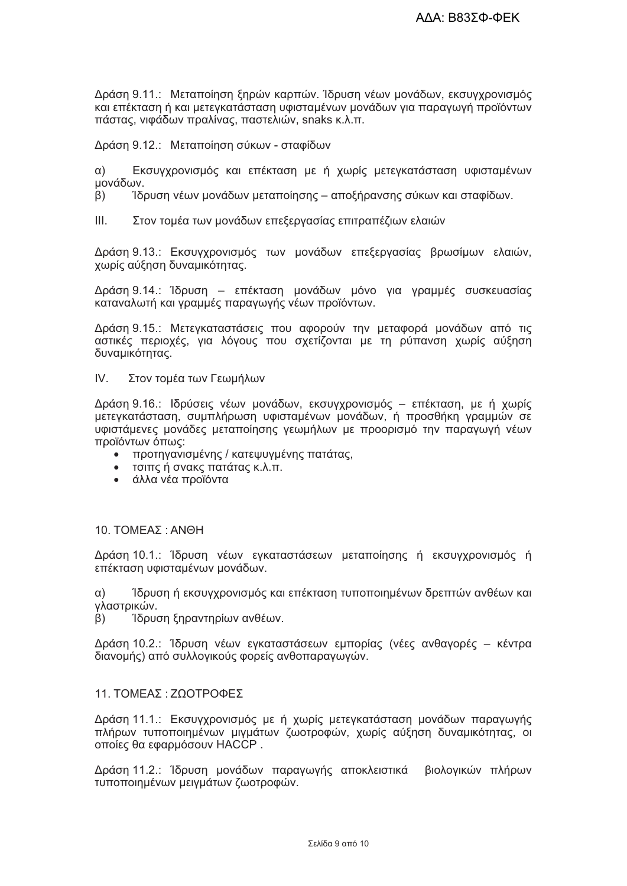Δράση 9.11.: Μεταποίηση ξηρών καρπών. Ίδρυση νέων μονάδων, εκσυγχρονισμός και επέκταση ή και μετεγκατάσταση υφισταμένων μονάδων για παραγωγή προϊόντων πάστας, νιφάδων πραλίνας, παστελιών, snaks κ.λ.π.

Δράση 9.12.: Μεταποίηση σύκων - σταφίδων

α) Εκσυγχρονισμός και επέκταση με ή χωρίς μετεγκατάσταση υφισταμένων μονάδων.

β) Ίδρυση νέων μονάδων μεταποίησης – αποξήρανσης σύκων και σταφίδων.

III. Στον τομέα των μονάδων επεξεργασίας επιτραπέζιων ελαιών

Δράση 9.13.: Εκσυγχρονισμός των μονάδων επεξεργασίας βρωσίμων ελαιών, χωρίς αύξηση δυναμικότητας.

Δράση 9.14.: Ίδρυση – επέκταση μονάδων μόνο για γραμμές συσκευασίας καταναλωτή και γραμμές παραγωγής νέων προϊόντων.

Δράση 9.15.: Μετεγκαταστάσεις που αφορούν την μεταφορά μονάδων από τις αστικές περιοχές, για λόγους που σχετίζονται με τη ρύπανση χωρίς αύξηση δυναμικότητας.

IV. Στον τομέα των Γεωμήλων

Δράση 9.16.: Ιδρύσεις νέων μονάδων, εκσυγχρονισμός – επέκταση, με ή χωρίς μετεγκατάσταση, συμπλήρωση υφισταμένων μονάδων, ή προσθήκη γραμμών σε υφιστάμενες μονάδες μεταποίησης γεωμήλων με προορισμό την παραγωγή νέων προϊόντων όπως:

- προτηγανισμένης / κατεψυγμένης πατάτας,
- τσιπς ή σνακς πατάτας κ.λ.π.
- άλλα νέα προϊόντα

## 10. ΤΟΜΕΑΣ : ΑΝΘΗ

Δράση 10.1.: Ίδρυση νέων εγκαταστάσεων μεταποίησης ή εκσυγχρονισμός ή επέκταση υφισταμένων μονάδων.

α) Ίδρυση ή εκσυγχρονισμός και επέκταση τυποποιημένων δρεπτών ανθέων και γλαστρικών.

β) Ίδρυση ξηραντηρίων ανθέων.

Δράση 10.2.: Ίδρυση νέων εγκαταστάσεων εμπορίας (νέες ανθαγορές – κέντρα διανομής) από συλλογικούς φορείς ανθοπαραγωγών.

## 11. ΤΟΜΕΑΣ : ΖΩΟΤΡΟΦΕΣ

Δράση 11.1.: Εκσυγχρονισμός με ή χωρίς μετεγκατάσταση μονάδων παραγωγής πλήρων τυποποιημένων μιγμάτων ζωοτροφών, χωρίς αύξηση δυναμικότητας, οι οποίες θα εφαρμόσουν HACCP .

Δράση 11.2.: Ίδρυση μονάδων παραγωγής αποκλειστικά βιολογικών πλήρων τυποποιημένων μειγμάτων ζωοτροφών.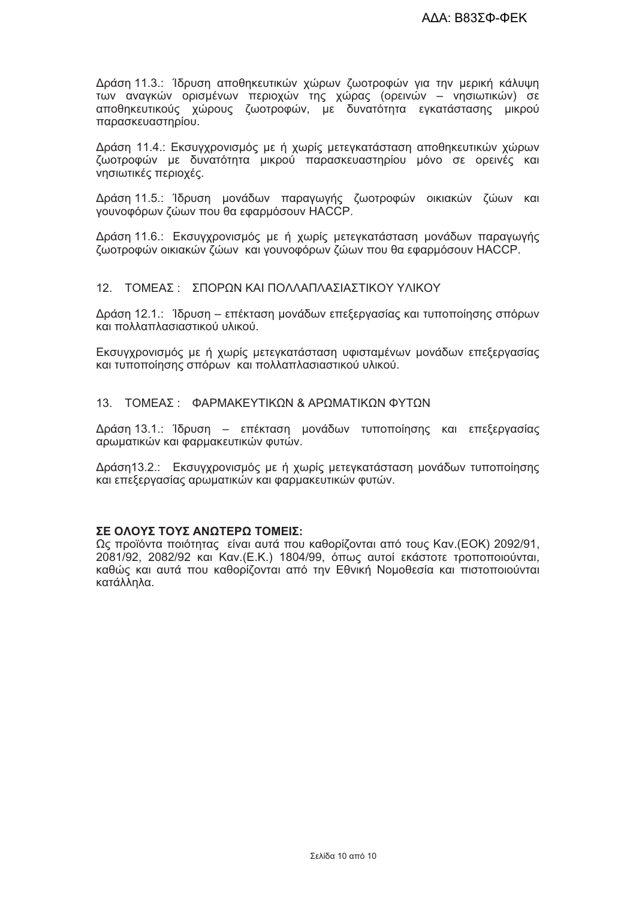Δράση 11.3.: Ίδρυση αποθηκευτικών χώρων ζωοτροφών για την μερική κάλυψη των αναγκών ορισμένων περιοχών της χώρας (ορεινών – νησιωτικών) σε αποθηκευτικούς χώρους ζωοτροφών, με δυνατότητα εγκατάστασης μικρού παρασκευαστηρίου.

Δράση 11.4.: Εκσυγχρονισμός με ή χωρίς μετεγκατάσταση αποθηκευτικών χώρων ζωοτροφών με δυνατότητα μικρού παρασκευαστηρίου μόνο σε ορεινές και νησιωτικές περιοχές.

Δράση 11.5.: Ίδρυση μονάδων παραγωγής ζωοτροφών οικιακών ζώων και γουνοφόρων ζώων που θα εφαρμόσουν HACCP.

Δράση 11.6.: Εκσυγχρονισμός με ή χωρίς μετεγκατάσταση μονάδων παραγωγής ζωοτροφών οικιακών ζώων και γουνοφόρων ζώων που θα εφαρμόσουν HACCP.

## 12. ΤΟΜΕΑΣ : ΣΠΟΡΩΝ ΚΑΙ ΠΟΛΛΑΠΛΑΣΙΑΣΤΙΚΟΥ ΥΛΙΚΟΥ

Δράση 12.1.: Ίδρυση – επέκταση μονάδων επεξεργασίας και τυποποίησης σπόρων και πολλαπλασιαστικού υλικού.

Εκσυγχρονισμός με ή χωρίς μετεγκατάσταση υφισταμένων μονάδων επεξεργασίας και τυποποίησης σπόρων και πολλαπλασιαστικού υλικού.

## 13. ΤΟΜΕΑΣ : ΦΑΡΜΑΚΕΥΤΙΚΩΝ & ΑΡΩΜΑΤΙΚΩΝ ΦΥΤΩΝ

Δράση 13.1.: Ίδρυση – επέκταση μονάδων τυποποίησης και επεξεργασίας αρωματικών και φαρμακευτικών φυτών.

Δράση13.2.: Εκσυγχρονισμός με ή χωρίς μετεγκατάσταση μονάδων τυποποίησης και επεξεργασίας αρωματικών και φαρμακευτικών φυτών.

**ΣΕ ΟΛΟΥΣ ΤΟΥΣ ΑΝΩΤΕΡΩ ΤΟΜΕΙΣ:**
Ως προϊόντα ποιότητας είναι αυτά που καθορίζονται από τους Καν.(ΕΟΚ) 2092/91, 2081/92, 2082/92 και Καν.(Ε.Κ.) 1804/99, όπως αυτοί εκάστοτε τροποποιούνται, καθώς και αυτά που καθορίζονται από την Εθνική Νομοθεσία και πιστοποιούνται κατάλληλα.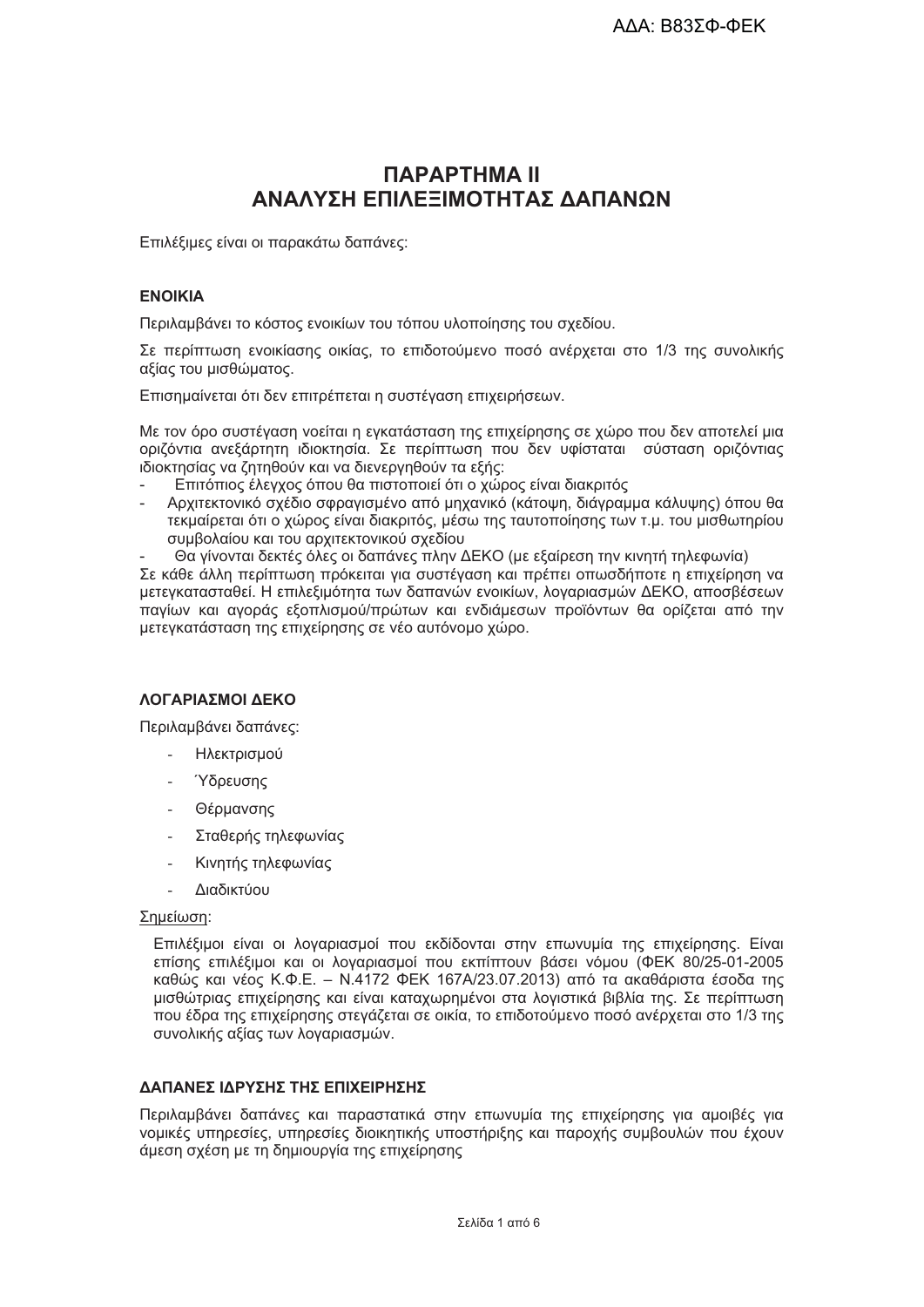# ΠΑΡΑΡΤΗΜΑ ΙΙ
# ΑΝΑΛΥΣΗ ΕΠΙΛΕΞΙΜΟΤΗΤΑΣ ΔΑΠΑΝΩΝ

Επιλέξιμες είναι οι παρακάτω δαπάνες:

## ΕΝΟΙΚΙΑ

Περιλαμβάνει το κόστος ενοικίων του τόπου υλοποίησης του σχεδίου.

Σε περίπτωση ενοικίασης οικίας, το επιδοτούμενο ποσό ανέρχεται στο 1/3 της συνολικής αξίας του μισθώματος.

Επισημαίνεται ότι δεν επιτρέπεται η συστέγαση επιχειρήσεων.

Με τον όρο συστέγαση νοείται η εγκατάσταση της επιχείρησης σε χώρο που δεν αποτελεί μια οριζόντια ανεξάρτητη ιδιοκτησία. Σε περίπτωση που δεν υφίσταται σύσταση οριζόντιας ιδιοκτησίας να ζητηθούν και να διενεργηθούν τα εξής:

- Επιτόπιος έλεγχος όπου θα πιστοποιεί ότι ο χώρος είναι διακριτός
- Αρχιτεκτονικό σχέδιο σφραγισμένο από μηχανικό (κάτοψη, διάγραμμα κάλυψης) όπου θα τεκμαίρεται ότι ο χώρος είναι διακριτός, μέσω της ταυτοποίησης των τ.μ. του μισθωτηρίου συμβολαίου και του αρχιτεκτονικού σχεδίου
- Θα γίνονται δεκτές όλες οι δαπάνες πλην ΔΕΚΟ (με εξαίρεση την κινητή τηλεφωνία)

Σε κάθε άλλη περίπτωση πρόκειται για συστέγαση και πρέπει οπωσδήποτε η επιχείρηση να μετεγκατασταθεί. Η επιλεξιμότητα των δαπανών ενοικίων, λογαριασμών ΔΕΚΟ, αποσβέσεων παγίων και αγοράς εξοπλισμού/πρώτων και ενδιάμεσων προϊόντων θα ορίζεται από την μετεγκατάσταση της επιχείρησης σε νέο αυτόνομο χώρο.

## ΛΟΓΑΡΙΑΣΜΟΙ ΔΕΚΟ

Περιλαμβάνει δαπάνες:

- Ηλεκτρισμού
- Ύδρευσης
- Θέρμανσης
- Σταθερής τηλεφωνίας
- Κινητής τηλεφωνίας
- Διαδικτύου

Σημείωση:

Επιλέξιμοι είναι οι λογαριασμοί που εκδίδονται στην επωνυμία της επιχείρησης. Είναι επίσης επιλέξιμοι και οι λογαριασμοί που εκπίπτουν βάσει νόμου (ΦΕΚ 80/25-01-2005 καθώς και νέος Κ.Φ.Ε. – Ν.4172 ΦΕΚ 167Α/23.07.2013) από τα ακαθάριστα έσοδα της μισθώτριας επιχείρησης και είναι καταχωρημένοι στα λογιστικά βιβλία της. Σε περίπτωση που έδρα της επιχείρησης στεγάζεται σε οικία, το επιδοτούμενο ποσό ανέρχεται στο 1/3 της συνολικής αξίας των λογαριασμών.

## ΔΑΠΑΝΕΣ ΙΔΡΥΣΗΣ ΤΗΣ ΕΠΙΧΕΙΡΗΣΗΣ

Περιλαμβάνει δαπάνες και παραστατικά στην επωνυμία της επιχείρησης για αμοιβές για νομικές υπηρεσίες, υπηρεσίες διοικητικής υποστήριξης και παροχής συμβουλών που έχουν άμεση σχέση με τη δημιουργία της επιχείρησης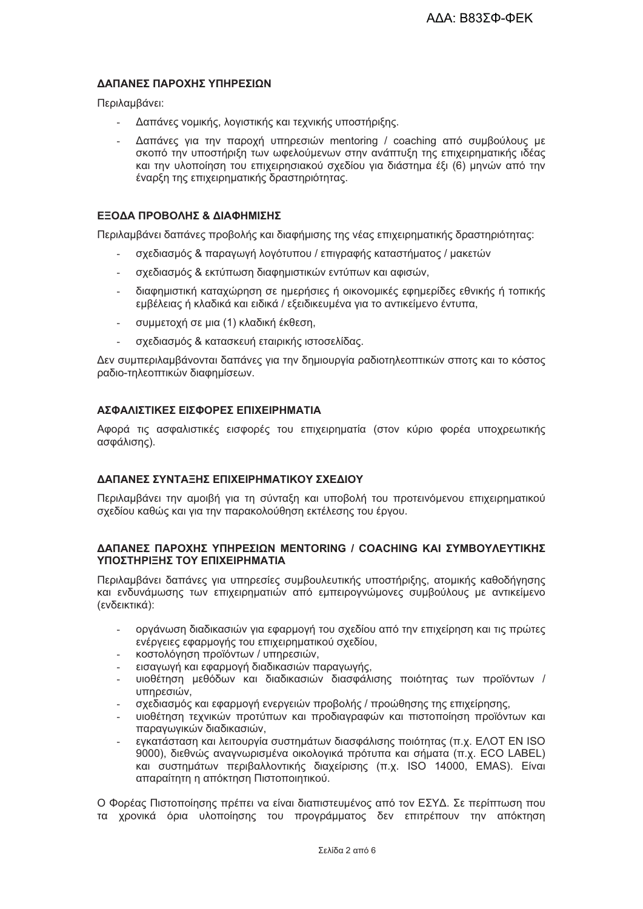**ΔΑΠΑΝΕΣ ΠΑΡΟΧΗΣ ΥΠΗΡΕΣΙΩΝ**

Περιλαμβάνει:

- Δαπάνες νομικής, λογιστικής και τεχνικής υποστήριξης.
- Δαπάνες για την παροχή υπηρεσιών mentoring / coaching από συμβούλους με σκοπό την υποστήριξη των ωφελούμενων στην ανάπτυξη της επιχειρηματικής ιδέας και την υλοποίηση του επιχειρησιακού σχεδίου για διάστημα έξι (6) μηνών από την έναρξη της επιχειρηματικής δραστηριότητας.

**ΕΞΟΔΑ ΠΡΟΒΟΛΗΣ & ΔΙΑΦΗΜΙΣΗΣ**

Περιλαμβάνει δαπάνες προβολής και διαφήμισης της νέας επιχειρηματικής δραστηριότητας:

- σχεδιασμός & παραγωγή λογότυπου / επιγραφής καταστήματος / μακετών
- σχεδιασμός & εκτύπωση διαφημιστικών εντύπων και αφισών,
- διαφημιστική καταχώρηση σε ημερήσιες ή οικονομικές εφημερίδες εθνικής ή τοπικής εμβέλειας ή κλαδικά και ειδικά / εξειδικευμένα για το αντικείμενο έντυπα,
- συμμετοχή σε μια (1) κλαδική έκθεση,
- σχεδιασμός & κατασκευή εταιρικής ιστοσελίδας.

Δεν συμπεριλαμβάνονται δαπάνες για την δημιουργία ραδιοτηλεοπτικών σποτς και το κόστος ραδιο-τηλεοπτικών διαφημίσεων.

**ΑΣΦΑΛΙΣΤΙΚΕΣ ΕΙΣΦΟΡΕΣ ΕΠΙΧΕΙΡΗΜΑΤΙΑ**

Αφορά τις ασφαλιστικές εισφορές του επιχειρηματία (στον κύριο φορέα υποχρεωτικής ασφάλισης).

**ΔΑΠΑΝΕΣ ΣΥΝΤΑΞΗΣ ΕΠΙΧΕΙΡΗΜΑΤΙΚΟΥ ΣΧΕΔΙΟΥ**

Περιλαμβάνει την αμοιβή για τη σύνταξη και υποβολή του προτεινόμενου επιχειρηματικού σχεδίου καθώς και για την παρακολούθηση εκτέλεσης του έργου.

**ΔΑΠΑΝΕΣ ΠΑΡΟΧΗΣ ΥΠΗΡΕΣΙΩΝ MENTORING / COACHING ΚΑΙ ΣΥΜΒΟΥΛΕΥΤΙΚΗΣ ΥΠΟΣΤΗΡΙΞΗΣ ΤΟΥ ΕΠΙΧΕΙΡΗΜΑΤΙΑ**

Περιλαμβάνει δαπάνες για υπηρεσίες συμβουλευτικής υποστήριξης, ατομικής καθοδήγησης και ενδυνάμωσης των επιχειρηματιών από εμπειρογνώμονες συμβούλους με αντικείμενο (ενδεικτικά):

- οργάνωση διαδικασιών για εφαρμογή του σχεδίου από την επιχείρηση και τις πρώτες ενέργειες εφαρμογής του επιχειρηματικού σχεδίου,
- κοστολόγηση προϊόντων / υπηρεσιών,
- εισαγωγή και εφαρμογή διαδικασιών παραγωγής,
- υιοθέτηση μεθόδων και διαδικασιών διασφάλισης ποιότητας των προϊόντων / υπηρεσιών,
- σχεδιασμός και εφαρμογή ενεργειών προβολής / προώθησης της επιχείρησης,
- υιοθέτηση τεχνικών προτύπων και προδιαγραφών και πιστοποίηση προϊόντων και παραγωγικών διαδικασιών,
- εγκατάσταση και λειτουργία συστημάτων διασφάλισης ποιότητας (π.χ. ΕΛΟΤ EN ISO 9000), διεθνώς αναγνωρισμένα οικολογικά πρότυπα και σήματα (π.χ. ECO LABEL) και συστημάτων περιβαλλοντικής διαχείρισης (π.χ. ISO 14000, EMAS). Είναι απαραίτητη η απόκτηση Πιστοποιητικού.

Ο Φορέας Πιστοποίησης πρέπει να είναι διαπιστευμένος από τον ΕΣΥΔ. Σε περίπτωση που τα χρονικά όρια υλοποίησης του προγράμματος δεν επιτρέπουν την απόκτηση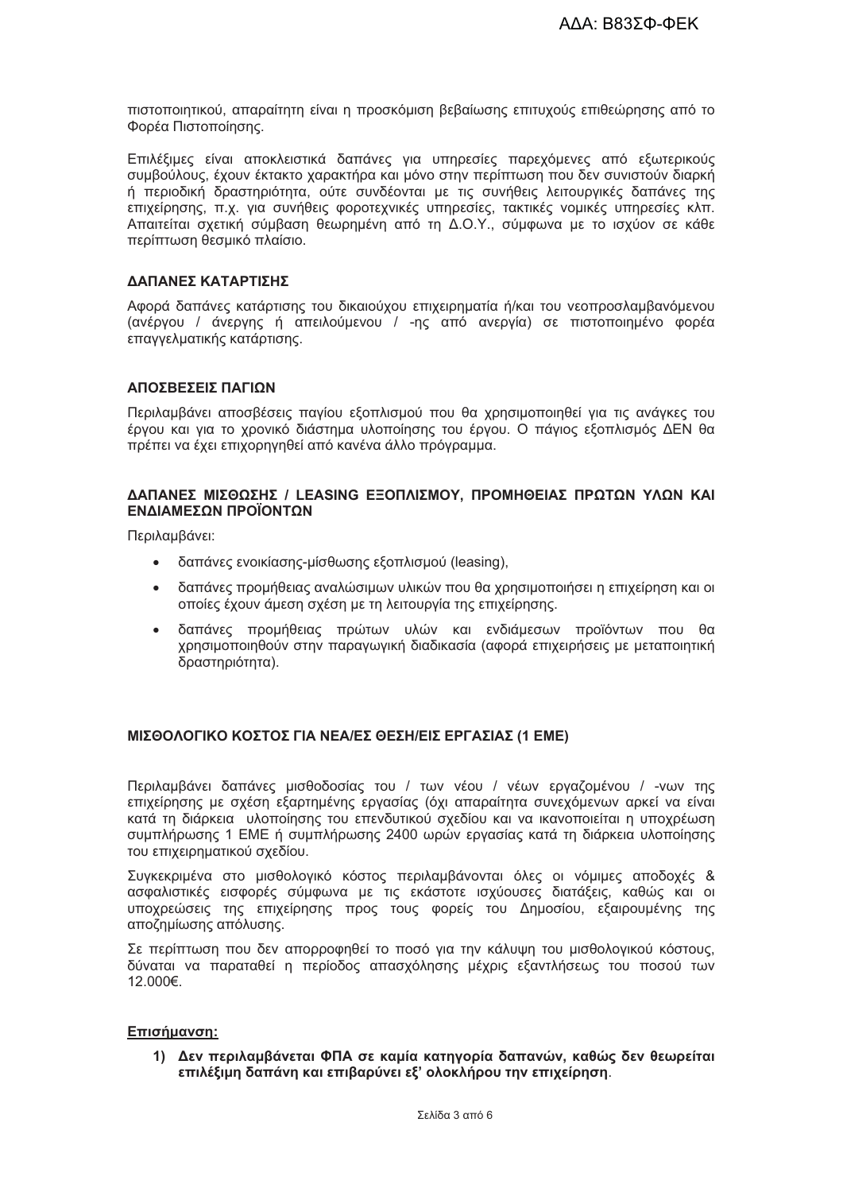πιστοποιητικού, απαραίτητη είναι η προσκόμιση βεβαίωσης επιτυχούς επιθεώρησης από το Φορέα Πιστοποίησης.

Επιλέξιμες είναι αποκλειστικά δαπάνες για υπηρεσίες παρεχόμενες από εξωτερικούς συμβούλους, έχουν έκτακτο χαρακτήρα και μόνο στην περίπτωση που δεν συνιστούν διαρκή ή περιοδική δραστηριότητα, ούτε συνδέονται με τις συνήθεις λειτουργικές δαπάνες της επιχείρησης, π.χ. για συνήθεις φοροτεχνικές υπηρεσίες, τακτικές νομικές υπηρεσίες κλπ. Απαιτείται σχετική σύμβαση θεωρημένη από τη Δ.Ο.Υ., σύμφωνα με το ισχύον σε κάθε περίπτωση θεσμικό πλαίσιο.

**ΔΑΠΑΝΕΣ ΚΑΤΑΡΤΙΣΗΣ**

Αφορά δαπάνες κατάρτισης του δικαιούχου επιχειρηματία ή/και του νεοπροσλαμβανόμενου (ανέργου / άνεργης ή απειλούμενου / -ης από ανεργία) σε πιστοποιημένο φορέα επαγγελματικής κατάρτισης.

**ΑΠΟΣΒΕΣΕΙΣ ΠΑΓΙΩΝ**

Περιλαμβάνει αποσβέσεις παγίου εξοπλισμού που θα χρησιμοποιηθεί για τις ανάγκες του έργου και για το χρονικό διάστημα υλοποίησης του έργου. Ο πάγιος εξοπλισμός ΔΕΝ θα πρέπει να έχει επιχορηγηθεί από κανένα άλλο πρόγραμμα.

**ΔΑΠΑΝΕΣ ΜΙΣΘΩΣΗΣ / LEASING ΕΞΟΠΛΙΣΜΟΥ, ΠΡΟΜΗΘΕΙΑΣ ΠΡΩΤΩΝ ΥΛΩΝ ΚΑΙ ΕΝΔΙΑΜΕΣΩΝ ΠΡΟΪΟΝΤΩΝ**

Περιλαμβάνει:

- δαπάνες ενοικίασης-μίσθωσης εξοπλισμού (leasing),
- δαπάνες προμήθειας αναλώσιμων υλικών που θα χρησιμοποιήσει η επιχείρηση και οι οποίες έχουν άμεση σχέση με τη λειτουργία της επιχείρησης.
- δαπάνες προμήθειας πρώτων υλών και ενδιάμεσων προϊόντων που θα χρησιμοποιηθούν στην παραγωγική διαδικασία (αφορά επιχειρήσεις με μεταποιητική δραστηριότητα).

**ΜΙΣΘΟΛΟΓΙΚΟ ΚΟΣΤΟΣ ΓΙΑ ΝΕΑ/ΕΣ ΘΕΣΗ/ΕΙΣ ΕΡΓΑΣΙΑΣ (1 ΕΜΕ)**

Περιλαμβάνει δαπάνες μισθοδοσίας του / των νέου / νέων εργαζομένου / -νων της επιχείρησης με σχέση εξαρτημένης εργασίας (όχι απαραίτητα συνεχόμενων αρκεί να είναι κατά τη διάρκεια υλοποίησης του επενδυτικού σχεδίου και να ικανοποιείται η υποχρέωση συμπλήρωσης 1 ΕΜΕ ή συμπλήρωσης 2400 ωρών εργασίας κατά τη διάρκεια υλοποίησης του επιχειρηματικού σχεδίου.

Συγκεκριμένα στο μισθολογικό κόστος περιλαμβάνονται όλες οι νόμιμες αποδοχές & ασφαλιστικές εισφορές σύμφωνα με τις εκάστοτε ισχύουσες διατάξεις, καθώς και οι υποχρεώσεις της επιχείρησης προς τους φορείς του Δημοσίου, εξαιρουμένης της αποζημίωσης απόλυσης.

Σε περίπτωση που δεν απορροφηθεί το ποσό για την κάλυψη του μισθολογικού κόστους, δύναται να παραταθεί η περίοδος απασχόλησης μέχρις εξαντλήσεως του ποσού των 12.000€.

**Επισήμανση:**

1) **Δεν περιλαμβάνεται ΦΠΑ σε καμία κατηγορία δαπανών, καθώς δεν θεωρείται επιλέξιμη δαπάνη και επιβαρύνει εξ' ολοκλήρου την επιχείρηση**.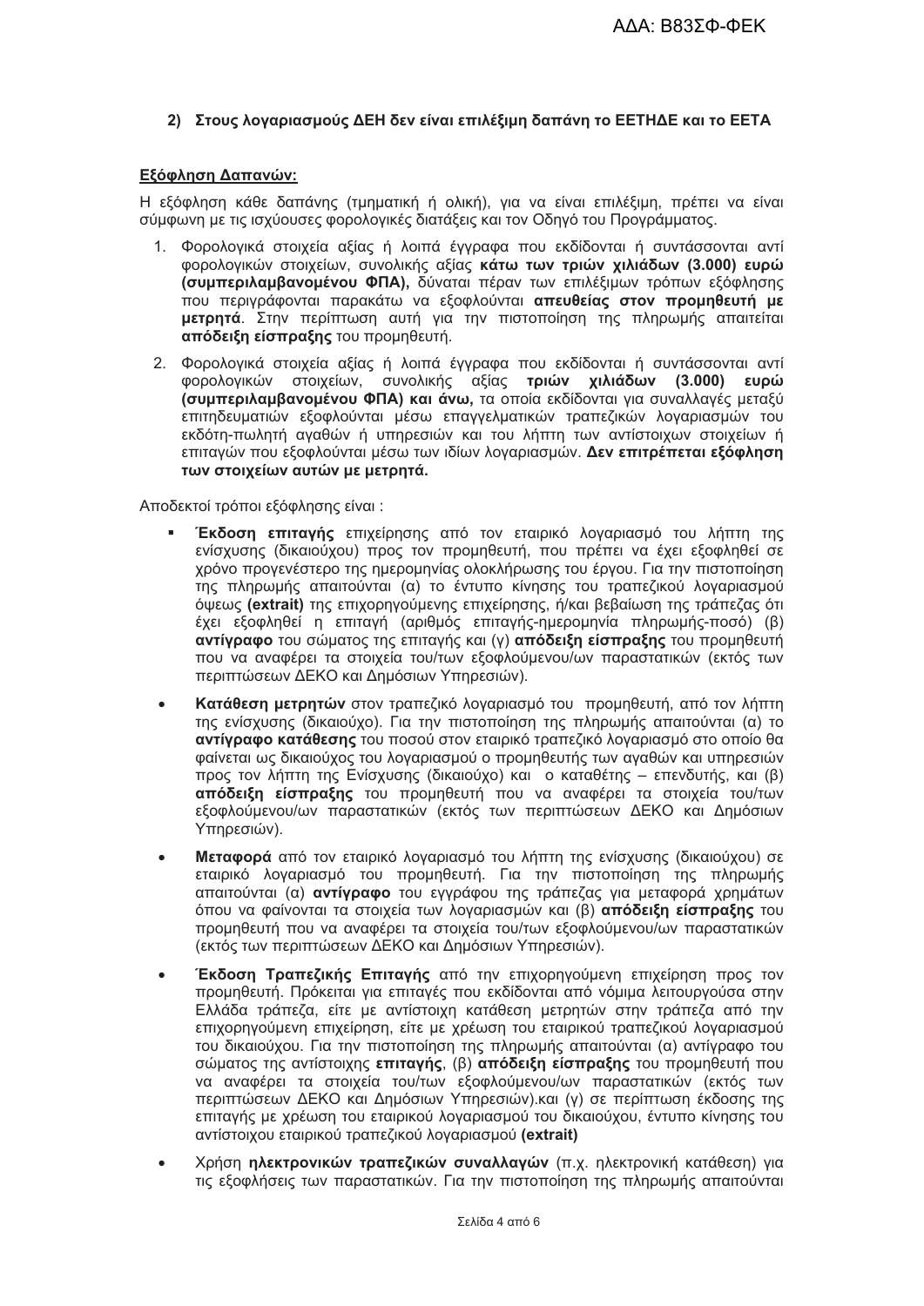2) **Στους λογαριασμούς ΔΕΗ δεν είναι επιλέξιμη δαπάνη το ΕΕΤΗΔΕ και το ΕΕΤΑ**

**Εξόφληση Δαπανών:**

Η εξόφληση κάθε δαπάνης (τμηματική ή ολική), για να είναι επιλέξιμη, πρέπει να είναι σύμφωνη με τις ισχύουσες φορολογικές διατάξεις και τον Οδηγό του Προγράμματος.

1. Φορολογικά στοιχεία αξίας ή λοιπά έγγραφα που εκδίδονται ή συντάσσονται αντί φορολογικών στοιχείων, συνολικής αξίας **κάτω των τριών χιλιάδων (3.000) ευρώ (συμπεριλαμβανομένου ΦΠΑ),** δύναται πέραν των επιλέξιμων τρόπων εξόφλησης που περιγράφονται παρακάτω να εξοφλούνται **απευθείας στον προμηθευτή με μετρητά**. Στην περίπτωση αυτή για την πιστοποίηση της πληρωμής απαιτείται **απόδειξη είσπραξης** του προμηθευτή.
2. Φορολογικά στοιχεία αξίας ή λοιπά έγγραφα που εκδίδονται ή συντάσσονται αντί φορολογικών στοιχείων, συνολικής αξίας **τριών χιλιάδων (3.000) ευρώ (συμπεριλαμβανομένου ΦΠΑ) και άνω,** τα οποία εκδίδονται για συναλλαγές μεταξύ επιτηδευματιών εξοφλούνται μέσω επαγγελματικών τραπεζικών λογαριασμών του εκδότη-πωλητή αγαθών ή υπηρεσιών και του λήπτη των αντίστοιχων στοιχείων ή επιταγών που εξοφλούνται μέσω των ιδίων λογαριασμών. **Δεν επιτρέπεται εξόφληση των στοιχείων αυτών με μετρητά.**

Αποδεκτοί τρόποι εξόφλησης είναι :

- **Έκδοση επιταγής** επιχείρησης από τον εταιρικό λογαριασμό του λήπτη της ενίσχυσης (δικαιούχου) προς τον προμηθευτή, που πρέπει να έχει εξοφληθεί σε χρόνο προγενέστερο της ημερομηνίας ολοκλήρωσης του έργου. Για την πιστοποίηση της πληρωμής απαιτούνται (α) το έντυπο κίνησης του τραπεζικού λογαριασμού όψεως **(extrait)** της επιχορηγούμενης επιχείρησης, ή/και βεβαίωση της τράπεζας ότι έχει εξοφληθεί η επιταγή (αριθμός επιταγής-ημερομηνία πληρωμής-ποσό) (β) **αντίγραφο** του σώματος της επιταγής και (γ) **απόδειξη είσπραξης** του προμηθευτή που να αναφέρει τα στοιχεία του/των εξοφλούμενου/ων παραστατικών (εκτός των περιπτώσεων ΔΕΚΟ και Δημόσιων Υπηρεσιών).
- **Κατάθεση μετρητών** στον τραπεζικό λογαριασμό του προμηθευτή, από τον λήπτη της ενίσχυσης (δικαιούχο). Για την πιστοποίηση της πληρωμής απαιτούνται (α) το **αντίγραφο κατάθεσης** του ποσού στον εταιρικό τραπεζικό λογαριασμό στο οποίο θα φαίνεται ως δικαιούχος του λογαριασμού ο προμηθευτής των αγαθών και υπηρεσιών προς τον λήπτη της Ενίσχυσης (δικαιούχο) και ο καταθέτης – επενδυτής, και (β) **απόδειξη είσπραξης** του προμηθευτή που να αναφέρει τα στοιχεία του/των εξοφλούμενου/ων παραστατικών (εκτός των περιπτώσεων ΔΕΚΟ και Δημόσιων Υπηρεσιών).
- **Μεταφορά** από τον εταιρικό λογαριασμό του λήπτη της ενίσχυσης (δικαιούχου) σε εταιρικό λογαριασμό του προμηθευτή. Για την πιστοποίηση της πληρωμής απαιτούνται (α) **αντίγραφο** του εγγράφου της τράπεζας για μεταφορά χρημάτων όπου να φαίνονται τα στοιχεία των λογαριασμών και (β) **απόδειξη είσπραξης** του προμηθευτή που να αναφέρει τα στοιχεία του/των εξοφλούμενου/ων παραστατικών (εκτός των περιπτώσεων ΔΕΚΟ και Δημόσιων Υπηρεσιών).
- **Έκδοση Τραπεζικής Επιταγής** από την επιχορηγούμενη επιχείρηση προς τον προμηθευτή. Πρόκειται για επιταγές που εκδίδονται από νόμιμα λειτουργούσα στην Ελλάδα τράπεζα, είτε με αντίστοιχη κατάθεση μετρητών στην τράπεζα από την επιχορηγούμενη επιχείρηση, είτε με χρέωση του εταιρικού τραπεζικού λογαριασμού του δικαιούχου. Για την πιστοποίηση της πληρωμής απαιτούνται (α) αντίγραφο του σώματος της αντίστοιχης **επιταγής**, (β) **απόδειξη είσπραξης** του προμηθευτή που να αναφέρει τα στοιχεία του/των εξοφλούμενου/ων παραστατικών (εκτός των περιπτώσεων ΔΕΚΟ και Δημόσιων Υπηρεσιών).και (γ) σε περίπτωση έκδοσης της επιταγής με χρέωση του εταιρικού λογαριασμού του δικαιούχου, έντυπο κίνησης του αντίστοιχου εταιρικού τραπεζικού λογαριασμού **(extrait)**
- Χρήση **ηλεκτρονικών τραπεζικών συναλλαγών** (π.χ. ηλεκτρονική κατάθεση) για τις εξοφλήσεις των παραστατικών. Για την πιστοποίηση της πληρωμής απαιτούνται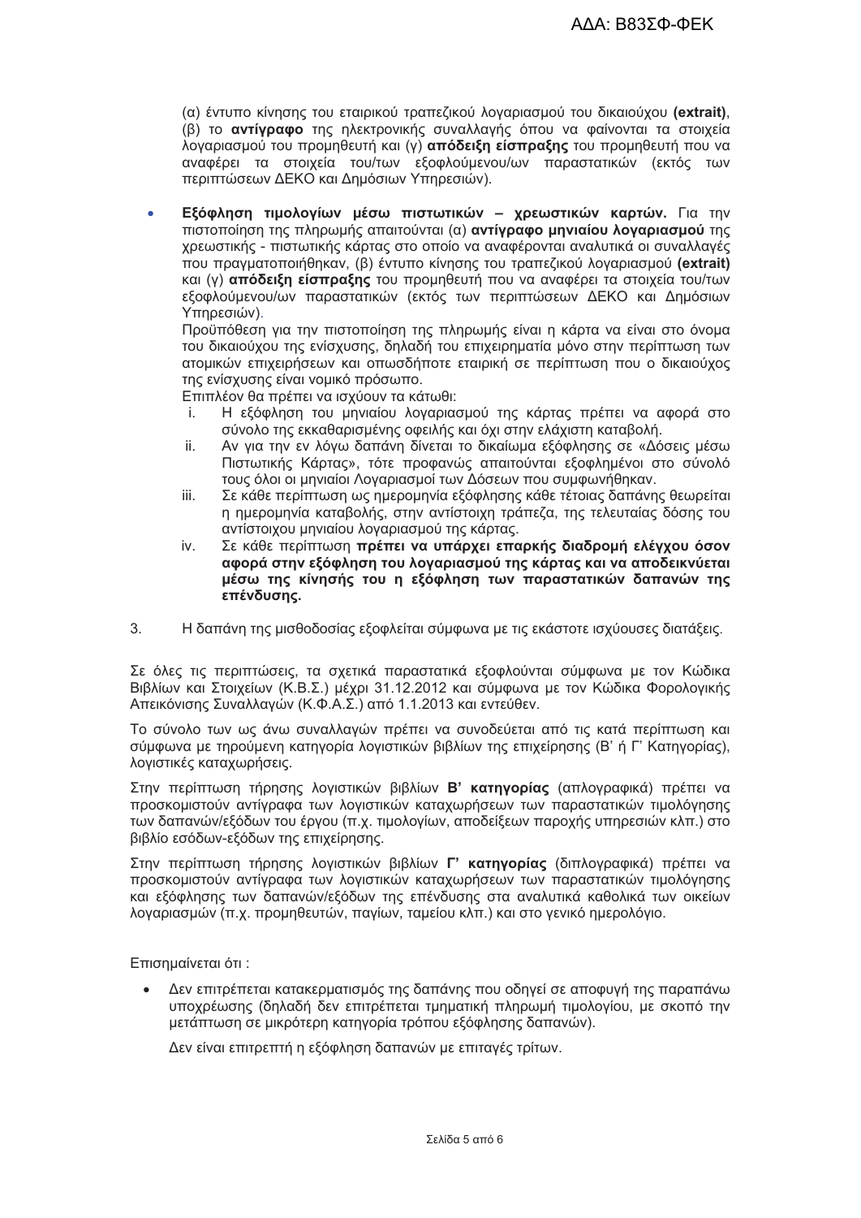(α) έντυπο κίνησης του εταιρικού τραπεζικού λογαριασμού του δικαιούχου **(extrait)**, (β) το **αντίγραφο** της ηλεκτρονικής συναλλαγής όπου να φαίνονται τα στοιχεία λογαριασμού του προμηθευτή και (γ) **απόδειξη είσπραξης** του προμηθευτή που να αναφέρει τα στοιχεία του/των εξοφλούμενου/ων παραστατικών (εκτός των περιπτώσεων ΔΕΚΟ και Δημόσιων Υπηρεσιών).

- **Εξόφληση τιμολογίων μέσω πιστωτικών – χρεωστικών καρτών.** Για την πιστοποίηση της πληρωμής απαιτούνται (α) **αντίγραφο μηνιαίου λογαριασμού** της χρεωστικής - πιστωτικής κάρτας στο οποίο να αναφέρονται αναλυτικά οι συναλλαγές που πραγματοποιήθηκαν, (β) έντυπο κίνησης του τραπεζικού λογαριασμού **(extrait)** και (γ) **απόδειξη είσπραξης** του προμηθευτή που να αναφέρει τα στοιχεία του/των εξοφλούμενου/ων παραστατικών (εκτός των περιπτώσεων ΔΕΚΟ και Δημόσιων Υπηρεσιών).

  Προϋπόθεση για την πιστοποίηση της πληρωμής είναι η κάρτα να είναι στο όνομα του δικαιούχου της ενίσχυσης, δηλαδή του επιχειρηματία μόνο στην περίπτωση των ατομικών επιχειρήσεων και οπωσδήποτε εταιρική σε περίπτωση που ο δικαιούχος της ενίσχυσης είναι νομικό πρόσωπο.

  Επιπλέον θα πρέπει να ισχύουν τα κάτωθι:

  i. Η εξόφληση του μηνιαίου λογαριασμού της κάρτας πρέπει να αφορά στο σύνολο της εκκαθαρισμένης οφειλής και όχι στην ελάχιστη καταβολή.
  ii. Αν για την εν λόγω δαπάνη δίνεται το δικαίωμα εξόφλησης σε «Δόσεις μέσω Πιστωτικής Κάρτας», τότε προφανώς απαιτούνται εξοφλημένοι στο σύνολό τους όλοι οι μηνιαίοι Λογαριασμοί των Δόσεων που συμφωνήθηκαν.
  iii. Σε κάθε περίπτωση ως ημερομηνία εξόφλησης κάθε τέτοιας δαπάνης θεωρείται η ημερομηνία καταβολής, στην αντίστοιχη τράπεζα, της τελευταίας δόσης του αντίστοιχου μηνιαίου λογαριασμού της κάρτας.
  iv. Σε κάθε περίπτωση **πρέπει να υπάρχει επαρκής διαδρομή ελέγχου όσον αφορά στην εξόφληση του λογαριασμού της κάρτας και να αποδεικνύεται μέσω της κίνησής του η εξόφληση των παραστατικών δαπανών της επένδυσης.**

3. Η δαπάνη της μισθοδοσίας εξοφλείται σύμφωνα με τις εκάστοτε ισχύουσες διατάξεις.

Σε όλες τις περιπτώσεις, τα σχετικά παραστατικά εξοφλούνται σύμφωνα με τον Κώδικα Βιβλίων και Στοιχείων (Κ.Β.Σ.) μέχρι 31.12.2012 και σύμφωνα με τον Κώδικα Φορολογικής Απεικόνισης Συναλλαγών (Κ.Φ.Α.Σ.) από 1.1.2013 και εντεύθεν.

Το σύνολο των ως άνω συναλλαγών πρέπει να συνοδεύεται από τις κατά περίπτωση και σύμφωνα με τηρούμενη κατηγορία λογιστικών βιβλίων της επιχείρησης (Β' ή Γ' Κατηγορίας), λογιστικές καταχωρήσεις.

Στην περίπτωση τήρησης λογιστικών βιβλίων **Β' κατηγορίας** (απλογραφικά) πρέπει να προσκομιστούν αντίγραφα των λογιστικών καταχωρήσεων των παραστατικών τιμολόγησης των δαπανών/εξόδων του έργου (π.χ. τιμολογίων, αποδείξεων παροχής υπηρεσιών κλπ.) στο βιβλίο εσόδων-εξόδων της επιχείρησης.

Στην περίπτωση τήρησης λογιστικών βιβλίων **Γ' κατηγορίας** (διπλογραφικά) πρέπει να προσκομιστούν αντίγραφα των λογιστικών καταχωρήσεων των παραστατικών τιμολόγησης και εξόφλησης των δαπανών/εξόδων της επένδυσης στα αναλυτικά καθολικά των οικείων λογαριασμών (π.χ. προμηθευτών, παγίων, ταμείου κλπ.) και στο γενικό ημερολόγιο.

Επισημαίνεται ότι :

- Δεν επιτρέπεται κατακερματισμός της δαπάνης που οδηγεί σε αποφυγή της παραπάνω υποχρέωσης (δηλαδή δεν επιτρέπεται τμηματική πληρωμή τιμολογίου, με σκοπό την μετάπτωση σε μικρότερη κατηγορία τρόπου εξόφλησης δαπανών).

  Δεν είναι επιτρεπτή η εξόφληση δαπανών με επιταγές τρίτων.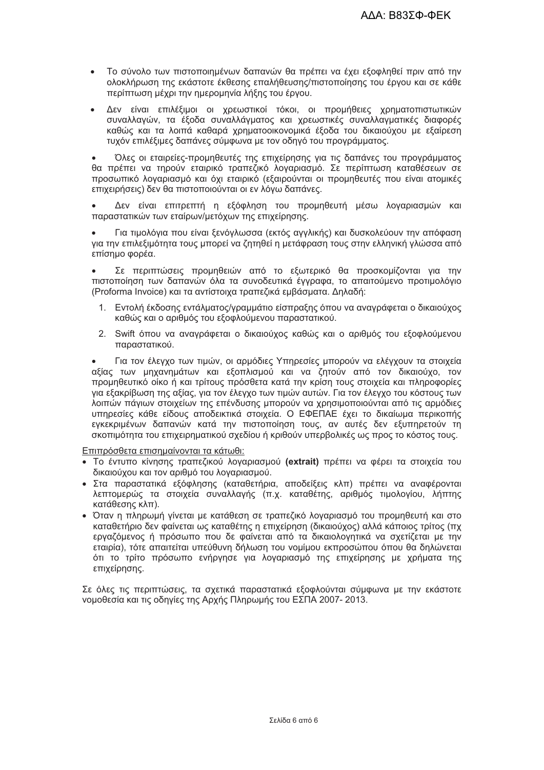- Το σύνολο των πιστοποιημένων δαπανών θα πρέπει να έχει εξοφληθεί πριν από την ολοκλήρωση της εκάστοτε έκθεσης επαλήθευσης/πιστοποίησης του έργου και σε κάθε περίπτωση μέχρι την ημερομηνία λήξης του έργου.
- Δεν είναι επιλέξιμοι οι χρεωστικοί τόκοι, οι προμήθειες χρηματοπιστωτικών συναλλαγών, τα έξοδα συναλλάγματος και χρεωστικές συναλλαγματικές διαφορές καθώς και τα λοιπά καθαρά χρηματοοικονομικά έξοδα του δικαιούχου με εξαίρεση τυχόν επιλέξιμες δαπάνες σύμφωνα με τον οδηγό του προγράμματος.
- Όλες οι εταιρείες-προμηθευτές της επιχείρησης για τις δαπάνες του προγράμματος θα πρέπει να τηρούν εταιρικό τραπεζικό λογαριασμό. Σε περίπτωση καταθέσεων σε προσωπικό λογαριασμό και όχι εταιρικό (εξαιρούνται οι προμηθευτές που είναι ατομικές επιχειρήσεις) δεν θα πιστοποιούνται οι εν λόγω δαπάνες.
- Δεν είναι επιτρεπτή η εξόφληση του προμηθευτή μέσω λογαριασμών και παραστατικών των εταίρων/μετόχων της επιχείρησης.
- Για τιμολόγια που είναι ξενόγλωσσα (εκτός αγγλικής) και δυσκολεύουν την απόφαση για την επιλεξιμότητα τους μπορεί να ζητηθεί η μετάφραση τους στην ελληνική γλώσσα από επίσημο φορέα.
- Σε περιπτώσεις προμηθειών από το εξωτερικό θα προσκομίζονται για την πιστοποίηση των δαπανών όλα τα συνοδευτικά έγγραφα, το απαιτούμενο προτιμολόγιο (Proforma Invoice) και τα αντίστοιχα τραπεζικά εμβάσματα. Δηληδή:
  1. Εντολή έκδοσης εντάλματος/γραμμάτιο είσπραξης όπου να αναγράφεται ο δικαιούχος καθώς και ο αριθμός του εξοφλούμενου παραστατικού.
  2. Swift όπου να αναγράφεται ο δικαιούχος καθώς και ο αριθμός του εξοφλούμενου παραστατικού.
- Για τον έλεγχο των τιμών, οι αρμόδιες Υπηρεσίες μπορούν να ελέγχουν τα στοιχεία αξίας των μηχανημάτων και εξοπλισμού και να ζητούν από τον δικαιούχο, τον προμηθευτικό οίκο ή και τρίτους πρόσθετα κατά την κρίση τους στοιχεία και πληροφορίες για εξακρίβωση της αξίας, για τον έλεγχο των τιμών αυτών. Για τον έλεγχο του κόστους των λοιπών πάγιων στοιχείων της επένδυσης μπορούν να χρησιμοποιούνται από τις αρμόδιες υπηρεσίες κάθε είδους αποδεικτικά στοιχεία. Ο ΕΦΕΠΑΕ έχει το δικαίωμα περικοπής εγκεκριμένων δαπανών κατά την πιστοποίηση τους, αν αυτές δεν εξυπηρετούν τη σκοπιμότητα του επιχειρηματικού σχεδίου ή κριθούν υπερβολικές ως προς το κόστος τους.

Επιπρόσθετα επισημαίνονται τα κάτωθι:

- Το έντυπο κίνησης τραπεζικού λογαριασμού **(extrait)** πρέπει να φέρει τα στοιχεία του δικαιούχου και τον αριθμό του λογαριασμού.
- Στα παραστατικά εξόφλησης (καταθετήρια, αποδείξεις κλπ) πρέπει να αναφέρονται λεπτομερώς τα στοιχεία συναλλαγής (π.χ. καταθέτης, αριθμός τιμολογίου, λήπτης κατάθεσης κλπ).
- Όταν η πληρωμή γίνεται με κατάθεση σε τραπεζικό λογαριασμό του προμηθευτή και στο καταθετήριο δεν φαίνεται ως καταθέτης η επιχείρηση (δικαιούχος) αλλά κάποιος τρίτος (πχ εργαζόμενος ή πρόσωπο που δε φαίνεται από τα δικαιολογητικά να σχετίζεται με την εταιρία), τότε απαιτείται υπεύθυνη δήλωση του νομίμου εκπροσώπου όπου θα δηλώνεται ότι το τρίτο πρόσωπο ενήργησε για λογαριασμό της επιχείρησης με χρήματα της επιχείρησης.

Σε όλες τις περιπτώσεις, τα σχετικά παραστατικά εξοφλούνται σύμφωνα με την εκάστοτε νομοθεσία και τις οδηγίες της Αρχής Πληρωμής του ΕΣΠΑ 2007- 2013.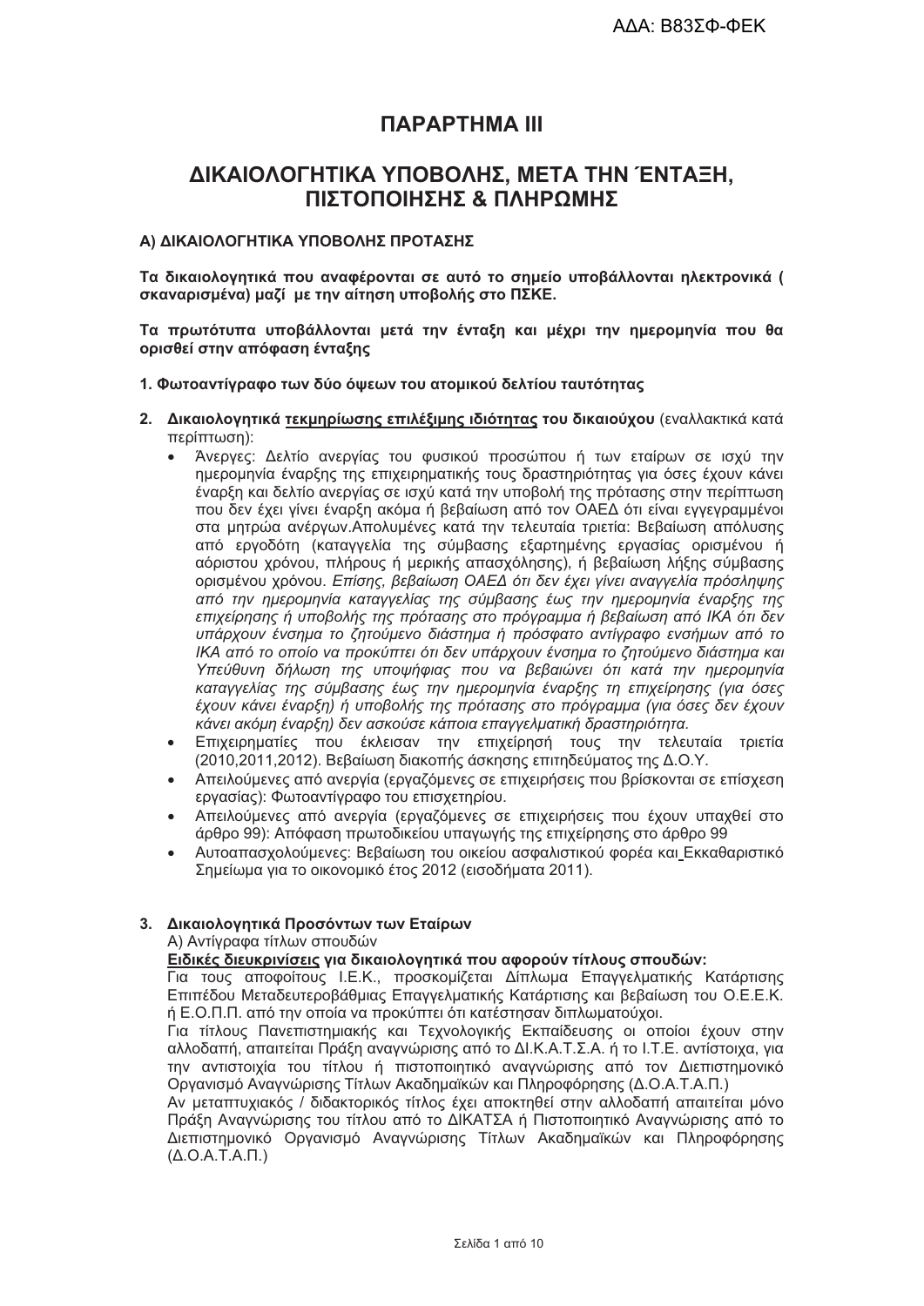ΑΔΑ: Β83ΣΦ-ΦΕΚ

# ΠΑΡΑΡΤΗΜΑ ΙΙΙ

## ΔΙΚΑΙΟΛΟΓΗΤΙΚΑ ΥΠΟΒΟΛΗΣ, ΜΕΤΑ ΤΗΝ ΈΝΤΑΞΗ, ΠΙΣΤΟΠΟΙΗΣΗΣ & ΠΛΗΡΩΜΗΣ

### Α) ΔΙΚΑΙΟΛΟΓΗΤΙΚΑ ΥΠΟΒΟΛΗΣ ΠΡΟΤΑΣΗΣ

**Τα δικαιολογητικά που αναφέρονται σε αυτό το σημείο υποβάλλονται ηλεκτρονικά ( σκαναρισμένα) μαζί με την αίτηση υποβολής στο ΠΣΚΕ.**

**Τα πρωτότυπα υποβάλλονται μετά την ένταξη και μέχρι την ημερομηνία που θα ορισθεί στην απόφαση ένταξης**

**1. Φωτοαντίγραφο των δύο όψεων του ατομικού δελτίου ταυτότητας**

**2. Δικαιολογητικά <u>τεκμηρίωσης επιλέξιμης ιδιότητας</u> του δικαιούχου** (εναλλακτικά κατά περίπτωση):

- Άνεργες: Δελτίο ανεργίας του φυσικού προσώπου ή των εταίρων σε ισχύ την ημερομηνία έναρξης της επιχειρηματικής τους δραστηριότητας για όσες έχουν κάνει έναρξη και δελτίο ανεργίας σε ισχύ κατά την υποβολή της πρότασης στην περίπτωση που δεν έχει γίνει έναρξη ακόμα ή βεβαίωση από τον ΟΑΕΔ ότι είναι εγγεγραμμένοι στα μητρώα ανέργων.Απολυμένες κατά την τελευταία τριετία: Βεβαίωση απόλυσης από εργοδότη (καταγγελία της σύμβασης εξαρτημένης εργασίας ορισμένου ή αόριστου χρόνου, πλήρους ή μερικής απασχόλησης), ή βεβαίωση λήξης σύμβασης ορισμένου χρόνου. *Επίσης, βεβαίωση ΟΑΕΔ ότι δεν έχει γίνει αναγγελία πρόσληψης από την ημερομηνία καταγγελίας της σύμβασης έως την ημερομηνία έναρξης της επιχείρησης ή υποβολής της πρότασης στο πρόγραμμα ή βεβαίωση από ΙΚΑ ότι δεν υπάρχουν ένσημα το ζητούμενο διάστημα ή πρόσφατο αντίγραφο ενσήμων από το ΙΚΑ από το οποίο να προκύπτει ότι δεν υπάρχουν ένσημα το ζητούμενο διάστημα και Υπεύθυνη δήλωση της υποψήφιας που να βεβαιώνει ότι κατά την ημερομηνία καταγγελίας της σύμβασης έως την ημερομηνία έναρξης τη επιχείρησης (για όσες έχουν κάνει έναρξη) ή υποβολής της πρότασης στο πρόγραμμα (για όσες δεν έχουν κάνει ακόμη έναρξη) δεν ασκούσε κάποια επαγγελματική δραστηριότητα.*
- Επιχειρηματίες που έκλεισαν την επιχείρησή τους την τελευταία τριετία (2010,2011,2012). Βεβαίωση διακοπής άσκησης επιτηδεύματος της Δ.Ο.Υ.
- Απειλούμενες από ανεργία (εργαζόμενες σε επιχειρήσεις που βρίσκονται σε επίσχεση εργασίας): Φωτοαντίγραφο του επισχετηρίου.
- Απειλούμενες από ανεργία (εργαζόμενες σε επιχειρήσεις που έχουν υπαχθεί στο άρθρο 99): Απόφαση πρωτοδικείου υπαγωγής της επιχείρησης στο άρθρο 99
- Αυτοαπασχολούμενες: Βεβαίωση του οικείου ασφαλιστικού φορέα και Εκκαθαριστικό Σημείωμα για το οικονομικό έτος 2012 (εισοδήματα 2011).

**3. Δικαιολογητικά Προσόντων των Εταίρων**

Α) Αντίγραφα τίτλων σπουδών

**<u>Ειδικές διευκρινίσεις</u> για δικαιολογητικά που αφορούν τίτλους σπουδών:**

Για τους αποφοίτους Ι.Ε.Κ., προσκομίζεται Δίπλωμα Επαγγελματικής Κατάρτισης Επιπέδου Μεταδευτεροβάθμιας Επαγγελματικής Κατάρτισης και βεβαίωση του Ο.Ε.Ε.Κ. ή Ε.Ο.Π.Π. από την οποία να προκύπτει ότι κατέστησαν διπλωματούχοι.

Για τίτλους Πανεπιστημιακής και Τεχνολογικής Εκπαίδευσης οι οποίοι έχουν στην αλλοδαπή, απαιτείται Πράξη αναγνώρισης από το ΔΙ.Κ.Α.Τ.Σ.Α. ή το Ι.Τ.Ε. αντίστοιχα, για την αντιστοιχία του τίτλου ή πιστοποιητικό αναγνώρισης από τον Διεπιστημονικό Οργανισμό Αναγνώρισης Τίτλων Ακαδημαϊκών και Πληροφόρησης (Δ.Ο.Α.Τ.Α.Π.)

Αν μεταπτυχιακός / διδακτορικός τίτλος έχει αποκτηθεί στην αλλοδαπή απαιτείται μόνο Πράξη Αναγνώρισης του τίτλου από το ΔΙΚΑΤΣΑ ή Πιστοποιητικό Αναγνώρισης από το Διεπιστημονικό Οργανισμό Αναγνώρισης Τίτλων Ακαδημαϊκών και Πληροφόρησης (Δ.Ο.Α.Τ.Α.Π.)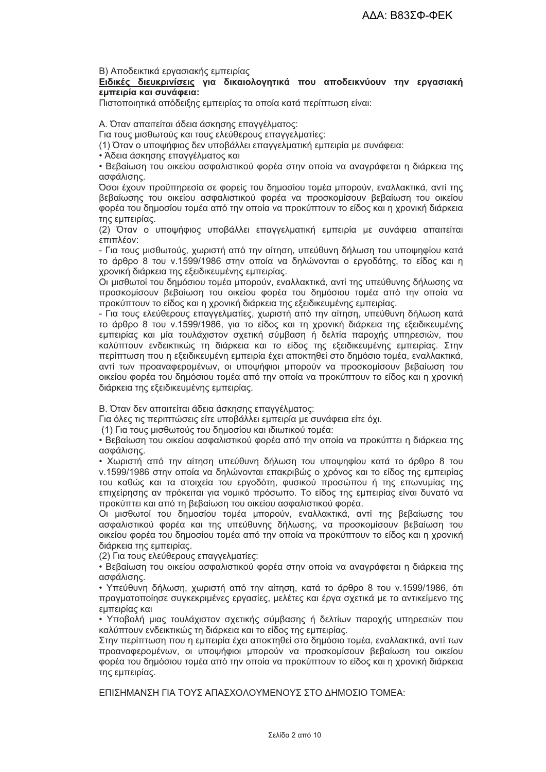Β) Αποδεικτικά εργασιακής εμπειρίας

**<u>Ειδικές διευκρινίσεις</u> για δικαιολογητικά που αποδεικνύουν την εργασιακή εμπειρία και συνάφεια:**

Πιστοποιητικά απόδειξης εμπειρίας τα οποία κατά περίπτωση είναι:

Α. Όταν απαιτείται άδεια άσκησης επαγγέλματος:

Για τους μισθωτούς και τους ελεύθερους επαγγελματίες:

(1) Όταν ο υποψήφιος δεν υποβάλλει επαγγελματική εμπειρία με συνάφεια:

- Άδεια άσκησης επαγγέλματος και
- Βεβαίωση του οικείου ασφαλιστικού φορέα στην οποία να αναγράφεται η διάρκεια της ασφάλισης.

Όσοι έχουν προϋπηρεσία σε φορείς του δημοσίου τομέα μπορούν, εναλλακτικά, αντί της βεβαίωσης του οικείου ασφαλιστικού φορέα να προσκομίσουν βεβαίωση του οικείου φορέα του δημοσίου τομέα από την οποία να προκύπτουν το είδος και η χρονική διάρκεια της εμπειρίας.

(2) Όταν ο υποψήφιος υποβάλλει επαγγελματική εμπειρία με συνάφεια απαιτείται επιπλέον:

- Για τους μισθωτούς, χωριστή από την αίτηση, υπεύθυνη δήλωση του υποψηφίου κατά το άρθρο 8 του ν.1599/1986 στην οποία να δηλώνονται ο εργοδότης, το είδος και η χρονική διάρκεια της εξειδικευμένης εμπειρίας.

Οι μισθωτοί του δημόσιου τομέα μπορούν, εναλλακτικά, αντί της υπεύθυνης δήλωσης να προσκομίσουν βεβαίωση του οικείου φορέα του δημόσιου τομέα από την οποία να προκύπτουν το είδος και η χρονική διάρκεια της εξειδικευμένης εμπειρίας.

- Για τους ελεύθερους επαγγελματίες, χωριστή από την αίτηση, υπεύθυνη δήλωση κατά το άρθρο 8 του ν.1599/1986, για το είδος και τη χρονική διάρκεια της εξειδικευμένης εμπειρίας και μία τουλάχιστον σχετική σύμβαση ή δελτία παροχής υπηρεσιών, που καλύπτουν ενδεικτικώς τη διάρκεια και το είδος της εξειδικευμένης εμπειρίας. Στην περίπτωση που η εξειδικευμένη εμπειρία έχει αποκτηθεί στο δημόσιο τομέα, εναλλακτικά, αντί των προαναφερομένων, οι υποψήφιοι μπορούν να προσκομίσουν βεβαίωση του οικείου φορέα του δημόσιου τομέα από την οποία να προκύπτουν το είδος και η χρονική διάρκεια της εξειδικευμένης εμπειρίας.

Β. Όταν δεν απαιτείται άδεια άσκησης επαγγέλματος:

Για όλες τις περιπτώσεις είτε υποβάλλει εμπειρία με συνάφεια είτε όχι.

(1) Για τους μισθωτούς του δημοσίου και ιδιωτικού τομέα:

- Βεβαίωση του οικείου ασφαλιστικού φορέα από την οποία να προκύπτει η διάρκεια της ασφάλισης.
- Χωριστή από την αίτηση υπεύθυνη δήλωση του υποψηφίου κατά το άρθρο 8 του ν.1599/1986 στην οποία να δηλώνονται επακριβώς ο χρόνος και το είδος της εμπειρίας του καθώς και τα στοιχεία του εργοδότη, φυσικού προσώπου ή της επωνυμίας της επιχείρησης αν πρόκειται για νομικό πρόσωπο. Το είδος της εμπειρίας είναι δυνατό να προκύπτει και από τη βεβαίωση του οικείου ασφαλιστικού φορέα.

Οι μισθωτοί του δημόσιου τομέα μπορούν, εναλλακτικά, αντί της βεβαίωσης του ασφαλιστικού φορέα και της υπεύθυνης δήλωσης, να προσκομίσουν βεβαίωση του οικείου φορέα του δημόσιου τομέα από την οποία να προκύπτουν το είδος και η χρονική διάρκεια της εμπειρίας.

(2) Για τους ελεύθερους επαγγελματίες:

- Βεβαίωση του οικείου ασφαλιστικού φορέα στην οποία να αναγράφεται η διάρκεια της ασφάλισης.
- Υπεύθυνη δήλωση, χωριστή από την αίτηση, κατά το άρθρο 8 του ν.1599/1986, ότι πραγματοποίησε συγκεκριμένες εργασίες, μελέτες και έργα σχετικά με το αντικείμενο της εμπειρίας και
- Υποβολή μιας τουλάχιστον σχετικής σύμβασης ή δελτίων παροχής υπηρεσιών που καλύπτουν ενδεικτικώς τη διάρκεια και το είδος της εμπειρίας.

Στην περίπτωση που η εμπειρία έχει αποκτηθεί στο δημόσιο τομέα, εναλλακτικά, αντί των προαναφερομένων, οι υποψήφιοι μπορούν να προσκομίσουν βεβαίωση του οικείου φορέα του δημόσιου τομέα από την οποία να προκύπτουν το είδος και η χρονική διάρκεια της εμπειρίας.

ΕΠΙΣΗΜΑΝΣΗ ΓΙΑ ΤΟΥΣ ΑΠΑΣΧΟΛΟΥΜΕΝΟΥΣ ΣΤΟ ΔΗΜΟΣΙΟ ΤΟΜΕΑ: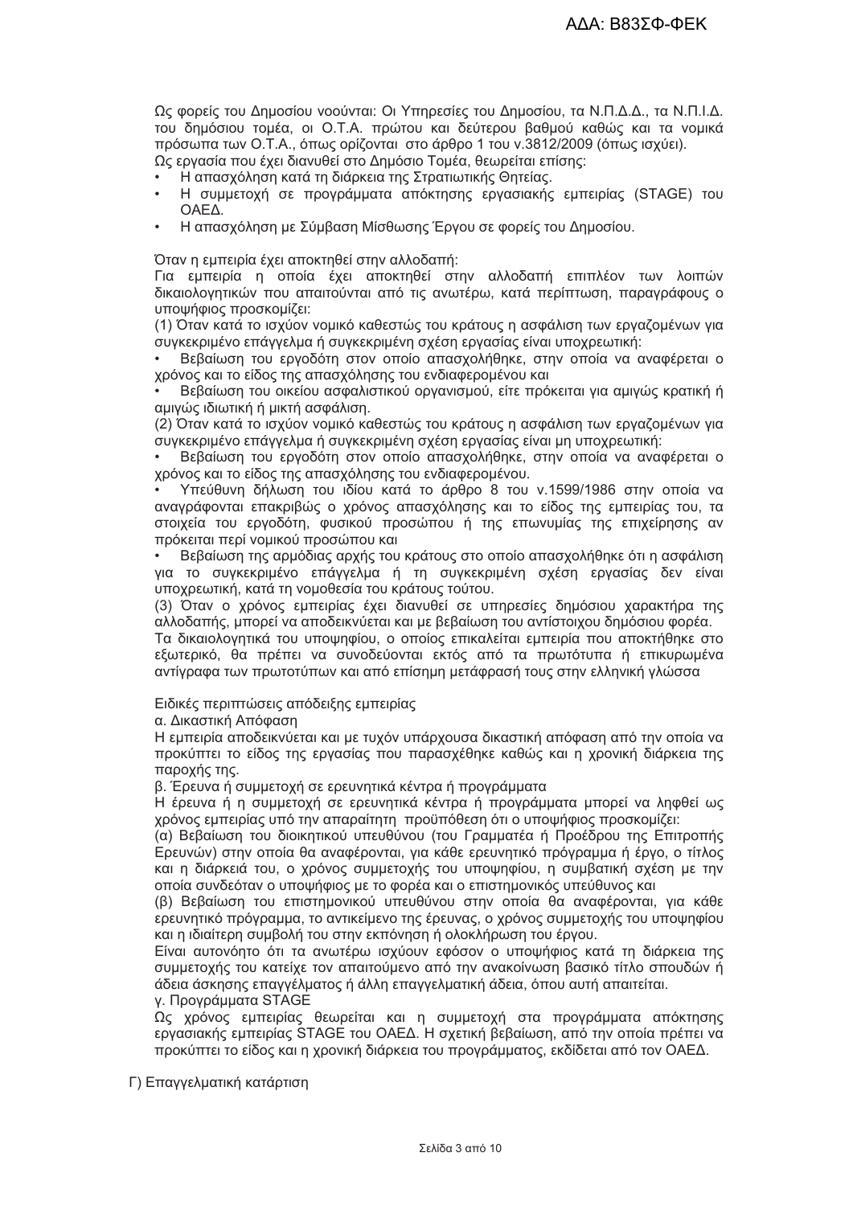Ως φορείς του Δημοσίου νοούνται: Οι Υπηρεσίες του Δημοσίου, τα Ν.Π.Δ.Δ., τα Ν.Π.Ι.Δ. του δημόσιου τομέα, οι Ο.Τ.Α. πρώτου και δεύτερου βαθμού καθώς και τα νομικά πρόσωπα των Ο.Τ.Α., όπως ορίζονται στο άρθρο 1 του ν.3812/2009 (όπως ισχύει).

Ως εργασία που έχει διανυθεί στο Δημόσιο Τομέα, θεωρείται επίσης:

- Η απασχόληση κατά τη διάρκεια της Στρατιωτικής Θητείας.
- Η συμμετοχή σε προγράμματα απόκτησης εργασιακής εμπειρίας (STAGE) του ΟΑΕΔ.
- Η απασχόληση με Σύμβαση Μίσθωσης Έργου σε φορείς του Δημοσίου.

Όταν η εμπειρία έχει αποκτηθεί στην αλλοδαπή:

Για εμπειρία η οποία έχει αποκτηθεί στην αλλοδαπή επιπλέον των λοιπών δικαιολογητικών που απαιτούνται από τις ανωτέρω, κατά περίπτωση, παραγράφους ο υποψήφιος προσκομίζει:

(1) Όταν κατά το ισχύον νομικό καθεστώς του κράτους η ασφάλιση των εργαζομένων για συγκεκριμένο επάγγελμα ή συγκεκριμένη σχέση εργασίας είναι υποχρεωτική:

- Βεβαίωση του εργοδότη στον οποίο απασχολήθηκε, στην οποία να αναφέρεται ο χρόνος και το είδος της απασχόλησης του ενδιαφερομένου και
- Βεβαίωση του οικείου ασφαλιστικού οργανισμού, είτε πρόκειται για αμιγώς κρατική ή αμιγώς ιδιωτική ή μικτή ασφάλιση.

(2) Όταν κατά το ισχύον νομικό καθεστώς του κράτους η ασφάλιση των εργαζομένων για συγκεκριμένο επάγγελμα ή συγκεκριμένη σχέση εργασίας είναι μη υποχρεωτική:

- Βεβαίωση του εργοδότη στον οποίο απασχολήθηκε, στην οποία να αναφέρεται ο χρόνος και το είδος της απασχόλησης του ενδιαφερομένου.
- Υπεύθυνη δήλωση του ιδίου κατά το άρθρο 8 του ν.1599/1986 στην οποία να αναγράφονται επακριβώς ο χρόνος απασχόλησης και το είδος της εμπειρίας του, τα στοιχεία του εργοδότη, φυσικού προσώπου ή της επωνυμίας της επιχείρησης αν πρόκειται περί νομικού προσώπου και
- Βεβαίωση της αρμόδιας αρχής του κράτους στο οποίο απασχολήθηκε ότι η ασφάλιση για το συγκεκριμένο επάγγελμα ή τη συγκεκριμένη σχέση εργασίας δεν είναι υποχρεωτική, κατά τη νομοθεσία του κράτους τούτου.

(3) Όταν ο χρόνος εμπειρίας έχει διανυθεί σε υπηρεσίες δημόσιου χαρακτήρα της αλλοδαπής, μπορεί να αποδεικνύεται και με βεβαίωση του αντίστοιχου δημόσιου φορέα.

Τα δικαιολογητικά του υποψηφίου, ο οποίος επικαλείται εμπειρία που αποκτήθηκε στο εξωτερικό, θα πρέπει να συνοδεύονται εκτός από τα πρωτότυπα ή επικυρωμένα αντίγραφα των πρωτοτύπων και από επίσημη μετάφρασή τους στην ελληνική γλώσσα

Ειδικές περιπτώσεις απόδειξης εμπειρίας

α. Δικαστική Απόφαση

Η εμπειρία αποδεικνύεται και με τυχόν υπάρχουσα δικαστική απόφαση από την οποία να προκύπτει το είδος της εργασίας που παρασχέθηκε καθώς και η χρονική διάρκεια της παροχής της.

β. Έρευνα ή συμμετοχή σε ερευνητικά κέντρα ή προγράμματα

Η έρευνα ή η συμμετοχή σε ερευνητικά κέντρα ή προγράμματα μπορεί να ληφθεί ως χρόνος εμπειρίας υπό την απαραίτητη προϋπόθεση ότι ο υποψήφιος προσκομίζει:

(α) Βεβαίωση του διοικητικού υπευθύνου (του Γραμματέα ή Προέδρου της Επιτροπής Ερευνών) στην οποία θα αναφέρονται, για κάθε ερευνητικό πρόγραμμα ή έργο, ο τίτλος και η διάρκειά του, ο χρόνος συμμετοχής του υποψηφίου, η συμβατική σχέση με την οποία συνδεόταν ο υποψήφιος με το φορέα και ο επιστημονικός υπεύθυνος και

(β) Βεβαίωση του επιστημονικού υπευθύνου στην οποία θα αναφέρονται, για κάθε ερευνητικό πρόγραμμα, το αντικείμενο της έρευνας, ο χρόνος συμμετοχής του υποψηφίου και η ιδιαίτερη συμβολή του στην εκπόνηση ή ολοκλήρωση του έργου.

Είναι αυτονόητο ότι τα ανωτέρω ισχύουν εφόσον ο υποψήφιος κατά τη διάρκεια της συμμετοχής του κατείχε τον απαιτούμενο από την ανακοίνωση βασικό τίτλο σπουδών ή άδεια άσκησης επαγγέλματος ή άλλη επαγγελματική άδεια, όπου αυτή απαιτείται.

γ. Προγράμματα STAGE

Ως χρόνος εμπειρίας θεωρείται και η συμμετοχή στα προγράμματα απόκτησης εργασιακής εμπειρίας STAGE του ΟΑΕΔ. Η σχετική βεβαίωση, από την οποία πρέπει να προκύπτει το είδος και η χρονική διάρκεια του προγράμματος, εκδίδεται από τον ΟΑΕΔ.

Γ) Επαγγελματική κατάρτιση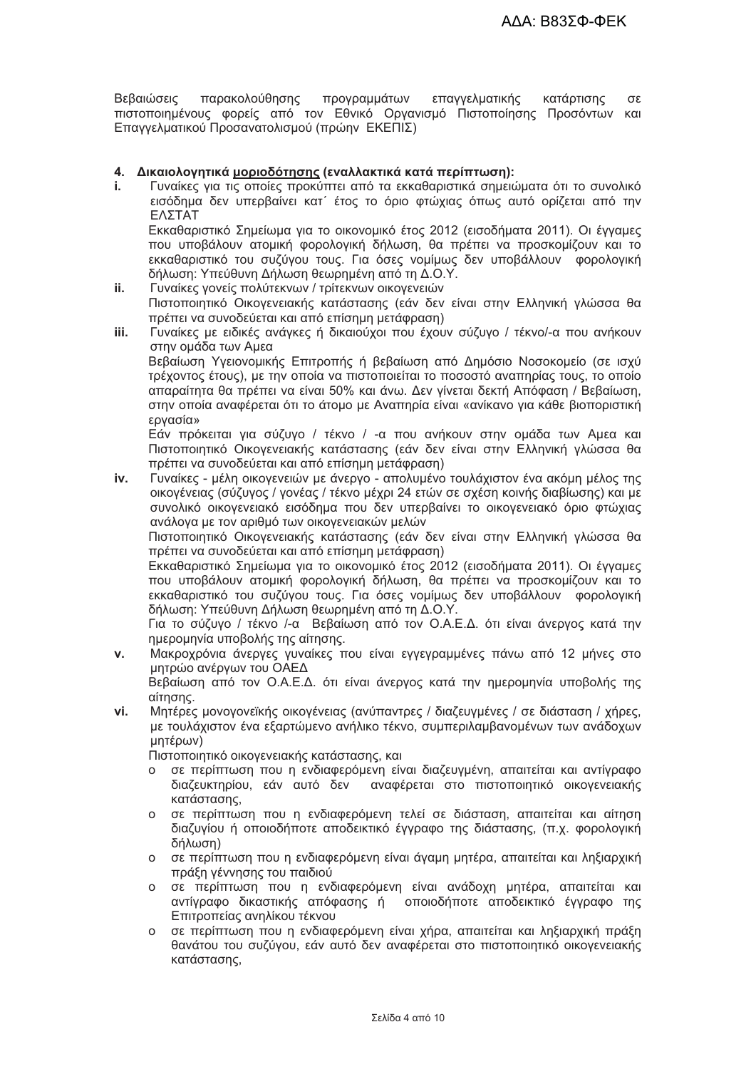Βεβαιώσεις παρακολούθησης προγραμμάτων επαγγελματικής κατάρτισης σε πιστοποιημένους φορείς από τον Εθνικό Οργανισμό Πιστοποίησης Προσόντων και Επαγγελματικού Προσανατολισμού (πρώην ΕΚΕΠΙΣ)

**4. Δικαιολογητικά <u>μοριοδότησης</u> (εναλλακτικά κατά περίπτωση):**

**i.** Γυναίκες για τις οποίες προκύπτει από τα εκκαθαριστικά σημειώματα ότι το συνολικό εισόδημα δεν υπερβαίνει κατ΄ έτος το όριο φτώχιας όπως αυτό ορίζεται από την ΕΛΣΤΑΤ

Εκκαθαριστικό Σημείωμα για το οικονομικό έτος 2012 (εισοδήματα 2011). Οι έγγαμες που υποβάλουν ατομική φορολογική δήλωση, θα πρέπει να προσκομίζουν και το εκκαθαριστικό του συζύγου τους. Για όσες νομίμως δεν υποβάλλουν φορολογική δήλωση: Υπεύθυνη Δήλωση θεωρημένη από τη Δ.Ο.Υ.

**ii.** Γυναίκες γονείς πολύτεκνων / τρίτεκνων οικογενειών

Πιστοποιητικό Οικογενειακής κατάστασης (εάν δεν είναι στην Ελληνική γλώσσα θα πρέπει να συνοδεύεται και από επίσημη μετάφραση)

**iii.** Γυναίκες με ειδικές ανάγκες ή δικαιούχοι που έχουν σύζυγο / τέκνο/-α που ανήκουν στην ομάδα των Αμεα

Βεβαίωση Υγειονομικής Επιτροπής ή βεβαίωση από Δημόσιο Νοσοκομείο (σε ισχύ τρέχοντος έτους), με την οποία να πιστοποιείται το ποσοστό αναπηρίας τους, το οποίο απαραίτητα θα πρέπει να είναι 50% και άνω. Δεν γίνεται δεκτή Απόφαση / Βεβαίωση, στην οποία αναφέρεται ότι το άτομο με Αναπηρία είναι «ανίκανο για κάθε βιοποριστική εργασία»

Εάν πρόκειται για σύζυγο / τέκνο / -α που ανήκουν στην ομάδα των Αμεα και Πιστοποιητικό Οικογενειακής κατάστασης (εάν δεν είναι στην Ελληνική γλώσσα θα πρέπει να συνοδεύεται και από επίσημη μετάφραση)

**iv.** Γυναίκες - μέλη οικογενειών με άνεργο - απολυμένο τουλάχιστον ένα ακόμη μέλος της οικογένειας (σύζυγος / γονέας / τέκνο μέχρι 24 ετών σε σχέση κοινής διαβίωσης) και με συνολικό οικογενειακό εισόδημα που δεν υπερβαίνει το οικογενειακό όριο φτώχιας ανάλογα με τον αριθμό των οικογενειακών μελών

Πιστοποιητικό Οικογενειακής κατάστασης (εάν δεν είναι στην Ελληνική γλώσσα θα πρέπει να συνοδεύεται και από επίσημη μετάφραση)

Εκκαθαριστικό Σημείωμα για το οικονομικό έτος 2012 (εισοδήματα 2011). Οι έγγαμες που υποβάλουν ατομική φορολογική δήλωση, θα πρέπει να προσκομίζουν και το εκκαθαριστικό του συζύγου τους. Για όσες νομίμως δεν υποβάλλουν φορολογική δήλωση: Υπεύθυνη Δήλωση θεωρημένη από τη Δ.Ο.Υ.

Για το σύζυγο / τέκνο /-α Βεβαίωση από τον Ο.Α.Ε.Δ. ότι είναι άνεργος κατά την ημερομηνία υποβολής της αίτησης.

**v.** Μακροχρόνια άνεργες γυναίκες που είναι εγγεγραμμένες πάνω από 12 μήνες στο μητρώο ανέργων του ΟΑΕΔ

Βεβαίωση από τον Ο.Α.Ε.Δ. ότι είναι άνεργος κατά την ημερομηνία υποβολής της αίτησης.

**vi.** Μητέρες μονογονεϊκής οικογένειας (ανύπαντρες / διαζευγμένες / σε διάσταση / χήρες, με τουλάχιστον ένα εξαρτώμενο ανήλικο τέκνο, συμπεριλαμβανομένων των ανάδοχων μητέρων)

Πιστοποιητικό οικογενειακής κατάστασης, και

- σε περίπτωση που η ενδιαφερόμενη είναι διαζευγμένη, απαιτείται και αντίγραφο διαζευκτηρίου, εάν αυτό δεν αναφέρεται στο πιστοποιητικό οικογενειακής κατάστασης,
- σε περίπτωση που η ενδιαφερόμενη τελεί σε διάσταση, απαιτείται και αίτηση διαζυγίου ή οποιοδήποτε αποδεικτικό έγγραφο της διάστασης, (π.χ. φορολογική δήλωση)
- σε περίπτωση που η ενδιαφερόμενη είναι άγαμη μητέρα, απαιτείται και ληξιαρχική πράξη γέννησης του παιδιού
- σε περίπτωση που η ενδιαφερόμενη είναι ανάδοχη μητέρα, απαιτείται και αντίγραφο δικαστικής απόφασης ή οποιοδήποτε αποδεικτικό έγγραφο της Επιτροπείας ανηλίκου τέκνου
- σε περίπτωση που η ενδιαφερόμενη είναι χήρα, απαιτείται και ληξιαρχική πράξη θανάτου του συζύγου, εάν αυτό δεν αναφέρεται στο πιστοποιητικό οικογενειακής κατάστασης,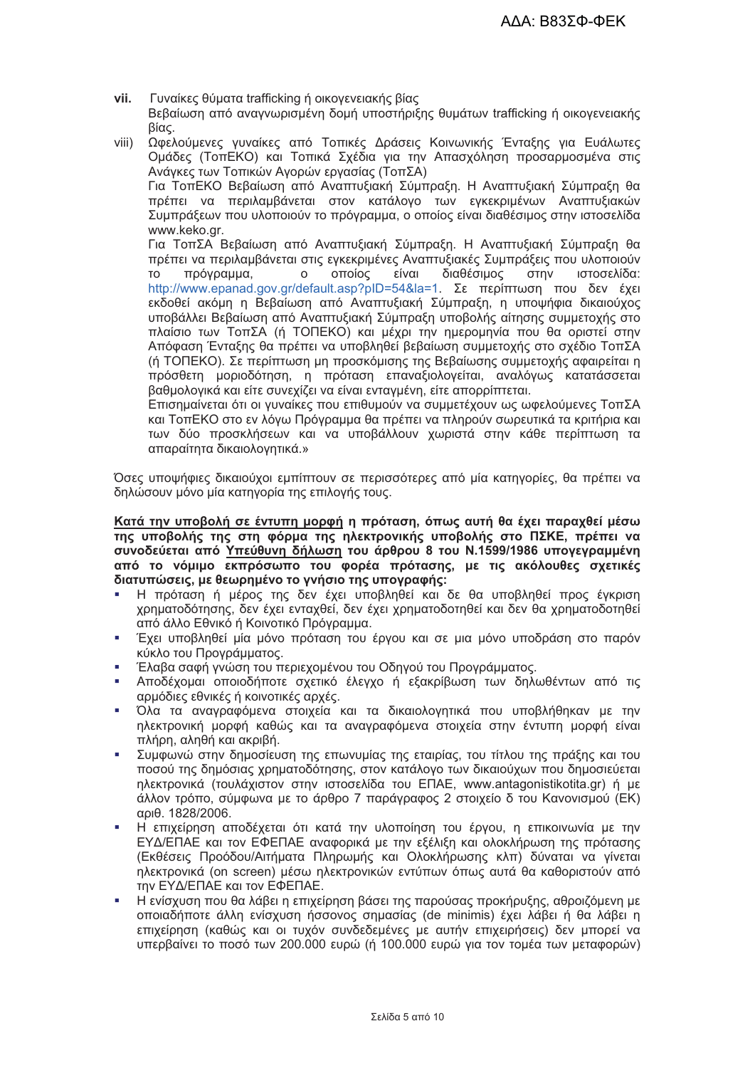vii. Γυναίκες θύματα trafficking ή οικογενειακής βίας
Βεβαίωση από αναγνωρισμένη δομή υποστήριξης θυμάτων trafficking ή οικογενειακής βίας.

viii) Ωφελούμενες γυναίκες από Τοπικές Δράσεις Κοινωνικής Ένταξης για Ευάλωτες Ομάδες (ΤοπΕΚΟ) και Τοπικά Σχέδια για την Απασχόληση προσαρμοσμένα στις Ανάγκες των Τοπικών Αγορών εργασίας (ΤοπΣΑ)
Για ΤοπΕΚΟ Βεβαίωση από Αναπτυξιακή Σύμπραξη. Η Αναπτυξιακή Σύμπραξη θα πρέπει να περιλαμβάνεται στον κατάλογο των εγκεκριμένων Αναπτυξιακών Συμπράξεων που υλοποιούν το πρόγραμμα, ο οποίος είναι διαθέσιμος στην ιστοσελίδα www.keko.gr.
Για ΤοπΣΑ Βεβαίωση από Αναπτυξιακή Σύμπραξη. Η Αναπτυξιακή Σύμπραξη θα πρέπει να περιλαμβάνεται στις εγκεκριμένες Αναπτυξιακές Συμπράξεις που υλοποιούν το πρόγραμμα, ο οποίος είναι διαθέσιμος στην ιστοσελίδα: http://www.epanad.gov.gr/default.asp?pID=54&la=1. Σε περίπτωση που δεν έχει εκδοθεί ακόμη η Βεβαίωση από Αναπτυξιακή Σύμπραξη, η υποψήφια δικαιούχος υποβάλλει Βεβαίωση από Αναπτυξιακή Σύμπραξη υποβολής αίτησης συμμετοχής στο πλαίσιο των ΤοπΣΑ (ή ΤΟΠΕΚΟ) και μέχρι την ημερομηνία που θα οριστεί στην Απόφαση Ένταξης θα πρέπει να υποβληθεί βεβαίωση συμμετοχής στο σχέδιο ΤοπΣΑ (ή ΤΟΠΕΚΟ). Σε περίπτωση μη προσκόμισης της Βεβαίωσης συμμετοχής αφαιρείται η πρόσθετη μοριοδότηση, η πρόταση επαναξιολογείται, αναλόγως κατατάσσεται βαθμολογικά και είτε συνεχίζει να είναι ενταγμένη, είτε απορρίπτεται.
Επισημαίνεται ότι οι γυναίκες που επιθυμούν να συμμετέχουν ως ωφελούμενες ΤοπΣΑ και ΤοπΕΚΟ στο εν λόγω Πρόγραμμα θα πρέπει να πληρούν σωρευτικά τα κριτήρια και των δύο προσκλήσεων και να υποβάλλουν χωριστά στην κάθε περίπτωση τα απαραίτητα δικαιολογητικά.»

Όσες υποψήφιες δικαιούχοι εμπίπτουν σε περισσότερες από μία κατηγορίες, θα πρέπει να δηλώσουν μόνο μία κατηγορία της επιλογής τους.

**<u>Κατά την υποβολή σε έντυπη μορφή</u> η πρόταση, όπως αυτή θα έχει παραχθεί μέσω της υποβολής της στη φόρμα της ηλεκτρονικής υποβολής στο ΠΣΚΕ, πρέπει να συνοδεύεται από <u>Υπεύθυνη δήλωση</u> του άρθρου 8 του Ν.1599/1986 υπογεγραμμένη από το νόμιμο εκπρόσωπο του φορέα πρότασης, με τις ακόλουθες σχετικές διατυπώσεις, με θεωρημένο το γνήσιο της υπογραφής:**

- Η πρόταση ή μέρος της δεν έχει υποβληθεί και δε θα υποβληθεί προς έγκριση χρηματοδότησης, δεν έχει ενταχθεί, δεν έχει χρηματοδοτηθεί και δεν θα χρηματοδοτηθεί από άλλο Εθνικό ή Κοινοτικό Πρόγραμμα.
- Έχει υποβληθεί μία μόνο πρόταση του έργου και σε μια μόνο υποδράση στο παρόν κύκλο του Προγράμματος.
- Έλαβα σαφή γνώση του περιεχομένου του Οδηγού του Προγράμματος.
- Αποδέχομαι οποιοδήποτε σχετικό έλεγχο ή εξακρίβωση των δηλωθέντων από τις αρμόδιες εθνικές ή κοινοτικές αρχές.
- Όλα τα αναγραφόμενα στοιχεία και τα δικαιολογητικά που υποβλήθηκαν με την ηλεκτρονική μορφή καθώς και τα αναγραφόμενα στοιχεία στην έντυπη μορφή είναι πλήρη, αληθή και ακριβή.
- Συμφωνώ στην δημοσίευση της επωνυμίας της εταιρίας, του τίτλου της πράξης και του ποσού της δημόσιας χρηματοδότησης, στον κατάλογο των δικαιούχων που δημοσιεύεται ηλεκτρονικά (τουλάχιστον στην ιστοσελίδα του ΕΠΑΕ, www.antagonistikotita.gr) ή με άλλον τρόπο, σύμφωνα με το άρθρο 7 παράγραφος 2 στοιχείο δ του Κανονισμού (ΕΚ) αριθ. 1828/2006.
- Η επιχείρηση αποδέχεται ότι κατά την υλοποίηση του έργου, η επικοινωνία με την ΕΥΔ/ΕΠΑΕ και τον ΕΦΕΠΑΕ αναφορικά με την εξέλιξη και ολοκλήρωση της πρότασης (Εκθέσεις Προόδου/Αιτήματα Πληρωμής και Ολοκλήρωσης κλπ) δύναται να γίνεται ηλεκτρονικά (on screen) μέσω ηλεκτρονικών εντύπων όπως αυτά θα καθοριστούν από την ΕΥΔ/ΕΠΑΕ και τον ΕΦΕΠΑΕ.
- Η ενίσχυση που θα λάβει η επιχείρηση βάσει της παρούσας προκήρυξης, αθροιζόμενη με οποιαδήποτε άλλη ενίσχυση ήσσονος σημασίας (de minimis) έχει λάβει ή θα λάβει η επιχείρηση (καθώς και οι τυχόν συνδεδεμένες με αυτήν επιχειρήσεις) δεν μπορεί να υπερβαίνει το ποσό των 200.000 ευρώ (ή 100.000 ευρώ για τον τομέα των μεταφορών)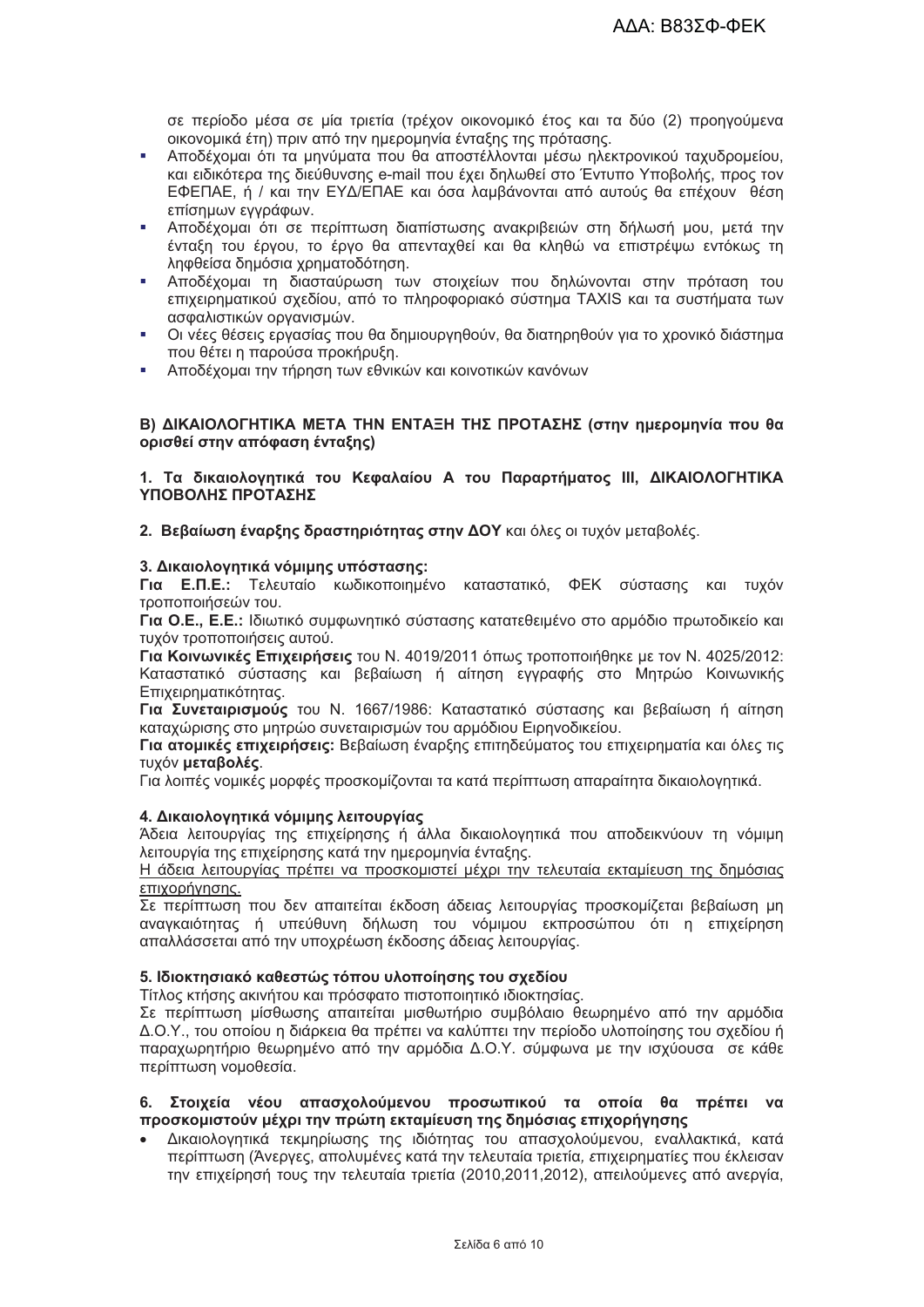σε περίοδο μέσα σε μία τριετία (τρέχον οικονομικό έτος και τα δύο (2) προηγούμενα οικονομικά έτη) πριν από την ημερομηνία ένταξης της πρότασης.

- Αποδέχομαι ότι τα μηνύματα που θα αποστέλλονται μέσω ηλεκτρονικού ταχυδρομείου, και ειδικότερα της διεύθυνσης e-mail που έχει δηλωθεί στο Έντυπο Υποβολής, προς τον ΕΦΕΠΑΕ, ή / και την ΕΥΔ/ΕΠΑΕ και όσα λαμβάνονται από αυτούς θα επέχουν θέση επίσημων εγγράφων.
- Αποδέχομαι ότι σε περίπτωση διαπίστωσης ανακριβειών στη δήλωσή μου, μετά την ένταξη του έργου, το έργο θα απενταχθεί και θα κληθώ να επιστρέψω εντόκως τη ληφθείσα δημόσια χρηματοδότηση.
- Αποδέχομαι τη διασταύρωση των στοιχείων που δηλώνονται στην πρόταση του επιχειρηματικού σχεδίου, από το πληροφοριακό σύστημα TAXIS και τα συστήματα των ασφαλιστικών οργανισμών.
- Οι νέες θέσεις εργασίας που θα δημιουργηθούν, θα διατηρηθούν για το χρονικό διάστημα που θέτει η παρούσα προκήρυξη.
- Αποδέχομαι την τήρηση των εθνικών και κοινοτικών κανόνων

**Β) ΔΙΚΑΙΟΛΟΓΗΤΙΚΑ ΜΕΤΑ ΤΗΝ ΕΝΤΑΞΗ ΤΗΣ ΠΡΟΤΑΣΗΣ (στην ημερομηνία που θα ορισθεί στην απόφαση ένταξης)**

**1. Τα δικαιολογητικά του Κεφαλαίου Α του Παραρτήματος ΙΙΙ, ΔΙΚΑΙΟΛΟΓΗΤΙΚΑ ΥΠΟΒΟΛΗΣ ΠΡΟΤΑΣΗΣ**

**2. Βεβαίωση έναρξης δραστηριότητας στην ΔΟΥ** και όλες οι τυχόν μεταβολές.

**3. Δικαιολογητικά νόμιμης υπόστασης:**

**Για Ε.Π.Ε.:** Τελευταίο κωδικοποιημένο καταστατικό, ΦΕΚ σύστασης και τυχόν τροποποιήσεών του.

**Για Ο.Ε., Ε.Ε.:** Ιδιωτικό συμφωνητικό σύστασης κατατεθειμένο στο αρμόδιο πρωτοδικείο και τυχόν τροποποιήσεις αυτού.

**Για Κοινωνικές Επιχειρήσεις** του Ν. 4019/2011 όπως τροποποιήθηκε με τον Ν. 4025/2012: Καταστατικό σύστασης και βεβαίωση ή αίτηση εγγραφής στο Μητρώο Κοινωνικής Επιχειρηματικότητας.

**Για Συνεταιρισμούς** του Ν. 1667/1986: Καταστατικό σύστασης και βεβαίωση ή αίτηση καταχώρισης στο μητρώο συνεταιρισμών του αρμόδιου Ειρηνοδικείου.

**Για ατομικές επιχειρήσεις:** Βεβαίωση έναρξης επιτηδεύματος του επιχειρηματία και όλες τις τυχόν **μεταβολές**.

Για λοιπές νομικές μορφές προσκομίζονται τα κατά περίπτωση απαραίτητα δικαιολογητικά.

**4. Δικαιολογητικά νόμιμης λειτουργίας**

Άδεια λειτουργίας της επιχείρησης ή άλλα δικαιολογητικά που αποδεικνύουν τη νόμιμη λειτουργία της επιχείρησης κατά την ημερομηνία ένταξης.

<u>Η άδεια λειτουργίας πρέπει να προσκομιστεί μέχρι την τελευταία εκταμίευση της δημόσιας επιχορήγησης.</u>

Σε περίπτωση που δεν απαιτείται έκδοση άδειας λειτουργίας προσκομίζεται βεβαίωση μη αναγκαιότητας ή υπεύθυνη δήλωση του νόμιμου εκπροσώπου ότι η επιχείρηση απαλλάσσεται από την υποχρέωση έκδοσης άδειας λειτουργίας.

**5. Ιδιοκτησιακό καθεστώς τόπου υλοποίησης του σχεδίου**

Τίτλος κτήσης ακινήτου και πρόσφατο πιστοποιητικό ιδιοκτησίας.

Σε περίπτωση μίσθωσης απαιτείται μισθωτήριο συμβόλαιο θεωρημένο από την αρμόδια Δ.Ο.Υ., του οποίου η διάρκεια θα πρέπει να καλύπτει την περίοδο υλοποίησης του σχεδίου ή παραχωρητήριο θεωρημένο από την αρμόδια Δ.Ο.Υ. σύμφωνα με την ισχύουσα σε κάθε περίπτωση νομοθεσία.

**6. Στοιχεία νέου απασχολούμενου προσωπικού τα οποία θα πρέπει να προσκομιστούν μέχρι την πρώτη εκταμίευση της δημόσιας επιχορήγησης**

- Δικαιολογητικά τεκμηρίωσης της ιδιότητας του απασχολούμενου, εναλλακτικά, κατά περίπτωση (Άνεργες, απολυμένες κατά την τελευταία τριετία, επιχειρηματίες που έκλεισαν την επιχείρησή τους την τελευταία τριετία (2010,2011,2012), απειλούμενες από ανεργία,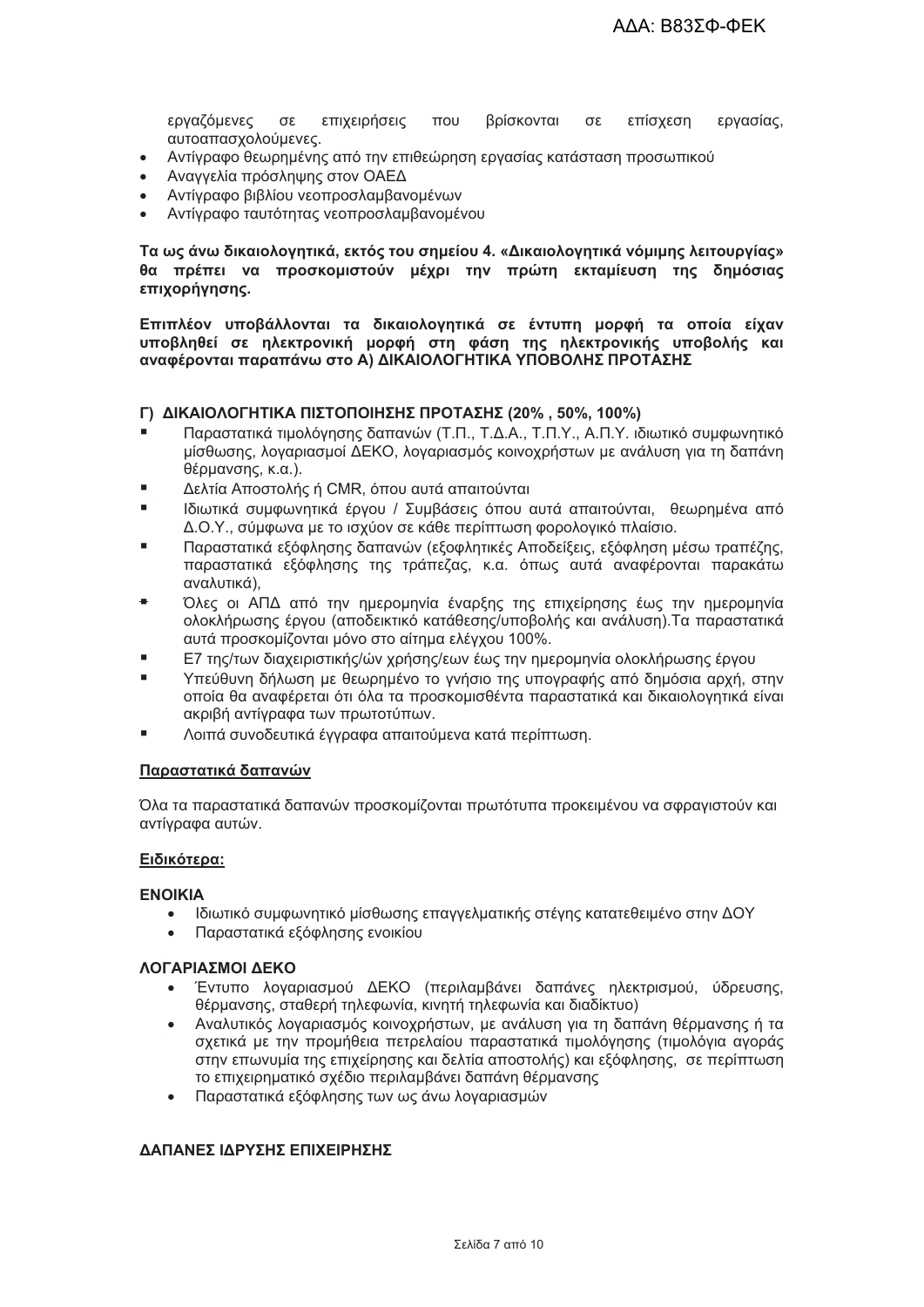εργαζόμενες σε επιχειρήσεις που βρίσκονται σε επίσχεση εργασίας, αυτοαπασχολούμενες.

- Αντίγραφο θεωρημένης από την επιθεώρηση εργασίας κατάσταση προσωπικού
- Αναγγελία πρόσληψης στον ΟΑΕΔ
- Αντίγραφο βιβλίου νεοπροσλαμβανομένων
- Αντίγραφο ταυτότητας νεοπροσλαμβανομένου

**Τα ως άνω δικαιολογητικά, εκτός του σημείου 4. «Δικαιολογητικά νόμιμης λειτουργίας» θα πρέπει να προσκομιστούν μέχρι την πρώτη εκταμίευση της δημόσιας επιχορήγησης.**

**Επιπλέον υποβάλλονται τα δικαιολογητικά σε έντυπη μορφή τα οποία είχαν υποβληθεί σε ηλεκτρονική μορφή στη φάση της ηλεκτρονικής υποβολής και αναφέρονται παραπάνω στο Α) ΔΙΚΑΙΟΛΟΓΗΤΙΚΑ ΥΠΟΒΟΛΗΣ ΠΡΟΤΑΣΗΣ**

**Γ) ΔΙΚΑΙΟΛΟΓΗΤΙΚΑ ΠΙΣΤΟΠΟΙΗΣΗΣ ΠΡΟΤΑΣΗΣ (20% , 50%, 100%)**

- Παραστατικά τιμολόγησης δαπανών (Τ.Π., Τ.Δ.Α., Τ.Π.Υ., Α.Π.Υ. ιδιωτικό συμφωνητικό μίσθωσης, λογαριασμοί ΔΕΚΟ, λογαριασμός κοινοχρήστων με ανάλυση για τη δαπάνη θέρμανσης, κ.α.).
- Δελτία Αποστολής ή CMR, όπου αυτά απαιτούνται
- Ιδιωτικά συμφωνητικά έργου / Συμβάσεις όπου αυτά απαιτούνται, θεωρημένα από Δ.Ο.Υ., σύμφωνα με το ισχύον σε κάθε περίπτωση φορολογικό πλαίσιο.
- Παραστατικά εξόφλησης δαπανών (εξοφλητικές Αποδείξεις, εξόφληση μέσω τραπέζης, παραστατικά εξόφλησης της τράπεζας, κ.α. όπως αυτά αναφέρονται παρακάτω αναλυτικά),
- Όλες οι ΑΠΔ από την ημερομηνία έναρξης της επιχείρησης έως την ημερομηνία ολοκλήρωσης έργου (αποδεικτικό κατάθεσης/υποβολής και ανάλυση).Τα παραστατικά αυτά προσκομίζονται μόνο στο αίτημα ελέγχου 100%.
- Ε7 της/των διαχειριστικής/ών χρήσης/εων έως την ημερομηνία ολοκλήρωσης έργου
- Υπεύθυνη δήλωση με θεωρημένο το γνήσιο της υπογραφής από δημόσια αρχή, στην οποία θα αναφέρεται ότι όλα τα προσκομισθέντα παραστατικά και δικαιολογητικά είναι ακριβή αντίγραφα των πρωτοτύπων.
- Λοιπά συνοδευτικά έγγραφα απαιτούμενα κατά περίπτωση.

**Παραστατικά δαπανών**

Όλα τα παραστατικά δαπανών προσκομίζονται πρωτότυπα προκειμένου να σφραγιστούν και αντίγραφα αυτών.

**Ειδικότερα:**

**ΕΝΟΙΚΙΑ**

- Ιδιωτικό συμφωνητικό μίσθωσης επαγγελματικής στέγης κατατεθειμένο στην ΔΟΥ
- Παραστατικά εξόφλησης ενοικίου

**ΛΟΓΑΡΙΑΣΜΟΙ ΔΕΚΟ**

- Έντυπο λογαριασμού ΔΕΚΟ (περιλαμβάνει δαπάνες ηλεκτρισμού, ύδρευσης, θέρμανσης, σταθερή τηλεφωνία, κινητή τηλεφωνία και διαδίκτυο)
- Αναλυτικός λογαριασμός κοινοχρήστων, με ανάλυση για τη δαπάνη θέρμανσης ή τα σχετικά με την προμήθεια πετρελαίου παραστατικά τιμολόγησης (τιμολόγια αγοράς στην επωνυμία της επιχείρησης και δελτία αποστολής) και εξόφλησης, σε περίπτωση το επιχειρηματικό σχέδιο περιλαμβάνει δαπάνη θέρμανσης
- Παραστατικά εξόφλησης των ως άνω λογαριασμών

**ΔΑΠΑΝΕΣ ΙΔΡΥΣΗΣ ΕΠΙΧΕΙΡΗΣΗΣ**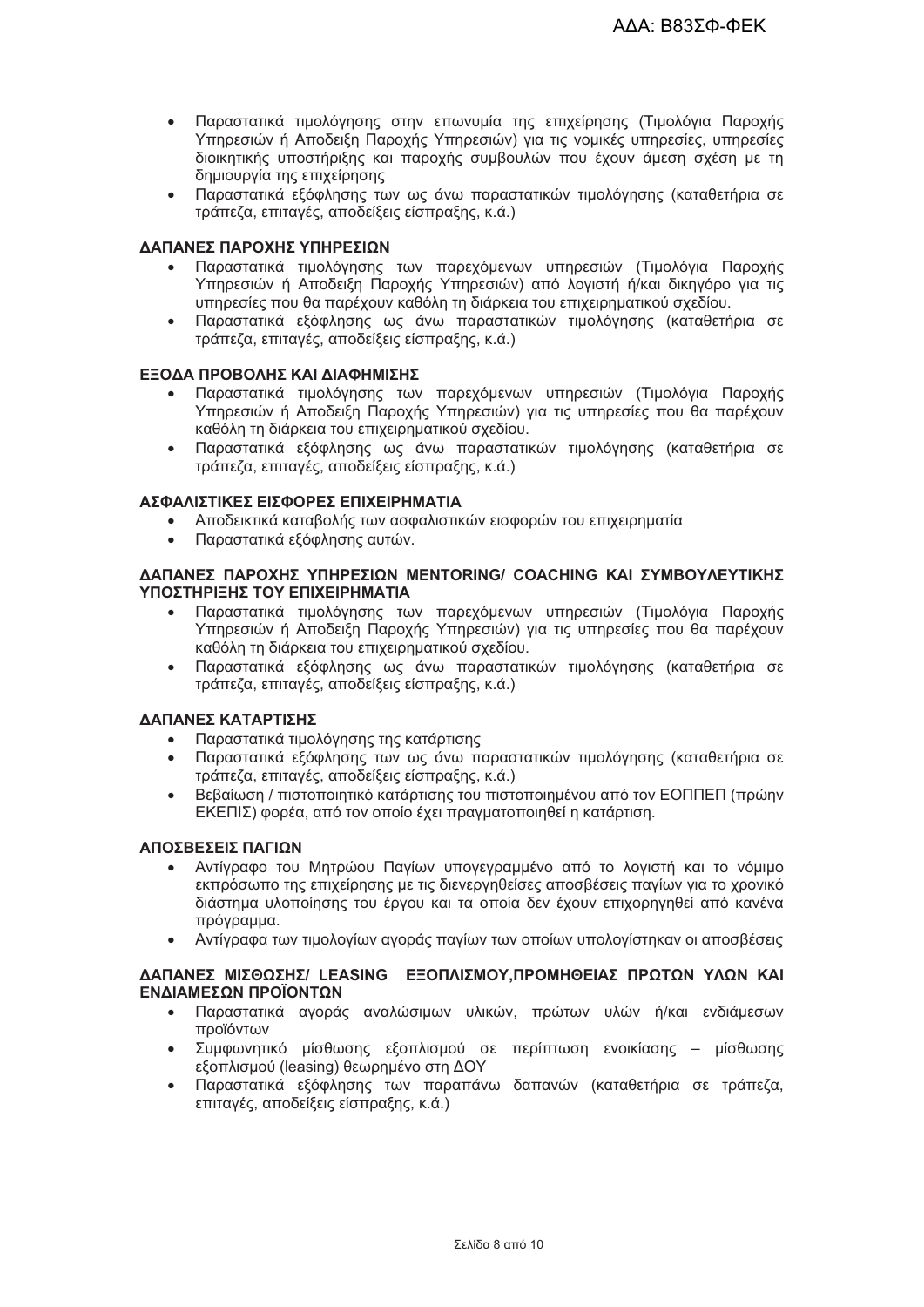- Παραστατικά τιμολόγησης στην επωνυμία της επιχείρησης (Τιμολόγια Παροχής Υπηρεσιών ή Αποδειξη Παροχής Υπηρεσιών) για τις νομικές υπηρεσίες, υπηρεσίες διοικητικής υποστήριξης και παροχής συμβουλών που έχουν άμεση σχέση με τη δημιουργία της επιχείρησης
- Παραστατικά εξόφλησης των ως άνω παραστατικών τιμολόγησης (καταθετήρια σε τράπεζα, επιταγές, αποδείξεις είσπραξης, κ.ά.)

**ΔΑΠΑΝΕΣ ΠΑΡΟΧΗΣ ΥΠΗΡΕΣΙΩΝ**

- Παραστατικά τιμολόγησης των παρεχόμενων υπηρεσιών (Τιμολόγια Παροχής Υπηρεσιών ή Αποδειξη Παροχής Υπηρεσιών) από λογιστή ή/και δικηγόρο για τις υπηρεσίες που θα παρέχουν καθόλη τη διάρκεια του επιχειρηματικού σχεδίου.
- Παραστατικά εξόφλησης ως άνω παραστατικών τιμολόγησης (καταθετήρια σε τράπεζα, επιταγές, αποδείξεις είσπραξης, κ.ά.)

**ΕΞΟΔΑ ΠΡΟΒΟΛΗΣ ΚΑΙ ΔΙΑΦΗΜΙΣΗΣ**

- Παραστατικά τιμολόγησης των παρεχόμενων υπηρεσιών (Τιμολόγια Παροχής Υπηρεσιών ή Αποδειξη Παροχής Υπηρεσιών) για τις υπηρεσίες που θα παρέχουν καθόλη τη διάρκεια του επιχειρηματικού σχεδίου.
- Παραστατικά εξόφλησης ως άνω παραστατικών τιμολόγησης (καταθετήρια σε τράπεζα, επιταγές, αποδείξεις είσπραξης, κ.ά.)

**ΑΣΦΑΛΙΣΤΙΚΕΣ ΕΙΣΦΟΡΕΣ ΕΠΙΧΕΙΡΗΜΑΤΙΑ**

- Αποδεικτικά καταβολής των ασφαλιστικών εισφορών του επιχειρηματία
- Παραστατικά εξόφλησης αυτών.

**ΔΑΠΑΝΕΣ ΠΑΡΟΧΗΣ ΥΠΗΡΕΣΙΩΝ MENTORING/ COACHING ΚΑΙ ΣΥΜΒΟΥΛΕΥΤΙΚΗΣ ΥΠΟΣΤΗΡΙΞΗΣ ΤΟΥ ΕΠΙΧΕΙΡΗΜΑΤΙΑ**

- Παραστατικά τιμολόγησης των παρεχόμενων υπηρεσιών (Τιμολόγια Παροχής Υπηρεσιών ή Αποδειξη Παροχής Υπηρεσιών) για τις υπηρεσίες που θα παρέχουν καθόλη τη διάρκεια του επιχειρηματικού σχεδίου.
- Παραστατικά εξόφλησης ως άνω παραστατικών τιμολόγησης (καταθετήρια σε τράπεζα, επιταγές, αποδείξεις είσπραξης, κ.ά.)

**ΔΑΠΑΝΕΣ ΚΑΤΑΡΤΙΣΗΣ**

- Παραστατικά τιμολόγησης της κατάρτισης
- Παραστατικά εξόφλησης των ως άνω παραστατικών τιμολόγησης (καταθετήρια σε τράπεζα, επιταγές, αποδείξεις είσπραξης, κ.ά.)
- Βεβαίωση / πιστοποιητικό κατάρτισης του πιστοποιημένου από τον ΕΟΠΠΕΠ (πρώην ΕΚΕΠΙΣ) φορέα, από τον οποίο έχει πραγματοποιηθεί η κατάρτιση.

**ΑΠΟΣΒΕΣΕΙΣ ΠΑΓΙΩΝ**

- Αντίγραφο του Μητρώου Παγίων υπογεγραμμένο από το λογιστή και το νόμιμο εκπρόσωπο της επιχείρησης με τις διενεργηθείσες αποσβέσεις παγίων για το χρονικό διάστημα υλοποίησης του έργου και τα οποία δεν έχουν επιχορηγηθεί από κανένα πρόγραμμα.
- Αντίγραφα των τιμολογίων αγοράς παγίων των οποίων υπολογίστηκαν οι αποσβέσεις

**ΔΑΠΑΝΕΣ ΜΙΣΘΩΣΗΣ/ LEASING ΕΞΟΠΛΙΣΜΟΥ,ΠΡΟΜΗΘΕΙΑΣ ΠΡΩΤΩΝ ΥΛΩΝ ΚΑΙ ΕΝΔΙΑΜΕΣΩΝ ΠΡΟΪΟΝΤΩΝ**

- Παραστατικά αγοράς αναλώσιμων υλικών, πρώτων υλών ή/και ενδιάμεσων προϊόντων
- Συμφωνητικό μίσθωσης εξοπλισμού σε περίπτωση ενοικίασης – μίσθωσης εξοπλισμού (leasing) θεωρημένο στη ΔΟΥ
- Παραστατικά εξόφλησης των παραπάνω δαπανών (καταθετήρια σε τράπεζα, επιταγές, αποδείξεις είσπραξης, κ.ά.)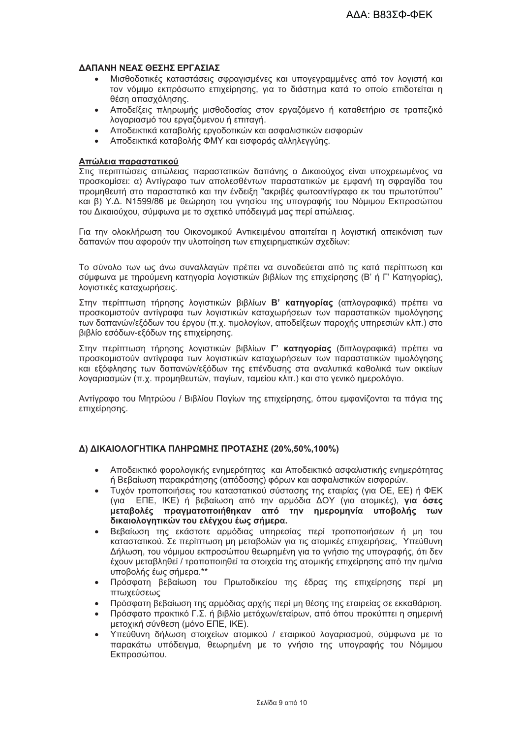**ΔΑΠΑΝΗ ΝΕΑΣ ΘΕΣΗΣ ΕΡΓΑΣΙΑΣ**

- Μισθοδοτικές καταστάσεις σφραγισμένες και υπογεγραμμένες από τον λογιστή και τον νόμιμο εκπρόσωπο επιχείρησης, για το διάστημα κατά το οποίο επιδοτείται η θέση απασχόλησης.
- Αποδείξεις πληρωμής μισθοδοσίας στον εργαζόμενο ή καταθετήριο σε τραπεζικό λογαριασμό του εργαζόμενου ή επιταγή.
- Αποδεικτικά καταβολής εργοδοτικών και ασφαλιστικών εισφορών
- Αποδεικτικά καταβολής ΦΜΥ και εισφοράς αλληλεγγύης.

**Απώλεια παραστατικού**

Στις περιπτώσεις απώλειας παραστατικών δαπάνης ο Δικαιούχος είναι υποχρεωμένος να προσκομίσει: α) Αντίγραφο των απολεσθέντων παραστατικών με εμφανή τη σφραγίδα του προμηθευτή στο παραστατικό και την ένδειξη "ακριβές φωτοαντίγραφο εκ του πρωτοτύπου'' και β) Υ.Δ. Ν1599/86 με θεώρηση του γνησίου της υπογραφής του Νόμιμου Εκπροσώπου του Δικαιούχου, σύμφωνα με το σχετικό υπόδειγμά μας περί απώλειας.

Για την ολοκλήρωση του Οικονομικού Αντικειμένου απαιτείται η λογιστική απεικόνιση των δαπανών που αφορούν την υλοποίηση των επιχειρηματικών σχεδίων:

Το σύνολο των ως άνω συναλλαγών πρέπει να συνοδεύεται από τις κατά περίπτωση και σύμφωνα με τηρούμενη κατηγορία λογιστικών βιβλίων της επιχείρησης (Β' ή Γ' Κατηγορίας), λογιστικές καταχωρήσεις.

Στην περίπτωση τήρησης λογιστικών βιβλίων **Β' κατηγορίας** (απλογραφικά) πρέπει να προσκομιστούν αντίγραφα των λογιστικών καταχωρήσεων των παραστατικών τιμολόγησης των δαπανών/εξόδων του έργου (π.χ. τιμολογίων, αποδείξεων παροχής υπηρεσιών κλπ.) στο βιβλίο εσόδων-εξόδων της επιχείρησης.

Στην περίπτωση τήρησης λογιστικών βιβλίων **Γ' κατηγορίας** (διπλογραφικά) πρέπει να προσκομιστούν αντίγραφα των λογιστικών καταχωρήσεων των παραστατικών τιμολόγησης και εξόφλησης των δαπανών/εξόδων της επένδυσης στα αναλυτικά καθολικά των οικείων λογαριασμών (π.χ. προμηθευτών, παγίων, ταμείου κλπ.) και στο γενικό ημερολόγιο.

Αντίγραφο του Μητρώου / Βιβλίου Παγίων της επιχείρησης, όπου εμφανίζονται τα πάγια της επιχείρησης.

**Δ) ΔΙΚΑΙΟΛΟΓΗΤΙΚΑ ΠΛΗΡΩΜΗΣ ΠΡΟΤΑΣΗΣ (20%,50%,100%)**

- Αποδεικτικό φορολογικής ενημερότητας και Αποδεικτικό ασφαλιστικής ενημερότητας ή Βεβαίωση παρακράτησης (απόδοσης) φόρων και ασφαλιστικών εισφορών.
- Τυχόν τροποποιήσεις του καταστατικού σύστασης της εταιρίας (για ΟΕ, ΕΕ) ή ΦΕΚ (για ΕΠΕ, ΙΚΕ) ή βεβαίωση από την αρμόδια ΔΟΥ (για ατομικές), **για όσες μεταβολές πραγματοποιήθηκαν από την ημερομηνία υποβολής των δικαιολογητικών του ελέγχου έως σήμερα.**
- Βεβαίωση της εκάστοτε αρμόδιας υπηρεσίας περί τροποποιήσεων ή μη του καταστατικού. Σε περίπτωση μη μεταβολών για τις ατομικές επιχειρήσεις, Υπεύθυνη Δήλωση, του νόμιμου εκπροσώπου θεωρημένη για το γνήσιο της υπογραφής, ότι δεν έχουν μεταβληθεί / τροποποιηθεί τα στοιχεία της ατομικής επιχείρησης από την ημ/νια υποβολής έως σήμερα.**
- Πρόσφατη βεβαίωση του Πρωτοδικείου της έδρας της επιχείρησης περί μη πτωχεύσεως
- Πρόσφατη βεβαίωση της αρμόδιας αρχής περί μη θέσης της εταιρείας σε εκκαθάριση.
- Πρόσφατο πρακτικό Γ.Σ. ή βιβλίο μετόχων/εταίρων, από όπου προκύπτει η σημερινή μετοχική σύνθεση (μόνο ΕΠΕ, ΙΚΕ).
- Υπεύθυνη δήλωση στοιχείων ατομικού / εταιρικού λογαριασμού, σύμφωνα με το παρακάτω υπόδειγμα, θεωρημένη με το γνήσιο της υπογραφής του Νόμιμου Εκπροσώπου.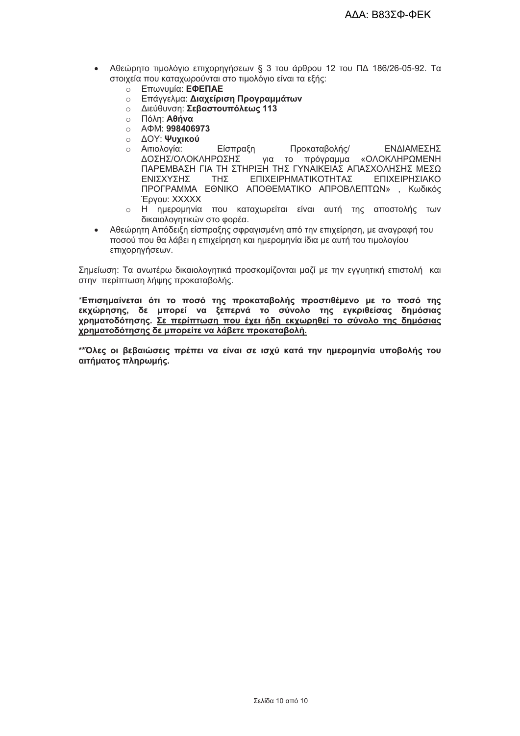- Αθεώρητο τιμολόγιο επιχορηγήσεων § 3 του άρθρου 12 του ΠΔ 186/26-05-92. Τα στοιχεία που καταχωρούνται στο τιμολόγιο είναι τα εξής:
  - Επωνυμία: **ΕΦΕΠΑΕ**
  - Επάγγελμα: **Διαχείριση Προγραμμάτων**
  - Διεύθυνση: **Σεβαστουπόλεως 113**
  - Πόλη: **Αθήνα**
  - ΑΦΜ: **998406973**
  - ΔΟΥ: **Ψυχικού**
  - Αιτιολογία: Είσπραξη Προκαταβολής/ ΕΝΔΙΑΜΕΣΗΣ ΔΟΣΗΣ/ΟΛΟΚΛΗΡΩΣΗΣ για το πρόγραμμα «ΟΛΟΚΛΗΡΩΜΕΝΗ ΠΑΡΕΜΒΑΣΗ ΓΙΑ ΤΗ ΣΤΗΡΙΞΗ ΤΗΣ ΓΥΝΑΙΚΕΙΑΣ ΑΠΑΣΧΟΛΗΣΗΣ ΜΕΣΩ ΕΝΙΣΧΥΣΗΣ ΤΗΣ ΕΠΙΧΕΙΡΗΜΑΤΙΚΟΤΗΤΑΣ ΕΠΙΧΕΙΡΗΣΙΑΚΟ ΠΡΟΓΡΑΜΜΑ ΕΘΝΙΚΟ ΑΠΟΘΕΜΑΤΙΚΟ ΑΠΡΟΒΛΕΠΤΩΝ» , Κωδικός Έργου: XXXXX
  - Η ημερομηνία που καταχωρείται είναι αυτή της αποστολής των δικαιολογητικών στο φορέα.
- Αθεώρητη Απόδειξη είσπραξης σφραγισμένη από την επιχείρηση, με αναγραφή του ποσού που θα λάβει η επιχείρηση και ημερομηνία ίδια με αυτή του τιμολογίου επιχορηγήσεων.

Σημείωση: Τα ανωτέρω δικαιολογητικά προσκομίζονται μαζί με την εγγυητική επιστολή και στην περίπτωση λήψης προκαταβολής.

\***Επισημαίνεται ότι το ποσό της προκαταβολής προστιθέμενο με το ποσό της εκχώρησης, δε μπορεί να ξεπερνά το σύνολο της εγκριθείσας δημόσιας χρηματοδότησης. <u>Σε περίπτωση που έχει ήδη εκχωρηθεί το σύνολο της δημόσιας χρηματοδότησης δε μπορείτε να λάβετε προκαταβολή.</u>**

**\*\*Όλες οι βεβαιώσεις πρέπει να είναι σε ισχύ κατά την ημερομηνία υποβολής του αιτήματος πληρωμής.**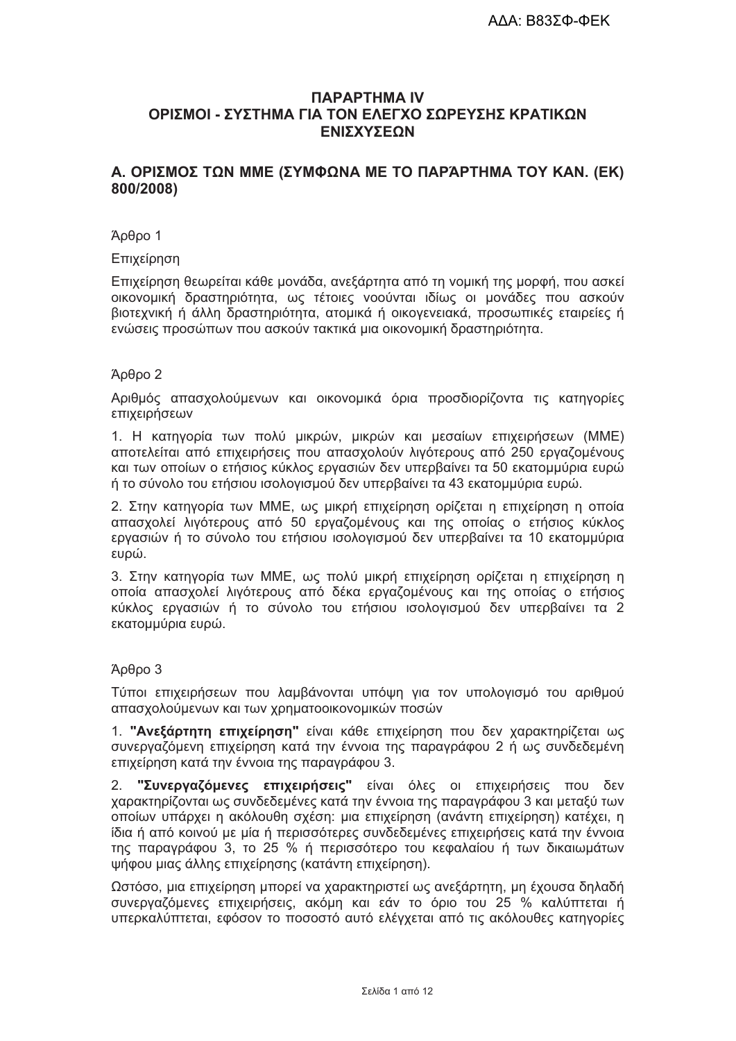## ΠΑΡΑΡΤΗΜΑ IV
## ΟΡΙΣΜΟΙ - ΣΥΣΤΗΜΑ ΓΙΑ ΤΟΝ ΕΛΕΓΧΟ ΣΩΡΕΥΣΗΣ ΚΡΑΤΙΚΩΝ ΕΝΙΣΧΥΣΕΩΝ

### Α. ΟΡΙΣΜΟΣ ΤΩΝ ΜΜΕ (ΣΥΜΦΩΝΑ ΜΕ ΤΟ ΠΑΡΆΡΤΗΜΑ ΤΟΥ ΚΑΝ. (ΕΚ) 800/2008)

Άρθρο 1

Επιχείρηση

Επιχείρηση θεωρείται κάθε μονάδα, ανεξάρτητα από τη νομική της μορφή, που ασκεί οικονομική δραστηριότητα, ως τέτοιες νοούνται ιδίως οι μονάδες που ασκούν βιοτεχνική ή άλλη δραστηριότητα, ατομικά ή οικογενειακά, προσωπικές εταιρείες ή ενώσεις προσώπων που ασκούν τακτικά μια οικονομική δραστηριότητα.

Άρθρο 2

Αριθμός απασχολούμενων και οικονομικά όρια προσδιορίζοντα τις κατηγορίες επιχειρήσεων

1. Η κατηγορία των πολύ μικρών, μικρών και μεσαίων επιχειρήσεων (ΜΜΕ) αποτελείται από επιχειρήσεις που απασχολούν λιγότερους από 250 εργαζομένους και των οποίων ο ετήσιος κύκλος εργασιών δεν υπερβαίνει τα 50 εκατομμύρια ευρώ ή το σύνολο του ετήσιου ισολογισμού δεν υπερβαίνει τα 43 εκατομμύρια ευρώ.

2. Στην κατηγορία των ΜΜΕ, ως μικρή επιχείρηση ορίζεται η επιχείρηση η οποία απασχολεί λιγότερους από 50 εργαζομένους και της οποίας ο ετήσιος κύκλος εργασιών ή το σύνολο του ετήσιου ισολογισμού δεν υπερβαίνει τα 10 εκατομμύρια ευρώ.

3. Στην κατηγορία των ΜΜΕ, ως πολύ μικρή επιχείρηση ορίζεται η επιχείρηση η οποία απασχολεί λιγότερους από δέκα εργαζομένους και της οποίας ο ετήσιος κύκλος εργασιών ή το σύνολο του ετήσιου ισολογισμού δεν υπερβαίνει τα 2 εκατομμύρια ευρώ.

Άρθρο 3

Τύποι επιχειρήσεων που λαμβάνονται υπόψη για τον υπολογισμό του αριθμού απασχολούμενων και των χρηματοοικονομικών ποσών

1. **"Ανεξάρτητη επιχείρηση"** είναι κάθε επιχείρηση που δεν χαρακτηρίζεται ως συνεργαζόμενη επιχείρηση κατά την έννοια της παραγράφου 2 ή ως συνδεδεμένη επιχείρηση κατά την έννοια της παραγράφου 3.

2. **"Συνεργαζόμενες επιχειρήσεις"** είναι όλες οι επιχειρήσεις που δεν χαρακτηρίζονται ως συνδεδεμένες κατά την έννοια της παραγράφου 3 και μεταξύ των οποίων υπάρχει η ακόλουθη σχέση: μια επιχείρηση (ανάντη επιχείρηση) κατέχει, η ίδια ή από κοινού με μία ή περισσότερες συνδεδεμένες επιχειρήσεις κατά την έννοια της παραγράφου 3, το 25 % ή περισσότερο του κεφαλαίου ή των δικαιωμάτων ψήφου μιας άλλης επιχείρησης (κατάντη επιχείρηση).

Ωστόσο, μια επιχείρηση μπορεί να χαρακτηριστεί ως ανεξάρτητη, μη έχουσα δηλαδή συνεργαζόμενες επιχειρήσεις, ακόμη και εάν το όριο του 25 % καλύπτεται ή υπερκαλύπτεται, εφόσον το ποσοστό αυτό ελέγχεται από τις ακόλουθες κατηγορίες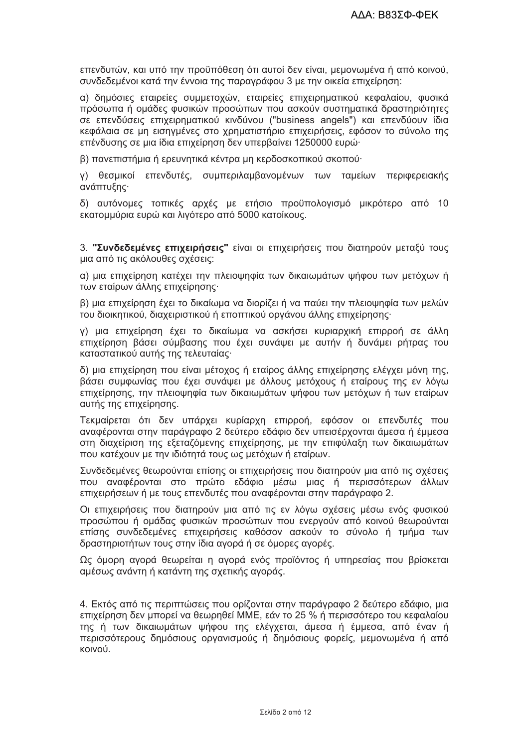επενδυτών, και υπό την προϋπόθεση ότι αυτοί δεν είναι, μεμονωμένα ή από κοινού, συνδεδεμένοι κατά την έννοια της παραγράφου 3 με την οικεία επιχείρηση:

α) δημόσιες εταιρείες συμμετοχών, εταιρείες επιχειρηματικού κεφαλαίου, φυσικά πρόσωπα ή ομάδες φυσικών προσώπων που ασκούν συστηματικά δραστηριότητες σε επενδύσεις επιχειρηματικού κινδύνου ("business angels") και επενδύουν ίδια κεφάλαια σε μη εισηγμένες στο χρηματιστήριο επιχειρήσεις, εφόσον το σύνολο της επένδυσης σε μια ίδια επιχείρηση δεν υπερβαίνει 1250000 ευρώ·

β) πανεπιστήμια ή ερευνητικά κέντρα μη κερδοσκοπικού σκοπού·

γ) θεσμικοί επενδυτές, συμπεριλαμβανομένων των ταμείων περιφερειακής ανάπτυξης·

δ) αυτόνομες τοπικές αρχές με ετήσιο προϋπολογισμό μικρότερο από 10 εκατομμύρια ευρώ και λιγότερο από 5000 κατοίκους.

3. **"Συνδεδεμένες επιχειρήσεις"** είναι οι επιχειρήσεις που διατηρούν μεταξύ τους μια από τις ακόλουθες σχέσεις:

α) μια επιχείρηση κατέχει την πλειοψηφία των δικαιωμάτων ψήφου των μετόχων ή των εταίρων άλλης επιχείρησης·

β) μια επιχείρηση έχει το δικαίωμα να διορίζει ή να παύει την πλειοψηφία των μελών του διοικητικού, διαχειριστικού ή εποπτικού οργάνου άλλης επιχείρησης·

γ) μια επιχείρηση έχει το δικαίωμα να ασκήσει κυριαρχική επιρροή σε άλλη επιχείρηση βάσει σύμβασης που έχει συνάψει με αυτήν ή δυνάμει ρήτρας του καταστατικού αυτής της τελευταίας·

δ) μια επιχείρηση που είναι μέτοχος ή εταίρος άλλης επιχείρησης ελέγχει μόνη της, βάσει συμφωνίας που έχει συνάψει με άλλους μετόχους ή εταίρους της εν λόγω επιχείρησης, την πλειοψηφία των δικαιωμάτων ψήφου των μετόχων ή των εταίρων αυτής της επιχείρησης.

Τεκμαίρεται ότι δεν υπάρχει κυρίαρχη επιρροή, εφόσον οι επενδυτές που αναφέρονται στην παράγραφο 2 δεύτερο εδάφιο δεν υπεισέρχονται άμεσα ή έμμεσα στη διαχείριση της εξεταζόμενης επιχείρησης, με την επιφύλαξη των δικαιωμάτων που κατέχουν με την ιδιότητά τους ως μετόχων ή εταίρων.

Συνδεδεμένες θεωρούνται επίσης οι επιχειρήσεις που διατηρούν μια από τις σχέσεις που αναφέρονται στο πρώτο εδάφιο μέσω μιας ή περισσότερων άλλων επιχειρήσεων ή με τους επενδυτές που αναφέρονται στην παράγραφο 2.

Οι επιχειρήσεις που διατηρούν μια από τις εν λόγω σχέσεις μέσω ενός φυσικού προσώπου ή ομάδας φυσικών προσώπων που ενεργούν από κοινού θεωρούνται επίσης συνδεδεμένες επιχειρήσεις καθόσον ασκούν το σύνολο ή τμήμα των δραστηριοτήτων τους στην ίδια αγορά ή σε όμορες αγορές.

Ως όμορη αγορά θεωρείται η αγορά ενός προϊόντος ή υπηρεσίας που βρίσκεται αμέσως ανάντη ή κατάντη της σχετικής αγοράς.

4. Εκτός από τις περιπτώσεις που ορίζονται στην παράγραφο 2 δεύτερο εδάφιο, μια επιχείρηση δεν μπορεί να θεωρηθεί ΜΜΕ, εάν το 25 % ή περισσότερο του κεφαλαίου της ή των δικαιωμάτων ψήφου της ελέγχεται, άμεσα ή έμμεσα, από έναν ή περισσότερους δημόσιους οργανισμούς ή δημόσιους φορείς, μεμονωμένα ή από κοινού.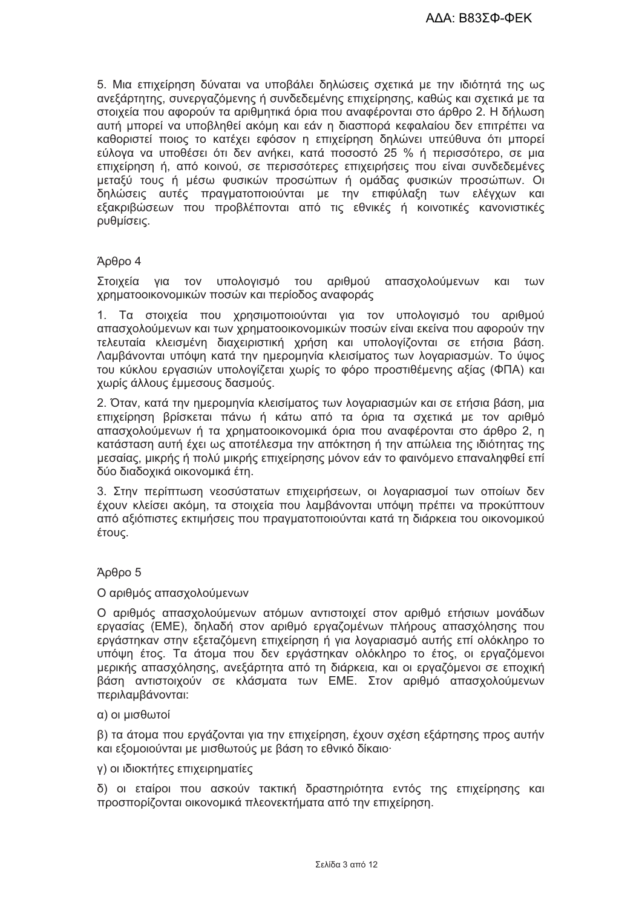5. Μια επιχείρηση δύναται να υποβάλει δηλώσεις σχετικά με την ιδιότητά της ως ανεξάρτητης, συνεργαζόμενης ή συνδεδεμένης επιχείρησης, καθώς και σχετικά με τα στοιχεία που αφορούν τα αριθμητικά όρια που αναφέρονται στο άρθρο 2. Η δήλωση αυτή μπορεί να υποβληθεί ακόμη και εάν η διασπορά κεφαλαίου δεν επιτρέπει να καθοριστεί ποιος το κατέχει εφόσον η επιχείρηση δηλώνει υπεύθυνα ότι μπορεί εύλογα να υποθέσει ότι δεν ανήκει, κατά ποσοστό 25 % ή περισσότερο, σε μια επιχείρηση ή, από κοινού, σε περισσότερες επιχειρήσεις που είναι συνδεδεμένες μεταξύ τους ή μέσω φυσικών προσώπων ή ομάδας φυσικών προσώπων. Οι δηλώσεις αυτές πραγματοποιούνται με την επιφύλαξη των ελέγχων και εξακριβώσεων που προβλέπονται από τις εθνικές ή κοινοτικές κανονιστικές ρυθμίσεις.

## Άρθρο 4

### Στοιχεία για τον υπολογισμό του αριθμού απασχολούμενων και των χρηματοοικονομικών ποσών και περίοδος αναφοράς

1. Τα στοιχεία που χρησιμοποιούνται για τον υπολογισμό του αριθμού απασχολούμενων και των χρηματοοικονομικών ποσών είναι εκείνα που αφορούν την τελευταία κλεισμένη διαχειριστική χρήση και υπολογίζονται σε ετήσια βάση. Λαμβάνονται υπόψη κατά την ημερομηνία κλεισίματος των λογαριασμών. Το ύψος του κύκλου εργασιών υπολογίζεται χωρίς το φόρο προστιθέμενης αξίας (ΦΠΑ) και χωρίς άλλους έμμεσους δασμούς.

2. Όταν, κατά την ημερομηνία κλεισίματος των λογαριασμών και σε ετήσια βάση, μια επιχείρηση βρίσκεται πάνω ή κάτω από τα όρια τα σχετικά με τον αριθμό απασχολούμενων ή τα χρηματοοικονομικά όρια που αναφέρονται στο άρθρο 2, η κατάσταση αυτή έχει ως αποτέλεσμα την απόκτηση ή την απώλεια της ιδιότητας της μεσαίας, μικρής ή πολύ μικρής επιχείρησης μόνον εάν το φαινόμενο επαναληφθεί επί δύο διαδοχικά οικονομικά έτη.

3. Στην περίπτωση νεοσύστατων επιχειρήσεων, οι λογαριασμοί των οποίων δεν έχουν κλείσει ακόμη, τα στοιχεία που λαμβάνονται υπόψη πρέπει να προκύπτουν από αξιόπιστες εκτιμήσεις που πραγματοποιούνται κατά τη διάρκεια του οικονομικού έτους.

## Άρθρο 5

### Ο αριθμός απασχολούμενων

Ο αριθμός απασχολούμενων ατόμων αντιστοιχεί στον αριθμό ετήσιων μονάδων εργασίας (ΕΜΕ), δηλαδή στον αριθμό εργαζομένων πλήρους απασχόλησης που εργάστηκαν στην εξεταζόμενη επιχείρηση ή για λογαριασμό αυτής επί ολόκληρο το υπόψη έτος. Τα άτομα που δεν εργάστηκαν ολόκληρο το έτος, οι εργαζόμενοι μερικής απασχόλησης, ανεξάρτητα από τη διάρκεια, και οι εργαζόμενοι σε εποχική βάση αντιστοιχούν σε κλάσματα των ΕΜΕ. Στον αριθμό απασχολούμενων περιλαμβάνονται:

α) οι μισθωτοί

β) τα άτομα που εργάζονται για την επιχείρηση, έχουν σχέση εξάρτησης προς αυτήν και εξομοιούνται με μισθωτούς με βάση το εθνικό δίκαιο·

γ) οι ιδιοκτήτες επιχειρηματίες

δ) οι εταίροι που ασκούν τακτική δραστηριότητα εντός της επιχείρησης και προσπορίζονται οικονομικά πλεονεκτήματα από την επιχείρηση.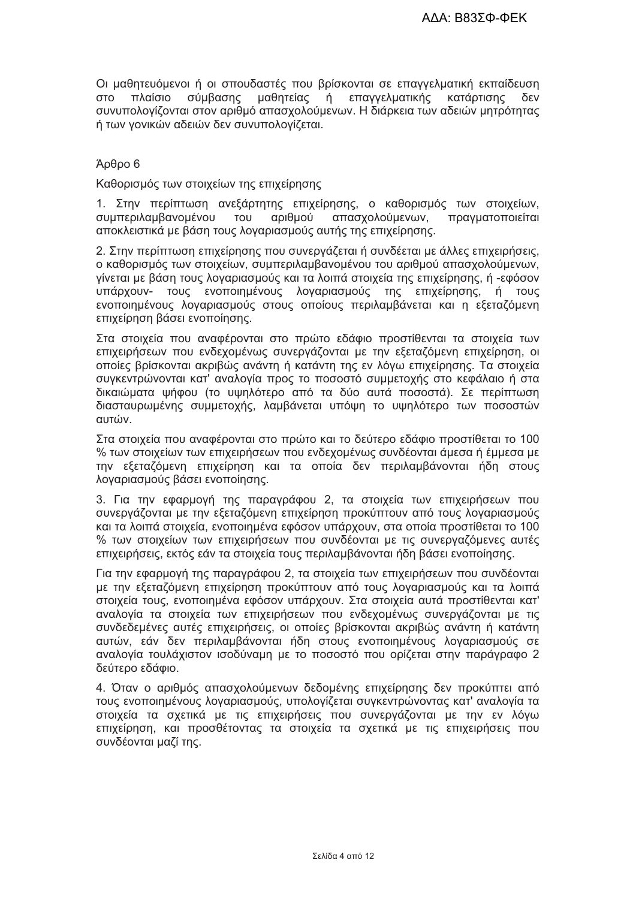Οι μαθητευόμενοι ή οι σπουδαστές που βρίσκονται σε επαγγελματική εκπαίδευση στο πλαίσιο σύμβασης μαθητείας ή επαγγελματικής κατάρτισης δεν συνυπολογίζονται στον αριθμό απασχολούμενων. Η διάρκεια των αδειών μητρότητας ή των γονικών αδειών δεν συνυπολογίζεται.

## Άρθρο 6

### Καθορισμός των στοιχείων της επιχείρησης

1. Στην περίπτωση ανεξάρτητης επιχείρησης, ο καθορισμός των στοιχείων, συμπεριλαμβανομένου του αριθμού απασχολούμενων, πραγματοποιείται αποκλειστικά με βάση τους λογαριασμούς αυτής της επιχείρησης.

2. Στην περίπτωση επιχείρησης που συνεργάζεται ή συνδέεται με άλλες επιχειρήσεις, ο καθορισμός των στοιχείων, συμπεριλαμβανομένου του αριθμού απασχολούμενων, γίνεται με βάση τους λογαριασμούς και τα λοιπά στοιχεία της επιχείρησης, ή -εφόσον υπάρχουν- τους ενοποιημένους λογαριασμούς της επιχείρησης, ή τους ενοποιημένους λογαριασμούς στους οποίους περιλαμβάνεται και η εξεταζόμενη επιχείρηση βάσει ενοποίησης.

Στα στοιχεία που αναφέρονται στο πρώτο εδάφιο προστίθενται τα στοιχεία των επιχειρήσεων που ενδεχομένως συνεργάζονται με την εξεταζόμενη επιχείρηση, οι οποίες βρίσκονται ακριβώς ανάντη ή κατάντη της εν λόγω επιχείρησης. Τα στοιχεία συγκεντρώνονται κατ' αναλογία προς το ποσοστό συμμετοχής στο κεφάλαιο ή στα δικαιώματα ψήφου (το υψηλότερο από τα δύο αυτά ποσοστά). Σε περίπτωση διασταυρωμένης συμμετοχής, λαμβάνεται υπόψη το υψηλότερο των ποσοστών αυτών.

Στα στοιχεία που αναφέρονται στο πρώτο και το δεύτερο εδάφιο προστίθεται το 100 % των στοιχείων των επιχειρήσεων που ενδεχομένως συνδέονται άμεσα ή έμμεσα με την εξεταζόμενη επιχείρηση και τα οποία δεν περιλαμβάνονται ήδη στους λογαριασμούς βάσει ενοποίησης.

3. Για την εφαρμογή της παραγράφου 2, τα στοιχεία των επιχειρήσεων που συνεργάζονται με την εξεταζόμενη επιχείρηση προκύπτουν από τους λογαριασμούς και τα λοιπά στοιχεία, ενοποιημένα εφόσον υπάρχουν, στα οποία προστίθεται το 100 % των στοιχείων των επιχειρήσεων που συνδέονται με τις συνεργαζόμενες αυτές επιχειρήσεις, εκτός εάν τα στοιχεία τους περιλαμβάνονται ήδη βάσει ενοποίησης.

Για την εφαρμογή της παραγράφου 2, τα στοιχεία των επιχειρήσεων που συνδέονται με την εξεταζόμενη επιχείρηση προκύπτουν από τους λογαριασμούς και τα λοιπά στοιχεία τους, ενοποιημένα εφόσον υπάρχουν. Στα στοιχεία αυτά προστίθενται κατ' αναλογία τα στοιχεία των επιχειρήσεων που ενδεχομένως συνεργάζονται με τις συνδεδεμένες αυτές επιχειρήσεις, οι οποίες βρίσκονται ακριβώς ανάντη ή κατάντη αυτών, εάν δεν περιλαμβάνονται ήδη στους ενοποιημένους λογαριασμούς σε αναλογία τουλάχιστον ισοδύναμη με το ποσοστό που ορίζεται στην παράγραφο 2 δεύτερο εδάφιο.

4. Όταν ο αριθμός απασχολούμενων δεδομένης επιχείρησης δεν προκύπτει από τους ενοποιημένους λογαριασμούς, υπολογίζεται συγκεντρώνοντας κατ' αναλογία τα στοιχεία τα σχετικά με τις επιχειρήσεις που συνεργάζονται με την εν λόγω επιχείρηση, και προσθέτοντας τα στοιχεία τα σχετικά με τις επιχειρήσεις που συνδέονται μαζί της.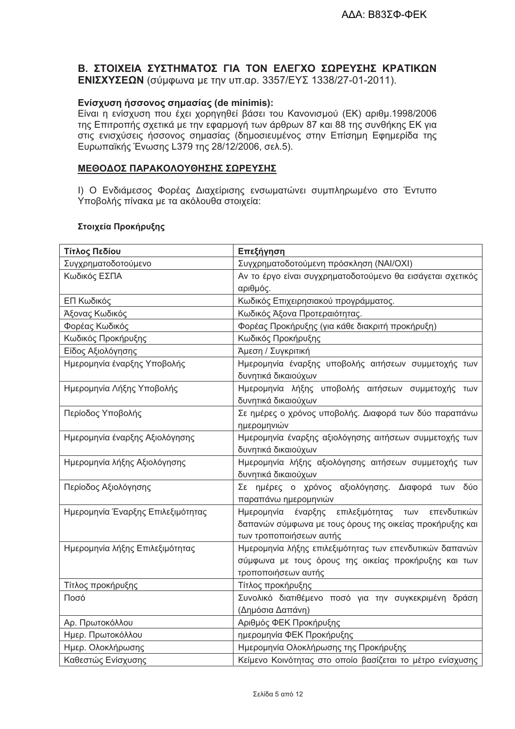ΑΔΑ: Β83ΣΦ-ΦΕΚ

## Β. ΣΤΟΙΧΕΙΑ ΣΥΣΤΗΜΑΤΟΣ ΓΙΑ ΤΟΝ ΕΛΕΓΧΟ ΣΩΡΕΥΣΗΣ ΚΡΑΤΙΚΩΝ ΕΝΙΣΧΥΣΕΩΝ (σύμφωνα με την υπ.αρ. 3357/ΕΥΣ 1338/27-01-2011).

**Ενίσχυση ήσσονος σημασίας (de minimis):**
Είναι η ενίσχυση που έχει χορηγηθεί βάσει του Κανονισμού (ΕΚ) αριθμ.1998/2006 της Επιτροπής σχετικά με την εφαρμογή των άρθρων 87 και 88 της συνθήκης ΕΚ για στις ενισχύσεις ήσσονος σημασίας (δημοσιευμένος στην Επίσημη Εφημερίδα της Ευρωπαϊκής Ένωσης L379 της 28/12/2006, σελ.5).

**<u>ΜΕΘΟΔΟΣ ΠΑΡΑΚΟΛΟΥΘΗΣΗΣ ΣΩΡΕΥΣΗΣ</u>**

Ι) Ο Ενδιάμεσος Φορέας Διαχείρισης ενσωματώνει συμπληρωμένο στο Έντυπο Υποβολής πίνακα με τα ακόλουθα στοιχεία:

**Στοιχεία Προκήρυξης**

| Τίτλος Πεδίου | Επεξήγηση |
|---|---|
| Συγχρηματοδοτούμενο | Συγχρηματοδοτούμενη πρόσκληση (ΝΑΙ/ΟΧΙ) |
| Κωδικός ΕΣΠΑ | Αν το έργο είναι συγχρηματοδοτούμενο θα εισάγεται σχετικός αριθμός. |
| ΕΠ Κωδικός | Κωδικός Επιχειρησιακού προγράμματος. |
| Άξονας Κωδικός | Κωδικός Άξονα Προτεραιότητας. |
| Φορέας Κωδικός | Φορέας Προκήρυξης (για κάθε διακριτή προκήρυξη) |
| Κωδικός Προκήρυξης | Κωδικός Προκήρυξης |
| Είδος Αξιολόγησης | Άμεση / Συγκριτική |
| Ημερομηνία έναρξης Υποβολής | Ημερομηνία έναρξης υποβολής αιτήσεων συμμετοχής των δυνητικά δικαιούχων |
| Ημερομηνία Λήξης Υποβολής | Ημερομηνία λήξης υποβολής αιτήσεων συμμετοχής των δυνητικά δικαιούχων |
| Περίοδος Υποβολής | Σε ημέρες ο χρόνος υποβολής. Διαφορά των δύο παραπάνω ημερομηνιών |
| Ημερομηνία έναρξης Αξιολόγησης | Ημερομηνία έναρξης αξιολόγησης αιτήσεων συμμετοχής των δυνητικά δικαιούχων |
| Ημερομηνία λήξης Αξιολόγησης | Ημερομηνία λήξης αξιολόγησης αιτήσεων συμμετοχής των δυνητικά δικαιούχων |
| Περίοδος Αξιολόγησης | Σε ημέρες ο χρόνος αξιολόγησης. Διαφορά των δύο παραπάνω ημερομηνιών |
| Ημερομηνία Έναρξης Επιλεξιμότητας | Ημερομηνία έναρξης επιλεξιμότητας των επενδυτικών δαπανών σύμφωνα με τους όρους της οικείας προκήρυξης και των τροποποιήσεων αυτής |
| Ημερομηνία λήξης Επιλεξιμότητας | Ημερομηνία λήξης επιλεξιμότητας των επενδυτικών δαπανών σύμφωνα με τους όρους της οικείας προκήρυξης και των τροποποιήσεων αυτής |
| Τίτλος προκήρυξης | Τίτλος προκήρυξης |
| Ποσό | Συνολικό διατιθέμενο ποσό για την συγκεκριμένη δράση (Δημόσια Δαπάνη) |
| Αρ. Πρωτοκόλλου | Αριθμός ΦΕΚ Προκήρυξης |
| Ημερ. Πρωτοκόλλου | ημερομηνία ΦΕΚ Προκήρυξης |
| Ημερ. Ολοκλήρωσης | Ημερομηνία Ολοκλήρωσης της Προκήρυξης |
| Καθεστώς Ενίσχυσης | Κείμενο Κοινότητας στο οποίο βασίζεται το μέτρο ενίσχυσης |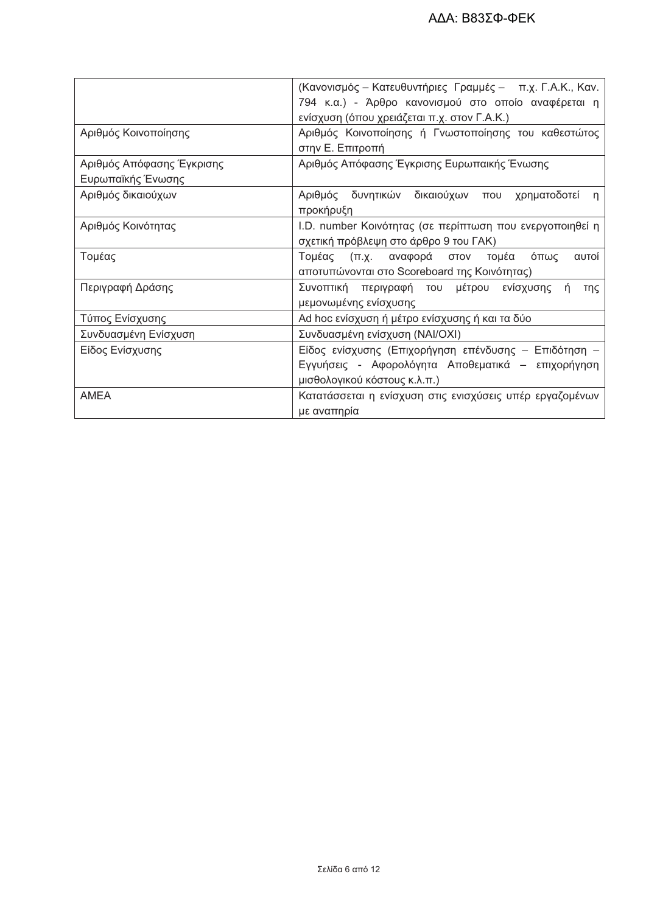| | |
|---|---|
| | (Κανονισμός – Κατευθυντήριες Γραμμές – π.χ. Γ.Α.Κ., Καν. 794 κ.α.) - Άρθρο κανονισμού στο οποίο αναφέρεται η ενίσχυση (όπου χρειάζεται π.χ. στον Γ.Α.Κ.) |
| Αριθμός Κοινοποίησης | Αριθμός Κοινοποίησης ή Γνωστοποίησης του καθεστώτος στην Ε. Επιτροπή |
| Αριθμός Απόφασης Έγκρισης Ευρωπαϊκής Ένωσης | Αριθμός Απόφασης Έγκρισης Ευρωπαικής Ένωσης |
| Αριθμός δικαιούχων | Αριθμός δυνητικών δικαιούχων που χρηματοδοτεί η προκήρυξη |
| Αριθμός Κοινότητας | I.D. number Κοινότητας (σε περίπτωση που ενεργοποιηθεί η σχετική πρόβλεψη στο άρθρο 9 του ΓΑΚ) |
| Τομέας | Τομέας (π.χ. αναφορά στον τομέα όπως αυτοί αποτυπώνονται στο Scoreboard της Κοινότητας) |
| Περιγραφή Δράσης | Συνοπτική περιγραφή του μέτρου ενίσχυσης ή της μεμονωμένης ενίσχυσης |
| Τύπος Ενίσχυσης | Ad hoc ενίσχυση ή μέτρο ενίσχυσης ή και τα δύο |
| Συνδυασμένη Ενίσχυση | Συνδυασμένη ενίσχυση (ΝΑΙ/ΟΧΙ) |
| Είδος Ενίσχυσης | Είδος ενίσχυσης (Επιχορήγηση επένδυσης – Επιδότηση – Εγγυήσεις - Αφορολόγητα Αποθεματικά – επιχορήγηση μισθολογικού κόστους κ.λ.π.) |
| ΑΜΕΑ | Κατατάσσεται η ενίσχυση στις ενισχύσεις υπέρ εργαζομένων με αναπηρία |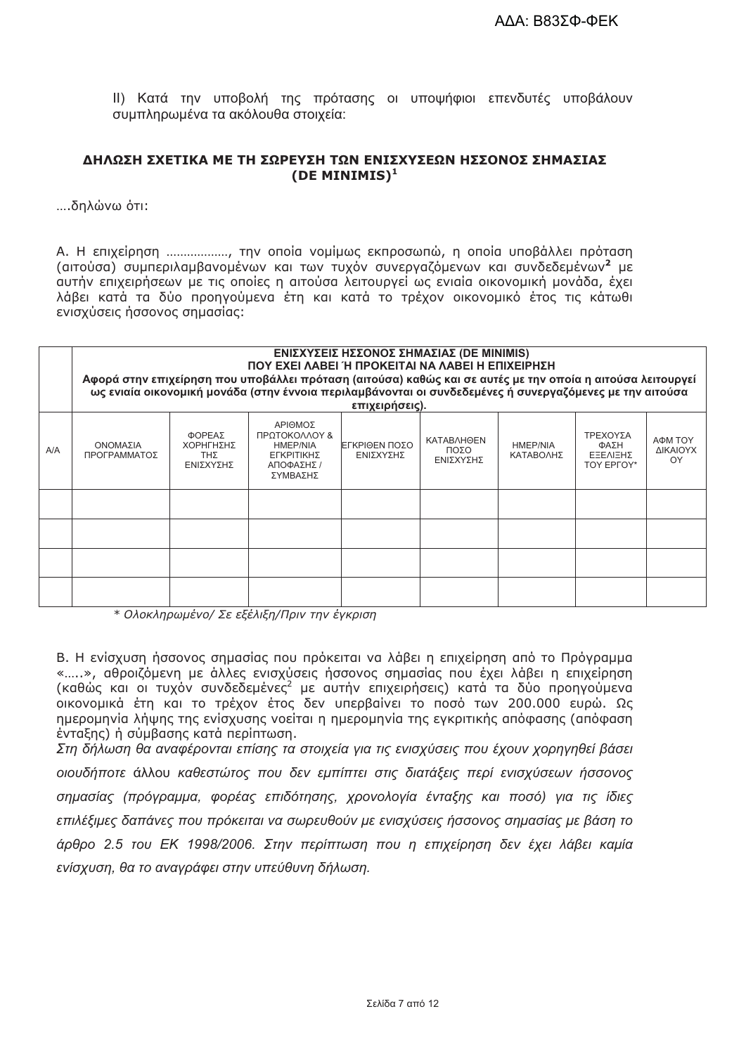II) Κατά την υποβολή της πρότασης οι υποψήφιοι επενδυτές υποβάλουν συμπληρωμένα τα ακόλουθα στοιχεία:

### ΔΗΛΩΣΗ ΣΧΕΤΙΚΑ ΜΕ ΤΗ ΣΩΡΕΥΣΗ ΤΩΝ ΕΝΙΣΧΥΣΕΩΝ ΗΣΣΟΝΟΣ ΣΗΜΑΣΙΑΣ (DE MINIMIS)[1]

….δηλώνω ότι:

Α. Η επιχείρηση ………………, την οποία νομίμως εκπροσωπώ, η οποία υποβάλλει πρόταση (αιτούσα) συμπεριλαμβανομένων και των τυχόν συνεργαζόμενων και συνδεδεμένων**[2]** με αυτήν επιχειρήσεων με τις οποίες η αιτούσα λειτουργεί ως ενιαία οικονομική μονάδα, έχει λάβει κατά τα δύο προηγούμενα έτη και κατά το τρέχον οικονομικό έτος τις κάτωθι ενισχύσεις ήσσονος σημασίας:

| | **ΕΝΙΣΧΥΣΕΙΣ ΗΣΣΟΝΟΣ ΣΗΜΑΣΙΑΣ (DE MINIMIS) ΠΟΥ ΕΧΕΙ ΛΑΒΕΙ Ή ΠΡΟΚΕΙΤΑΙ ΝΑ ΛΑΒΕΙ Η ΕΠΙΧΕΙΡΗΣΗ Αφορά στην επιχείρηση που υποβάλλει πρόταση (αιτούσα) καθώς και σε αυτές με την οποία η αιτούσα λειτουργεί ως ενιαία οικονομική μονάδα (στην έννοια περιλαμβάνονται οι συνδεδεμένες ή συνεργαζόμενες με την αιτούσα επιχειρήσεις).** | | | | | | | |
|---|---|---|---|---|---|---|---|---|
| Α/Α | ΟΝΟΜΑΣΙΑ ΠΡΟΓΡΑΜΜΑΤΟΣ | ΦΟΡΕΑΣ ΧΟΡΗΓΗΣΗΣ ΤΗΣ ΕΝΙΣΧΥΣΗΣ | ΑΡΙΘΜΟΣ ΠΡΩΤΟΚΟΛΛΟΥ & ΗΜΕΡ/ΝΙΑ ΕΓΚΡΙΤΙΚΗΣ ΑΠΟΦΑΣΗΣ / ΣΥΜΒΑΣΗΣ | ΕΓΚΡΙΘΕΝ ΠΟΣΟ ΕΝΙΣΧΥΣΗΣ | ΚΑΤΑΒΛΗΘΕΝ ΠΟΣΟ ΕΝΙΣΧΥΣΗΣ | ΗΜΕΡ/ΝΙΑ ΚΑΤΑΒΟΛΗΣ | ΤΡΕΧΟΥΣΑ ΦΑΣΗ ΕΞΕΛΙΞΗΣ ΤΟΥ ΕΡΓΟΥ* | ΑΦΜ ΤΟΥ ΔΙΚΑΙΟΥΧΟΥ |
| | | | | | | | | |
| | | | | | | | | |
| | | | | | | | | |
| | | | | | | | | |

*\* Ολοκληρωμένο/ Σε εξέλιξη/Πριν την έγκριση*

Β. Η ενίσχυση ήσσονος σημασίας που πρόκειται να λάβει η επιχείρηση από το Πρόγραμμα «…..», αθροιζόμενη με άλλες ενισχύσεις ήσσονος σημασίας που έχει λάβει η επιχείρηση (καθώς και οι τυχόν συνδεδεμένες[2] με αυτήν επιχειρήσεις) κατά τα δύο προηγούμενα οικονομικά έτη και το τρέχον έτος δεν υπερβαίνει το ποσό των 200.000 ευρώ. Ως ημερομηνία λήψης της ενίσχυσης νοείται η ημερομηνία της εγκριτικής απόφασης (απόφαση ένταξης) ή σύμβασης κατά περίπτωση.

*Στη δήλωση θα αναφέρονται επίσης τα στοιχεία για τις ενισχύσεις που έχουν χορηγηθεί βάσει οιουδήποτε* άλλου *καθεστώτος που δεν εμπίπτει στις διατάξεις περί ενισχύσεων ήσσονος σημασίας (πρόγραμμα, φορέας επιδότησης, χρονολογία ένταξης και ποσό) για τις ίδιες επιλέξιμες δαπάνες που πρόκειται να σωρευθούν με ενισχύσεις ήσσονος σημασίας με βάση το άρθρο 2.5 του ΕΚ 1998/2006. Στην περίπτωση που η επιχείρηση δεν έχει λάβει καμία ενίσχυση, θα το αναγράφει στην υπεύθυνη δήλωση.*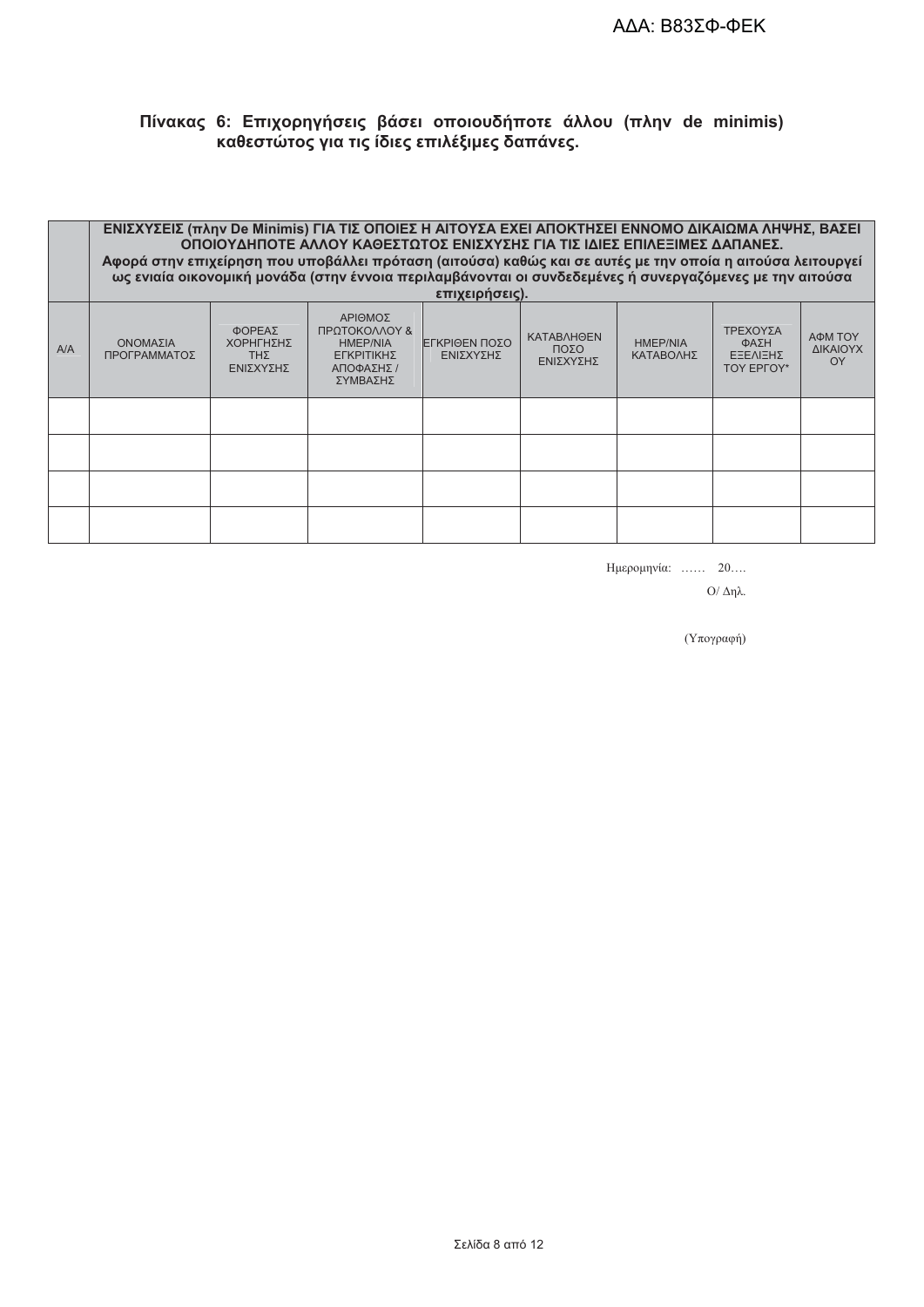### Πίνακας 6: Επιχορηγήσεις βάσει οποιουδήποτε άλλου (πλην de minimis) καθεστώτος για τις ίδιες επιλέξιμες δαπάνες.

| | **ΕΝΙΣΧΥΣΕΙΣ (πλην De Minimis) ΓΙΑ ΤΙΣ ΟΠΟΙΕΣ Η ΑΙΤΟΥΣΑ ΕΧΕΙ ΑΠΟΚΤΗΣΕΙ ΕΝΝΟΜΟ ΔΙΚΑΙΩΜΑ ΛΗΨΗΣ, ΒΑΣΕΙ ΟΠΟΙΟΥΔΗΠΟΤΕ ΑΛΛΟΥ ΚΑΘΕΣΤΩΤΟΣ ΕΝΙΣΧΥΣΗΣ ΓΙΑ ΤΙΣ ΙΔΙΕΣ ΕΠΙΛΕΞΙΜΕΣ ΔΑΠΑΝΕΣ. Αφορά στην επιχείρηση που υποβάλλει πρόταση (αιτούσα) καθώς και σε αυτές με την οποία η αιτούσα λειτουργεί ως ενιαία οικονομική μονάδα (στην έννοια περιλαμβάνονται οι συνδεδεμένες ή συνεργαζόμενες με την αιτούσα επιχειρήσεις).** | | | | | | | |
|---|---|---|---|---|---|---|---|---|
| Α/Α | ΟΝΟΜΑΣΙΑ ΠΡΟΓΡΑΜΜΑΤΟΣ | ΦΟΡΕΑΣ ΧΟΡΗΓΗΣΗΣ ΤΗΣ ΕΝΙΣΧΥΣΗΣ | ΑΡΙΘΜΟΣ ΠΡΩΤΟΚΟΛΛΟΥ & ΗΜΕΡ/ΝΙΑ ΕΓΚΡΙΤΙΚΗΣ ΑΠΟΦΑΣΗΣ / ΣΥΜΒΑΣΗΣ | ΕΓΚΡΙΘΕΝ ΠΟΣΟ ΕΝΙΣΧΥΣΗΣ | ΚΑΤΑΒΛΗΘΕΝ ΠΟΣΟ ΕΝΙΣΧΥΣΗΣ | ΗΜΕΡ/ΝΙΑ ΚΑΤΑΒΟΛΗΣ | ΤΡΕΧΟΥΣΑ ΦΑΣΗ ΕΞΕΛΙΞΗΣ ΤΟΥ ΕΡΓΟΥ* | ΑΦΜ ΤΟΥ ΔΙΚΑΙΟΥΧΟΥ |
| | | | | | | | | |
| | | | | | | | | |
| | | | | | | | | |
| | | | | | | | | |

Ημερομηνία: …… 20….

Ο/ Δηλ.

(Υπογραφή)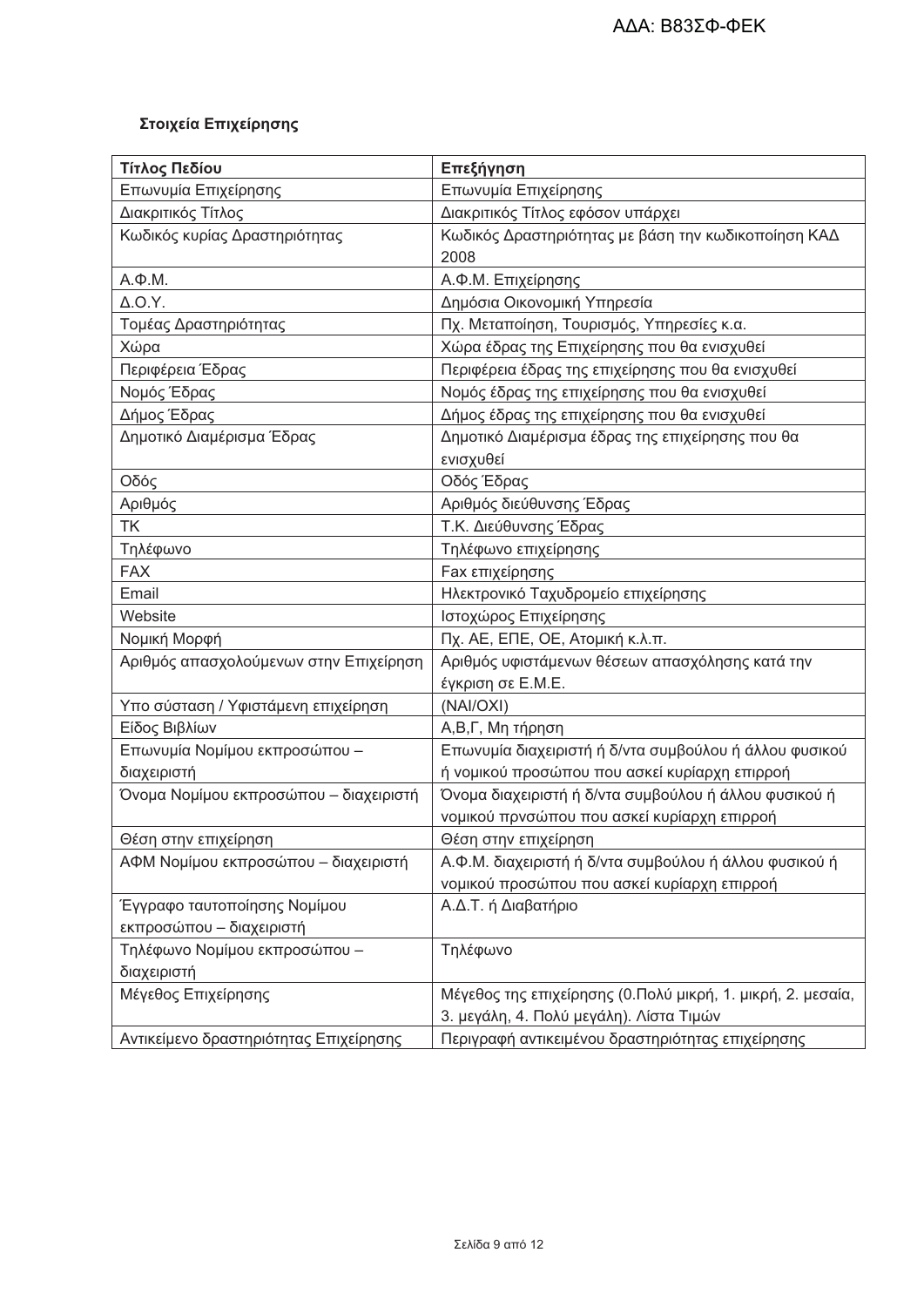**Στοιχεία Επιχείρησης**

| Τίτλος Πεδίου | Επεξήγηση |
|---|---|
| Επωνυμία Επιχείρησης | Επωνυμία Επιχείρησης |
| Διακριτικός Τίτλος | Διακριτικός Τίτλος εφόσον υπάρχει |
| Κωδικός κυρίας Δραστηριότητας | Κωδικός Δραστηριότητας με βάση την κωδικοποίηση ΚΑΔ 2008 |
| Α.Φ.Μ. | Α.Φ.Μ. Επιχείρησης |
| Δ.Ο.Υ. | Δημόσια Οικονομική Υπηρεσία |
| Τομέας Δραστηριότητας | Πχ. Μεταποίηση, Τουρισμός, Υπηρεσίες κ.α. |
| Χώρα | Χώρα έδρας της Επιχείρησης που θα ενισχυθεί |
| Περιφέρεια Έδρας | Περιφέρεια έδρας της επιχείρησης που θα ενισχυθεί |
| Νομός Έδρας | Νομός έδρας της επιχείρησης που θα ενισχυθεί |
| Δήμος Έδρας | Δήμος έδρας της επιχείρησης που θα ενισχυθεί |
| Δημοτικό Διαμέρισμα Έδρας | Δημοτικό Διαμέρισμα έδρας της επιχείρησης που θα ενισχυθεί |
| Οδός | Οδός Έδρας |
| Αριθμός | Αριθμός διεύθυνσης Έδρας |
| ΤΚ | Τ.Κ. Διεύθυνσης Έδρας |
| Τηλέφωνο | Τηλέφωνο επιχείρησης |
| FAX | Fax επιχείρησης |
| Email | Ηλεκτρονικό Ταχυδρομείο επιχείρησης |
| Website | Ιστοχώρος Επιχείρησης |
| Νομική Μορφή | Πχ. ΑΕ, ΕΠΕ, ΟΕ, Ατομική κ.λ.π. |
| Αριθμός απασχολούμενων στην Επιχείρηση | Αριθμός υφιστάμενων θέσεων απασχόλησης κατά την έγκριση σε Ε.Μ.Ε. |
| Υπο σύσταση / Υφιστάμενη επιχείρηση | (ΝΑΙ/ΟΧΙ) |
| Είδος Βιβλίων | Α,Β,Γ, Μη τήρηση |
| Επωνυμία Νομίμου εκπροσώπου – διαχειριστή | Επωνυμία διαχειριστή ή δ/ντα συμβούλου ή άλλου φυσικού ή νομικού προσώπου που ασκεί κυρίαρχη επιρροή |
| Όνομα Νομίμου εκπροσώπου – διαχειριστή | Όνομα διαχειριστή ή δ/ντα συμβούλου ή άλλου φυσικού ή νομικού πρνσώπου που ασκεί κυρίαρχη επιρροή |
| Θέση στην επιχείρηση | Θέση στην επιχείρηση |
| ΑΦΜ Νομίμου εκπροσώπου – διαχειριστή | Α.Φ.Μ. διαχειριστή ή δ/ντα συμβούλου ή άλλου φυσικού ή νομικού προσώπου που ασκεί κυρίαρχη επιρροή |
| Έγγραφο ταυτοποίησης Νομίμου εκπροσώπου – διαχειριστή | Α.Δ.Τ. ή Διαβατήριο |
| Τηλέφωνο Νομίμου εκπροσώπου – διαχειριστή | Τηλέφωνο |
| Μέγεθος Επιχείρησης | Μέγεθος της επιχείρησης (0.Πολύ μικρή, 1. μικρή, 2. μεσαία, 3. μεγάλη, 4. Πολύ μεγάλη). Λίστα Τιμών |
| Αντικείμενο δραστηριότητας Επιχείρησης | Περιγραφή αντικειμένου δραστηριότητας επιχείρησης |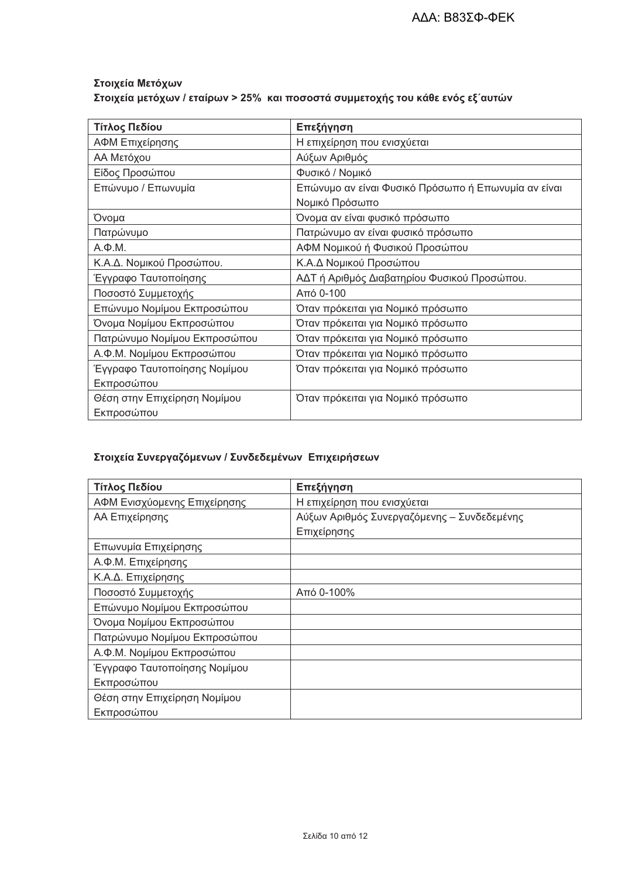**Στοιχεία Μετόχων**

**Στοιχεία μετόχων / εταίρων > 25% και ποσοστά συμμετοχής του κάθε ενός εξ΄αυτών**

| **Τίτλος Πεδίου** | **Επεξήγηση** |
|---|---|
| ΑΦΜ Επιχείρησης | Η επιχείρηση που ενισχύεται |
| ΑΑ Μετόχου | Αύξων Αριθμός |
| Είδος Προσώπου | Φυσικό / Νομικό |
| Επώνυμο / Επωνυμία | Επώνυμο αν είναι Φυσικό Πρόσωπο ή Επωνυμία αν είναι Νομικό Πρόσωπο |
| Όνομα | Όνομα αν είναι φυσικό πρόσωπο |
| Πατρώνυμο | Πατρώνυμο αν είναι φυσικό πρόσωπο |
| Α.Φ.Μ. | ΑΦΜ Νομικού ή Φυσικού Προσώπου |
| Κ.Α.Δ. Νομικού Προσώπου. | Κ.Α.Δ Νομικού Προσώπου |
| Έγγραφο Ταυτοποίησης | ΑΔΤ ή Αριθμός Διαβατηρίου Φυσικού Προσώπου. |
| Ποσοστό Συμμετοχής | Από 0-100 |
| Επώνυμο Νομίμου Εκπροσώπου | Όταν πρόκειται για Νομικό πρόσωπο |
| Όνομα Νομίμου Εκπροσώπου | Όταν πρόκειται για Νομικό πρόσωπο |
| Πατρώνυμο Νομίμου Εκπροσώπου | Όταν πρόκειται για Νομικό πρόσωπο |
| Α.Φ.Μ. Νομίμου Εκπροσώπου | Όταν πρόκειται για Νομικό πρόσωπο |
| Έγγραφο Ταυτοποίησης Νομίμου Εκπροσώπου | Όταν πρόκειται για Νομικό πρόσωπο |
| Θέση στην Επιχείρηση Νομίμου Εκπροσώπου | Όταν πρόκειται για Νομικό πρόσωπο |

**Στοιχεία Συνεργαζόμενων / Συνδεδεμένων Επιχειρήσεων**

| **Τίτλος Πεδίου** | **Επεξήγηση** |
|---|---|
| ΑΦΜ Ενισχυόμενης Επιχείρησης | Η επιχείρηση που ενισχύεται |
| ΑΑ Επιχείρησης | Αύξων Αριθμός Συνεργαζόμενης – Συνδεδεμένης Επιχείρησης |
| Επωνυμία Επιχείρησης | |
| Α.Φ.Μ. Επιχείρησης | |
| Κ.Α.Δ. Επιχείρησης | |
| Ποσοστό Συμμετοχής | Από 0-100% |
| Επώνυμο Νομίμου Εκπροσώπου | |
| Όνομα Νομίμου Εκπροσώπου | |
| Πατρώνυμο Νομίμου Εκπροσώπου | |
| Α.Φ.Μ. Νομίμου Εκπροσώπου | |
| Έγγραφο Ταυτοποίησης Νομίμου Εκπροσώπου | |
| Θέση στην Επιχείρηση Νομίμου Εκπροσώπου | |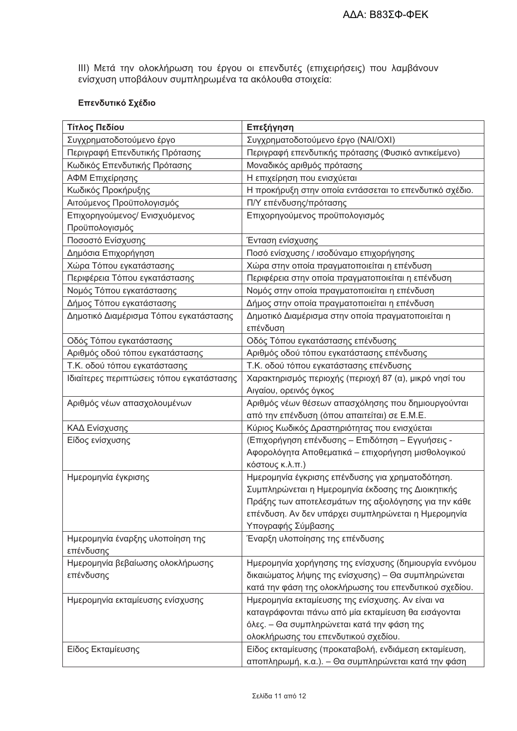ΑΔΑ: Β83ΣΦ-ΦΕΚ

III) Μετά την ολοκλήρωση του έργου οι επενδυτές (επιχειρήσεις) που λαμβάνουν ενίσχυση υποβάλουν συμπληρωμένα τα ακόλουθα στοιχεία:

**Επενδυτικό Σχέδιο**

| **Τίτλος Πεδίου** | **Επεξήγηση** |
|---|---|
| Συγχρηματοδοτούμενο έργο | Συγχρηματοδοτούμενο έργο (ΝΑΙ/ΟΧΙ) |
| Περιγραφή Επενδυτικής Πρότασης | Περιγραφή επενδυτικής πρότασης (Φυσικό αντικείμενο) |
| Κωδικός Επενδυτικής Πρότασης | Μοναδικός αριθμός πρότασης |
| ΑΦΜ Επιχείρησης | Η επιχείρηση που ενισχύεται |
| Κωδικός Προκήρυξης | Η προκήρυξη στην οποία εντάσσεται το επενδυτικό σχέδιο. |
| Αιτούμενος Προϋπολογισμός | Π/Υ επένδυσης/πρότασης |
| Επιχορηγούμενος/ Ενισχυόμενος Προϋπολογισμός | Επιχορηγούμενος προϋπολογισμός |
| Ποσοστό Ενίσχυσης | Ένταση ενίσχυσης |
| Δημόσια Επιχορήγηση | Ποσό ενίσχυσης / ισοδύναμο επιχορήγησης |
| Χώρα Τόπου εγκατάστασης | Χώρα στην οποία πραγματοποιείται η επένδυση |
| Περιφέρεια Τόπου εγκατάστασης | Περιφέρεια στην οποία πραγματοποιείται η επένδυση |
| Νομός Τόπου εγκατάστασης | Νομός στην οποία πραγματοποιείται η επένδυση |
| Δήμος Τόπου εγκατάστασης | Δήμος στην οποία πραγματοποιείται η επένδυση |
| Δημοτικό Διαμέρισμα Τόπου εγκατάστασης | Δημοτικό Διαμέρισμα στην οποία πραγματοποιείται η επένδυση |
| Οδός Τόπου εγκατάστασης | Οδός Τόπου εγκατάστασης επένδυσης |
| Αριθμός οδού τόπου εγκατάστασης | Αριθμός οδού τόπου εγκατάστασης επένδυσης |
| Τ.Κ. οδού τόπου εγκατάστασης | Τ.Κ. οδού τόπου εγκατάστασης επένδυσης |
| Ιδιαίτερες περιπτώσεις τόπου εγκατάστασης | Χαρακτηρισμός περιοχής (περιοχή 87 (α), μικρό νησί του Αιγαίου, ορεινός όγκος |
| Αριθμός νέων απασχολουμένων | Αριθμός νέων θέσεων απασχόλησης που δημιουργούνται από την επένδυση (όπου απαιτείται) σε Ε.Μ.Ε. |
| ΚΑΔ Ενίσχυσης | Κύριος Κωδικός Δραστηριότητας που ενισχύεται |
| Είδος ενίσχυσης | (Επιχορήγηση επένδυσης – Επιδότηση – Εγγυήσεις - Αφορολόγητα Αποθεματικά – επιχορήγηση μισθολογικού κόστους κ.λ.π.) |
| Ημερομηνία έγκρισης | Ημερομηνία έγκρισης επένδυσης για χρηματοδότηση. Συμπληρώνεται η Ημερομηνία έκδοσης της Διοικητικής Πράξης των αποτελεσμάτων της αξιολόγησης για την κάθε επένδυση. Αν δεν υπάρχει συμπληρώνεται η Ημερομηνία Υπογραφής Σύμβασης |
| Ημερομηνία έναρξης υλοποίηση της επένδυσης | Έναρξη υλοποίησης της επένδυσης |
| Ημερομηνία βεβαίωσης ολοκλήρωσης επένδυσης | Ημερομηνία χορήγησης της ενίσχυσης (δημιουργία εννόμου δικαιώματος λήψης της ενίσχυσης) – Θα συμπληρώνεται κατά την φάση της ολοκλήρωσης του επενδυτικού σχεδίου. |
| Ημερομηνία εκταμίευσης ενίσχυσης | Ημερομηνία εκταμίευσης της ενίσχυσης. Αν είναι να καταγράφονται πάνω από μία εκταμίευση θα εισάγονται όλες. – Θα συμπληρώνεται κατά την φάση της ολοκλήρωσης του επενδυτικού σχεδίου. |
| Είδος Εκταμίευσης | Είδος εκταμίευσης (προκαταβολή, ενδιάμεση εκταμίευση, αποπληρωμή, κ.α.). – Θα συμπληρώνεται κατά την φάση |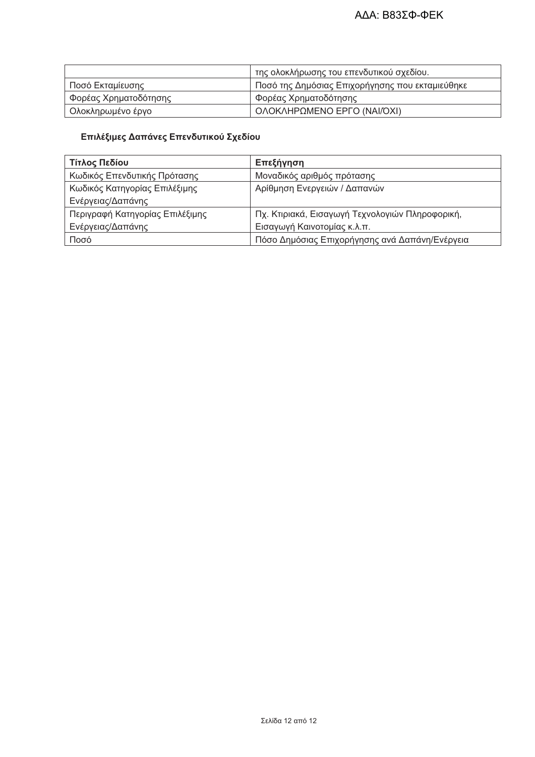| | |
|---|---|
| | της ολοκλήρωσης του επενδυτικού σχεδίου. |
| Ποσό Εκταμίευσης | Ποσό της Δημόσιας Επιχορήγησης που εκταμιεύθηκε |
| Φορέας Χρηματοδότησης | Φορέας Χρηματοδότησης |
| Ολοκληρωμένο έργο | ΟΛΟΚΛΗΡΩΜΕΝΟ ΕΡΓΟ (ΝΑΙ/ΟΧΙ) |

**Επιλέξιμες Δαπάνες Επενδυτικού Σχεδίου**

| **Τίτλος Πεδίου** | **Επεξήγηση** |
|---|---|
| Κωδικός Επενδυτικής Πρότασης | Μοναδικός αριθμός πρότασης |
| Κωδικός Κατηγορίας Επιλέξιμης Ενέργειας/Δαπάνης | Αρίθμηση Ενεργειών / Δαπανών |
| Περιγραφή Κατηγορίας Επιλέξιμης Ενέργειας/Δαπάνης | Πχ. Κτιριακά, Εισαγωγή Τεχνολογιών Πληροφορική, Εισαγωγή Καινοτομίας κ.λ.π. |
| Ποσό | Πόσο Δημόσιας Επιχορήγησης ανά Δαπάνη/Ενέργεια |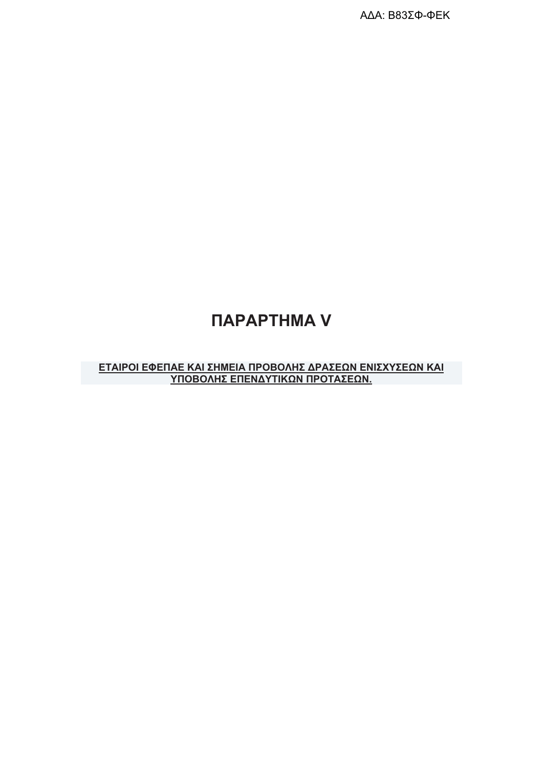# ΠΑΡΑΡΤΗΜΑ V

**ΕΤΑΙΡΟΙ ΕΦΕΠΑΕ ΚΑΙ ΣΗΜΕΙΑ ΠΡΟΒΟΛΗΣ ΔΡΑΣΕΩΝ ΕΝΙΣΧΥΣΕΩΝ ΚΑΙ ΥΠΟΒΟΛΗΣ ΕΠΕΝΔΥΤΙΚΩΝ ΠΡΟΤΑΣΕΩΝ.**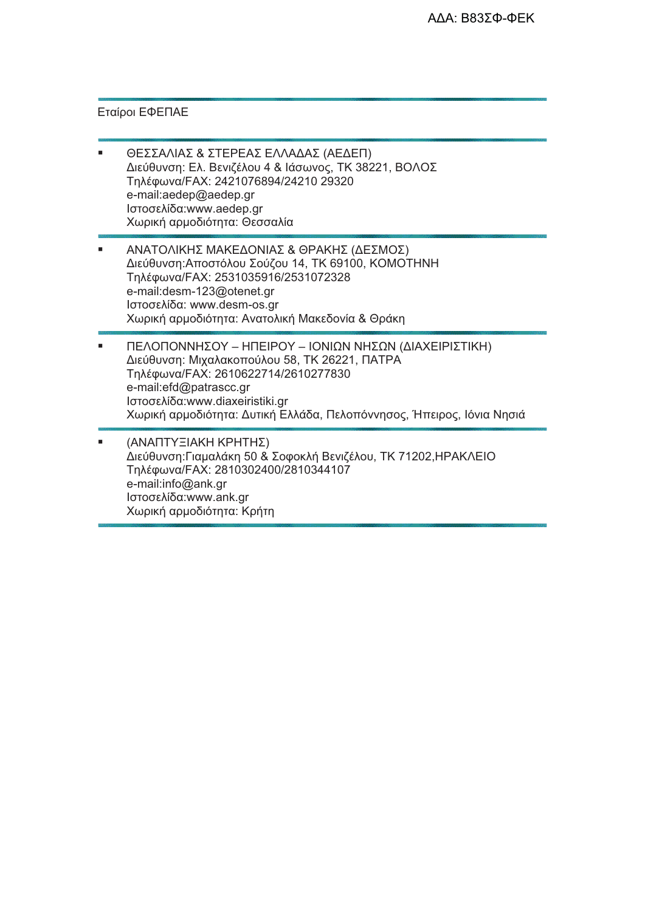Εταίροι ΕΦΕΠΑΕ

- ΘΕΣΣΑΛΙΑΣ & ΣΤΕΡΕΑΣ ΕΛΛΑΔΑΣ (ΑΕΔΕΠ)
  Διεύθυνση: Ελ. Βενιζέλου 4 & Ιάσωνος, ΤΚ 38221, ΒΟΛΟΣ
  Τηλέφωνα/FAX: 2421076894/24210 29320
  e-mail:aedep@aedep.gr
  Ιστοσελίδα:www.aedep.gr
  Χωρική αρμοδιότητα: Θεσσαλία

- ΑΝΑΤΟΛΙΚΗΣ ΜΑΚΕΔΟΝΙΑΣ & ΘΡΑΚΗΣ (ΔΕΣΜΟΣ)
  Διεύθυνση:Αποστόλου Σούζου 14, ΤΚ 69100, ΚΟΜΟΤΗΝΗ
  Τηλέφωνα/FAX: 2531035916/2531072328
  e-mail:desm-123@otenet.gr
  Ιστοσελίδα: www.desm-os.gr
  Χωρική αρμοδιότητα: Ανατολική Μακεδονία & Θράκη

- ΠΕΛΟΠΟΝΝΗΣΟΥ – ΗΠΕΙΡΟΥ – ΙΟΝΙΩΝ ΝΗΣΩΝ (ΔΙΑΧΕΙΡΙΣΤΙΚΗ)
  Διεύθυνση: Μιχαλακοπούλου 58, ΤΚ 26221, ΠΑΤΡΑ
  Τηλέφωνα/FAX: 2610622714/2610277830
  e-mail:efd@patrascc.gr
  Ιστοσελίδα:www.diaxeiristiki.gr
  Χωρική αρμοδιότητα: Δυτική Ελλάδα, Πελοπόννησος, Ήπειρος, Ιόνια Νησιά

- (ΑΝΑΠΤΥΞΙΑΚΗ ΚΡΗΤΗΣ)
  Διεύθυνση:Γιαμαλάκη 50 & Σοφοκλή Βενιζέλου, ΤΚ 71202,ΗΡΑΚΛΕΙΟ
  Τηλέφωνα/FAX: 2810302400/2810344107
  e-mail:info@ank.gr
  Ιστοσελίδα:www.ank.gr
  Χωρική αρμοδιότητα: Κρήτη